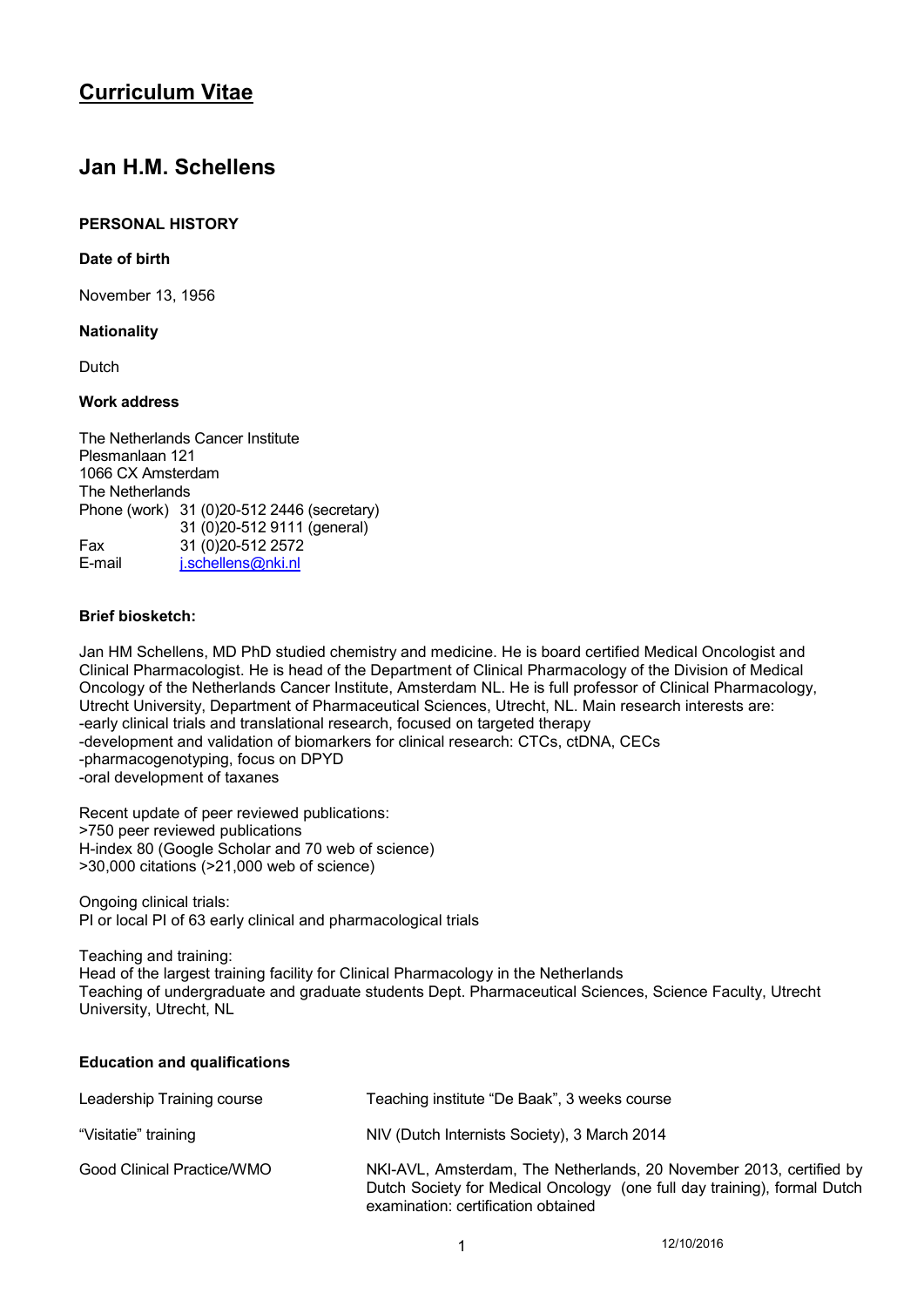# Curriculum Vitae

## Jan H.M. Schellens

### PERSONAL HISTORY

**Date of birth**

November 13, 1956

**Nationality**

Dutch

**Work address**

The Netherlands Cancer Institute
Plesmanlaan 121
1066 CX Amsterdam
The Netherlands

| | |
|---|---|
| Phone (work) | 31 (0)20-512 2446 (secretary) |
| | 31 (0)20-512 9111 (general) |
| Fax | 31 (0)20-512 2572 |
| E-mail | j.schellens@nki.nl |

**Brief biosketch:**

Jan HM Schellens, MD PhD studied chemistry and medicine. He is board certified Medical Oncologist and Clinical Pharmacologist. He is head of the Department of Clinical Pharmacology of the Division of Medical Oncology of the Netherlands Cancer Institute, Amsterdam NL. He is full professor of Clinical Pharmacology, Utrecht University, Department of Pharmaceutical Sciences, Utrecht, NL. Main research interests are:
-early clinical trials and translational research, focused on targeted therapy
-development and validation of biomarkers for clinical research: CTCs, ctDNA, CECs
-pharmacogenotyping, focus on DPYD
-oral development of taxanes

Recent update of peer reviewed publications:
>750 peer reviewed publications
H-index 80 (Google Scholar and 70 web of science)
>30,000 citations (>21,000 web of science)

Ongoing clinical trials:
PI or local PI of 63 early clinical and pharmacological trials

Teaching and training:
Head of the largest training facility for Clinical Pharmacology in the Netherlands
Teaching of undergraduate and graduate students Dept. Pharmaceutical Sciences, Science Faculty, Utrecht University, Utrecht, NL

**Education and qualifications**

| | |
|---|---|
| Leadership Training course | Teaching institute "De Baak", 3 weeks course |
| "Visitatie" training | NIV (Dutch Internists Society), 3 March 2014 |
| Good Clinical Practice/WMO | NKI-AVL, Amsterdam, The Netherlands, 20 November 2013, certified by Dutch Society for Medical Oncology (one full day training), formal Dutch examination: certification obtained |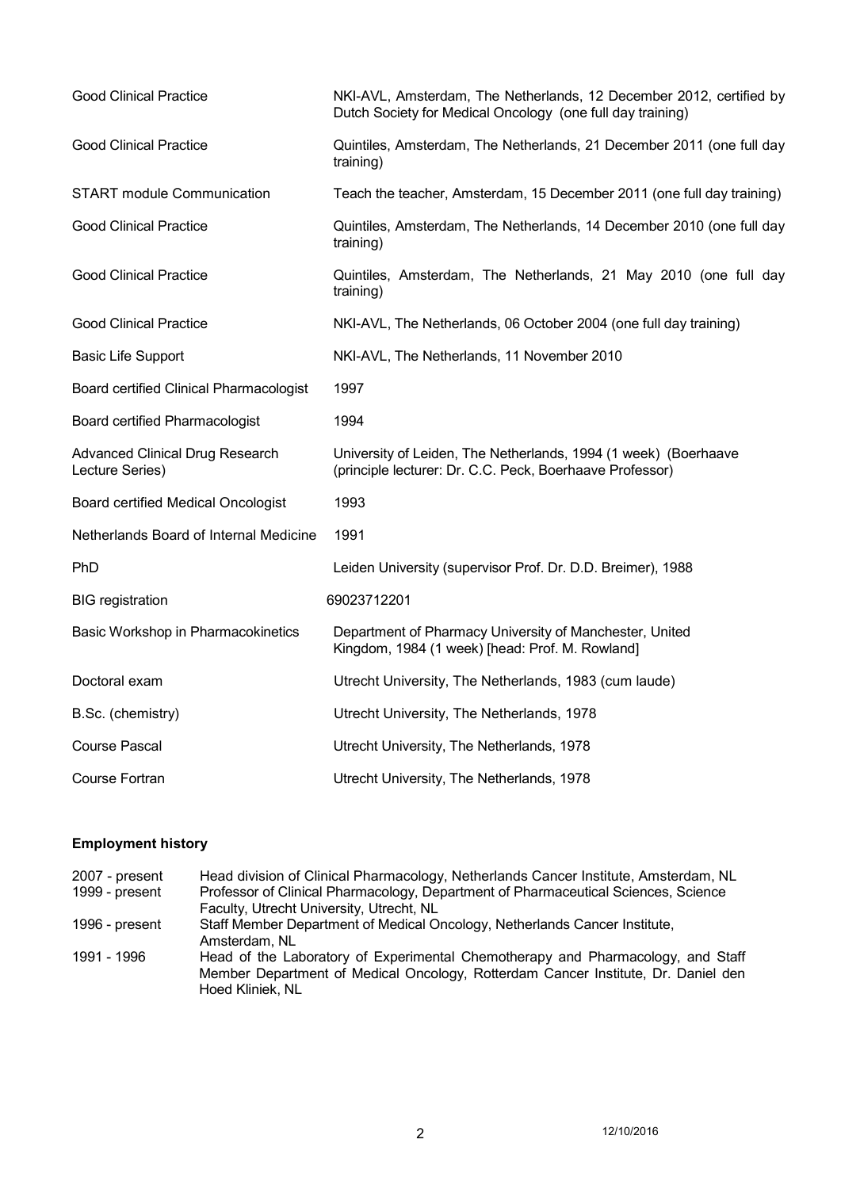| | |
|---|---|
| Good Clinical Practice | NKI-AVL, Amsterdam, The Netherlands, 12 December 2012, certified by Dutch Society for Medical Oncology (one full day training) |
| Good Clinical Practice | Quintiles, Amsterdam, The Netherlands, 21 December 2011 (one full day training) |
| START module Communication | Teach the teacher, Amsterdam, 15 December 2011 (one full day training) |
| Good Clinical Practice | Quintiles, Amsterdam, The Netherlands, 14 December 2010 (one full day training) |
| Good Clinical Practice | Quintiles, Amsterdam, The Netherlands, 21 May 2010 (one full day training) |
| Good Clinical Practice | NKI-AVL, The Netherlands, 06 October 2004 (one full day training) |
| Basic Life Support | NKI-AVL, The Netherlands, 11 November 2010 |
| Board certified Clinical Pharmacologist | 1997 |
| Board certified Pharmacologist | 1994 |
| Advanced Clinical Drug Research Lecture Series) | University of Leiden, The Netherlands, 1994 (1 week) (Boerhaave (principle lecturer: Dr. C.C. Peck, Boerhaave Professor) |
| Board certified Medical Oncologist | 1993 |
| Netherlands Board of Internal Medicine | 1991 |
| PhD | Leiden University (supervisor Prof. Dr. D.D. Breimer), 1988 |
| BIG registration | 69023712201 |
| Basic Workshop in Pharmacokinetics | Department of Pharmacy University of Manchester, United Kingdom, 1984 (1 week) [head: Prof. M. Rowland] |
| Doctoral exam | Utrecht University, The Netherlands, 1983 (cum laude) |
| B.Sc. (chemistry) | Utrecht University, The Netherlands, 1978 |
| Course Pascal | Utrecht University, The Netherlands, 1978 |
| Course Fortran | Utrecht University, The Netherlands, 1978 |

**Employment history**

| | |
|---|---|
| 2007 - present | Head division of Clinical Pharmacology, Netherlands Cancer Institute, Amsterdam, NL |
| 1999 - present | Professor of Clinical Pharmacology, Department of Pharmaceutical Sciences, Science Faculty, Utrecht University, Utrecht, NL |
| 1996 - present | Staff Member Department of Medical Oncology, Netherlands Cancer Institute, Amsterdam, NL |
| 1991 - 1996 | Head of the Laboratory of Experimental Chemotherapy and Pharmacology, and Staff Member Department of Medical Oncology, Rotterdam Cancer Institute, Dr. Daniel den Hoed Kliniek, NL |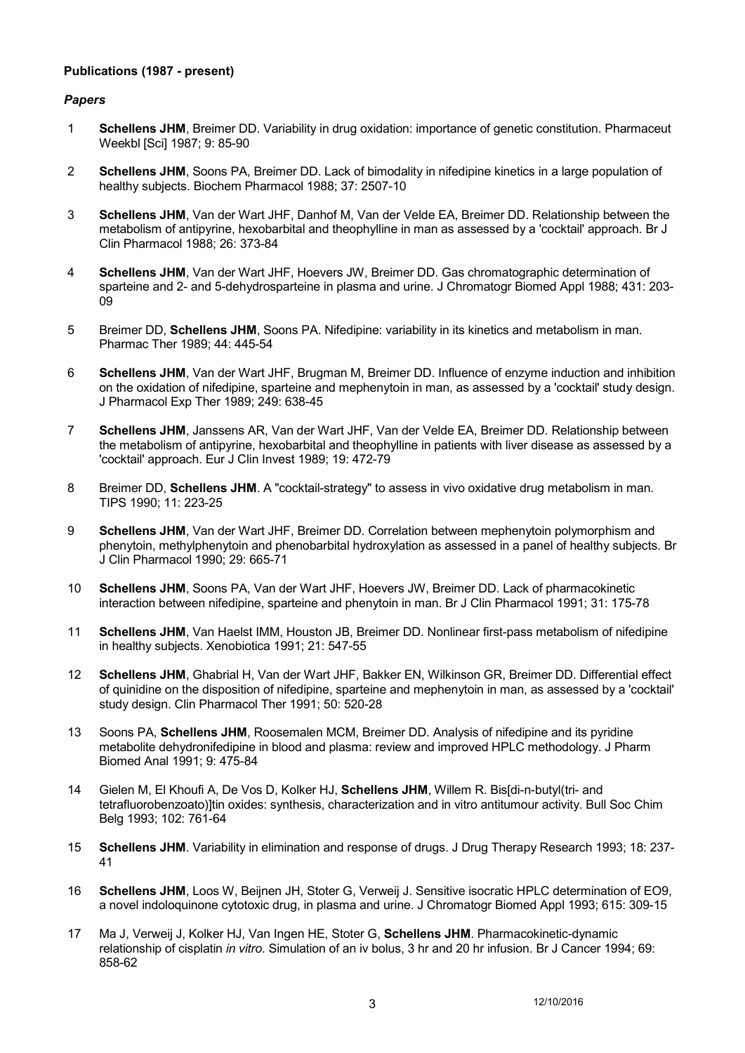**Publications (1987 - present)**

***Papers***

1 **Schellens JHM**, Breimer DD. Variability in drug oxidation: importance of genetic constitution. Pharmaceut Weekbl [Sci] 1987; 9: 85-90

2 **Schellens JHM**, Soons PA, Breimer DD. Lack of bimodality in nifedipine kinetics in a large population of healthy subjects. Biochem Pharmacol 1988; 37: 2507-10

3 **Schellens JHM**, Van der Wart JHF, Danhof M, Van der Velde EA, Breimer DD. Relationship between the metabolism of antipyrine, hexobarbital and theophylline in man as assessed by a 'cocktail' approach. Br J Clin Pharmacol 1988; 26: 373-84

4 **Schellens JHM**, Van der Wart JHF, Hoevers JW, Breimer DD. Gas chromatographic determination of sparteine and 2- and 5-dehydrosparteine in plasma and urine. J Chromatogr Biomed Appl 1988; 431: 203-09

5 Breimer DD, **Schellens JHM**, Soons PA. Nifedipine: variability in its kinetics and metabolism in man. Pharmac Ther 1989; 44: 445-54

6 **Schellens JHM**, Van der Wart JHF, Brugman M, Breimer DD. Influence of enzyme induction and inhibition on the oxidation of nifedipine, sparteine and mephenytoin in man, as assessed by a 'cocktail' study design. J Pharmacol Exp Ther 1989; 249: 638-45

7 **Schellens JHM**, Janssens AR, Van der Wart JHF, Van der Velde EA, Breimer DD. Relationship between the metabolism of antipyrine, hexobarbital and theophylline in patients with liver disease as assessed by a 'cocktail' approach. Eur J Clin Invest 1989; 19: 472-79

8 Breimer DD, **Schellens JHM**. A "cocktail-strategy" to assess in vivo oxidative drug metabolism in man. TIPS 1990; 11: 223-25

9 **Schellens JHM**, Van der Wart JHF, Breimer DD. Correlation between mephenytoin polymorphism and phenytoin, methylphenytoin and phenobarbital hydroxylation as assessed in a panel of healthy subjects. Br J Clin Pharmacol 1990; 29: 665-71

10 **Schellens JHM**, Soons PA, Van der Wart JHF, Hoevers JW, Breimer DD. Lack of pharmacokinetic interaction between nifedipine, sparteine and phenytoin in man. Br J Clin Pharmacol 1991; 31: 175-78

11 **Schellens JHM**, Van Haelst IMM, Houston JB, Breimer DD. Nonlinear first-pass metabolism of nifedipine in healthy subjects. Xenobiotica 1991; 21: 547-55

12 **Schellens JHM**, Ghabrial H, Van der Wart JHF, Bakker EN, Wilkinson GR, Breimer DD. Differential effect of quinidine on the disposition of nifedipine, sparteine and mephenytoin in man, as assessed by a 'cocktail' study design. Clin Pharmacol Ther 1991; 50: 520-28

13 Soons PA, **Schellens JHM**, Roosemalen MCM, Breimer DD. Analysis of nifedipine and its pyridine metabolite dehydronifedipine in blood and plasma: review and improved HPLC methodology. J Pharm Biomed Anal 1991; 9: 475-84

14 Gielen M, El Khoufi A, De Vos D, Kolker HJ, **Schellens JHM**, Willem R. Bis[di-n-butyl(tri- and tetrafluorobenzoato)]tin oxides: synthesis, characterization and in vitro antitumour activity. Bull Soc Chim Belg 1993; 102: 761-64

15 **Schellens JHM**. Variability in elimination and response of drugs. J Drug Therapy Research 1993; 18: 237-41

16 **Schellens JHM**, Loos W, Beijnen JH, Stoter G, Verweij J. Sensitive isocratic HPLC determination of EO9, a novel indoloquinone cytotoxic drug, in plasma and urine. J Chromatogr Biomed Appl 1993; 615: 309-15

17 Ma J, Verweij J, Kolker HJ, Van Ingen HE, Stoter G, **Schellens JHM**. Pharmacokinetic-dynamic relationship of cisplatin *in vitro*. Simulation of an iv bolus, 3 hr and 20 hr infusion. Br J Cancer 1994; 69: 858-62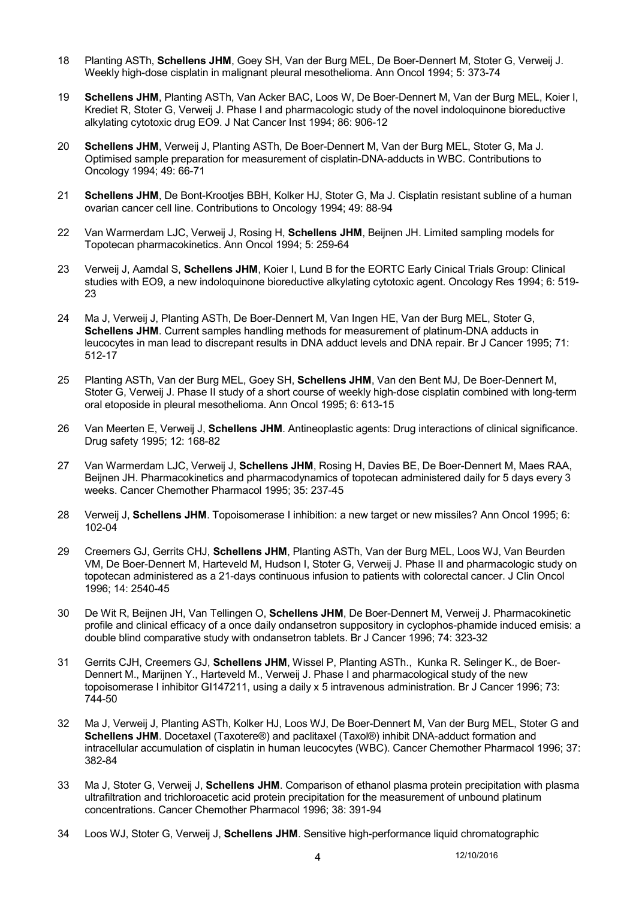18 Planting ASTh, **Schellens JHM**, Goey SH, Van der Burg MEL, De Boer-Dennert M, Stoter G, Verweij J. Weekly high-dose cisplatin in malignant pleural mesothelioma. Ann Oncol 1994; 5: 373-74

19 **Schellens JHM**, Planting ASTh, Van Acker BAC, Loos W, De Boer-Dennert M, Van der Burg MEL, Koier I, Krediet R, Stoter G, Verweij J. Phase I and pharmacologic study of the novel indoloquinone bioreductive alkylating cytotoxic drug EO9. J Nat Cancer Inst 1994; 86: 906-12

20 **Schellens JHM**, Verweij J, Planting ASTh, De Boer-Dennert M, Van der Burg MEL, Stoter G, Ma J. Optimised sample preparation for measurement of cisplatin-DNA-adducts in WBC. Contributions to Oncology 1994; 49: 66-71

21 **Schellens JHM**, De Bont-Krootjes BBH, Kolker HJ, Stoter G, Ma J. Cisplatin resistant subline of a human ovarian cancer cell line. Contributions to Oncology 1994; 49: 88-94

22 Van Warmerdam LJC, Verweij J, Rosing H, **Schellens JHM**, Beijnen JH. Limited sampling models for Topotecan pharmacokinetics. Ann Oncol 1994; 5: 259-64

23 Verweij J, Aamdal S, **Schellens JHM**, Koier I, Lund B for the EORTC Early Cinical Trials Group: Clinical studies with EO9, a new indoloquinone bioreductive alkylating cytotoxic agent. Oncology Res 1994; 6: 519-23

24 Ma J, Verweij J, Planting ASTh, De Boer-Dennert M, Van Ingen HE, Van der Burg MEL, Stoter G, **Schellens JHM**. Current samples handling methods for measurement of platinum-DNA adducts in leucocytes in man lead to discrepant results in DNA adduct levels and DNA repair. Br J Cancer 1995; 71: 512-17

25 Planting ASTh, Van der Burg MEL, Goey SH, **Schellens JHM**, Van den Bent MJ, De Boer-Dennert M, Stoter G, Verweij J. Phase II study of a short course of weekly high-dose cisplatin combined with long-term oral etoposide in pleural mesothelioma. Ann Oncol 1995; 6: 613-15

26 Van Meerten E, Verweij J, **Schellens JHM**. Antineoplastic agents: Drug interactions of clinical significance. Drug safety 1995; 12: 168-82

27 Van Warmerdam LJC, Verweij J, **Schellens JHM**, Rosing H, Davies BE, De Boer-Dennert M, Maes RAA, Beijnen JH. Pharmacokinetics and pharmacodynamics of topotecan administered daily for 5 days every 3 weeks. Cancer Chemother Pharmacol 1995; 35: 237-45

28 Verweij J, **Schellens JHM**. Topoisomerase I inhibition: a new target or new missiles? Ann Oncol 1995; 6: 102-04

29 Creemers GJ, Gerrits CHJ, **Schellens JHM**, Planting ASTh, Van der Burg MEL, Loos WJ, Van Beurden VM, De Boer-Dennert M, Harteveld M, Hudson I, Stoter G, Verweij J. Phase II and pharmacologic study on topotecan administered as a 21-days continuous infusion to patients with colorectal cancer. J Clin Oncol 1996; 14: 2540-45

30 De Wit R, Beijnen JH, Van Tellingen O, **Schellens JHM**, De Boer-Dennert M, Verweij J. Pharmacokinetic profile and clinical efficacy of a once daily ondansetron suppository in cyclophos-phamide induced emisis: a double blind comparative study with ondansetron tablets. Br J Cancer 1996; 74: 323-32

31 Gerrits CJH, Creemers GJ, **Schellens JHM**, Wissel P, Planting ASTh., Kunka R. Selinger K., de Boer-Dennert M., Marijnen Y., Harteveld M., Verweij J. Phase I and pharmacological study of the new topoisomerase I inhibitor GI147211, using a daily x 5 intravenous administration. Br J Cancer 1996; 73: 744-50

32 Ma J, Verweij J, Planting ASTh, Kolker HJ, Loos WJ, De Boer-Dennert M, Van der Burg MEL, Stoter G and **Schellens JHM**. Docetaxel (Taxotere®) and paclitaxel (Taxol®) inhibit DNA-adduct formation and intracellular accumulation of cisplatin in human leucocytes (WBC). Cancer Chemother Pharmacol 1996; 37: 382-84

33 Ma J, Stoter G, Verweij J, **Schellens JHM**. Comparison of ethanol plasma protein precipitation with plasma ultrafiltration and trichloroacetic acid protein precipitation for the measurement of unbound platinum concentrations. Cancer Chemother Pharmacol 1996; 38: 391-94

34 Loos WJ, Stoter G, Verweij J, **Schellens JHM**. Sensitive high-performance liquid chromatographic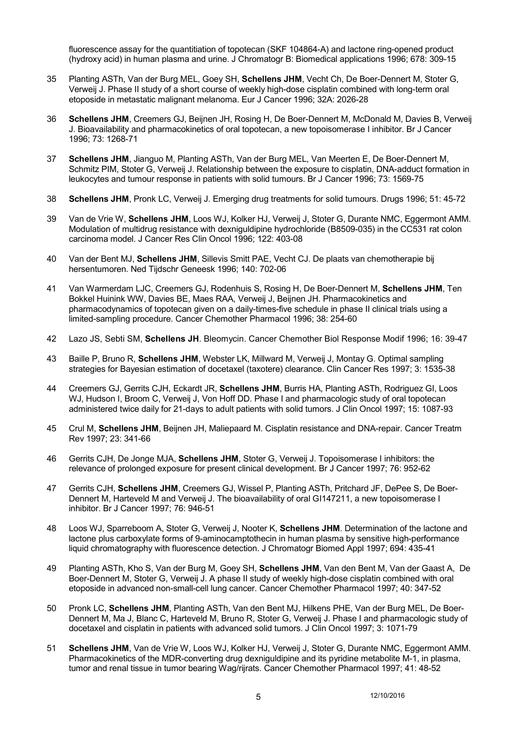fluorescence assay for the quantitiation of topotecan (SKF 104864-A) and lactone ring-opened product (hydroxy acid) in human plasma and urine. J Chromatogr B: Biomedical applications 1996; 678: 309-15

35 Planting ASTh, Van der Burg MEL, Goey SH, **Schellens JHM**, Vecht Ch, De Boer-Dennert M, Stoter G, Verweij J. Phase II study of a short course of weekly high-dose cisplatin combined with long-term oral etoposide in metastatic malignant melanoma. Eur J Cancer 1996; 32A: 2026-28

36 **Schellens JHM**, Creemers GJ, Beijnen JH, Rosing H, De Boer-Dennert M, McDonald M, Davies B, Verweij J. Bioavailability and pharmacokinetics of oral topotecan, a new topoisomerase I inhibitor. Br J Cancer 1996; 73: 1268-71

37 **Schellens JHM**, Jianguo M, Planting ASTh, Van der Burg MEL, Van Meerten E, De Boer-Dennert M, Schmitz PIM, Stoter G, Verweij J. Relationship between the exposure to cisplatin, DNA-adduct formation in leukocytes and tumour response in patients with solid tumours. Br J Cancer 1996; 73: 1569-75

38 **Schellens JHM**, Pronk LC, Verweij J. Emerging drug treatments for solid tumours. Drugs 1996; 51: 45-72

39 Van de Vrie W, **Schellens JHM**, Loos WJ, Kolker HJ, Verweij J, Stoter G, Durante NMC, Eggermont AMM. Modulation of multidrug resistance with dexniguldipine hydrochloride (B8509-035) in the CC531 rat colon carcinoma model. J Cancer Res Clin Oncol 1996; 122: 403-08

40 Van der Bent MJ, **Schellens JHM**, Sillevis Smitt PAE, Vecht CJ. De plaats van chemotherapie bij hersentumoren. Ned Tijdschr Geneesk 1996; 140: 702-06

41 Van Warmerdam LJC, Creemers GJ, Rodenhuis S, Rosing H, De Boer-Dennert M, **Schellens JHM**, Ten Bokkel Huinink WW, Davies BE, Maes RAA, Verweij J, Beijnen JH. Pharmacokinetics and pharmacodynamics of topotecan given on a daily-times-five schedule in phase II clinical trials using a limited-sampling procedure. Cancer Chemother Pharmacol 1996; 38: 254-60

42 Lazo JS, Sebti SM, **Schellens JH**. Bleomycin. Cancer Chemother Biol Response Modif 1996; 16: 39-47

43 Baille P, Bruno R, **Schellens JHM**, Webster LK, Millward M, Verweij J, Montay G. Optimal sampling strategies for Bayesian estimation of docetaxel (taxotere) clearance. Clin Cancer Res 1997; 3: 1535-38

44 Creemers GJ, Gerrits CJH, Eckardt JR, **Schellens JHM**, Burris HA, Planting ASTh, Rodriguez GI, Loos WJ, Hudson I, Broom C, Verweij J, Von Hoff DD. Phase I and pharmacologic study of oral topotecan administered twice daily for 21-days to adult patients with solid tumors. J Clin Oncol 1997; 15: 1087-93

45 Crul M, **Schellens JHM**, Beijnen JH, Maliepaard M. Cisplatin resistance and DNA-repair. Cancer Treatm Rev 1997; 23: 341-66

46 Gerrits CJH, De Jonge MJA, **Schellens JHM**, Stoter G, Verweij J. Topoisomerase I inhibitors: the relevance of prolonged exposure for present clinical development. Br J Cancer 1997; 76: 952-62

47 Gerrits CJH, **Schellens JHM**, Creemers GJ, Wissel P, Planting ASTh, Pritchard JF, DePee S, De Boer-Dennert M, Harteveld M and Verweij J. The bioavailability of oral GI147211, a new topoisomerase I inhibitor. Br J Cancer 1997; 76: 946-51

48 Loos WJ, Sparreboom A, Stoter G, Verweij J, Nooter K, **Schellens JHM**. Determination of the lactone and lactone plus carboxylate forms of 9-aminocamptothecin in human plasma by sensitive high-performance liquid chromatography with fluorescence detection. J Chromatogr Biomed Appl 1997; 694: 435-41

49 Planting ASTh, Kho S, Van der Burg M, Goey SH, **Schellens JHM**, Van den Bent M, Van der Gaast A, De Boer-Dennert M, Stoter G, Verweij J. A phase II study of weekly high-dose cisplatin combined with oral etoposide in advanced non-small-cell lung cancer. Cancer Chemother Pharmacol 1997; 40: 347-52

50 Pronk LC, **Schellens JHM**, Planting ASTh, Van den Bent MJ, Hilkens PHE, Van der Burg MEL, De Boer-Dennert M, Ma J, Blanc C, Harteveld M, Bruno R, Stoter G, Verweij J. Phase I and pharmacologic study of docetaxel and cisplatin in patients with advanced solid tumors. J Clin Oncol 1997; 3: 1071-79

51 **Schellens JHM**, Van de Vrie W, Loos WJ, Kolker HJ, Verweij J, Stoter G, Durante NMC, Eggermont AMM. Pharmacokinetics of the MDR-converting drug dexniguldipine and its pyridine metabolite M-1, in plasma, tumor and renal tissue in tumor bearing Wag/rijrats. Cancer Chemother Pharmacol 1997; 41: 48-52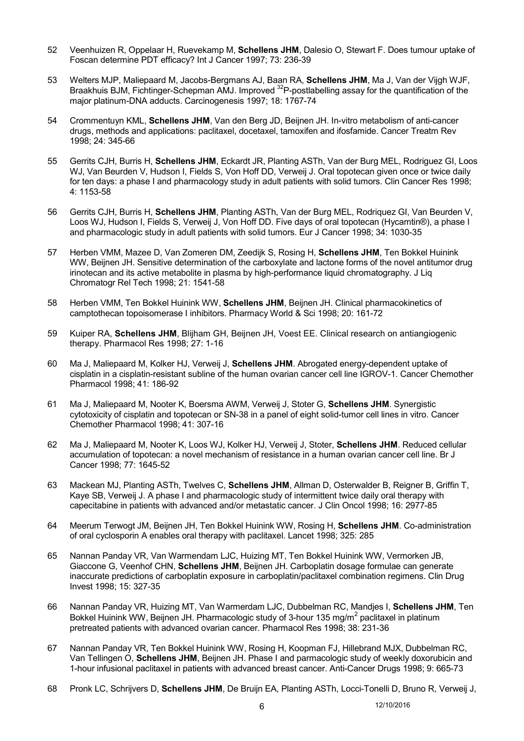52 Veenhuizen R, Oppelaar H, Ruevekamp M, **Schellens JHM**, Dalesio O, Stewart F. Does tumour uptake of Foscan determine PDT efficacy? Int J Cancer 1997; 73: 236-39

53 Welters MJP, Maliepaard M, Jacobs-Bergmans AJ, Baan RA, **Schellens JHM**, Ma J, Van der Vijgh WJF, Braakhuis BJM, Fichtinger-Schepman AMJ. Improved $^{32}$P-postlabelling assay for the quantification of the major platinum-DNA adducts. Carcinogenesis 1997; 18: 1767-74

54 Crommentuyn KML, **Schellens JHM**, Van den Berg JD, Beijnen JH. In-vitro metabolism of anti-cancer drugs, methods and applications: paclitaxel, docetaxel, tamoxifen and ifosfamide. Cancer Treatm Rev 1998; 24: 345-66

55 Gerrits CJH, Burris H, **Schellens JHM**, Eckardt JR, Planting ASTh, Van der Burg MEL, Rodriguez GI, Loos WJ, Van Beurden V, Hudson I, Fields S, Von Hoff DD, Verweij J. Oral topotecan given once or twice daily for ten days: a phase I and pharmacology study in adult patients with solid tumors. Clin Cancer Res 1998; 4: 1153-58

56 Gerrits CJH, Burris H, **Schellens JHM**, Planting ASTh, Van der Burg MEL, Rodriquez GI, Van Beurden V, Loos WJ, Hudson I, Fields S, Verweij J, Von Hoff DD. Five days of oral topotecan (Hycamtin®), a phase I and pharmacologic study in adult patients with solid tumors. Eur J Cancer 1998; 34: 1030-35

57 Herben VMM, Mazee D, Van Zomeren DM, Zeedijk S, Rosing H, **Schellens JHM**, Ten Bokkel Huinink WW, Beijnen JH. Sensitive determination of the carboxylate and lactone forms of the novel antitumor drug irinotecan and its active metabolite in plasma by high-performance liquid chromatography. J Liq Chromatogr Rel Tech 1998; 21: 1541-58

58 Herben VMM, Ten Bokkel Huinink WW, **Schellens JHM**, Beijnen JH. Clinical pharmacokinetics of camptothecan topoisomerase I inhibitors. Pharmacy World & Sci 1998; 20: 161-72

59 Kuiper RA, **Schellens JHM**, Blijham GH, Beijnen JH, Voest EE. Clinical research on antiangiogenic therapy. Pharmacol Res 1998; 27: 1-16

60 Ma J, Maliepaard M, Kolker HJ, Verweij J, **Schellens JHM**. Abrogated energy-dependent uptake of cisplatin in a cisplatin-resistant subline of the human ovarian cancer cell line IGROV-1. Cancer Chemother Pharmacol 1998; 41: 186-92

61 Ma J, Maliepaard M, Nooter K, Boersma AWM, Verweij J, Stoter G, **Schellens JHM**. Synergistic cytotoxicity of cisplatin and topotecan or SN-38 in a panel of eight solid-tumor cell lines in vitro. Cancer Chemother Pharmacol 1998; 41: 307-16

62 Ma J, Maliepaard M, Nooter K, Loos WJ, Kolker HJ, Verweij J, Stoter, **Schellens JHM**. Reduced cellular accumulation of topotecan: a novel mechanism of resistance in a human ovarian cancer cell line. Br J Cancer 1998; 77: 1645-52

63 Mackean MJ, Planting ASTh, Twelves C, **Schellens JHM**, Allman D, Osterwalder B, Reigner B, Griffin T, Kaye SB, Verweij J. A phase I and pharmacologic study of intermittent twice daily oral therapy with capecitabine in patients with advanced and/or metastatic cancer. J Clin Oncol 1998; 16: 2977-85

64 Meerum Terwogt JM, Beijnen JH, Ten Bokkel Huinink WW, Rosing H, **Schellens JHM**. Co-administration of oral cyclosporin A enables oral therapy with paclitaxel. Lancet 1998; 325: 285

65 Nannan Panday VR, Van Warmendam LJC, Huizing MT, Ten Bokkel Huinink WW, Vermorken JB, Giaccone G, Veenhof CHN, **Schellens JHM**, Beijnen JH. Carboplatin dosage formulae can generate inaccurate predictions of carboplatin exposure in carboplatin/paclitaxel combination regimens. Clin Drug Invest 1998; 15: 327-35

66 Nannan Panday VR, Huizing MT, Van Warmerdam LJC, Dubbelman RC, Mandjes I, **Schellens JHM**, Ten Bokkel Huinink WW, Beijnen JH. Pharmacologic study of 3-hour 135 mg/m$^2$ paclitaxel in platinum pretreated patients with advanced ovarian cancer. Pharmacol Res 1998; 38: 231-36

67 Nannan Panday VR, Ten Bokkel Huinink WW, Rosing H, Koopman FJ, Hillebrand MJX, Dubbelman RC, Van Tellingen O, **Schellens JHM**, Beijnen JH. Phase I and parmacologic study of weekly doxorubicin and 1-hour infusional paclitaxel in patients with advanced breast cancer. Anti-Cancer Drugs 1998; 9: 665-73

68 Pronk LC, Schrijvers D, **Schellens JHM**, De Bruijn EA, Planting ASTh, Locci-Tonelli D, Bruno R, Verweij J,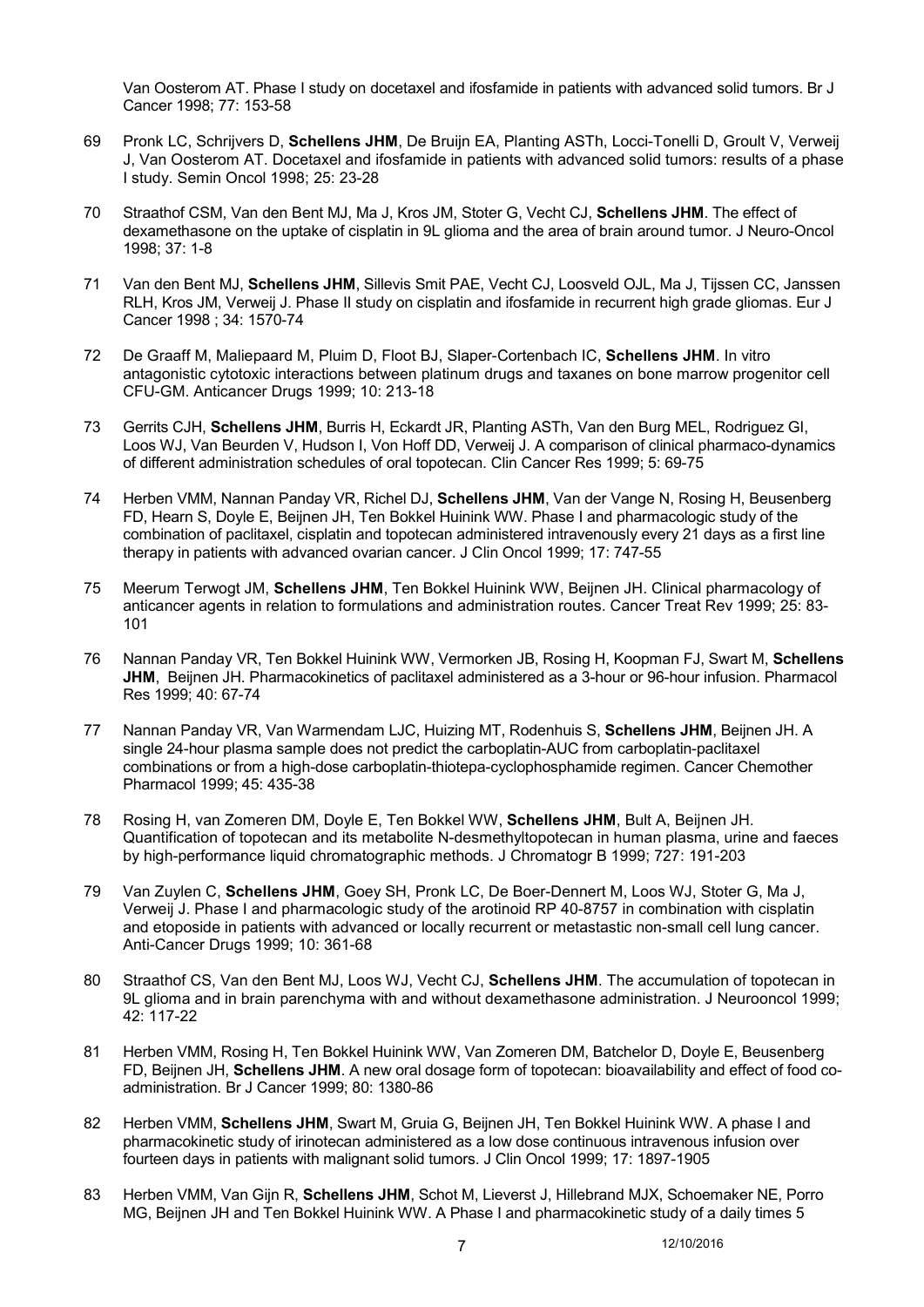Van Oosterom AT. Phase I study on docetaxel and ifosfamide in patients with advanced solid tumors. Br J Cancer 1998; 77: 153-58

69 Pronk LC, Schrijvers D, **Schellens JHM**, De Bruijn EA, Planting ASTh, Locci-Tonelli D, Groult V, Verweij J, Van Oosterom AT. Docetaxel and ifosfamide in patients with advanced solid tumors: results of a phase I study. Semin Oncol 1998; 25: 23-28

70 Straathof CSM, Van den Bent MJ, Ma J, Kros JM, Stoter G, Vecht CJ, **Schellens JHM**. The effect of dexamethasone on the uptake of cisplatin in 9L glioma and the area of brain around tumor. J Neuro-Oncol 1998; 37: 1-8

71 Van den Bent MJ, **Schellens JHM**, Sillevis Smit PAE, Vecht CJ, Loosveld OJL, Ma J, Tijssen CC, Janssen RLH, Kros JM, Verweij J. Phase II study on cisplatin and ifosfamide in recurrent high grade gliomas. Eur J Cancer 1998 ; 34: 1570-74

72 De Graaff M, Maliepaard M, Pluim D, Floot BJ, Slaper-Cortenbach IC, **Schellens JHM**. In vitro antagonistic cytotoxic interactions between platinum drugs and taxanes on bone marrow progenitor cell CFU-GM. Anticancer Drugs 1999; 10: 213-18

73 Gerrits CJH, **Schellens JHM**, Burris H, Eckardt JR, Planting ASTh, Van den Burg MEL, Rodriguez GI, Loos WJ, Van Beurden V, Hudson I, Von Hoff DD, Verweij J. A comparison of clinical pharmaco-dynamics of different administration schedules of oral topotecan. Clin Cancer Res 1999; 5: 69-75

74 Herben VMM, Nannan Panday VR, Richel DJ, **Schellens JHM**, Van der Vange N, Rosing H, Beusenberg FD, Hearn S, Doyle E, Beijnen JH, Ten Bokkel Huinink WW. Phase I and pharmacologic study of the combination of paclitaxel, cisplatin and topotecan administered intravenously every 21 days as a first line therapy in patients with advanced ovarian cancer. J Clin Oncol 1999; 17: 747-55

75 Meerum Terwogt JM, **Schellens JHM**, Ten Bokkel Huinink WW, Beijnen JH. Clinical pharmacology of anticancer agents in relation to formulations and administration routes. Cancer Treat Rev 1999; 25: 83-101

76 Nannan Panday VR, Ten Bokkel Huinink WW, Vermorken JB, Rosing H, Koopman FJ, Swart M, **Schellens JHM**, Beijnen JH. Pharmacokinetics of paclitaxel administered as a 3-hour or 96-hour infusion. Pharmacol Res 1999; 40: 67-74

77 Nannan Panday VR, Van Warmendam LJC, Huizing MT, Rodenhuis S, **Schellens JHM**, Beijnen JH. A single 24-hour plasma sample does not predict the carboplatin-AUC from carboplatin-paclitaxel combinations or from a high-dose carboplatin-thiotepa-cyclophosphamide regimen. Cancer Chemother Pharmacol 1999; 45: 435-38

78 Rosing H, van Zomeren DM, Doyle E, Ten Bokkel WW, **Schellens JHM**, Bult A, Beijnen JH. Quantification of topotecan and its metabolite N-desmethyltopotecan in human plasma, urine and faeces by high-performance liquid chromatographic methods. J Chromatogr B 1999; 727: 191-203

79 Van Zuylen C, **Schellens JHM**, Goey SH, Pronk LC, De Boer-Dennert M, Loos WJ, Stoter G, Ma J, Verweij J. Phase I and pharmacologic study of the arotinoid RP 40-8757 in combination with cisplatin and etoposide in patients with advanced or locally recurrent or metastastic non-small cell lung cancer. Anti-Cancer Drugs 1999; 10: 361-68

80 Straathof CS, Van den Bent MJ, Loos WJ, Vecht CJ, **Schellens JHM**. The accumulation of topotecan in 9L glioma and in brain parenchyma with and without dexamethasone administration. J Neurooncol 1999; 42: 117-22

81 Herben VMM, Rosing H, Ten Bokkel Huinink WW, Van Zomeren DM, Batchelor D, Doyle E, Beusenberg FD, Beijnen JH, **Schellens JHM**. A new oral dosage form of topotecan: bioavailability and effect of food co-administration. Br J Cancer 1999; 80: 1380-86

82 Herben VMM, **Schellens JHM**, Swart M, Gruia G, Beijnen JH, Ten Bokkel Huinink WW. A phase I and pharmacokinetic study of irinotecan administered as a low dose continuous intravenous infusion over fourteen days in patients with malignant solid tumors. J Clin Oncol 1999; 17: 1897-1905

83 Herben VMM, Van Gijn R, **Schellens JHM**, Schot M, Lieverst J, Hillebrand MJX, Schoemaker NE, Porro MG, Beijnen JH and Ten Bokkel Huinink WW. A Phase I and pharmacokinetic study of a daily times 5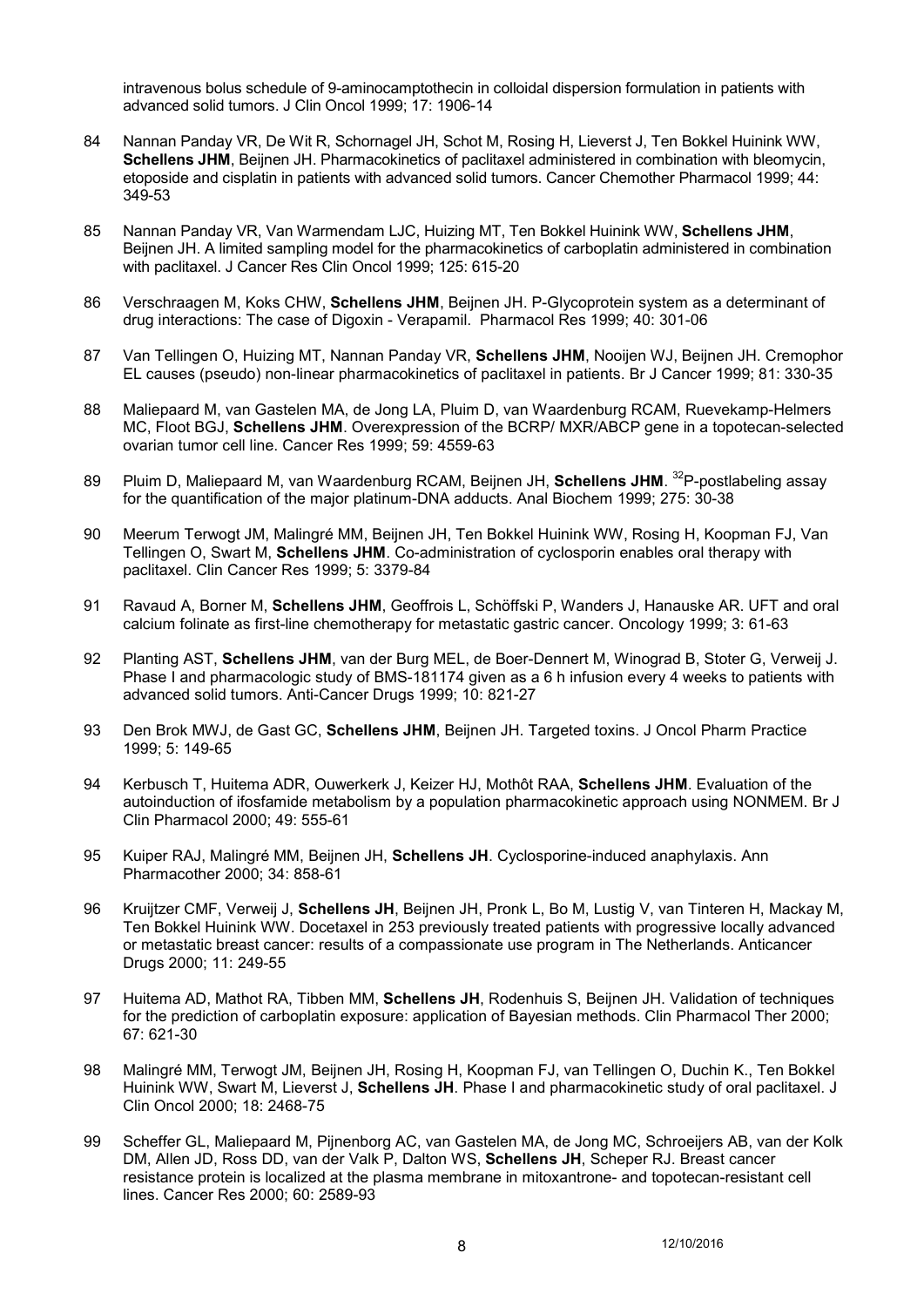intravenous bolus schedule of 9-aminocamptothecin in colloidal dispersion formulation in patients with advanced solid tumors. J Clin Oncol 1999; 17: 1906-14

84 Nannan Panday VR, De Wit R, Schornagel JH, Schot M, Rosing H, Lieverst J, Ten Bokkel Huinink WW, **Schellens JHM**, Beijnen JH. Pharmacokinetics of paclitaxel administered in combination with bleomycin, etoposide and cisplatin in patients with advanced solid tumors. Cancer Chemother Pharmacol 1999; 44: 349-53

85 Nannan Panday VR, Van Warmendam LJC, Huizing MT, Ten Bokkel Huinink WW, **Schellens JHM**, Beijnen JH. A limited sampling model for the pharmacokinetics of carboplatin administered in combination with paclitaxel. J Cancer Res Clin Oncol 1999; 125: 615-20

86 Verschraagen M, Koks CHW, **Schellens JHM**, Beijnen JH. P-Glycoprotein system as a determinant of drug interactions: The case of Digoxin - Verapamil. Pharmacol Res 1999; 40: 301-06

87 Van Tellingen O, Huizing MT, Nannan Panday VR, **Schellens JHM**, Nooijen WJ, Beijnen JH. Cremophor EL causes (pseudo) non-linear pharmacokinetics of paclitaxel in patients. Br J Cancer 1999; 81: 330-35

88 Maliepaard M, van Gastelen MA, de Jong LA, Pluim D, van Waardenburg RCAM, Ruevekamp-Helmers MC, Floot BGJ, **Schellens JHM**. Overexpression of the BCRP/ MXR/ABCP gene in a topotecan-selected ovarian tumor cell line. Cancer Res 1999; 59: 4559-63

89 Pluim D, Maliepaard M, van Waardenburg RCAM, Beijnen JH, **Schellens JHM**. $^{32}$P-postlabeling assay for the quantification of the major platinum-DNA adducts. Anal Biochem 1999; 275: 30-38

90 Meerum Terwogt JM, Malingré MM, Beijnen JH, Ten Bokkel Huinink WW, Rosing H, Koopman FJ, Van Tellingen O, Swart M, **Schellens JHM**. Co-administration of cyclosporin enables oral therapy with paclitaxel. Clin Cancer Res 1999; 5: 3379-84

91 Ravaud A, Borner M, **Schellens JHM**, Geoffrois L, Schöffski P, Wanders J, Hanauske AR. UFT and oral calcium folinate as first-line chemotherapy for metastatic gastric cancer. Oncology 1999; 3: 61-63

92 Planting AST, **Schellens JHM**, van der Burg MEL, de Boer-Dennert M, Winograd B, Stoter G, Verweij J. Phase I and pharmacologic study of BMS-181174 given as a 6 h infusion every 4 weeks to patients with advanced solid tumors. Anti-Cancer Drugs 1999; 10: 821-27

93 Den Brok MWJ, de Gast GC, **Schellens JHM**, Beijnen JH. Targeted toxins. J Oncol Pharm Practice 1999; 5: 149-65

94 Kerbusch T, Huitema ADR, Ouwerkerk J, Keizer HJ, Mothôt RAA, **Schellens JHM**. Evaluation of the autoinduction of ifosfamide metabolism by a population pharmacokinetic approach using NONMEM. Br J Clin Pharmacol 2000; 49: 555-61

95 Kuiper RAJ, Malingré MM, Beijnen JH, **Schellens JH**. Cyclosporine-induced anaphylaxis. Ann Pharmacother 2000; 34: 858-61

96 Kruijtzer CMF, Verweij J, **Schellens JH**, Beijnen JH, Pronk L, Bo M, Lustig V, van Tinteren H, Mackay M, Ten Bokkel Huinink WW. Docetaxel in 253 previously treated patients with progressive locally advanced or metastatic breast cancer: results of a compassionate use program in The Netherlands. Anticancer Drugs 2000; 11: 249-55

97 Huitema AD, Mathot RA, Tibben MM, **Schellens JH**, Rodenhuis S, Beijnen JH. Validation of techniques for the prediction of carboplatin exposure: application of Bayesian methods. Clin Pharmacol Ther 2000; 67: 621-30

98 Malingré MM, Terwogt JM, Beijnen JH, Rosing H, Koopman FJ, van Tellingen O, Duchin K., Ten Bokkel Huinink WW, Swart M, Lieverst J, **Schellens JH**. Phase I and pharmacokinetic study of oral paclitaxel. J Clin Oncol 2000; 18: 2468-75

99 Scheffer GL, Maliepaard M, Pijnenborg AC, van Gastelen MA, de Jong MC, Schroeijers AB, van der Kolk DM, Allen JD, Ross DD, van der Valk P, Dalton WS, **Schellens JH**, Scheper RJ. Breast cancer resistance protein is localized at the plasma membrane in mitoxantrone- and topotecan-resistant cell lines. Cancer Res 2000; 60: 2589-93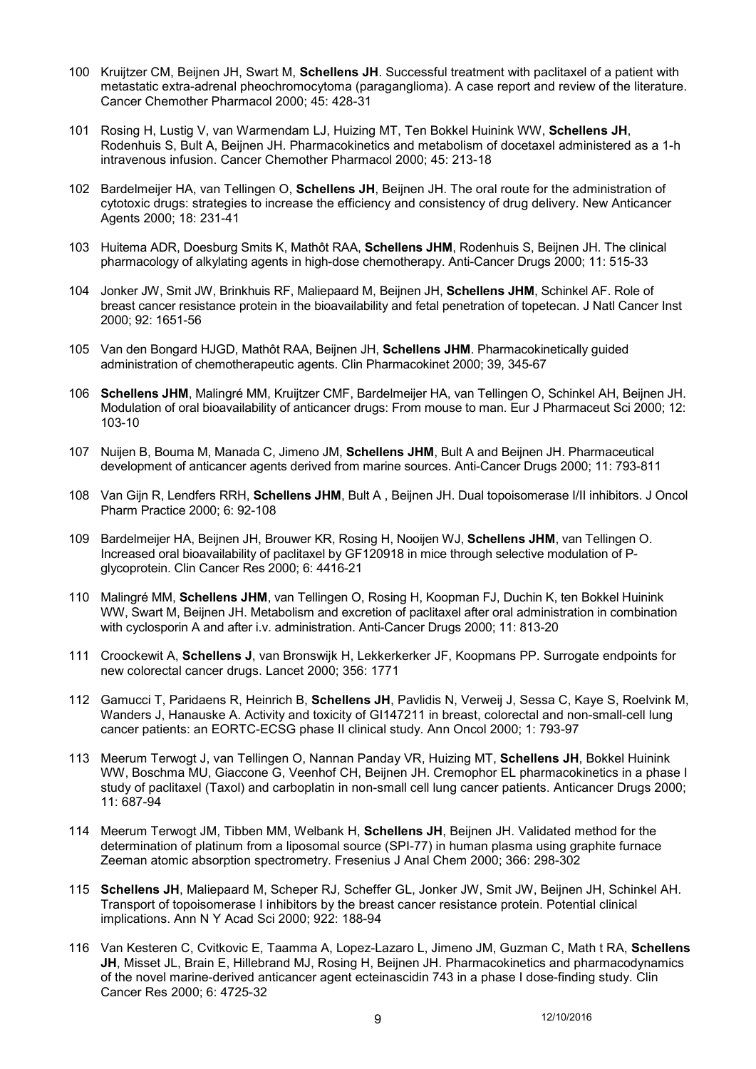100 Kruijtzer CM, Beijnen JH, Swart M, **Schellens JH**. Successful treatment with paclitaxel of a patient with metastatic extra-adrenal pheochromocytoma (paraganglioma). A case report and review of the literature. Cancer Chemother Pharmacol 2000; 45: 428-31

101 Rosing H, Lustig V, van Warmendam LJ, Huizing MT, Ten Bokkel Huinink WW, **Schellens JH**, Rodenhuis S, Bult A, Beijnen JH. Pharmacokinetics and metabolism of docetaxel administered as a 1-h intravenous infusion. Cancer Chemother Pharmacol 2000; 45: 213-18

102 Bardelmeijer HA, van Tellingen O, **Schellens JH**, Beijnen JH. The oral route for the administration of cytotoxic drugs: strategies to increase the efficiency and consistency of drug delivery. New Anticancer Agents 2000; 18: 231-41

103 Huitema ADR, Doesburg Smits K, Mathôt RAA, **Schellens JHM**, Rodenhuis S, Beijnen JH. The clinical pharmacology of alkylating agents in high-dose chemotherapy. Anti-Cancer Drugs 2000; 11: 515-33

104 Jonker JW, Smit JW, Brinkhuis RF, Maliepaard M, Beijnen JH, **Schellens JHM**, Schinkel AF. Role of breast cancer resistance protein in the bioavailability and fetal penetration of topetecan. J Natl Cancer Inst 2000; 92: 1651-56

105 Van den Bongard HJGD, Mathôt RAA, Beijnen JH, **Schellens JHM**. Pharmacokinetically guided administration of chemotherapeutic agents. Clin Pharmacokinet 2000; 39, 345-67

106 **Schellens JHM**, Malingré MM, Kruijtzer CMF, Bardelmeijer HA, van Tellingen O, Schinkel AH, Beijnen JH. Modulation of oral bioavailability of anticancer drugs: From mouse to man. Eur J Pharmaceut Sci 2000; 12: 103-10

107 Nuijen B, Bouma M, Manada C, Jimeno JM, **Schellens JHM**, Bult A and Beijnen JH. Pharmaceutical development of anticancer agents derived from marine sources. Anti-Cancer Drugs 2000; 11: 793-811

108 Van Gijn R, Lendfers RRH, **Schellens JHM**, Bult A , Beijnen JH. Dual topoisomerase I/II inhibitors. J Oncol Pharm Practice 2000; 6: 92-108

109 Bardelmeijer HA, Beijnen JH, Brouwer KR, Rosing H, Nooijen WJ, **Schellens JHM**, van Tellingen O. Increased oral bioavailability of paclitaxel by GF120918 in mice through selective modulation of P-glycoprotein. Clin Cancer Res 2000; 6: 4416-21

110 Malingré MM, **Schellens JHM**, van Tellingen O, Rosing H, Koopman FJ, Duchin K, ten Bokkel Huinink WW, Swart M, Beijnen JH. Metabolism and excretion of paclitaxel after oral administration in combination with cyclosporin A and after i.v. administration. Anti-Cancer Drugs 2000; 11: 813-20

111 Croockewit A, **Schellens J**, van Bronswijk H, Lekkerkerker JF, Koopmans PP. Surrogate endpoints for new colorectal cancer drugs. Lancet 2000; 356: 1771

112 Gamucci T, Paridaens R, Heinrich B, **Schellens JH**, Pavlidis N, Verweij J, Sessa C, Kaye S, Roelvink M, Wanders J, Hanauske A. Activity and toxicity of GI147211 in breast, colorectal and non-small-cell lung cancer patients: an EORTC-ECSG phase II clinical study. Ann Oncol 2000; 1: 793-97

113 Meerum Terwogt J, van Tellingen O, Nannan Panday VR, Huizing MT, **Schellens JH**, Bokkel Huinink WW, Boschma MU, Giaccone G, Veenhof CH, Beijnen JH. Cremophor EL pharmacokinetics in a phase I study of paclitaxel (Taxol) and carboplatin in non-small cell lung cancer patients. Anticancer Drugs 2000; 11: 687-94

114 Meerum Terwogt JM, Tibben MM, Welbank H, **Schellens JH**, Beijnen JH. Validated method for the determination of platinum from a liposomal source (SPI-77) in human plasma using graphite furnace Zeeman atomic absorption spectrometry. Fresenius J Anal Chem 2000; 366: 298-302

115 **Schellens JH**, Maliepaard M, Scheper RJ, Scheffer GL, Jonker JW, Smit JW, Beijnen JH, Schinkel AH. Transport of topoisomerase I inhibitors by the breast cancer resistance protein. Potential clinical implications. Ann N Y Acad Sci 2000; 922: 188-94

116 Van Kesteren C, Cvitkovic E, Taamma A, Lopez-Lazaro L, Jimeno JM, Guzman C, Math t RA, **Schellens JH**, Misset JL, Brain E, Hillebrand MJ, Rosing H, Beijnen JH. Pharmacokinetics and pharmacodynamics of the novel marine-derived anticancer agent ecteinascidin 743 in a phase I dose-finding study. Clin Cancer Res 2000; 6: 4725-32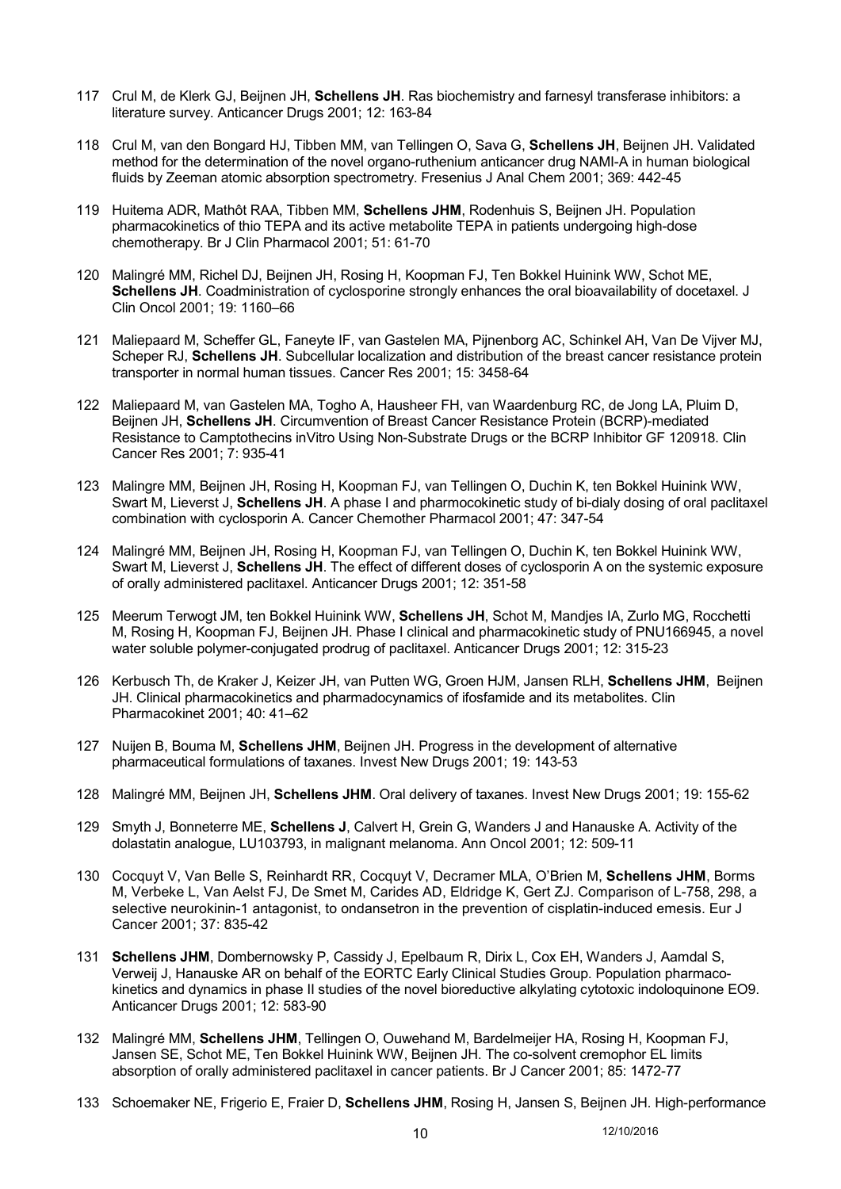117 Crul M, de Klerk GJ, Beijnen JH, **Schellens JH**. Ras biochemistry and farnesyl transferase inhibitors: a literature survey. Anticancer Drugs 2001; 12: 163-84

118 Crul M, van den Bongard HJ, Tibben MM, van Tellingen O, Sava G, **Schellens JH**, Beijnen JH. Validated method for the determination of the novel organo-ruthenium anticancer drug NAMI-A in human biological fluids by Zeeman atomic absorption spectrometry. Fresenius J Anal Chem 2001; 369: 442-45

119 Huitema ADR, Mathôt RAA, Tibben MM, **Schellens JHM**, Rodenhuis S, Beijnen JH. Population pharmacokinetics of thio TEPA and its active metabolite TEPA in patients undergoing high-dose chemotherapy. Br J Clin Pharmacol 2001; 51: 61-70

120 Malingré MM, Richel DJ, Beijnen JH, Rosing H, Koopman FJ, Ten Bokkel Huinink WW, Schot ME, **Schellens JH**. Coadministration of cyclosporine strongly enhances the oral bioavailability of docetaxel. J Clin Oncol 2001; 19: 1160–66

121 Maliepaard M, Scheffer GL, Faneyte IF, van Gastelen MA, Pijnenborg AC, Schinkel AH, Van De Vijver MJ, Scheper RJ, **Schellens JH**. Subcellular localization and distribution of the breast cancer resistance protein transporter in normal human tissues. Cancer Res 2001; 15: 3458-64

122 Maliepaard M, van Gastelen MA, Togho A, Hausheer FH, van Waardenburg RC, de Jong LA, Pluim D, Beijnen JH, **Schellens JH**. Circumvention of Breast Cancer Resistance Protein (BCRP)-mediated Resistance to Camptothecins inVitro Using Non-Substrate Drugs or the BCRP Inhibitor GF 120918. Clin Cancer Res 2001; 7: 935-41

123 Malingre MM, Beijnen JH, Rosing H, Koopman FJ, van Tellingen O, Duchin K, ten Bokkel Huinink WW, Swart M, Lieverst J, **Schellens JH**. A phase I and pharmocokinetic study of bi-dialy dosing of oral paclitaxel combination with cyclosporin A. Cancer Chemother Pharmacol 2001; 47: 347-54

124 Malingré MM, Beijnen JH, Rosing H, Koopman FJ, van Tellingen O, Duchin K, ten Bokkel Huinink WW, Swart M, Lieverst J, **Schellens JH**. The effect of different doses of cyclosporin A on the systemic exposure of orally administered paclitaxel. Anticancer Drugs 2001; 12: 351-58

125 Meerum Terwogt JM, ten Bokkel Huinink WW, **Schellens JH**, Schot M, Mandjes IA, Zurlo MG, Rocchetti M, Rosing H, Koopman FJ, Beijnen JH. Phase I clinical and pharmacokinetic study of PNU166945, a novel water soluble polymer-conjugated prodrug of paclitaxel. Anticancer Drugs 2001; 12: 315-23

126 Kerbusch Th, de Kraker J, Keizer JH, van Putten WG, Groen HJM, Jansen RLH, **Schellens JHM**, Beijnen JH. Clinical pharmacokinetics and pharmadocynamics of ifosfamide and its metabolites. Clin Pharmacokinet 2001; 40: 41–62

127 Nuijen B, Bouma M, **Schellens JHM**, Beijnen JH. Progress in the development of alternative pharmaceutical formulations of taxanes. Invest New Drugs 2001; 19: 143-53

128 Malingré MM, Beijnen JH, **Schellens JHM**. Oral delivery of taxanes. Invest New Drugs 2001; 19: 155-62

129 Smyth J, Bonneterre ME, **Schellens J**, Calvert H, Grein G, Wanders J and Hanauske A. Activity of the dolastatin analogue, LU103793, in malignant melanoma. Ann Oncol 2001; 12: 509-11

130 Cocquyt V, Van Belle S, Reinhardt RR, Cocquyt V, Decramer MLA, O'Brien M, **Schellens JHM**, Borms M, Verbeke L, Van Aelst FJ, De Smet M, Carides AD, Eldridge K, Gert ZJ. Comparison of L-758, 298, a selective neurokinin-1 antagonist, to ondansetron in the prevention of cisplatin-induced emesis. Eur J Cancer 2001; 37: 835-42

131 **Schellens JHM**, Dombernowsky P, Cassidy J, Epelbaum R, Dirix L, Cox EH, Wanders J, Aamdal S, Verweij J, Hanauske AR on behalf of the EORTC Early Clinical Studies Group. Population pharmaco-kinetics and dynamics in phase II studies of the novel bioreductive alkylating cytotoxic indoloquinone EO9. Anticancer Drugs 2001; 12: 583-90

132 Malingré MM, **Schellens JHM**, Tellingen O, Ouwehand M, Bardelmeijer HA, Rosing H, Koopman FJ, Jansen SE, Schot ME, Ten Bokkel Huinink WW, Beijnen JH. The co-solvent cremophor EL limits absorption of orally administered paclitaxel in cancer patients. Br J Cancer 2001; 85: 1472-77

133 Schoemaker NE, Frigerio E, Fraier D, **Schellens JHM**, Rosing H, Jansen S, Beijnen JH. High-performance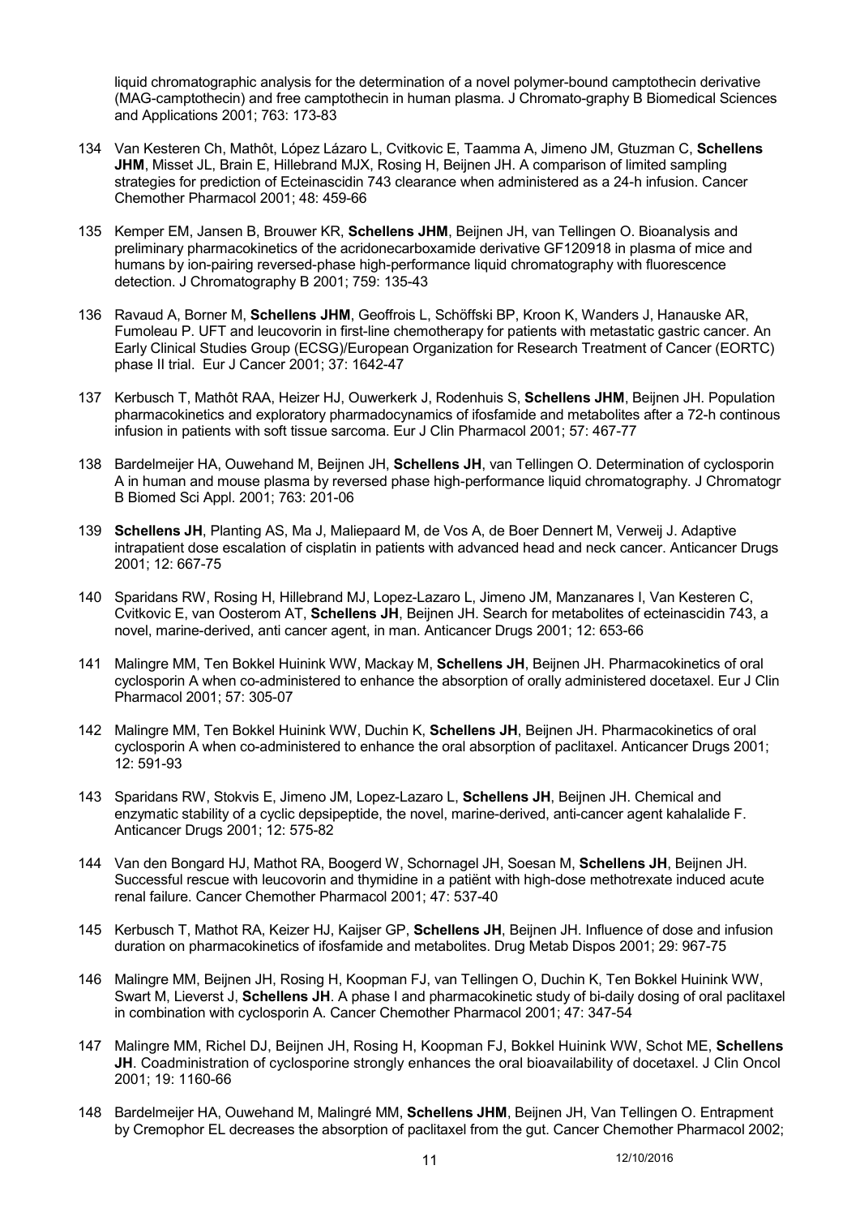liquid chromatographic analysis for the determination of a novel polymer-bound camptothecin derivative (MAG-camptothecin) and free camptothecin in human plasma. J Chromato-graphy B Biomedical Sciences and Applications 2001; 763: 173-83

134 Van Kesteren Ch, Mathôt, López Lázaro L, Cvitkovic E, Taamma A, Jimeno JM, Gtuzman C, **Schellens JHM**, Misset JL, Brain E, Hillebrand MJX, Rosing H, Beijnen JH. A comparison of limited sampling strategies for prediction of Ecteinascidin 743 clearance when administered as a 24-h infusion. Cancer Chemother Pharmacol 2001; 48: 459-66

135 Kemper EM, Jansen B, Brouwer KR, **Schellens JHM**, Beijnen JH, van Tellingen O. Bioanalysis and preliminary pharmacokinetics of the acridonecarboxamide derivative GF120918 in plasma of mice and humans by ion-pairing reversed-phase high-performance liquid chromatography with fluorescence detection. J Chromatography B 2001; 759: 135-43

136 Ravaud A, Borner M, **Schellens JHM**, Geoffrois L, Schöffski BP, Kroon K, Wanders J, Hanauske AR, Fumoleau P. UFT and leucovorin in first-line chemotherapy for patients with metastatic gastric cancer. An Early Clinical Studies Group (ECSG)/European Organization for Research Treatment of Cancer (EORTC) phase II trial. Eur J Cancer 2001; 37: 1642-47

137 Kerbusch T, Mathôt RAA, Heizer HJ, Ouwerkerk J, Rodenhuis S, **Schellens JHM**, Beijnen JH. Population pharmacokinetics and exploratory pharmadocynamics of ifosfamide and metabolites after a 72-h continous infusion in patients with soft tissue sarcoma. Eur J Clin Pharmacol 2001; 57: 467-77

138 Bardelmeijer HA, Ouwehand M, Beijnen JH, **Schellens JH**, van Tellingen O. Determination of cyclosporin A in human and mouse plasma by reversed phase high-performance liquid chromatography. J Chromatogr B Biomed Sci Appl. 2001; 763: 201-06

139 **Schellens JH**, Planting AS, Ma J, Maliepaard M, de Vos A, de Boer Dennert M, Verweij J. Adaptive intrapatient dose escalation of cisplatin in patients with advanced head and neck cancer. Anticancer Drugs 2001; 12: 667-75

140 Sparidans RW, Rosing H, Hillebrand MJ, Lopez-Lazaro L, Jimeno JM, Manzanares I, Van Kesteren C, Cvitkovic E, van Oosterom AT, **Schellens JH**, Beijnen JH. Search for metabolites of ecteinascidin 743, a novel, marine-derived, anti cancer agent, in man. Anticancer Drugs 2001; 12: 653-66

141 Malingre MM, Ten Bokkel Huinink WW, Mackay M, **Schellens JH**, Beijnen JH. Pharmacokinetics of oral cyclosporin A when co-administered to enhance the absorption of orally administered docetaxel. Eur J Clin Pharmacol 2001; 57: 305-07

142 Malingre MM, Ten Bokkel Huinink WW, Duchin K, **Schellens JH**, Beijnen JH. Pharmacokinetics of oral cyclosporin A when co-administered to enhance the oral absorption of paclitaxel. Anticancer Drugs 2001; 12: 591-93

143 Sparidans RW, Stokvis E, Jimeno JM, Lopez-Lazaro L, **Schellens JH**, Beijnen JH. Chemical and enzymatic stability of a cyclic depsipeptide, the novel, marine-derived, anti-cancer agent kahalalide F. Anticancer Drugs 2001; 12: 575-82

144 Van den Bongard HJ, Mathot RA, Boogerd W, Schornagel JH, Soesan M, **Schellens JH**, Beijnen JH. Successful rescue with leucovorin and thymidine in a patiënt with high-dose methotrexate induced acute renal failure. Cancer Chemother Pharmacol 2001; 47: 537-40

145 Kerbusch T, Mathot RA, Keizer HJ, Kaijser GP, **Schellens JH**, Beijnen JH. Influence of dose and infusion duration on pharmacokinetics of ifosfamide and metabolites. Drug Metab Dispos 2001; 29: 967-75

146 Malingre MM, Beijnen JH, Rosing H, Koopman FJ, van Tellingen O, Duchin K, Ten Bokkel Huinink WW, Swart M, Lieverst J, **Schellens JH**. A phase I and pharmacokinetic study of bi-daily dosing of oral paclitaxel in combination with cyclosporin A. Cancer Chemother Pharmacol 2001; 47: 347-54

147 Malingre MM, Richel DJ, Beijnen JH, Rosing H, Koopman FJ, Bokkel Huinink WW, Schot ME, **Schellens JH**. Coadministration of cyclosporine strongly enhances the oral bioavailability of docetaxel. J Clin Oncol 2001; 19: 1160-66

148 Bardelmeijer HA, Ouwehand M, Malingré MM, **Schellens JHM**, Beijnen JH, Van Tellingen O. Entrapment by Cremophor EL decreases the absorption of paclitaxel from the gut. Cancer Chemother Pharmacol 2002;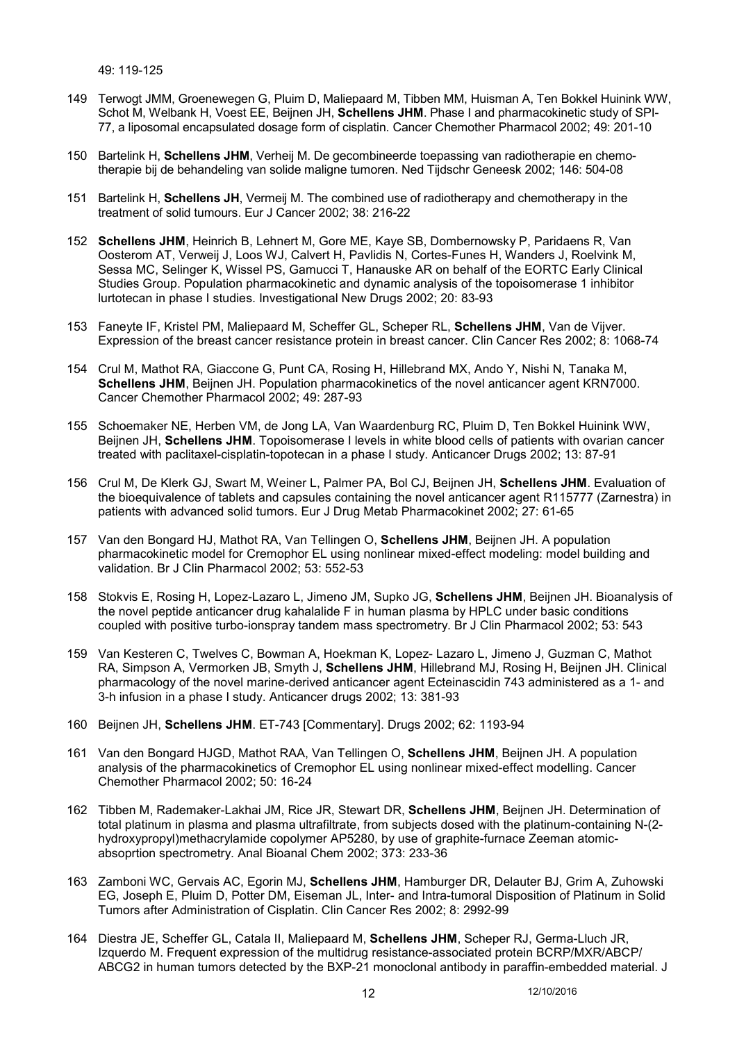49: 119-125

149 Terwogt JMM, Groenewegen G, Pluim D, Maliepaard M, Tibben MM, Huisman A, Ten Bokkel Huinink WW, Schot M, Welbank H, Voest EE, Beijnen JH, **Schellens JHM**. Phase I and pharmacokinetic study of SPI-77, a liposomal encapsulated dosage form of cisplatin. Cancer Chemother Pharmacol 2002; 49: 201-10

150 Bartelink H, **Schellens JHM**, Verheij M. De gecombineerde toepassing van radiotherapie en chemotherapie bij de behandeling van solide maligne tumoren. Ned Tijdschr Geneesk 2002; 146: 504-08

151 Bartelink H, **Schellens JH**, Vermeij M. The combined use of radiotherapy and chemotherapy in the treatment of solid tumours. Eur J Cancer 2002; 38: 216-22

152 **Schellens JHM**, Heinrich B, Lehnert M, Gore ME, Kaye SB, Dombernowsky P, Paridaens R, Van Oosterom AT, Verweij J, Loos WJ, Calvert H, Pavlidis N, Cortes-Funes H, Wanders J, Roelvink M, Sessa MC, Selinger K, Wissel PS, Gamucci T, Hanauske AR on behalf of the EORTC Early Clinical Studies Group. Population pharmacokinetic and dynamic analysis of the topoisomerase 1 inhibitor lurtotecan in phase I studies. Investigational New Drugs 2002; 20: 83-93

153 Faneyte IF, Kristel PM, Maliepaard M, Scheffer GL, Scheper RL, **Schellens JHM**, Van de Vijver. Expression of the breast cancer resistance protein in breast cancer. Clin Cancer Res 2002; 8: 1068-74

154 Crul M, Mathot RA, Giaccone G, Punt CA, Rosing H, Hillebrand MX, Ando Y, Nishi N, Tanaka M, **Schellens JHM**, Beijnen JH. Population pharmacokinetics of the novel anticancer agent KRN7000. Cancer Chemother Pharmacol 2002; 49: 287-93

155 Schoemaker NE, Herben VM, de Jong LA, Van Waardenburg RC, Pluim D, Ten Bokkel Huinink WW, Beijnen JH, **Schellens JHM**. Topoisomerase I levels in white blood cells of patients with ovarian cancer treated with paclitaxel-cisplatin-topotecan in a phase I study. Anticancer Drugs 2002; 13: 87-91

156 Crul M, De Klerk GJ, Swart M, Weiner L, Palmer PA, Bol CJ, Beijnen JH, **Schellens JHM**. Evaluation of the bioequivalence of tablets and capsules containing the novel anticancer agent R115777 (Zarnestra) in patients with advanced solid tumors. Eur J Drug Metab Pharmacokinet 2002; 27: 61-65

157 Van den Bongard HJ, Mathot RA, Van Tellingen O, **Schellens JHM**, Beijnen JH. A population pharmacokinetic model for Cremophor EL using nonlinear mixed-effect modeling: model building and validation. Br J Clin Pharmacol 2002; 53: 552-53

158 Stokvis E, Rosing H, Lopez-Lazaro L, Jimeno JM, Supko JG, **Schellens JHM**, Beijnen JH. Bioanalysis of the novel peptide anticancer drug kahalalide F in human plasma by HPLC under basic conditions coupled with positive turbo-ionspray tandem mass spectrometry. Br J Clin Pharmacol 2002; 53: 543

159 Van Kesteren C, Twelves C, Bowman A, Hoekman K, Lopez- Lazaro L, Jimeno J, Guzman C, Mathot RA, Simpson A, Vermorken JB, Smyth J, **Schellens JHM**, Hillebrand MJ, Rosing H, Beijnen JH. Clinical pharmacology of the novel marine-derived anticancer agent Ecteinascidin 743 administered as a 1- and 3-h infusion in a phase I study. Anticancer drugs 2002; 13: 381-93

160 Beijnen JH, **Schellens JHM**. ET-743 [Commentary]. Drugs 2002; 62: 1193-94

161 Van den Bongard HJGD, Mathot RAA, Van Tellingen O, **Schellens JHM**, Beijnen JH. A population analysis of the pharmacokinetics of Cremophor EL using nonlinear mixed-effect modelling. Cancer Chemother Pharmacol 2002; 50: 16-24

162 Tibben M, Rademaker-Lakhai JM, Rice JR, Stewart DR, **Schellens JHM**, Beijnen JH. Determination of total platinum in plasma and plasma ultrafiltrate, from subjects dosed with the platinum-containing N-(2-hydroxypropyl)methacrylamide copolymer AP5280, by use of graphite-furnace Zeeman atomic-absoprtion spectrometry. Anal Bioanal Chem 2002; 373: 233-36

163 Zamboni WC, Gervais AC, Egorin MJ, **Schellens JHM**, Hamburger DR, Delauter BJ, Grim A, Zuhowski EG, Joseph E, Pluim D, Potter DM, Eiseman JL, Inter- and Intra-tumoral Disposition of Platinum in Solid Tumors after Administration of Cisplatin. Clin Cancer Res 2002; 8: 2992-99

164 Diestra JE, Scheffer GL, Catala II, Maliepaard M, **Schellens JHM**, Scheper RJ, Germa-Lluch JR, Izquerdo M. Frequent expression of the multidrug resistance-associated protein BCRP/MXR/ABCP/ABCG2 in human tumors detected by the BXP-21 monoclonal antibody in paraffin-embedded material. J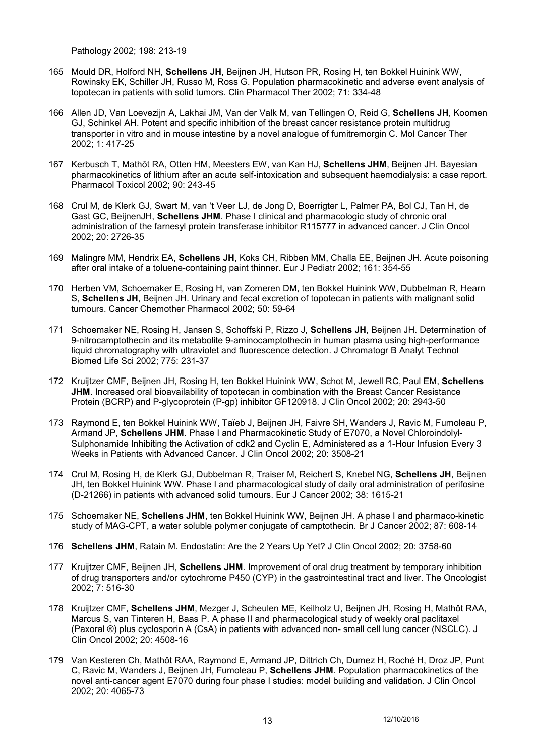Pathology 2002; 198: 213-19

165 Mould DR, Holford NH, **Schellens JH**, Beijnen JH, Hutson PR, Rosing H, ten Bokkel Huinink WW, Rowinsky EK, Schiller JH, Russo M, Ross G. Population pharmacokinetic and adverse event analysis of topotecan in patients with solid tumors. Clin Pharmacol Ther 2002; 71: 334-48

166 Allen JD, Van Loevezijn A, Lakhai JM, Van der Valk M, van Tellingen O, Reid G, **Schellens JH**, Koomen GJ, Schinkel AH. Potent and specific inhibition of the breast cancer resistance protein multidrug transporter in vitro and in mouse intestine by a novel analogue of fumitremorgin C. Mol Cancer Ther 2002; 1: 417-25

167 Kerbusch T, Mathôt RA, Otten HM, Meesters EW, van Kan HJ, **Schellens JHM**, Beijnen JH. Bayesian pharmacokinetics of lithium after an acute self-intoxication and subsequent haemodialysis: a case report. Pharmacol Toxicol 2002; 90: 243-45

168 Crul M, de Klerk GJ, Swart M, van 't Veer LJ, de Jong D, Boerrigter L, Palmer PA, Bol CJ, Tan H, de Gast GC, BeijnenJH, **Schellens JHM**. Phase I clinical and pharmacologic study of chronic oral administration of the farnesyl protein transferase inhibitor R115777 in advanced cancer. J Clin Oncol 2002; 20: 2726-35

169 Malingre MM, Hendrix EA, **Schellens JH**, Koks CH, Ribben MM, Challa EE, Beijnen JH. Acute poisoning after oral intake of a toluene-containing paint thinner. Eur J Pediatr 2002; 161: 354-55

170 Herben VM, Schoemaker E, Rosing H, van Zomeren DM, ten Bokkel Huinink WW, Dubbelman R, Hearn S, **Schellens JH**, Beijnen JH. Urinary and fecal excretion of topotecan in patients with malignant solid tumours. Cancer Chemother Pharmacol 2002; 50: 59-64

171 Schoemaker NE, Rosing H, Jansen S, Schoffski P, Rizzo J, **Schellens JH**, Beijnen JH. Determination of 9-nitrocamptothecin and its metabolite 9-aminocamptothecin in human plasma using high-performance liquid chromatography with ultraviolet and fluorescence detection. J Chromatogr B Analyt Technol Biomed Life Sci 2002; 775: 231-37

172 Kruijtzer CMF, Beijnen JH, Rosing H, ten Bokkel Huinink WW, Schot M, Jewell RC, Paul EM, **Schellens JHM**. Increased oral bioavailability of topotecan in combination with the Breast Cancer Resistance Protein (BCRP) and P-glycoprotein (P-gp) inhibitor GF120918. J Clin Oncol 2002; 20: 2943-50

173 Raymond E, ten Bokkel Huinink WW, Taïeb J, Beijnen JH, Faivre SH, Wanders J, Ravic M, Fumoleau P, Armand JP, **Schellens JHM**. Phase I and Pharmacokinetic Study of E7070, a Novel Chloroindolyl-Sulphonamide Inhibiting the Activation of cdk2 and Cyclin E, Administered as a 1-Hour Infusion Every 3 Weeks in Patients with Advanced Cancer. J Clin Oncol 2002; 20: 3508-21

174 Crul M, Rosing H, de Klerk GJ, Dubbelman R, Traiser M, Reichert S, Knebel NG, **Schellens JH**, Beijnen JH, ten Bokkel Huinink WW. Phase I and pharmacological study of daily oral administration of perifosine (D-21266) in patients with advanced solid tumours. Eur J Cancer 2002; 38: 1615-21

175 Schoemaker NE, **Schellens JHM**, ten Bokkel Huinink WW, Beijnen JH. A phase I and pharmaco-kinetic study of MAG-CPT, a water soluble polymer conjugate of camptothecin. Br J Cancer 2002; 87: 608-14

176 **Schellens JHM**, Ratain M. Endostatin: Are the 2 Years Up Yet? J Clin Oncol 2002; 20: 3758-60

177 Kruijtzer CMF, Beijnen JH, **Schellens JHM**. Improvement of oral drug treatment by temporary inhibition of drug transporters and/or cytochrome P450 (CYP) in the gastrointestinal tract and liver. The Oncologist 2002; 7: 516-30

178 Kruijtzer CMF, **Schellens JHM**, Mezger J, Scheulen ME, Keilholz U, Beijnen JH, Rosing H, Mathôt RAA, Marcus S, van Tinteren H, Baas P. A phase II and pharmacological study of weekly oral paclitaxel (Paxoral ®) plus cyclosporin A (CsA) in patients with advanced non- small cell lung cancer (NSCLC). J Clin Oncol 2002; 20: 4508-16

179 Van Kesteren Ch, Mathôt RAA, Raymond E, Armand JP, Dittrich Ch, Dumez H, Roché H, Droz JP, Punt C, Ravic M, Wanders J, Beijnen JH, Fumoleau P, **Schellens JHM**. Population pharmacokinetics of the novel anti-cancer agent E7070 during four phase I studies: model building and validation. J Clin Oncol 2002; 20: 4065-73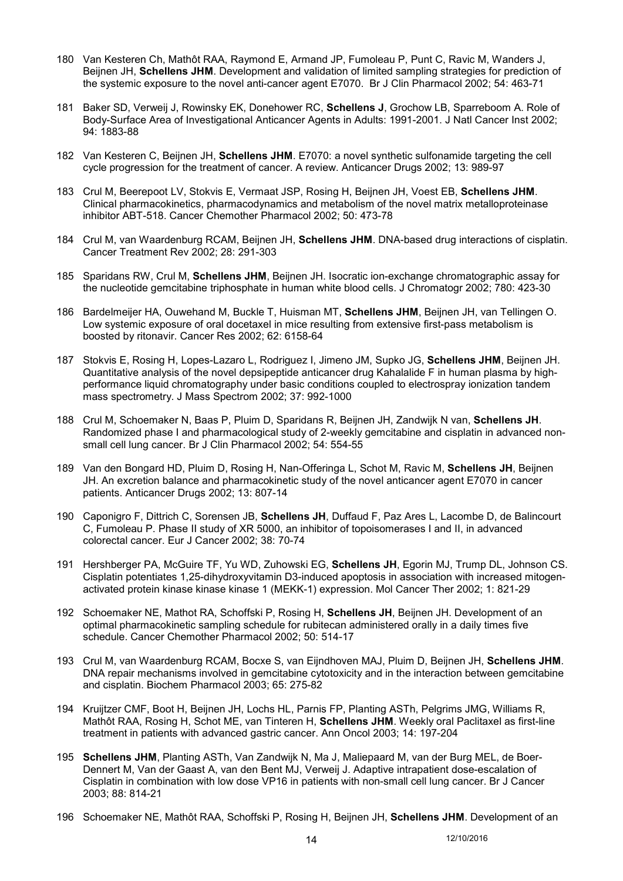180 Van Kesteren Ch, Mathôt RAA, Raymond E, Armand JP, Fumoleau P, Punt C, Ravic M, Wanders J, Beijnen JH, **Schellens JHM**. Development and validation of limited sampling strategies for prediction of the systemic exposure to the novel anti-cancer agent E7070. Br J Clin Pharmacol 2002; 54: 463-71

181 Baker SD, Verweij J, Rowinsky EK, Donehower RC, **Schellens J**, Grochow LB, Sparreboom A. Role of Body-Surface Area of Investigational Anticancer Agents in Adults: 1991-2001. J Natl Cancer Inst 2002; 94: 1883-88

182 Van Kesteren C, Beijnen JH, **Schellens JHM**. E7070: a novel synthetic sulfonamide targeting the cell cycle progression for the treatment of cancer. A review. Anticancer Drugs 2002; 13: 989-97

183 Crul M, Beerepoot LV, Stokvis E, Vermaat JSP, Rosing H, Beijnen JH, Voest EB, **Schellens JHM**. Clinical pharmacokinetics, pharmacodynamics and metabolism of the novel matrix metalloproteinase inhibitor ABT-518. Cancer Chemother Pharmacol 2002; 50: 473-78

184 Crul M, van Waardenburg RCAM, Beijnen JH, **Schellens JHM**. DNA-based drug interactions of cisplatin. Cancer Treatment Rev 2002; 28: 291-303

185 Sparidans RW, Crul M, **Schellens JHM**, Beijnen JH. Isocratic ion-exchange chromatographic assay for the nucleotide gemcitabine triphosphate in human white blood cells. J Chromatogr 2002; 780: 423-30

186 Bardelmeijer HA, Ouwehand M, Buckle T, Huisman MT, **Schellens JHM**, Beijnen JH, van Tellingen O. Low systemic exposure of oral docetaxel in mice resulting from extensive first-pass metabolism is boosted by ritonavir. Cancer Res 2002; 62: 6158-64

187 Stokvis E, Rosing H, Lopes-Lazaro L, Rodriguez I, Jimeno JM, Supko JG, **Schellens JHM**, Beijnen JH. Quantitative analysis of the novel depsipeptide anticancer drug Kahalalide F in human plasma by high-performance liquid chromatography under basic conditions coupled to electrospray ionization tandem mass spectrometry. J Mass Spectrom 2002; 37: 992-1000

188 Crul M, Schoemaker N, Baas P, Pluim D, Sparidans R, Beijnen JH, Zandwijk N van, **Schellens JH**. Randomized phase I and pharmacological study of 2-weekly gemcitabine and cisplatin in advanced non-small cell lung cancer. Br J Clin Pharmacol 2002; 54: 554-55

189 Van den Bongard HD, Pluim D, Rosing H, Nan-Offeringa L, Schot M, Ravic M, **Schellens JH**, Beijnen JH. An excretion balance and pharmacokinetic study of the novel anticancer agent E7070 in cancer patients. Anticancer Drugs 2002; 13: 807-14

190 Caponigro F, Dittrich C, Sorensen JB, **Schellens JH**, Duffaud F, Paz Ares L, Lacombe D, de Balincourt C, Fumoleau P. Phase II study of XR 5000, an inhibitor of topoisomerases I and II, in advanced colorectal cancer. Eur J Cancer 2002; 38: 70-74

191 Hershberger PA, McGuire TF, Yu WD, Zuhowski EG, **Schellens JH**, Egorin MJ, Trump DL, Johnson CS. Cisplatin potentiates 1,25-dihydroxyvitamin D3-induced apoptosis in association with increased mitogen-activated protein kinase kinase kinase 1 (MEKK-1) expression. Mol Cancer Ther 2002; 1: 821-29

192 Schoemaker NE, Mathot RA, Schoffski P, Rosing H, **Schellens JH**, Beijnen JH. Development of an optimal pharmacokinetic sampling schedule for rubitecan administered orally in a daily times five schedule. Cancer Chemother Pharmacol 2002; 50: 514-17

193 Crul M, van Waardenburg RCAM, Bocxe S, van Eijndhoven MAJ, Pluim D, Beijnen JH, **Schellens JHM**. DNA repair mechanisms involved in gemcitabine cytotoxicity and in the interaction between gemcitabine and cisplatin. Biochem Pharmacol 2003; 65: 275-82

194 Kruijtzer CMF, Boot H, Beijnen JH, Lochs HL, Parnis FP, Planting ASTh, Pelgrims JMG, Williams R, Mathôt RAA, Rosing H, Schot ME, van Tinteren H, **Schellens JHM**. Weekly oral Paclitaxel as first-line treatment in patients with advanced gastric cancer. Ann Oncol 2003; 14: 197-204

195 **Schellens JHM**, Planting ASTh, Van Zandwijk N, Ma J, Maliepaard M, van der Burg MEL, de Boer-Dennert M, Van der Gaast A, van den Bent MJ, Verweij J. Adaptive intrapatient dose-escalation of Cisplatin in combination with low dose VP16 in patients with non-small cell lung cancer. Br J Cancer 2003; 88: 814-21

196 Schoemaker NE, Mathôt RAA, Schoffski P, Rosing H, Beijnen JH, **Schellens JHM**. Development of an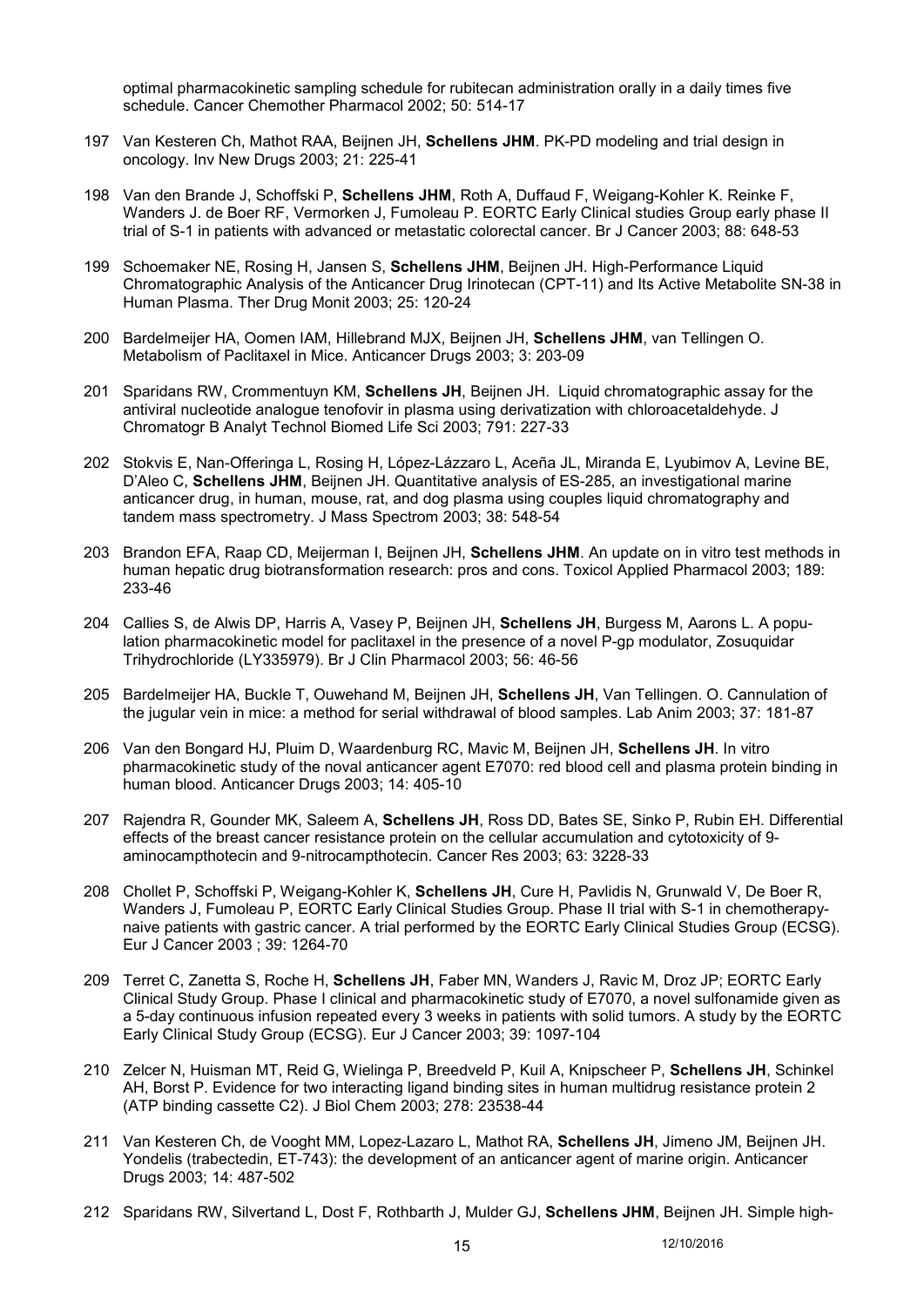optimal pharmacokinetic sampling schedule for rubitecan administration orally in a daily times five schedule. Cancer Chemother Pharmacol 2002; 50: 514-17

197 Van Kesteren Ch, Mathot RAA, Beijnen JH, **Schellens JHM**. PK-PD modeling and trial design in oncology. Inv New Drugs 2003; 21: 225-41

198 Van den Brande J, Schoffski P, **Schellens JHM**, Roth A, Duffaud F, Weigang-Kohler K. Reinke F, Wanders J. de Boer RF, Vermorken J, Fumoleau P. EORTC Early Clinical studies Group early phase II trial of S-1 in patients with advanced or metastatic colorectal cancer. Br J Cancer 2003; 88: 648-53

199 Schoemaker NE, Rosing H, Jansen S, **Schellens JHM**, Beijnen JH. High-Performance Liquid Chromatographic Analysis of the Anticancer Drug Irinotecan (CPT-11) and Its Active Metabolite SN-38 in Human Plasma. Ther Drug Monit 2003; 25: 120-24

200 Bardelmeijer HA, Oomen IAM, Hillebrand MJX, Beijnen JH, **Schellens JHM**, van Tellingen O. Metabolism of Paclitaxel in Mice. Anticancer Drugs 2003; 3: 203-09

201 Sparidans RW, Crommentuyn KM, **Schellens JH**, Beijnen JH. Liquid chromatographic assay for the antiviral nucleotide analogue tenofovir in plasma using derivatization with chloroacetaldehyde. J Chromatogr B Analyt Technol Biomed Life Sci 2003; 791: 227-33

202 Stokvis E, Nan-Offeringa L, Rosing H, López-Lázzaro L, Aceña JL, Miranda E, Lyubimov A, Levine BE, D'Aleo C, **Schellens JHM**, Beijnen JH. Quantitative analysis of ES-285, an investigational marine anticancer drug, in human, mouse, rat, and dog plasma using couples liquid chromatography and tandem mass spectrometry. J Mass Spectrom 2003; 38: 548-54

203 Brandon EFA, Raap CD, Meijerman I, Beijnen JH, **Schellens JHM**. An update on in vitro test methods in human hepatic drug biotransformation research: pros and cons. Toxicol Applied Pharmacol 2003; 189: 233-46

204 Callies S, de Alwis DP, Harris A, Vasey P, Beijnen JH, **Schellens JH**, Burgess M, Aarons L. A population pharmacokinetic model for paclitaxel in the presence of a novel P-gp modulator, Zosuquidar Trihydrochloride (LY335979). Br J Clin Pharmacol 2003; 56: 46-56

205 Bardelmeijer HA, Buckle T, Ouwehand M, Beijnen JH, **Schellens JH**, Van Tellingen. O. Cannulation of the jugular vein in mice: a method for serial withdrawal of blood samples. Lab Anim 2003; 37: 181-87

206 Van den Bongard HJ, Pluim D, Waardenburg RC, Mavic M, Beijnen JH, **Schellens JH**. In vitro pharmacokinetic study of the noval anticancer agent E7070: red blood cell and plasma protein binding in human blood. Anticancer Drugs 2003; 14: 405-10

207 Rajendra R, Gounder MK, Saleem A, **Schellens JH**, Ross DD, Bates SE, Sinko P, Rubin EH. Differential effects of the breast cancer resistance protein on the cellular accumulation and cytotoxicity of 9-aminocampthotecin and 9-nitrocampthotecin. Cancer Res 2003; 63: 3228-33

208 Chollet P, Schoffski P, Weigang-Kohler K, **Schellens JH**, Cure H, Pavlidis N, Grunwald V, De Boer R, Wanders J, Fumoleau P, EORTC Early Clinical Studies Group. Phase II trial with S-1 in chemotherapy-naive patients with gastric cancer. A trial performed by the EORTC Early Clinical Studies Group (ECSG). Eur J Cancer 2003 ; 39: 1264-70

209 Terret C, Zanetta S, Roche H, **Schellens JH**, Faber MN, Wanders J, Ravic M, Droz JP; EORTC Early Clinical Study Group. Phase I clinical and pharmacokinetic study of E7070, a novel sulfonamide given as a 5-day continuous infusion repeated every 3 weeks in patients with solid tumors. A study by the EORTC Early Clinical Study Group (ECSG). Eur J Cancer 2003; 39: 1097-104

210 Zelcer N, Huisman MT, Reid G, Wielinga P, Breedveld P, Kuil A, Knipscheer P, **Schellens JH**, Schinkel AH, Borst P. Evidence for two interacting ligand binding sites in human multidrug resistance protein 2 (ATP binding cassette C2). J Biol Chem 2003; 278: 23538-44

211 Van Kesteren Ch, de Vooght MM, Lopez-Lazaro L, Mathot RA, **Schellens JH**, Jimeno JM, Beijnen JH. Yondelis (trabectedin, ET-743): the development of an anticancer agent of marine origin. Anticancer Drugs 2003; 14: 487-502

212 Sparidans RW, Silvertand L, Dost F, Rothbarth J, Mulder GJ, **Schellens JHM**, Beijnen JH. Simple high-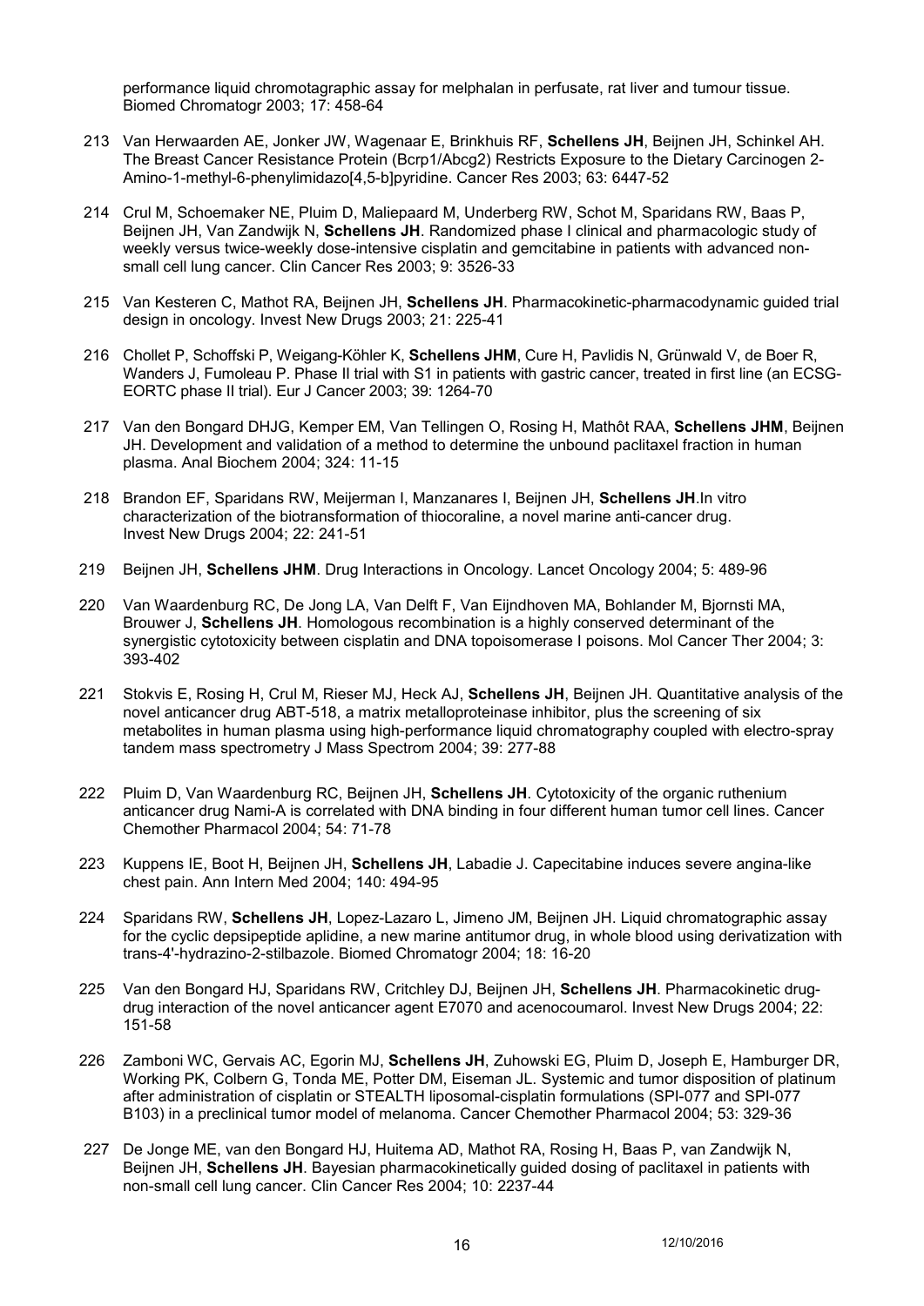performance liquid chromotagraphic assay for melphalan in perfusate, rat liver and tumour tissue. Biomed Chromatogr 2003; 17: 458-64

213 Van Herwaarden AE, Jonker JW, Wagenaar E, Brinkhuis RF, **Schellens JH**, Beijnen JH, Schinkel AH. The Breast Cancer Resistance Protein (Bcrp1/Abcg2) Restricts Exposure to the Dietary Carcinogen 2-Amino-1-methyl-6-phenylimidazo[4,5-b]pyridine. Cancer Res 2003; 63: 6447-52

214 Crul M, Schoemaker NE, Pluim D, Maliepaard M, Underberg RW, Schot M, Sparidans RW, Baas P, Beijnen JH, Van Zandwijk N, **Schellens JH**. Randomized phase I clinical and pharmacologic study of weekly versus twice-weekly dose-intensive cisplatin and gemcitabine in patients with advanced non-small cell lung cancer. Clin Cancer Res 2003; 9: 3526-33

215 Van Kesteren C, Mathot RA, Beijnen JH, **Schellens JH**. Pharmacokinetic-pharmacodynamic guided trial design in oncology. Invest New Drugs 2003; 21: 225-41

216 Chollet P, Schoffski P, Weigang-Köhler K, **Schellens JHM**, Cure H, Pavlidis N, Grünwald V, de Boer R, Wanders J, Fumoleau P. Phase II trial with S1 in patients with gastric cancer, treated in first line (an ECSG-EORTC phase II trial). Eur J Cancer 2003; 39: 1264-70

217 Van den Bongard DHJG, Kemper EM, Van Tellingen O, Rosing H, Mathôt RAA, **Schellens JHM**, Beijnen JH. Development and validation of a method to determine the unbound paclitaxel fraction in human plasma. Anal Biochem 2004; 324: 11-15

218 Brandon EF, Sparidans RW, Meijerman I, Manzanares I, Beijnen JH, **Schellens JH**.In vitro characterization of the biotransformation of thiocoraline, a novel marine anti-cancer drug. Invest New Drugs 2004; 22: 241-51

219 Beijnen JH, **Schellens JHM**. Drug Interactions in Oncology. Lancet Oncology 2004; 5: 489-96

220 Van Waardenburg RC, De Jong LA, Van Delft F, Van Eijndhoven MA, Bohlander M, Bjornsti MA, Brouwer J, **Schellens JH**. Homologous recombination is a highly conserved determinant of the synergistic cytotoxicity between cisplatin and DNA topoisomerase I poisons. Mol Cancer Ther 2004; 3: 393-402

221 Stokvis E, Rosing H, Crul M, Rieser MJ, Heck AJ, **Schellens JH**, Beijnen JH. Quantitative analysis of the novel anticancer drug ABT-518, a matrix metalloproteinase inhibitor, plus the screening of six metabolites in human plasma using high-performance liquid chromatography coupled with electro-spray tandem mass spectrometry J Mass Spectrom 2004; 39: 277-88

222 Pluim D, Van Waardenburg RC, Beijnen JH, **Schellens JH**. Cytotoxicity of the organic ruthenium anticancer drug Nami-A is correlated with DNA binding in four different human tumor cell lines. Cancer Chemother Pharmacol 2004; 54: 71-78

223 Kuppens IE, Boot H, Beijnen JH, **Schellens JH**, Labadie J. Capecitabine induces severe angina-like chest pain. Ann Intern Med 2004; 140: 494-95

224 Sparidans RW, **Schellens JH**, Lopez-Lazaro L, Jimeno JM, Beijnen JH. Liquid chromatographic assay for the cyclic depsipeptide aplidine, a new marine antitumor drug, in whole blood using derivatization with trans-4'-hydrazino-2-stilbazole. Biomed Chromatogr 2004; 18: 16-20

225 Van den Bongard HJ, Sparidans RW, Critchley DJ, Beijnen JH, **Schellens JH**. Pharmacokinetic drug-drug interaction of the novel anticancer agent E7070 and acenocoumarol. Invest New Drugs 2004; 22: 151-58

226 Zamboni WC, Gervais AC, Egorin MJ, **Schellens JH**, Zuhowski EG, Pluim D, Joseph E, Hamburger DR, Working PK, Colbern G, Tonda ME, Potter DM, Eiseman JL. Systemic and tumor disposition of platinum after administration of cisplatin or STEALTH liposomal-cisplatin formulations (SPI-077 and SPI-077 B103) in a preclinical tumor model of melanoma. Cancer Chemother Pharmacol 2004; 53: 329-36

227 De Jonge ME, van den Bongard HJ, Huitema AD, Mathot RA, Rosing H, Baas P, van Zandwijk N, Beijnen JH, **Schellens JH**. Bayesian pharmacokinetically guided dosing of paclitaxel in patients with non-small cell lung cancer. Clin Cancer Res 2004; 10: 2237-44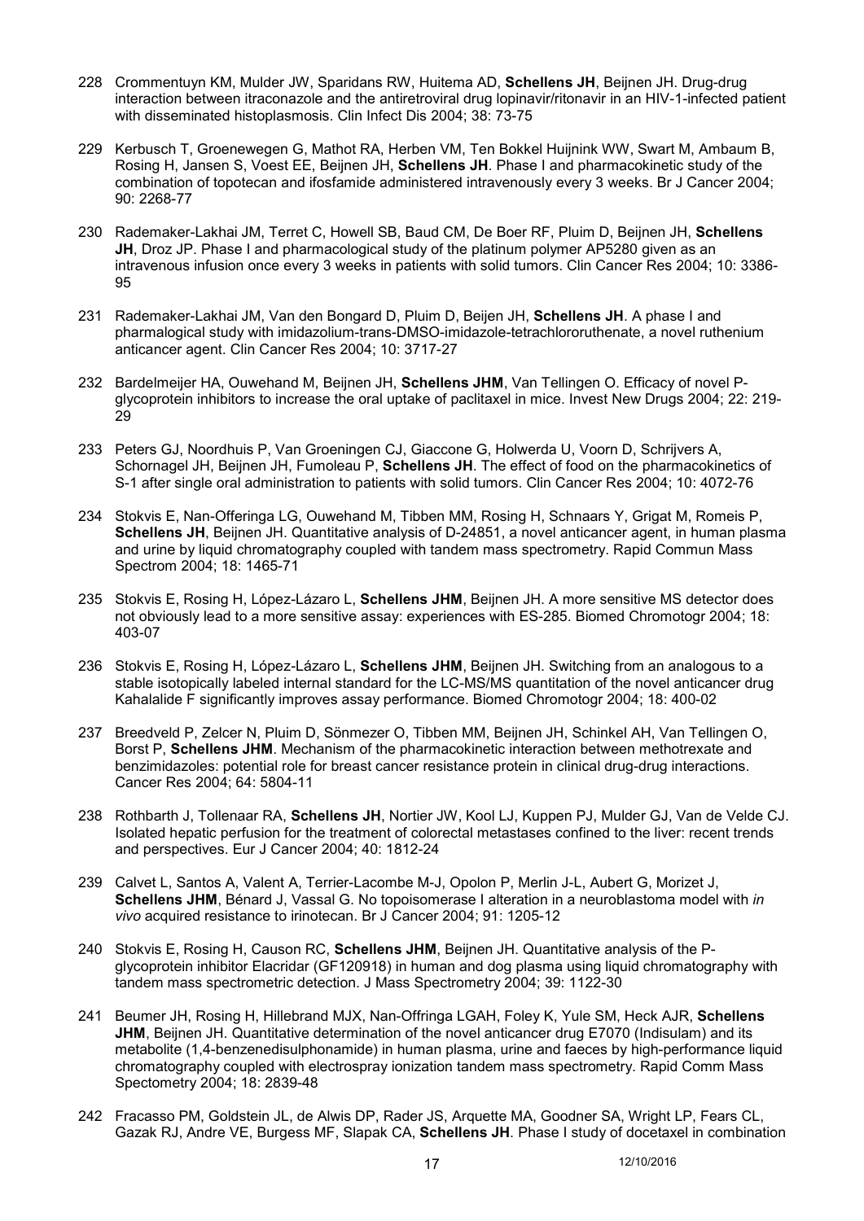228 Crommentuyn KM, Mulder JW, Sparidans RW, Huitema AD, **Schellens JH**, Beijnen JH. Drug-drug interaction between itraconazole and the antiretroviral drug lopinavir/ritonavir in an HIV-1-infected patient with disseminated histoplasmosis. Clin Infect Dis 2004; 38: 73-75

229 Kerbusch T, Groenewegen G, Mathot RA, Herben VM, Ten Bokkel Huijnink WW, Swart M, Ambaum B, Rosing H, Jansen S, Voest EE, Beijnen JH, **Schellens JH**. Phase I and pharmacokinetic study of the combination of topotecan and ifosfamide administered intravenously every 3 weeks. Br J Cancer 2004; 90: 2268-77

230 Rademaker-Lakhai JM, Terret C, Howell SB, Baud CM, De Boer RF, Pluim D, Beijnen JH, **Schellens JH**, Droz JP. Phase I and pharmacological study of the platinum polymer AP5280 given as an intravenous infusion once every 3 weeks in patients with solid tumors. Clin Cancer Res 2004; 10: 3386-95

231 Rademaker-Lakhai JM, Van den Bongard D, Pluim D, Beijen JH, **Schellens JH**. A phase I and pharmalogical study with imidazolium-trans-DMSO-imidazole-tetrachlororuthenate, a novel ruthenium anticancer agent. Clin Cancer Res 2004; 10: 3717-27

232 Bardelmeijer HA, Ouwehand M, Beijnen JH, **Schellens JHM**, Van Tellingen O. Efficacy of novel P-glycoprotein inhibitors to increase the oral uptake of paclitaxel in mice. Invest New Drugs 2004; 22: 219-29

233 Peters GJ, Noordhuis P, Van Groeningen CJ, Giaccone G, Holwerda U, Voorn D, Schrijvers A, Schornagel JH, Beijnen JH, Fumoleau P, **Schellens JH**. The effect of food on the pharmacokinetics of S-1 after single oral administration to patients with solid tumors. Clin Cancer Res 2004; 10: 4072-76

234 Stokvis E, Nan-Offeringa LG, Ouwehand M, Tibben MM, Rosing H, Schnaars Y, Grigat M, Romeis P, **Schellens JH**, Beijnen JH. Quantitative analysis of D-24851, a novel anticancer agent, in human plasma and urine by liquid chromatography coupled with tandem mass spectrometry. Rapid Commun Mass Spectrom 2004; 18: 1465-71

235 Stokvis E, Rosing H, López-Lázaro L, **Schellens JHM**, Beijnen JH. A more sensitive MS detector does not obviously lead to a more sensitive assay: experiences with ES-285. Biomed Chromotogr 2004; 18: 403-07

236 Stokvis E, Rosing H, López-Lázaro L, **Schellens JHM**, Beijnen JH. Switching from an analogous to a stable isotopically labeled internal standard for the LC-MS/MS quantitation of the novel anticancer drug Kahalalide F significantly improves assay performance. Biomed Chromotogr 2004; 18: 400-02

237 Breedveld P, Zelcer N, Pluim D, Sönmezer O, Tibben MM, Beijnen JH, Schinkel AH, Van Tellingen O, Borst P, **Schellens JHM**. Mechanism of the pharmacokinetic interaction between methotrexate and benzimidazoles: potential role for breast cancer resistance protein in clinical drug-drug interactions. Cancer Res 2004; 64: 5804-11

238 Rothbarth J, Tollenaar RA, **Schellens JH**, Nortier JW, Kool LJ, Kuppen PJ, Mulder GJ, Van de Velde CJ. Isolated hepatic perfusion for the treatment of colorectal metastases confined to the liver: recent trends and perspectives. Eur J Cancer 2004; 40: 1812-24

239 Calvet L, Santos A, Valent A, Terrier-Lacombe M-J, Opolon P, Merlin J-L, Aubert G, Morizet J, **Schellens JHM**, Bénard J, Vassal G. No topoisomerase I alteration in a neuroblastoma model with *in vivo* acquired resistance to irinotecan. Br J Cancer 2004; 91: 1205-12

240 Stokvis E, Rosing H, Causon RC, **Schellens JHM**, Beijnen JH. Quantitative analysis of the P-glycoprotein inhibitor Elacridar (GF120918) in human and dog plasma using liquid chromatography with tandem mass spectrometric detection. J Mass Spectrometry 2004; 39: 1122-30

241 Beumer JH, Rosing H, Hillebrand MJX, Nan-Offringa LGAH, Foley K, Yule SM, Heck AJR, **Schellens JHM**, Beijnen JH. Quantitative determination of the novel anticancer drug E7070 (Indisulam) and its metabolite (1,4-benzenedisulphonamide) in human plasma, urine and faeces by high-performance liquid chromatography coupled with electrospray ionization tandem mass spectrometry. Rapid Comm Mass Spectometry 2004; 18: 2839-48

242 Fracasso PM, Goldstein JL, de Alwis DP, Rader JS, Arquette MA, Goodner SA, Wright LP, Fears CL, Gazak RJ, Andre VE, Burgess MF, Slapak CA, **Schellens JH**. Phase I study of docetaxel in combination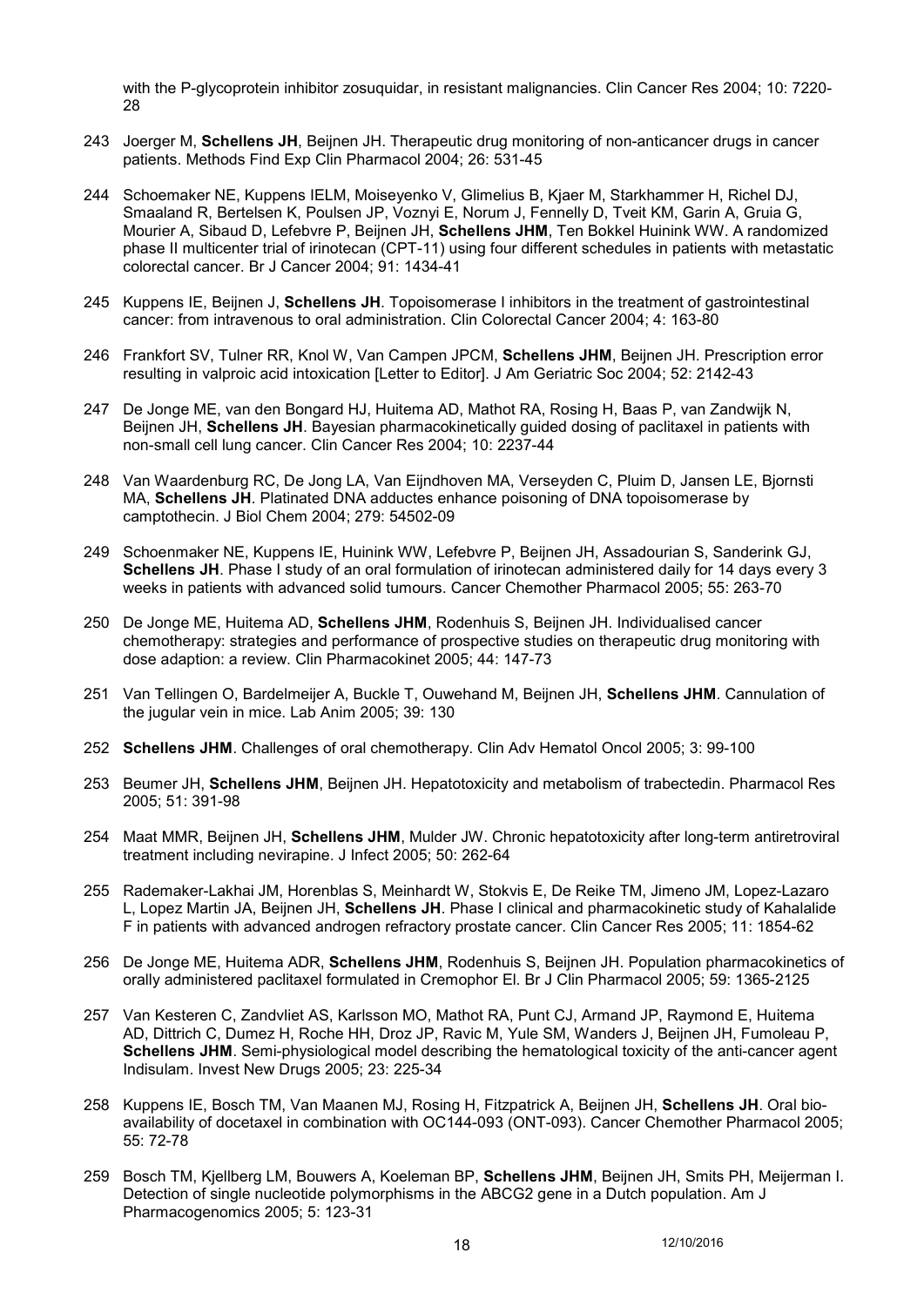with the P-glycoprotein inhibitor zosuquidar, in resistant malignancies. Clin Cancer Res 2004; 10: 7220-28

243 Joerger M, **Schellens JH**, Beijnen JH. Therapeutic drug monitoring of non-anticancer drugs in cancer patients. Methods Find Exp Clin Pharmacol 2004; 26: 531-45

244 Schoemaker NE, Kuppens IELM, Moiseyenko V, Glimelius B, Kjaer M, Starkhammer H, Richel DJ, Smaaland R, Bertelsen K, Poulsen JP, Voznyi E, Norum J, Fennelly D, Tveit KM, Garin A, Gruia G, Mourier A, Sibaud D, Lefebvre P, Beijnen JH, **Schellens JHM**, Ten Bokkel Huinink WW. A randomized phase II multicenter trial of irinotecan (CPT-11) using four different schedules in patients with metastatic colorectal cancer. Br J Cancer 2004; 91: 1434-41

245 Kuppens IE, Beijnen J, **Schellens JH**. Topoisomerase I inhibitors in the treatment of gastrointestinal cancer: from intravenous to oral administration. Clin Colorectal Cancer 2004; 4: 163-80

246 Frankfort SV, Tulner RR, Knol W, Van Campen JPCM, **Schellens JHM**, Beijnen JH. Prescription error resulting in valproic acid intoxication [Letter to Editor]. J Am Geriatric Soc 2004; 52: 2142-43

247 De Jonge ME, van den Bongard HJ, Huitema AD, Mathot RA, Rosing H, Baas P, van Zandwijk N, Beijnen JH, **Schellens JH**. Bayesian pharmacokinetically guided dosing of paclitaxel in patients with non-small cell lung cancer. Clin Cancer Res 2004; 10: 2237-44

248 Van Waardenburg RC, De Jong LA, Van Eijndhoven MA, Verseyden C, Pluim D, Jansen LE, Bjornsti MA, **Schellens JH**. Platinated DNA adductes enhance poisoning of DNA topoisomerase by camptothecin. J Biol Chem 2004; 279: 54502-09

249 Schoenmaker NE, Kuppens IE, Huinink WW, Lefebvre P, Beijnen JH, Assadourian S, Sanderink GJ, **Schellens JH**. Phase I study of an oral formulation of irinotecan administered daily for 14 days every 3 weeks in patients with advanced solid tumours. Cancer Chemother Pharmacol 2005; 55: 263-70

250 De Jonge ME, Huitema AD, **Schellens JHM**, Rodenhuis S, Beijnen JH. Individualised cancer chemotherapy: strategies and performance of prospective studies on therapeutic drug monitoring with dose adaption: a review. Clin Pharmacokinet 2005; 44: 147-73

251 Van Tellingen O, Bardelmeijer A, Buckle T, Ouwehand M, Beijnen JH, **Schellens JHM**. Cannulation of the jugular vein in mice. Lab Anim 2005; 39: 130

252 **Schellens JHM**. Challenges of oral chemotherapy. Clin Adv Hematol Oncol 2005; 3: 99-100

253 Beumer JH, **Schellens JHM**, Beijnen JH. Hepatotoxicity and metabolism of trabectedin. Pharmacol Res 2005; 51: 391-98

254 Maat MMR, Beijnen JH, **Schellens JHM**, Mulder JW. Chronic hepatotoxicity after long-term antiretroviral treatment including nevirapine. J Infect 2005; 50: 262-64

255 Rademaker-Lakhai JM, Horenblas S, Meinhardt W, Stokvis E, De Reike TM, Jimeno JM, Lopez-Lazaro L, Lopez Martin JA, Beijnen JH, **Schellens JH**. Phase I clinical and pharmacokinetic study of Kahalalide F in patients with advanced androgen refractory prostate cancer. Clin Cancer Res 2005; 11: 1854-62

256 De Jonge ME, Huitema ADR, **Schellens JHM**, Rodenhuis S, Beijnen JH. Population pharmacokinetics of orally administered paclitaxel formulated in Cremophor El. Br J Clin Pharmacol 2005; 59: 1365-2125

257 Van Kesteren C, Zandvliet AS, Karlsson MO, Mathot RA, Punt CJ, Armand JP, Raymond E, Huitema AD, Dittrich C, Dumez H, Roche HH, Droz JP, Ravic M, Yule SM, Wanders J, Beijnen JH, Fumoleau P, **Schellens JHM**. Semi-physiological model describing the hematological toxicity of the anti-cancer agent Indisulam. Invest New Drugs 2005; 23: 225-34

258 Kuppens IE, Bosch TM, Van Maanen MJ, Rosing H, Fitzpatrick A, Beijnen JH, **Schellens JH**. Oral bio-availability of docetaxel in combination with OC144-093 (ONT-093). Cancer Chemother Pharmacol 2005; 55: 72-78

259 Bosch TM, Kjellberg LM, Bouwers A, Koeleman BP, **Schellens JHM**, Beijnen JH, Smits PH, Meijerman I. Detection of single nucleotide polymorphisms in the ABCG2 gene in a Dutch population. Am J Pharmacogenomics 2005; 5: 123-31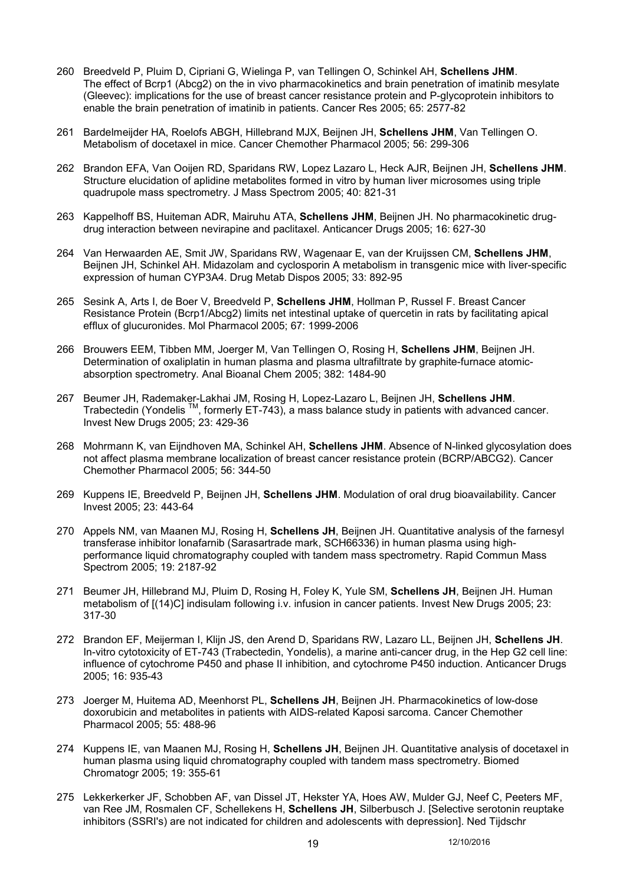260 Breedveld P, Pluim D, Cipriani G, Wielinga P, van Tellingen O, Schinkel AH, **Schellens JHM**. The effect of Bcrp1 (Abcg2) on the in vivo pharmacokinetics and brain penetration of imatinib mesylate (Gleevec): implications for the use of breast cancer resistance protein and P-glycoprotein inhibitors to enable the brain penetration of imatinib in patients. Cancer Res 2005; 65: 2577-82

261 Bardelmeijder HA, Roelofs ABGH, Hillebrand MJX, Beijnen JH, **Schellens JHM**, Van Tellingen O. Metabolism of docetaxel in mice. Cancer Chemother Pharmacol 2005; 56: 299-306

262 Brandon EFA, Van Ooijen RD, Sparidans RW, Lopez Lazaro L, Heck AJR, Beijnen JH, **Schellens JHM**. Structure elucidation of aplidine metabolites formed in vitro by human liver microsomes using triple quadrupole mass spectrometry. J Mass Spectrom 2005; 40: 821-31

263 Kappelhoff BS, Huiteman ADR, Mairuhu ATA, **Schellens JHM**, Beijnen JH. No pharmacokinetic drug-drug interaction between nevirapine and paclitaxel. Anticancer Drugs 2005; 16: 627-30

264 Van Herwaarden AE, Smit JW, Sparidans RW, Wagenaar E, van der Kruijssen CM, **Schellens JHM**, Beijnen JH, Schinkel AH. Midazolam and cyclosporin A metabolism in transgenic mice with liver-specific expression of human CYP3A4. Drug Metab Dispos 2005; 33: 892-95

265 Sesink A, Arts I, de Boer V, Breedveld P, **Schellens JHM**, Hollman P, Russel F. Breast Cancer Resistance Protein (Bcrp1/Abcg2) limits net intestinal uptake of quercetin in rats by facilitating apical efflux of glucuronides. Mol Pharmacol 2005; 67: 1999-2006

266 Brouwers EEM, Tibben MM, Joerger M, Van Tellingen O, Rosing H, **Schellens JHM**, Beijnen JH. Determination of oxaliplatin in human plasma and plasma ultrafiltrate by graphite-furnace atomic-absorption spectrometry. Anal Bioanal Chem 2005; 382: 1484-90

267 Beumer JH, Rademaker-Lakhai JM, Rosing H, Lopez-Lazaro L, Beijnen JH, **Schellens JHM**. Trabectedin (Yondelis ™, formerly ET-743), a mass balance study in patients with advanced cancer. Invest New Drugs 2005; 23: 429-36

268 Mohrmann K, van Eijndhoven MA, Schinkel AH, **Schellens JHM**. Absence of N-linked glycosylation does not affect plasma membrane localization of breast cancer resistance protein (BCRP/ABCG2). Cancer Chemother Pharmacol 2005; 56: 344-50

269 Kuppens IE, Breedveld P, Beijnen JH, **Schellens JHM**. Modulation of oral drug bioavailability. Cancer Invest 2005; 23: 443-64

270 Appels NM, van Maanen MJ, Rosing H, **Schellens JH**, Beijnen JH. Quantitative analysis of the farnesyl transferase inhibitor lonafarnib (Sarasartrade mark, SCH66336) in human plasma using high-performance liquid chromatography coupled with tandem mass spectrometry. Rapid Commun Mass Spectrom 2005; 19: 2187-92

271 Beumer JH, Hillebrand MJ, Pluim D, Rosing H, Foley K, Yule SM, **Schellens JH**, Beijnen JH. Human metabolism of [(14)C] indisulam following i.v. infusion in cancer patients. Invest New Drugs 2005; 23: 317-30

272 Brandon EF, Meijerman I, Klijn JS, den Arend D, Sparidans RW, Lazaro LL, Beijnen JH, **Schellens JH**. In-vitro cytotoxicity of ET-743 (Trabectedin, Yondelis), a marine anti-cancer drug, in the Hep G2 cell line: influence of cytochrome P450 and phase II inhibition, and cytochrome P450 induction. Anticancer Drugs 2005; 16: 935-43

273 Joerger M, Huitema AD, Meenhorst PL, **Schellens JH**, Beijnen JH. Pharmacokinetics of low-dose doxorubicin and metabolites in patients with AIDS-related Kaposi sarcoma. Cancer Chemother Pharmacol 2005; 55: 488-96

274 Kuppens IE, van Maanen MJ, Rosing H, **Schellens JH**, Beijnen JH. Quantitative analysis of docetaxel in human plasma using liquid chromatography coupled with tandem mass spectrometry. Biomed Chromatogr 2005; 19: 355-61

275 Lekkerkerker JF, Schobben AF, van Dissel JT, Hekster YA, Hoes AW, Mulder GJ, Neef C, Peeters MF, van Ree JM, Rosmalen CF, Schellekens H, **Schellens JH**, Silberbusch J. [Selective serotonin reuptake inhibitors (SSRI's) are not indicated for children and adolescents with depression]. Ned Tijdschr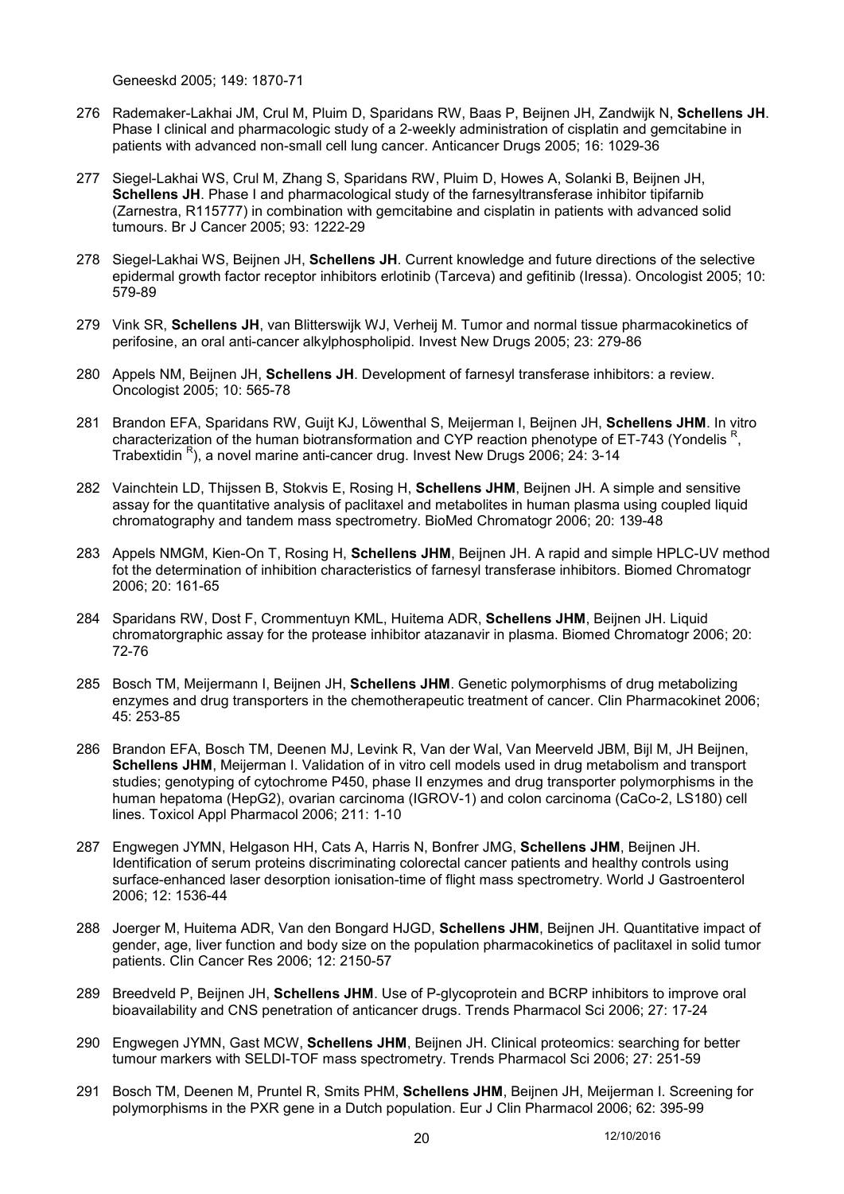Geneeskd 2005; 149: 1870-71

276 Rademaker-Lakhai JM, Crul M, Pluim D, Sparidans RW, Baas P, Beijnen JH, Zandwijk N, **Schellens JH**. Phase I clinical and pharmacologic study of a 2-weekly administration of cisplatin and gemcitabine in patients with advanced non-small cell lung cancer. Anticancer Drugs 2005; 16: 1029-36

277 Siegel-Lakhai WS, Crul M, Zhang S, Sparidans RW, Pluim D, Howes A, Solanki B, Beijnen JH, **Schellens JH**. Phase I and pharmacological study of the farnesyltransferase inhibitor tipifarnib (Zarnestra, R115777) in combination with gemcitabine and cisplatin in patients with advanced solid tumours. Br J Cancer 2005; 93: 1222-29

278 Siegel-Lakhai WS, Beijnen JH, **Schellens JH**. Current knowledge and future directions of the selective epidermal growth factor receptor inhibitors erlotinib (Tarceva) and gefitinib (Iressa). Oncologist 2005; 10: 579-89

279 Vink SR, **Schellens JH**, van Blitterswijk WJ, Verheij M. Tumor and normal tissue pharmacokinetics of perifosine, an oral anti-cancer alkylphospholipid. Invest New Drugs 2005; 23: 279-86

280 Appels NM, Beijnen JH, **Schellens JH**. Development of farnesyl transferase inhibitors: a review. Oncologist 2005; 10: 565-78

281 Brandon EFA, Sparidans RW, Guijt KJ, Löwenthal S, Meijerman I, Beijnen JH, **Schellens JHM**. In vitro characterization of the human biotransformation and CYP reaction phenotype of ET-743 (Yondelis [R], Trabextidin [R]), a novel marine anti-cancer drug. Invest New Drugs 2006; 24: 3-14

282 Vainchtein LD, Thijssen B, Stokvis E, Rosing H, **Schellens JHM**, Beijnen JH. A simple and sensitive assay for the quantitative analysis of paclitaxel and metabolites in human plasma using coupled liquid chromatography and tandem mass spectrometry. BioMed Chromatogr 2006; 20: 139-48

283 Appels NMGM, Kien-On T, Rosing H, **Schellens JHM**, Beijnen JH. A rapid and simple HPLC-UV method fot the determination of inhibition characteristics of farnesyl transferase inhibitors. Biomed Chromatogr 2006; 20: 161-65

284 Sparidans RW, Dost F, Crommentuyn KML, Huitema ADR, **Schellens JHM**, Beijnen JH. Liquid chromatorgraphic assay for the protease inhibitor atazanavir in plasma. Biomed Chromatogr 2006; 20: 72-76

285 Bosch TM, Meijermann I, Beijnen JH, **Schellens JHM**. Genetic polymorphisms of drug metabolizing enzymes and drug transporters in the chemotherapeutic treatment of cancer. Clin Pharmacokinet 2006; 45: 253-85

286 Brandon EFA, Bosch TM, Deenen MJ, Levink R, Van der Wal, Van Meerveld JBM, Bijl M, JH Beijnen, **Schellens JHM**, Meijerman I. Validation of in vitro cell models used in drug metabolism and transport studies; genotyping of cytochrome P450, phase II enzymes and drug transporter polymorphisms in the human hepatoma (HepG2), ovarian carcinoma (IGROV-1) and colon carcinoma (CaCo-2, LS180) cell lines. Toxicol Appl Pharmacol 2006; 211: 1-10

287 Engwegen JYMN, Helgason HH, Cats A, Harris N, Bonfrer JMG, **Schellens JHM**, Beijnen JH. Identification of serum proteins discriminating colorectal cancer patients and healthy controls using surface-enhanced laser desorption ionisation-time of flight mass spectrometry. World J Gastroenterol 2006; 12: 1536-44

288 Joerger M, Huitema ADR, Van den Bongard HJGD, **Schellens JHM**, Beijnen JH. Quantitative impact of gender, age, liver function and body size on the population pharmacokinetics of paclitaxel in solid tumor patients. Clin Cancer Res 2006; 12: 2150-57

289 Breedveld P, Beijnen JH, **Schellens JHM**. Use of P-glycoprotein and BCRP inhibitors to improve oral bioavailability and CNS penetration of anticancer drugs. Trends Pharmacol Sci 2006; 27: 17-24

290 Engwegen JYMN, Gast MCW, **Schellens JHM**, Beijnen JH. Clinical proteomics: searching for better tumour markers with SELDI-TOF mass spectrometry. Trends Pharmacol Sci 2006; 27: 251-59

291 Bosch TM, Deenen M, Pruntel R, Smits PHM, **Schellens JHM**, Beijnen JH, Meijerman I. Screening for polymorphisms in the PXR gene in a Dutch population. Eur J Clin Pharmacol 2006; 62: 395-99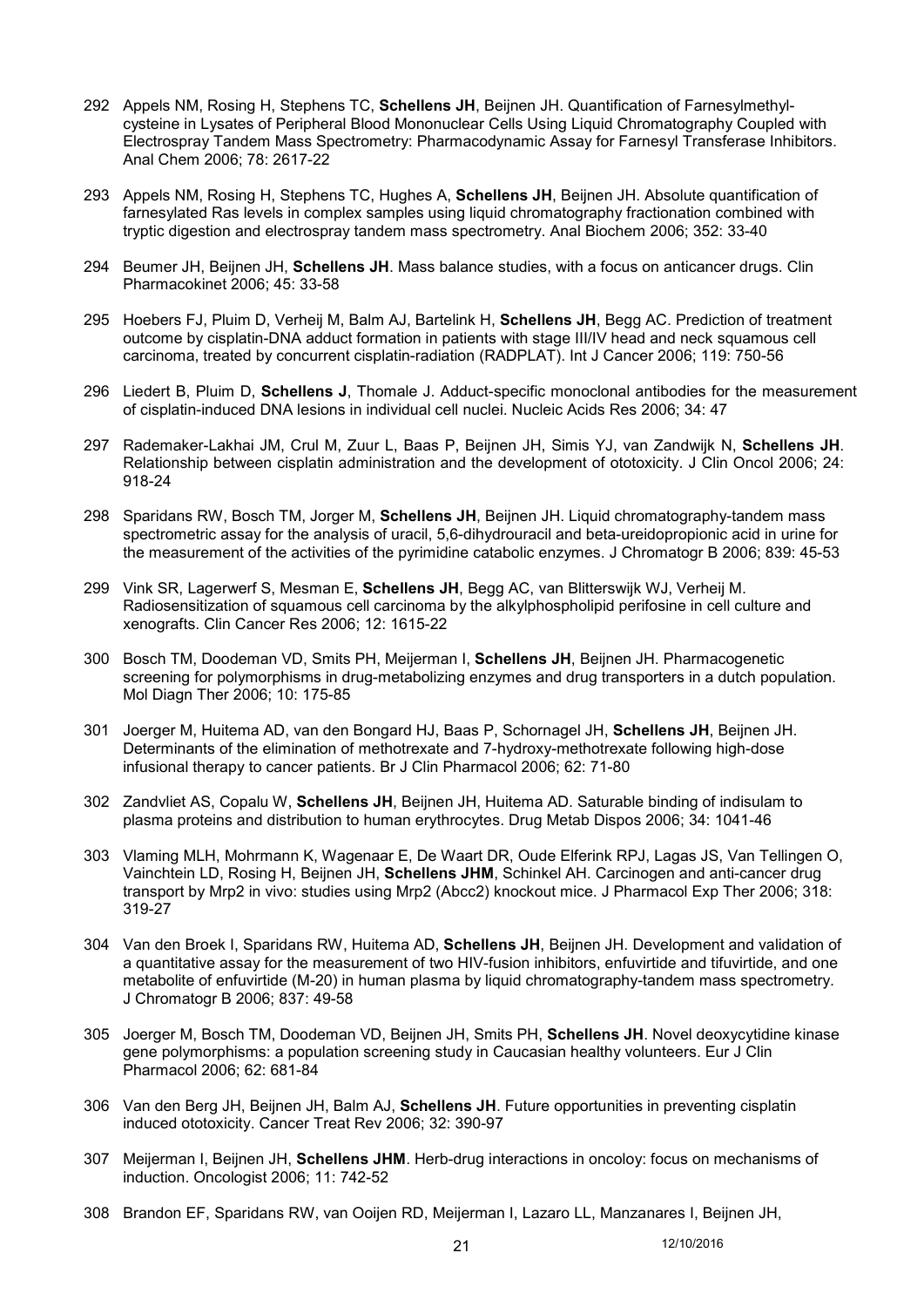292 Appels NM, Rosing H, Stephens TC, **Schellens JH**, Beijnen JH. Quantification of Farnesylmethyl-cysteine in Lysates of Peripheral Blood Mononuclear Cells Using Liquid Chromatography Coupled with Electrospray Tandem Mass Spectrometry: Pharmacodynamic Assay for Farnesyl Transferase Inhibitors. Anal Chem 2006; 78: 2617-22

293 Appels NM, Rosing H, Stephens TC, Hughes A, **Schellens JH**, Beijnen JH. Absolute quantification of farnesylated Ras levels in complex samples using liquid chromatography fractionation combined with tryptic digestion and electrospray tandem mass spectrometry. Anal Biochem 2006; 352: 33-40

294 Beumer JH, Beijnen JH, **Schellens JH**. Mass balance studies, with a focus on anticancer drugs. Clin Pharmacokinet 2006; 45: 33-58

295 Hoebers FJ, Pluim D, Verheij M, Balm AJ, Bartelink H, **Schellens JH**, Begg AC. Prediction of treatment outcome by cisplatin-DNA adduct formation in patients with stage III/IV head and neck squamous cell carcinoma, treated by concurrent cisplatin-radiation (RADPLAT). Int J Cancer 2006; 119: 750-56

296 Liedert B, Pluim D, **Schellens J**, Thomale J. Adduct-specific monoclonal antibodies for the measurement of cisplatin-induced DNA lesions in individual cell nuclei. Nucleic Acids Res 2006; 34: 47

297 Rademaker-Lakhai JM, Crul M, Zuur L, Baas P, Beijnen JH, Simis YJ, van Zandwijk N, **Schellens JH**. Relationship between cisplatin administration and the development of ototoxicity. J Clin Oncol 2006; 24: 918-24

298 Sparidans RW, Bosch TM, Jorger M, **Schellens JH**, Beijnen JH. Liquid chromatography-tandem mass spectrometric assay for the analysis of uracil, 5,6-dihydrouracil and beta-ureidopropionic acid in urine for the measurement of the activities of the pyrimidine catabolic enzymes. J Chromatogr B 2006; 839: 45-53

299 Vink SR, Lagerwerf S, Mesman E, **Schellens JH**, Begg AC, van Blitterswijk WJ, Verheij M. Radiosensitization of squamous cell carcinoma by the alkylphospholipid perifosine in cell culture and xenografts. Clin Cancer Res 2006; 12: 1615-22

300 Bosch TM, Doodeman VD, Smits PH, Meijerman I, **Schellens JH**, Beijnen JH. Pharmacogenetic screening for polymorphisms in drug-metabolizing enzymes and drug transporters in a dutch population. Mol Diagn Ther 2006; 10: 175-85

301 Joerger M, Huitema AD, van den Bongard HJ, Baas P, Schornagel JH, **Schellens JH**, Beijnen JH. Determinants of the elimination of methotrexate and 7-hydroxy-methotrexate following high-dose infusional therapy to cancer patients. Br J Clin Pharmacol 2006; 62: 71-80

302 Zandvliet AS, Copalu W, **Schellens JH**, Beijnen JH, Huitema AD. Saturable binding of indisulam to plasma proteins and distribution to human erythrocytes. Drug Metab Dispos 2006; 34: 1041-46

303 Vlaming MLH, Mohrmann K, Wagenaar E, De Waart DR, Oude Elferink RPJ, Lagas JS, Van Tellingen O, Vainchtein LD, Rosing H, Beijnen JH, **Schellens JHM**, Schinkel AH. Carcinogen and anti-cancer drug transport by Mrp2 in vivo: studies using Mrp2 (Abcc2) knockout mice. J Pharmacol Exp Ther 2006; 318: 319-27

304 Van den Broek I, Sparidans RW, Huitema AD, **Schellens JH**, Beijnen JH. Development and validation of a quantitative assay for the measurement of two HIV-fusion inhibitors, enfuvirtide and tifuvirtide, and one metabolite of enfuvirtide (M-20) in human plasma by liquid chromatography-tandem mass spectrometry. J Chromatogr B 2006; 837: 49-58

305 Joerger M, Bosch TM, Doodeman VD, Beijnen JH, Smits PH, **Schellens JH**. Novel deoxycytidine kinase gene polymorphisms: a population screening study in Caucasian healthy volunteers. Eur J Clin Pharmacol 2006; 62: 681-84

306 Van den Berg JH, Beijnen JH, Balm AJ, **Schellens JH**. Future opportunities in preventing cisplatin induced ototoxicity. Cancer Treat Rev 2006; 32: 390-97

307 Meijerman I, Beijnen JH, **Schellens JHM**. Herb-drug interactions in oncoloy: focus on mechanisms of induction. Oncologist 2006; 11: 742-52

308 Brandon EF, Sparidans RW, van Ooijen RD, Meijerman I, Lazaro LL, Manzanares I, Beijnen JH,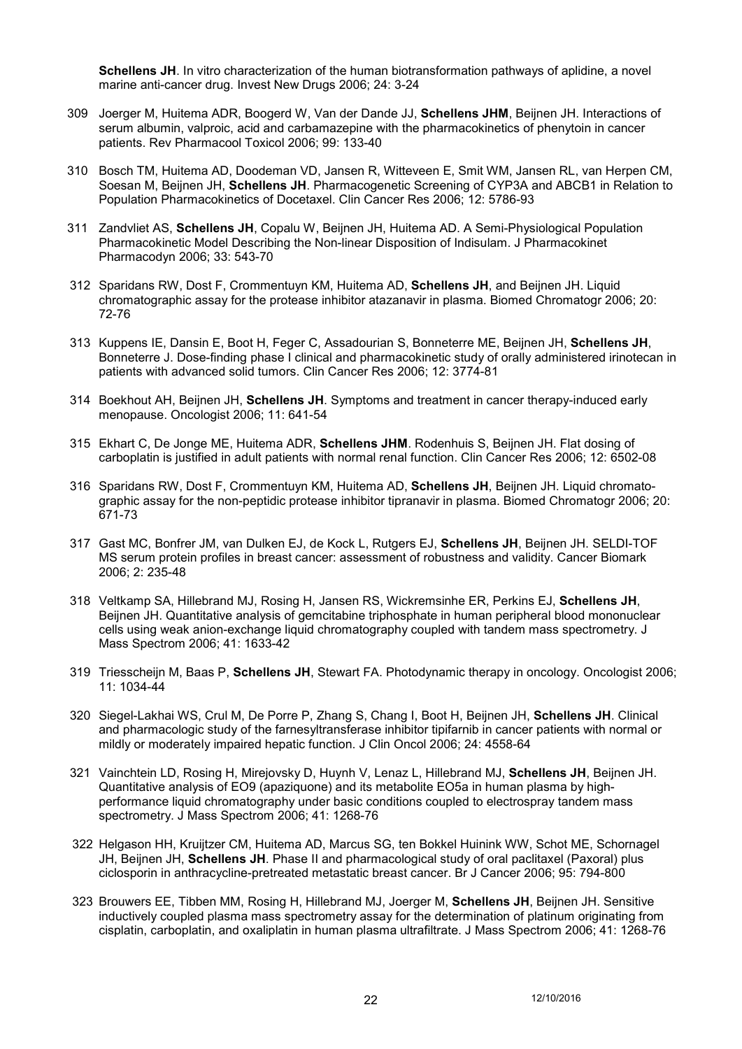**Schellens JH**. In vitro characterization of the human biotransformation pathways of aplidine, a novel marine anti-cancer drug. Invest New Drugs 2006; 24: 3-24

309 Joerger M, Huitema ADR, Boogerd W, Van der Dande JJ, **Schellens JHM**, Beijnen JH. Interactions of serum albumin, valproic, acid and carbamazepine with the pharmacokinetics of phenytoin in cancer patients. Rev Pharmacool Toxicol 2006; 99: 133-40

310 Bosch TM, Huitema AD, Doodeman VD, Jansen R, Witteveen E, Smit WM, Jansen RL, van Herpen CM, Soesan M, Beijnen JH, **Schellens JH**. Pharmacogenetic Screening of CYP3A and ABCB1 in Relation to Population Pharmacokinetics of Docetaxel. Clin Cancer Res 2006; 12: 5786-93

311 Zandvliet AS, **Schellens JH**, Copalu W, Beijnen JH, Huitema AD. A Semi-Physiological Population Pharmacokinetic Model Describing the Non-linear Disposition of Indisulam. J Pharmacokinet Pharmacodyn 2006; 33: 543-70

312 Sparidans RW, Dost F, Crommentuyn KM, Huitema AD, **Schellens JH**, and Beijnen JH. Liquid chromatographic assay for the protease inhibitor atazanavir in plasma. Biomed Chromatogr 2006; 20: 72-76

313 Kuppens IE, Dansin E, Boot H, Feger C, Assadourian S, Bonneterre ME, Beijnen JH, **Schellens JH**, Bonneterre J. Dose-finding phase I clinical and pharmacokinetic study of orally administered irinotecan in patients with advanced solid tumors. Clin Cancer Res 2006; 12: 3774-81

314 Boekhout AH, Beijnen JH, **Schellens JH**. Symptoms and treatment in cancer therapy-induced early menopause. Oncologist 2006; 11: 641-54

315 Ekhart C, De Jonge ME, Huitema ADR, **Schellens JHM**. Rodenhuis S, Beijnen JH. Flat dosing of carboplatin is justified in adult patients with normal renal function. Clin Cancer Res 2006; 12: 6502-08

316 Sparidans RW, Dost F, Crommentuyn KM, Huitema AD, **Schellens JH**, Beijnen JH. Liquid chromatographic assay for the non-peptidic protease inhibitor tipranavir in plasma. Biomed Chromatogr 2006; 20: 671-73

317 Gast MC, Bonfrer JM, van Dulken EJ, de Kock L, Rutgers EJ, **Schellens JH**, Beijnen JH. SELDI-TOF MS serum protein profiles in breast cancer: assessment of robustness and validity. Cancer Biomark 2006; 2: 235-48

318 Veltkamp SA, Hillebrand MJ, Rosing H, Jansen RS, Wickremsinhe ER, Perkins EJ, **Schellens JH**, Beijnen JH. Quantitative analysis of gemcitabine triphosphate in human peripheral blood mononuclear cells using weak anion-exchange liquid chromatography coupled with tandem mass spectrometry. J Mass Spectrom 2006; 41: 1633-42

319 Triesscheijn M, Baas P, **Schellens JH**, Stewart FA. Photodynamic therapy in oncology. Oncologist 2006; 11: 1034-44

320 Siegel-Lakhai WS, Crul M, De Porre P, Zhang S, Chang I, Boot H, Beijnen JH, **Schellens JH**. Clinical and pharmacologic study of the farnesyltransferase inhibitor tipifarnib in cancer patients with normal or mildly or moderately impaired hepatic function. J Clin Oncol 2006; 24: 4558-64

321 Vainchtein LD, Rosing H, Mirejovsky D, Huynh V, Lenaz L, Hillebrand MJ, **Schellens JH**, Beijnen JH. Quantitative analysis of EO9 (apaziquone) and its metabolite EO5a in human plasma by high-performance liquid chromatography under basic conditions coupled to electrospray tandem mass spectrometry. J Mass Spectrom 2006; 41: 1268-76

322 Helgason HH, Kruijtzer CM, Huitema AD, Marcus SG, ten Bokkel Huinink WW, Schot ME, Schornagel JH, Beijnen JH, **Schellens JH**. Phase II and pharmacological study of oral paclitaxel (Paxoral) plus ciclosporin in anthracycline-pretreated metastatic breast cancer. Br J Cancer 2006; 95: 794-800

323 Brouwers EE, Tibben MM, Rosing H, Hillebrand MJ, Joerger M, **Schellens JH**, Beijnen JH. Sensitive inductively coupled plasma mass spectrometry assay for the determination of platinum originating from cisplatin, carboplatin, and oxaliplatin in human plasma ultrafiltrate. J Mass Spectrom 2006; 41: 1268-76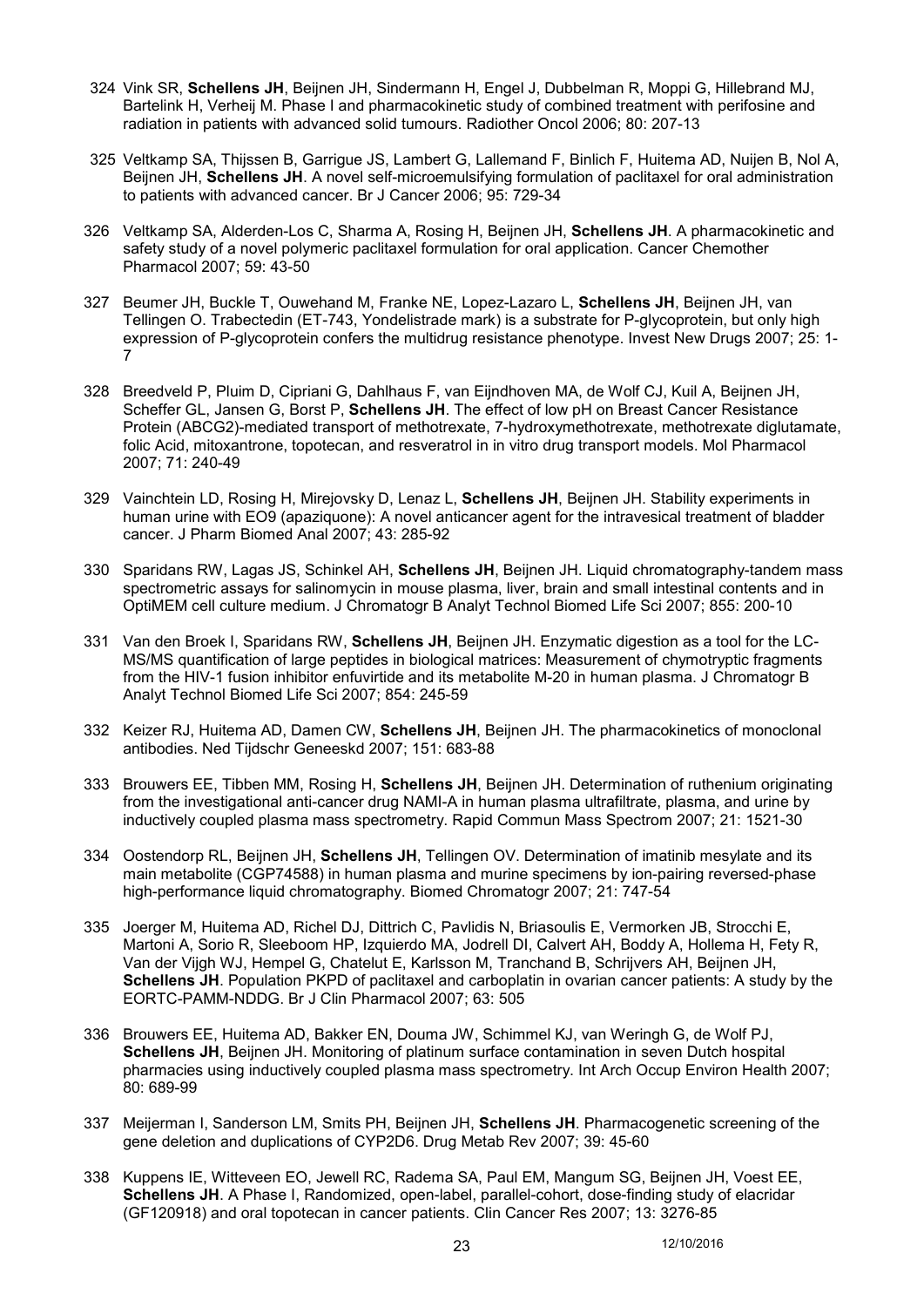324 Vink SR, **Schellens JH**, Beijnen JH, Sindermann H, Engel J, Dubbelman R, Moppi G, Hillebrand MJ, Bartelink H, Verheij M. Phase I and pharmacokinetic study of combined treatment with perifosine and radiation in patients with advanced solid tumours. Radiother Oncol 2006; 80: 207-13

325 Veltkamp SA, Thijssen B, Garrigue JS, Lambert G, Lallemand F, Binlich F, Huitema AD, Nuijen B, Nol A, Beijnen JH, **Schellens JH**. A novel self-microemulsifying formulation of paclitaxel for oral administration to patients with advanced cancer. Br J Cancer 2006; 95: 729-34

326 Veltkamp SA, Alderden-Los C, Sharma A, Rosing H, Beijnen JH, **Schellens JH**. A pharmacokinetic and safety study of a novel polymeric paclitaxel formulation for oral application. Cancer Chemother Pharmacol 2007; 59: 43-50

327 Beumer JH, Buckle T, Ouwehand M, Franke NE, Lopez-Lazaro L, **Schellens JH**, Beijnen JH, van Tellingen O. Trabectedin (ET-743, Yondelistrade mark) is a substrate for P-glycoprotein, but only high expression of P-glycoprotein confers the multidrug resistance phenotype. Invest New Drugs 2007; 25: 1-7

328 Breedveld P, Pluim D, Cipriani G, Dahlhaus F, van Eijndhoven MA, de Wolf CJ, Kuil A, Beijnen JH, Scheffer GL, Jansen G, Borst P, **Schellens JH**. The effect of low pH on Breast Cancer Resistance Protein (ABCG2)-mediated transport of methotrexate, 7-hydroxymethotrexate, methotrexate diglutamate, folic Acid, mitoxantrone, topotecan, and resveratrol in in vitro drug transport models. Mol Pharmacol 2007; 71: 240-49

329 Vainchtein LD, Rosing H, Mirejovsky D, Lenaz L, **Schellens JH**, Beijnen JH. Stability experiments in human urine with EO9 (apaziquone): A novel anticancer agent for the intravesical treatment of bladder cancer. J Pharm Biomed Anal 2007; 43: 285-92

330 Sparidans RW, Lagas JS, Schinkel AH, **Schellens JH**, Beijnen JH. Liquid chromatography-tandem mass spectrometric assays for salinomycin in mouse plasma, liver, brain and small intestinal contents and in OptiMEM cell culture medium. J Chromatogr B Analyt Technol Biomed Life Sci 2007; 855: 200-10

331 Van den Broek I, Sparidans RW, **Schellens JH**, Beijnen JH. Enzymatic digestion as a tool for the LC-MS/MS quantification of large peptides in biological matrices: Measurement of chymotryptic fragments from the HIV-1 fusion inhibitor enfuvirtide and its metabolite M-20 in human plasma. J Chromatogr B Analyt Technol Biomed Life Sci 2007; 854: 245-59

332 Keizer RJ, Huitema AD, Damen CW, **Schellens JH**, Beijnen JH. The pharmacokinetics of monoclonal antibodies. Ned Tijdschr Geneeskd 2007; 151: 683-88

333 Brouwers EE, Tibben MM, Rosing H, **Schellens JH**, Beijnen JH. Determination of ruthenium originating from the investigational anti-cancer drug NAMI-A in human plasma ultrafiltrate, plasma, and urine by inductively coupled plasma mass spectrometry. Rapid Commun Mass Spectrom 2007; 21: 1521-30

334 Oostendorp RL, Beijnen JH, **Schellens JH**, Tellingen OV. Determination of imatinib mesylate and its main metabolite (CGP74588) in human plasma and murine specimens by ion-pairing reversed-phase high-performance liquid chromatography. Biomed Chromatogr 2007; 21: 747-54

335 Joerger M, Huitema AD, Richel DJ, Dittrich C, Pavlidis N, Briasoulis E, Vermorken JB, Strocchi E, Martoni A, Sorio R, Sleeboom HP, Izquierdo MA, Jodrell DI, Calvert AH, Boddy A, Hollema H, Fety R, Van der Vijgh WJ, Hempel G, Chatelut E, Karlsson M, Tranchand B, Schrijvers AH, Beijnen JH, **Schellens JH**. Population PKPD of paclitaxel and carboplatin in ovarian cancer patients: A study by the EORTC-PAMM-NDDG. Br J Clin Pharmacol 2007; 63: 505

336 Brouwers EE, Huitema AD, Bakker EN, Douma JW, Schimmel KJ, van Weringh G, de Wolf PJ, **Schellens JH**, Beijnen JH. Monitoring of platinum surface contamination in seven Dutch hospital pharmacies using inductively coupled plasma mass spectrometry. Int Arch Occup Environ Health 2007; 80: 689-99

337 Meijerman I, Sanderson LM, Smits PH, Beijnen JH, **Schellens JH**. Pharmacogenetic screening of the gene deletion and duplications of CYP2D6. Drug Metab Rev 2007; 39: 45-60

338 Kuppens IE, Witteveen EO, Jewell RC, Radema SA, Paul EM, Mangum SG, Beijnen JH, Voest EE, **Schellens JH**. A Phase I, Randomized, open-label, parallel-cohort, dose-finding study of elacridar (GF120918) and oral topotecan in cancer patients. Clin Cancer Res 2007; 13: 3276-85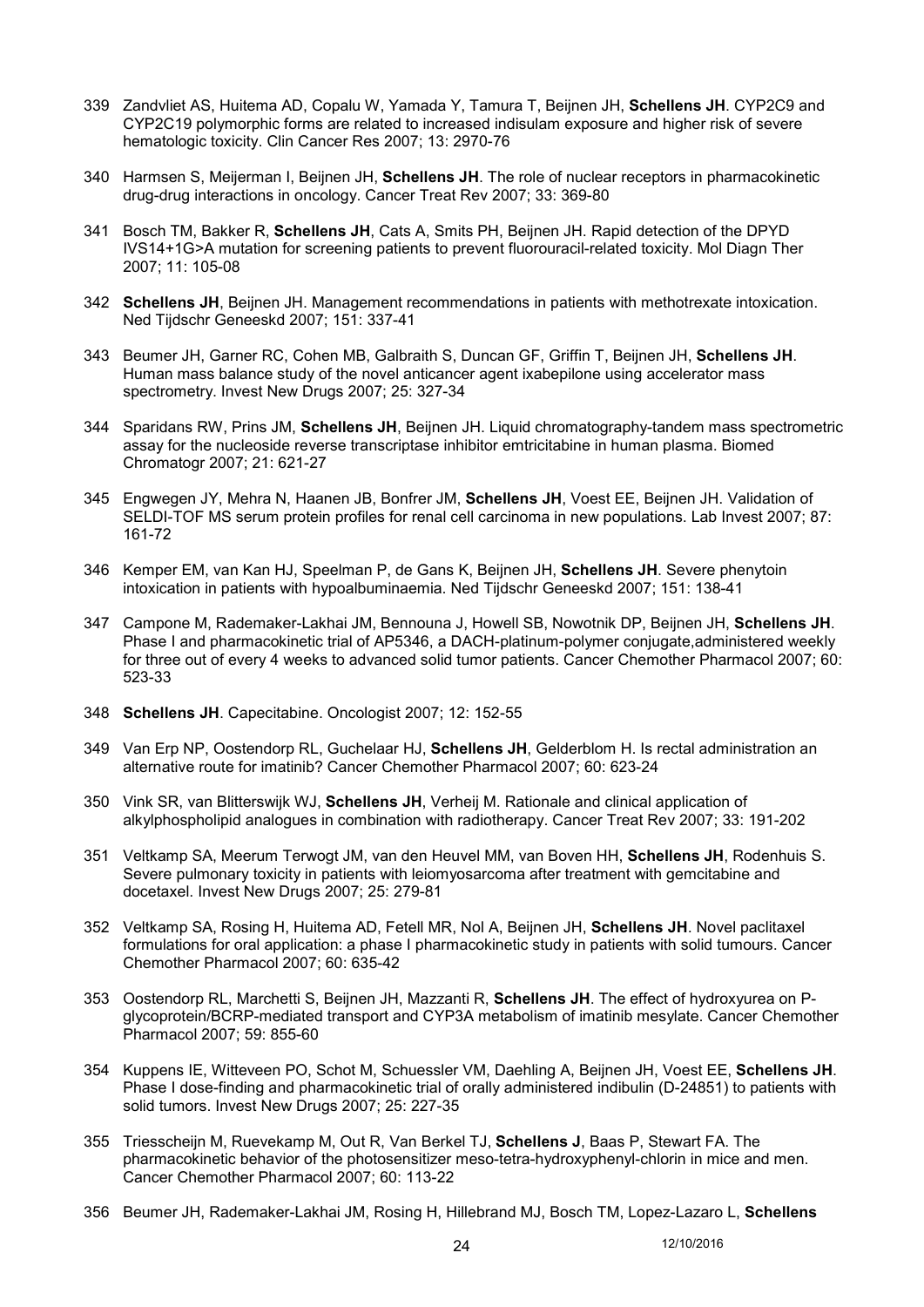339 Zandvliet AS, Huitema AD, Copalu W, Yamada Y, Tamura T, Beijnen JH, **Schellens JH**. CYP2C9 and CYP2C19 polymorphic forms are related to increased indisulam exposure and higher risk of severe hematologic toxicity. Clin Cancer Res 2007; 13: 2970-76

340 Harmsen S, Meijerman I, Beijnen JH, **Schellens JH**. The role of nuclear receptors in pharmacokinetic drug-drug interactions in oncology. Cancer Treat Rev 2007; 33: 369-80

341 Bosch TM, Bakker R, **Schellens JH**, Cats A, Smits PH, Beijnen JH. Rapid detection of the DPYD IVS14+1G>A mutation for screening patients to prevent fluorouracil-related toxicity. Mol Diagn Ther 2007; 11: 105-08

342 **Schellens JH**, Beijnen JH. Management recommendations in patients with methotrexate intoxication. Ned Tijdschr Geneeskd 2007; 151: 337-41

343 Beumer JH, Garner RC, Cohen MB, Galbraith S, Duncan GF, Griffin T, Beijnen JH, **Schellens JH**. Human mass balance study of the novel anticancer agent ixabepilone using accelerator mass spectrometry. Invest New Drugs 2007; 25: 327-34

344 Sparidans RW, Prins JM, **Schellens JH**, Beijnen JH. Liquid chromatography-tandem mass spectrometric assay for the nucleoside reverse transcriptase inhibitor emtricitabine in human plasma. Biomed Chromatogr 2007; 21: 621-27

345 Engwegen JY, Mehra N, Haanen JB, Bonfrer JM, **Schellens JH**, Voest EE, Beijnen JH. Validation of SELDI-TOF MS serum protein profiles for renal cell carcinoma in new populations. Lab Invest 2007; 87: 161-72

346 Kemper EM, van Kan HJ, Speelman P, de Gans K, Beijnen JH, **Schellens JH**. Severe phenytoin intoxication in patients with hypoalbuminaemia. Ned Tijdschr Geneeskd 2007; 151: 138-41

347 Campone M, Rademaker-Lakhai JM, Bennouna J, Howell SB, Nowotnik DP, Beijnen JH, **Schellens JH**. Phase I and pharmacokinetic trial of AP5346, a DACH-platinum-polymer conjugate,administered weekly for three out of every 4 weeks to advanced solid tumor patients. Cancer Chemother Pharmacol 2007; 60: 523-33

348 **Schellens JH**. Capecitabine. Oncologist 2007; 12: 152-55

349 Van Erp NP, Oostendorp RL, Guchelaar HJ, **Schellens JH**, Gelderblom H. Is rectal administration an alternative route for imatinib? Cancer Chemother Pharmacol 2007; 60: 623-24

350 Vink SR, van Blitterswijk WJ, **Schellens JH**, Verheij M. Rationale and clinical application of alkylphospholipid analogues in combination with radiotherapy. Cancer Treat Rev 2007; 33: 191-202

351 Veltkamp SA, Meerum Terwogt JM, van den Heuvel MM, van Boven HH, **Schellens JH**, Rodenhuis S. Severe pulmonary toxicity in patients with leiomyosarcoma after treatment with gemcitabine and docetaxel. Invest New Drugs 2007; 25: 279-81

352 Veltkamp SA, Rosing H, Huitema AD, Fetell MR, Nol A, Beijnen JH, **Schellens JH**. Novel paclitaxel formulations for oral application: a phase I pharmacokinetic study in patients with solid tumours. Cancer Chemother Pharmacol 2007; 60: 635-42

353 Oostendorp RL, Marchetti S, Beijnen JH, Mazzanti R, **Schellens JH**. The effect of hydroxyurea on P-glycoprotein/BCRP-mediated transport and CYP3A metabolism of imatinib mesylate. Cancer Chemother Pharmacol 2007; 59: 855-60

354 Kuppens IE, Witteveen PO, Schot M, Schuessler VM, Daehling A, Beijnen JH, Voest EE, **Schellens JH**. Phase I dose-finding and pharmacokinetic trial of orally administered indibulin (D-24851) to patients with solid tumors. Invest New Drugs 2007; 25: 227-35

355 Triesscheijn M, Ruevekamp M, Out R, Van Berkel TJ, **Schellens J**, Baas P, Stewart FA. The pharmacokinetic behavior of the photosensitizer meso-tetra-hydroxyphenyl-chlorin in mice and men. Cancer Chemother Pharmacol 2007; 60: 113-22

356 Beumer JH, Rademaker-Lakhai JM, Rosing H, Hillebrand MJ, Bosch TM, Lopez-Lazaro L, **Schellens**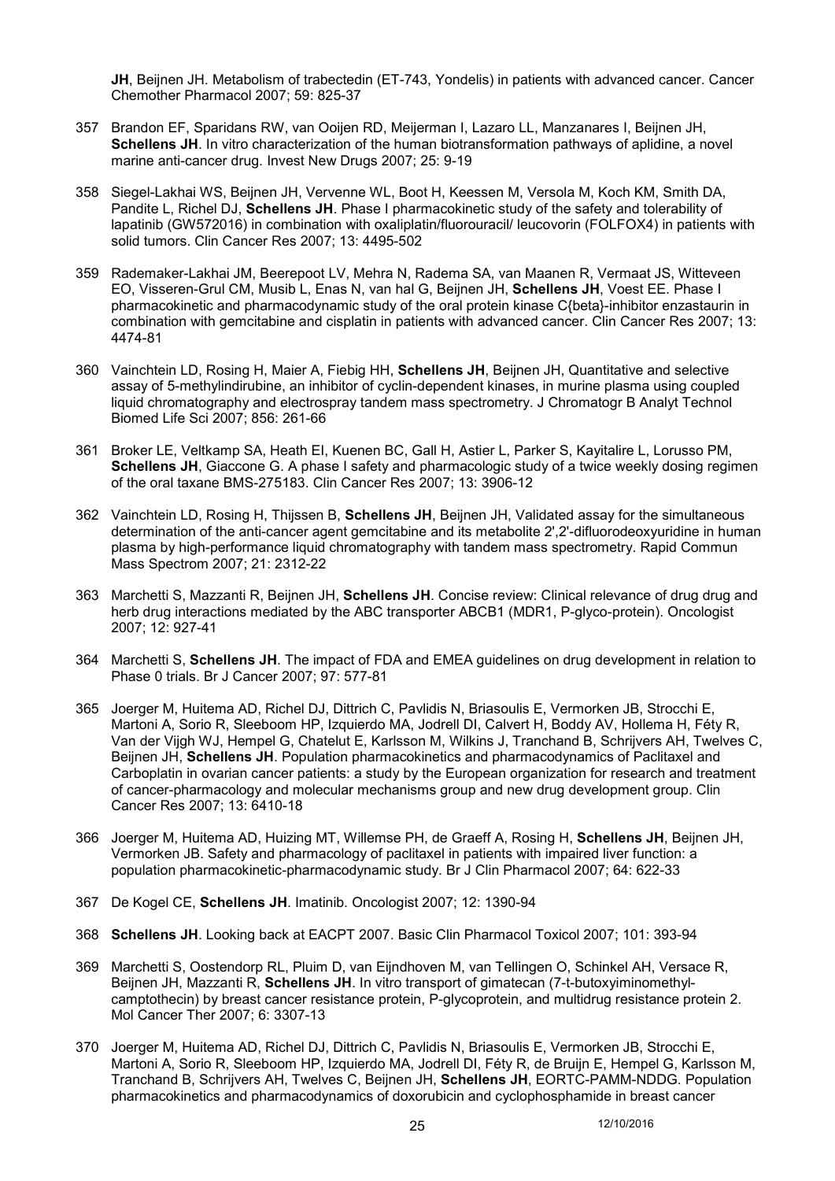**JH**, Beijnen JH. Metabolism of trabectedin (ET-743, Yondelis) in patients with advanced cancer. Cancer Chemother Pharmacol 2007; 59: 825-37

357 Brandon EF, Sparidans RW, van Ooijen RD, Meijerman I, Lazaro LL, Manzanares I, Beijnen JH, **Schellens JH**. In vitro characterization of the human biotransformation pathways of aplidine, a novel marine anti-cancer drug. Invest New Drugs 2007; 25: 9-19

358 Siegel-Lakhai WS, Beijnen JH, Vervenne WL, Boot H, Keessen M, Versola M, Koch KM, Smith DA, Pandite L, Richel DJ, **Schellens JH**. Phase I pharmacokinetic study of the safety and tolerability of lapatinib (GW572016) in combination with oxaliplatin/fluorouracil/ leucovorin (FOLFOX4) in patients with solid tumors. Clin Cancer Res 2007; 13: 4495-502

359 Rademaker-Lakhai JM, Beerepoot LV, Mehra N, Radema SA, van Maanen R, Vermaat JS, Witteveen EO, Visseren-Grul CM, Musib L, Enas N, van hal G, Beijnen JH, **Schellens JH**, Voest EE. Phase I pharmacokinetic and pharmacodynamic study of the oral protein kinase C{beta}-inhibitor enzastaurin in combination with gemcitabine and cisplatin in patients with advanced cancer. Clin Cancer Res 2007; 13: 4474-81

360 Vainchtein LD, Rosing H, Maier A, Fiebig HH, **Schellens JH**, Beijnen JH, Quantitative and selective assay of 5-methylindirubine, an inhibitor of cyclin-dependent kinases, in murine plasma using coupled liquid chromatography and electrospray tandem mass spectrometry. J Chromatogr B Analyt Technol Biomed Life Sci 2007; 856: 261-66

361 Broker LE, Veltkamp SA, Heath EI, Kuenen BC, Gall H, Astier L, Parker S, Kayitalire L, Lorusso PM, **Schellens JH**, Giaccone G. A phase I safety and pharmacologic study of a twice weekly dosing regimen of the oral taxane BMS-275183. Clin Cancer Res 2007; 13: 3906-12

362 Vainchtein LD, Rosing H, Thijssen B, **Schellens JH**, Beijnen JH, Validated assay for the simultaneous determination of the anti-cancer agent gemcitabine and its metabolite 2',2'-difluorodeoxyuridine in human plasma by high-performance liquid chromatography with tandem mass spectrometry. Rapid Commun Mass Spectrom 2007; 21: 2312-22

363 Marchetti S, Mazzanti R, Beijnen JH, **Schellens JH**. Concise review: Clinical relevance of drug drug and herb drug interactions mediated by the ABC transporter ABCB1 (MDR1, P-glyco-protein). Oncologist 2007; 12: 927-41

364 Marchetti S, **Schellens JH**. The impact of FDA and EMEA guidelines on drug development in relation to Phase 0 trials. Br J Cancer 2007; 97: 577-81

365 Joerger M, Huitema AD, Richel DJ, Dittrich C, Pavlidis N, Briasoulis E, Vermorken JB, Strocchi E, Martoni A, Sorio R, Sleeboom HP, Izquierdo MA, Jodrell DI, Calvert H, Boddy AV, Hollema H, Féty R, Van der Vijgh WJ, Hempel G, Chatelut E, Karlsson M, Wilkins J, Tranchand B, Schrijvers AH, Twelves C, Beijnen JH, **Schellens JH**. Population pharmacokinetics and pharmacodynamics of Paclitaxel and Carboplatin in ovarian cancer patients: a study by the European organization for research and treatment of cancer-pharmacology and molecular mechanisms group and new drug development group. Clin Cancer Res 2007; 13: 6410-18

366 Joerger M, Huitema AD, Huizing MT, Willemse PH, de Graeff A, Rosing H, **Schellens JH**, Beijnen JH, Vermorken JB. Safety and pharmacology of paclitaxel in patients with impaired liver function: a population pharmacokinetic-pharmacodynamic study. Br J Clin Pharmacol 2007; 64: 622-33

367 De Kogel CE, **Schellens JH**. Imatinib. Oncologist 2007; 12: 1390-94

368 **Schellens JH**. Looking back at EACPT 2007. Basic Clin Pharmacol Toxicol 2007; 101: 393-94

369 Marchetti S, Oostendorp RL, Pluim D, van Eijndhoven M, van Tellingen O, Schinkel AH, Versace R, Beijnen JH, Mazzanti R, **Schellens JH**. In vitro transport of gimatecan (7-t-butoxyiminomethyl-camptothecin) by breast cancer resistance protein, P-glycoprotein, and multidrug resistance protein 2. Mol Cancer Ther 2007; 6: 3307-13

370 Joerger M, Huitema AD, Richel DJ, Dittrich C, Pavlidis N, Briasoulis E, Vermorken JB, Strocchi E, Martoni A, Sorio R, Sleeboom HP, Izquierdo MA, Jodrell DI, Féty R, de Bruijn E, Hempel G, Karlsson M, Tranchand B, Schrijvers AH, Twelves C, Beijnen JH, **Schellens JH**, EORTC-PAMM-NDDG. Population pharmacokinetics and pharmacodynamics of doxorubicin and cyclophosphamide in breast cancer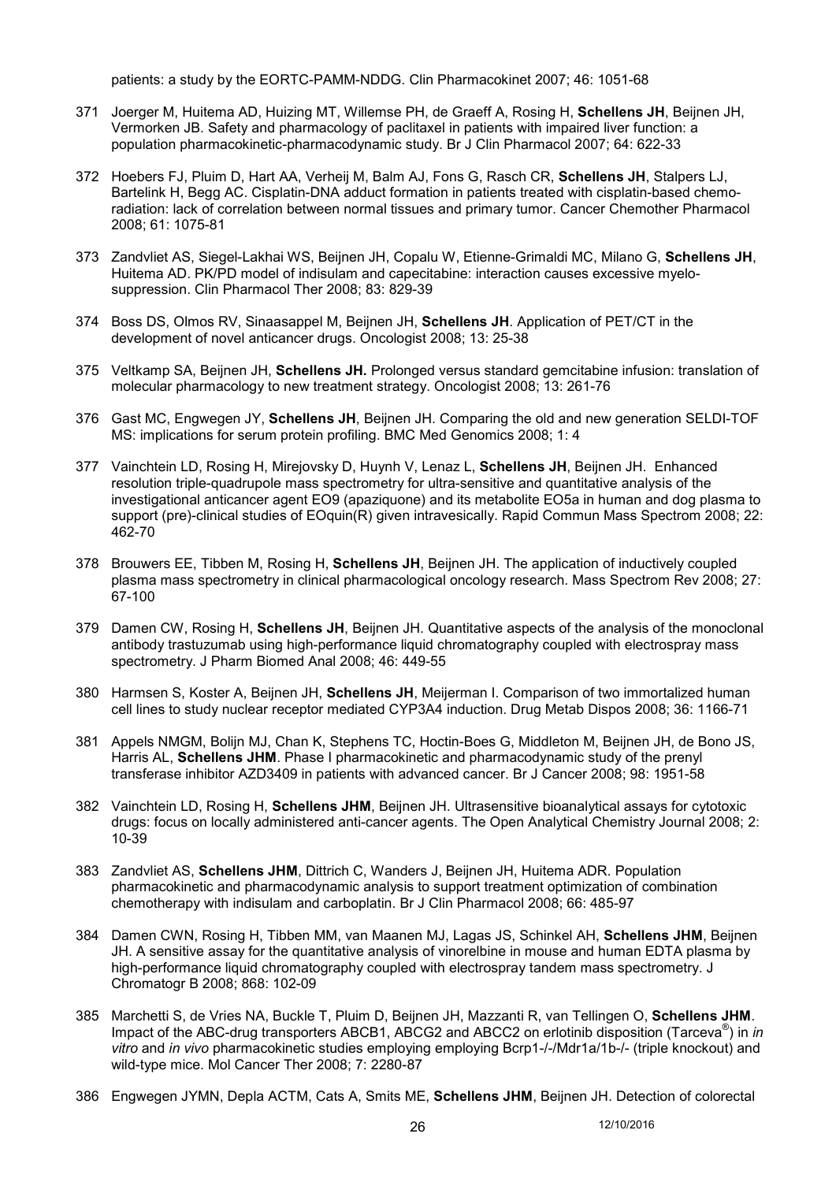patients: a study by the EORTC-PAMM-NDDG. Clin Pharmacokinet 2007; 46: 1051-68

371 Joerger M, Huitema AD, Huizing MT, Willemse PH, de Graeff A, Rosing H, **Schellens JH**, Beijnen JH, Vermorken JB. Safety and pharmacology of paclitaxel in patients with impaired liver function: a population pharmacokinetic-pharmacodynamic study. Br J Clin Pharmacol 2007; 64: 622-33

372 Hoebers FJ, Pluim D, Hart AA, Verheij M, Balm AJ, Fons G, Rasch CR, **Schellens JH**, Stalpers LJ, Bartelink H, Begg AC. Cisplatin-DNA adduct formation in patients treated with cisplatin-based chemo-radiation: lack of correlation between normal tissues and primary tumor. Cancer Chemother Pharmacol 2008; 61: 1075-81

373 Zandvliet AS, Siegel-Lakhai WS, Beijnen JH, Copalu W, Etienne-Grimaldi MC, Milano G, **Schellens JH**, Huitema AD. PK/PD model of indisulam and capecitabine: interaction causes excessive myelo-suppression. Clin Pharmacol Ther 2008; 83: 829-39

374 Boss DS, Olmos RV, Sinaasappel M, Beijnen JH, **Schellens JH**. Application of PET/CT in the development of novel anticancer drugs. Oncologist 2008; 13: 25-38

375 Veltkamp SA, Beijnen JH, **Schellens JH.** Prolonged versus standard gemcitabine infusion: translation of molecular pharmacology to new treatment strategy. Oncologist 2008; 13: 261-76

376 Gast MC, Engwegen JY, **Schellens JH**, Beijnen JH. Comparing the old and new generation SELDI-TOF MS: implications for serum protein profiling. BMC Med Genomics 2008; 1: 4

377 Vainchtein LD, Rosing H, Mirejovsky D, Huynh V, Lenaz L, **Schellens JH**, Beijnen JH. Enhanced resolution triple-quadrupole mass spectrometry for ultra-sensitive and quantitative analysis of the investigational anticancer agent EO9 (apaziquone) and its metabolite EO5a in human and dog plasma to support (pre)-clinical studies of EOquin(R) given intravesically. Rapid Commun Mass Spectrom 2008; 22: 462-70

378 Brouwers EE, Tibben M, Rosing H, **Schellens JH**, Beijnen JH. The application of inductively coupled plasma mass spectrometry in clinical pharmacological oncology research. Mass Spectrom Rev 2008; 27: 67-100

379 Damen CW, Rosing H, **Schellens JH**, Beijnen JH. Quantitative aspects of the analysis of the monoclonal antibody trastuzumab using high-performance liquid chromatography coupled with electrospray mass spectrometry. J Pharm Biomed Anal 2008; 46: 449-55

380 Harmsen S, Koster A, Beijnen JH, **Schellens JH**, Meijerman I. Comparison of two immortalized human cell lines to study nuclear receptor mediated CYP3A4 induction. Drug Metab Dispos 2008; 36: 1166-71

381 Appels NMGM, Bolijn MJ, Chan K, Stephens TC, Hoctin-Boes G, Middleton M, Beijnen JH, de Bono JS, Harris AL, **Schellens JHM**. Phase I pharmacokinetic and pharmacodynamic study of the prenyl transferase inhibitor AZD3409 in patients with advanced cancer. Br J Cancer 2008; 98: 1951-58

382 Vainchtein LD, Rosing H, **Schellens JHM**, Beijnen JH. Ultrasensitive bioanalytical assays for cytotoxic drugs: focus on locally administered anti-cancer agents. The Open Analytical Chemistry Journal 2008; 2: 10-39

383 Zandvliet AS, **Schellens JHM**, Dittrich C, Wanders J, Beijnen JH, Huitema ADR. Population pharmacokinetic and pharmacodynamic analysis to support treatment optimization of combination chemotherapy with indisulam and carboplatin. Br J Clin Pharmacol 2008; 66: 485-97

384 Damen CWN, Rosing H, Tibben MM, van Maanen MJ, Lagas JS, Schinkel AH, **Schellens JHM**, Beijnen JH. A sensitive assay for the quantitative analysis of vinorelbine in mouse and human EDTA plasma by high-performance liquid chromatography coupled with electrospray tandem mass spectrometry. J Chromatogr B 2008; 868: 102-09

385 Marchetti S, de Vries NA, Buckle T, Pluim D, Beijnen JH, Mazzanti R, van Tellingen O, **Schellens JHM**. Impact of the ABC-drug transporters ABCB1, ABCG2 and ABCC2 on erlotinib disposition (Tarceva®) in *in vitro* and *in vivo* pharmacokinetic studies employing employing Bcrp1-/-/Mdr1a/1b-/- (triple knockout) and wild-type mice. Mol Cancer Ther 2008; 7: 2280-87

386 Engwegen JYMN, Depla ACTM, Cats A, Smits ME, **Schellens JHM**, Beijnen JH. Detection of colorectal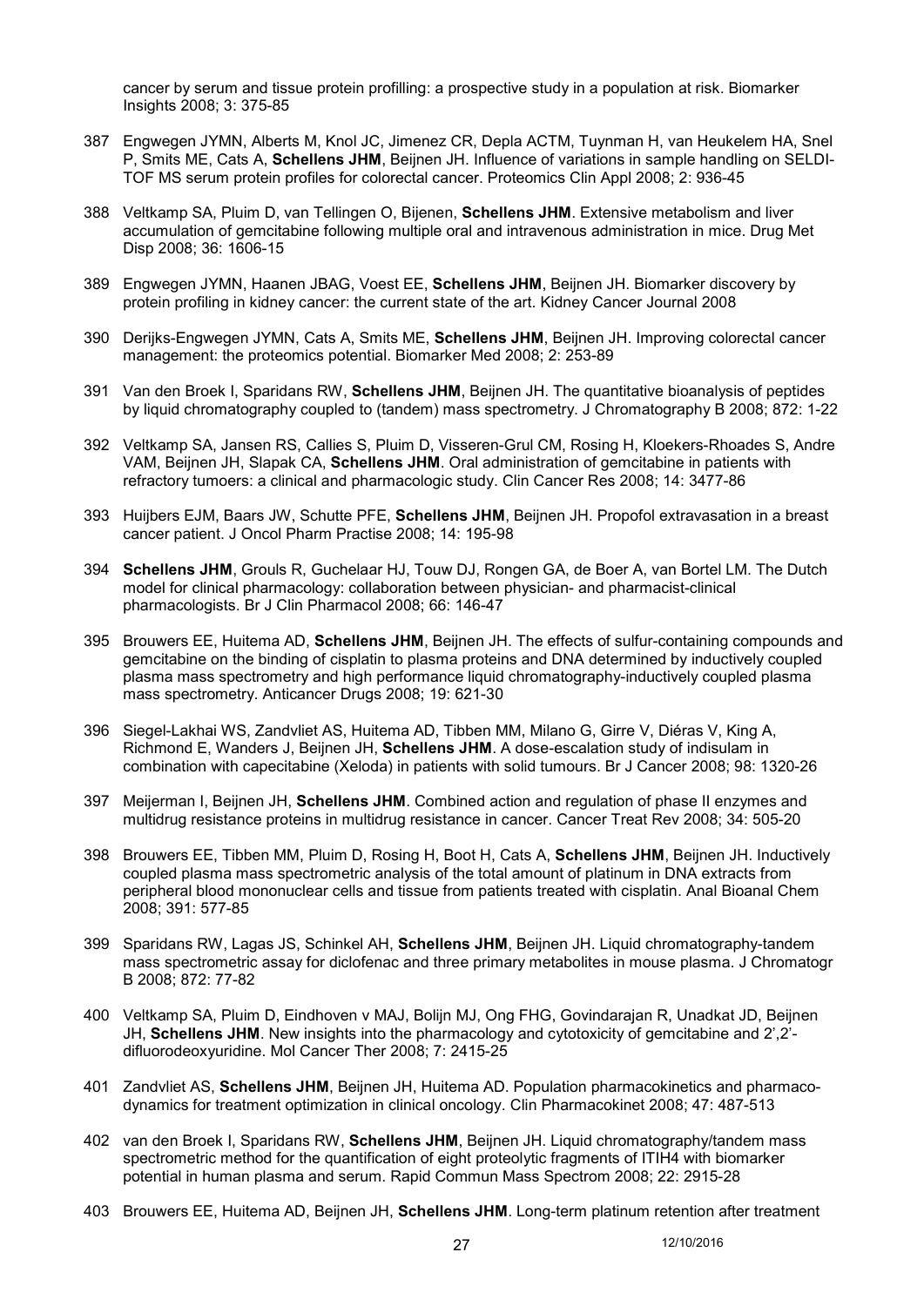cancer by serum and tissue protein profilling: a prospective study in a population at risk. Biomarker Insights 2008; 3: 375-85

387 Engwegen JYMN, Alberts M, Knol JC, Jimenez CR, Depla ACTM, Tuynman H, van Heukelem HA, Snel P, Smits ME, Cats A, **Schellens JHM**, Beijnen JH. Influence of variations in sample handling on SELDI-TOF MS serum protein profiles for colorectal cancer. Proteomics Clin Appl 2008; 2: 936-45

388 Veltkamp SA, Pluim D, van Tellingen O, Bijenen, **Schellens JHM**. Extensive metabolism and liver accumulation of gemcitabine following multiple oral and intravenous administration in mice. Drug Met Disp 2008; 36: 1606-15

389 Engwegen JYMN, Haanen JBAG, Voest EE, **Schellens JHM**, Beijnen JH. Biomarker discovery by protein profiling in kidney cancer: the current state of the art. Kidney Cancer Journal 2008

390 Derijks-Engwegen JYMN, Cats A, Smits ME, **Schellens JHM**, Beijnen JH. Improving colorectal cancer management: the proteomics potential. Biomarker Med 2008; 2: 253-89

391 Van den Broek I, Sparidans RW, **Schellens JHM**, Beijnen JH. The quantitative bioanalysis of peptides by liquid chromatography coupled to (tandem) mass spectrometry. J Chromatography B 2008; 872: 1-22

392 Veltkamp SA, Jansen RS, Callies S, Pluim D, Visseren-Grul CM, Rosing H, Kloekers-Rhoades S, Andre VAM, Beijnen JH, Slapak CA, **Schellens JHM**. Oral administration of gemcitabine in patients with refractory tumoers: a clinical and pharmacologic study. Clin Cancer Res 2008; 14: 3477-86

393 Huijbers EJM, Baars JW, Schutte PFE, **Schellens JHM**, Beijnen JH. Propofol extravasation in a breast cancer patient. J Oncol Pharm Practise 2008; 14: 195-98

394 **Schellens JHM**, Grouls R, Guchelaar HJ, Touw DJ, Rongen GA, de Boer A, van Bortel LM. The Dutch model for clinical pharmacology: collaboration between physician- and pharmacist-clinical pharmacologists. Br J Clin Pharmacol 2008; 66: 146-47

395 Brouwers EE, Huitema AD, **Schellens JHM**, Beijnen JH. The effects of sulfur-containing compounds and gemcitabine on the binding of cisplatin to plasma proteins and DNA determined by inductively coupled plasma mass spectrometry and high performance liquid chromatography-inductively coupled plasma mass spectrometry. Anticancer Drugs 2008; 19: 621-30

396 Siegel-Lakhai WS, Zandvliet AS, Huitema AD, Tibben MM, Milano G, Girre V, Diéras V, King A, Richmond E, Wanders J, Beijnen JH, **Schellens JHM**. A dose-escalation study of indisulam in combination with capecitabine (Xeloda) in patients with solid tumours. Br J Cancer 2008; 98: 1320-26

397 Meijerman I, Beijnen JH, **Schellens JHM**. Combined action and regulation of phase II enzymes and multidrug resistance proteins in multidrug resistance in cancer. Cancer Treat Rev 2008; 34: 505-20

398 Brouwers EE, Tibben MM, Pluim D, Rosing H, Boot H, Cats A, **Schellens JHM**, Beijnen JH. Inductively coupled plasma mass spectrometric analysis of the total amount of platinum in DNA extracts from peripheral blood mononuclear cells and tissue from patients treated with cisplatin. Anal Bioanal Chem 2008; 391: 577-85

399 Sparidans RW, Lagas JS, Schinkel AH, **Schellens JHM**, Beijnen JH. Liquid chromatography-tandem mass spectrometric assay for diclofenac and three primary metabolites in mouse plasma. J Chromatogr B 2008; 872: 77-82

400 Veltkamp SA, Pluim D, Eindhoven v MAJ, Bolijn MJ, Ong FHG, Govindarajan R, Unadkat JD, Beijnen JH, **Schellens JHM**. New insights into the pharmacology and cytotoxicity of gemcitabine and 2',2'-difluorodeoxyuridine. Mol Cancer Ther 2008; 7: 2415-25

401 Zandvliet AS, **Schellens JHM**, Beijnen JH, Huitema AD. Population pharmacokinetics and pharmaco-dynamics for treatment optimization in clinical oncology. Clin Pharmacokinet 2008; 47: 487-513

402 van den Broek I, Sparidans RW, **Schellens JHM**, Beijnen JH. Liquid chromatography/tandem mass spectrometric method for the quantification of eight proteolytic fragments of ITIH4 with biomarker potential in human plasma and serum. Rapid Commun Mass Spectrom 2008; 22: 2915-28

403 Brouwers EE, Huitema AD, Beijnen JH, **Schellens JHM**. Long-term platinum retention after treatment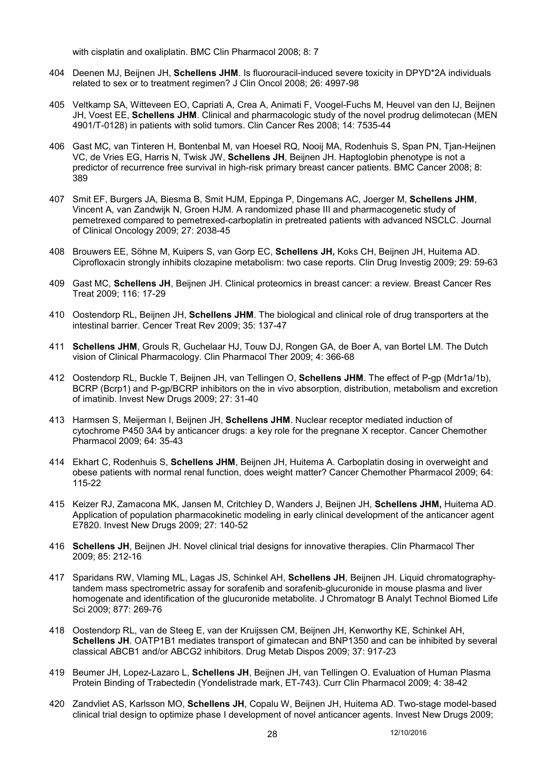with cisplatin and oxaliplatin. BMC Clin Pharmacol 2008; 8: 7

404 Deenen MJ, Beijnen JH, **Schellens JHM**. Is fluorouracil-induced severe toxicity in DPYD*2A individuals related to sex or to treatment regimen? J Clin Oncol 2008; 26: 4997-98

405 Veltkamp SA, Witteveen EO, Capriati A, Crea A, Animati F, Voogel-Fuchs M, Heuvel van den IJ, Beijnen JH, Voest EE, **Schellens JHM**. Clinical and pharmacologic study of the novel prodrug delimotecan (MEN 4901/T-0128) in patients with solid tumors. Clin Cancer Res 2008; 14: 7535-44

406 Gast MC, van Tinteren H, Bontenbal M, van Hoesel RQ, Nooij MA, Rodenhuis S, Span PN, Tjan-Heijnen VC, de Vries EG, Harris N, Twisk JW, **Schellens JH**, Beijnen JH. Haptoglobin phenotype is not a predictor of recurrence free survival in high-risk primary breast cancer patients. BMC Cancer 2008; 8: 389

407 Smit EF, Burgers JA, Biesma B, Smit HJM, Eppinga P, Dingemans AC, Joerger M, **Schellens JHM**, Vincent A, van Zandwijk N, Groen HJM. A randomized phase III and pharmacogenetic study of pemetrexed compared to pemetrexed-carboplatin in pretreated patients with advanced NSCLC. Journal of Clinical Oncology 2009; 27: 2038-45

408 Brouwers EE, Söhne M, Kuipers S, van Gorp EC, **Schellens JH,** Koks CH, Beijnen JH, Huitema AD. Ciprofloxacin strongly inhibits clozapine metabolism: two case reports. Clin Drug Investig 2009; 29: 59-63

409 Gast MC, **Schellens JH**, Beijnen JH. Clinical proteomics in breast cancer: a review. Breast Cancer Res Treat 2009; 116: 17-29

410 Oostendorp RL, Beijnen JH, **Schellens JHM**. The biological and clinical role of drug transporters at the intestinal barrier. Cencer Treat Rev 2009; 35: 137-47

411 **Schellens JHM**, Grouls R, Guchelaar HJ, Touw DJ, Rongen GA, de Boer A, van Bortel LM. The Dutch vision of Clinical Pharmacology. Clin Pharmacol Ther 2009; 4: 366-68

412 Oostendorp RL, Buckle T, Beijnen JH, van Tellingen O, **Schellens JHM**. The effect of P-gp (Mdr1a/1b), BCRP (Bcrp1) and P-gp/BCRP inhibitors on the in vivo absorption, distribution, metabolism and excretion of imatinib. Invest New Drugs 2009; 27: 31-40

413 Harmsen S, Meijerman I, Beijnen JH, **Schellens JHM**. Nuclear receptor mediated induction of cytochrome P450 3A4 by anticancer drugs: a key role for the pregnane X receptor. Cancer Chemother Pharmacol 2009; 64: 35-43

414 Ekhart C, Rodenhuis S, **Schellens JHM**, Beijnen JH, Huitema A. Carboplatin dosing in overweight and obese patients with normal renal function, does weight matter? Cancer Chemother Pharmacol 2009; 64: 115-22

415 Keizer RJ, Zamacona MK, Jansen M, Critchley D, Wanders J, Beijnen JH, **Schellens JHM,** Huitema AD. Application of population pharmacokinetic modeling in early clinical development of the anticancer agent E7820. Invest New Drugs 2009; 27: 140-52

416 **Schellens JH**, Beijnen JH. Novel clinical trial designs for innovative therapies. Clin Pharmacol Ther 2009; 85: 212-16

417 Sparidans RW, Vlaming ML, Lagas JS, Schinkel AH, **Schellens JH**, Beijnen JH. Liquid chromatography-tandem mass spectrometric assay for sorafenib and sorafenib-glucuronide in mouse plasma and liver homogenate and identification of the glucuronide metabolite. J Chromatogr B Analyt Technol Biomed Life Sci 2009; 877: 269-76

418 Oostendorp RL, van de Steeg E, van der Kruijssen CM, Beijnen JH, Kenworthy KE, Schinkel AH, **Schellens JH**. OATP1B1 mediates transport of gimatecan and BNP1350 and can be inhibited by several classical ABCB1 and/or ABCG2 inhibitors. Drug Metab Dispos 2009; 37: 917-23

419 Beumer JH, Lopez-Lazaro L, **Schellens JH**, Beijnen JH, van Tellingen O. Evaluation of Human Plasma Protein Binding of Trabectedin (Yondelistrade mark, ET-743). Curr Clin Pharmacol 2009; 4: 38-42

420 Zandvliet AS, Karlsson MO, **Schellens JH**, Copalu W, Beijnen JH, Huitema AD. Two-stage model-based clinical trial design to optimize phase I development of novel anticancer agents. Invest New Drugs 2009;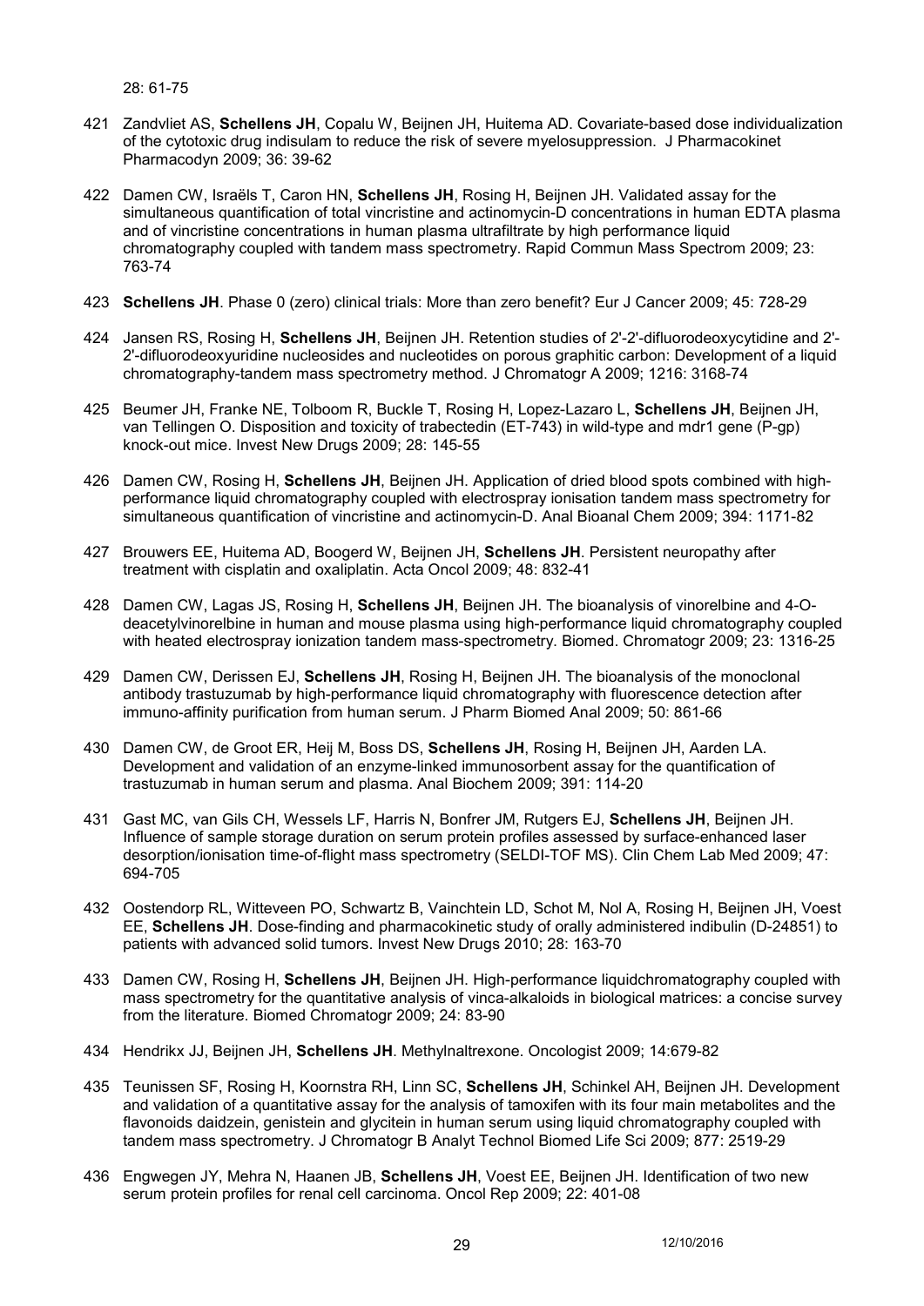28: 61-75

421 Zandvliet AS, **Schellens JH**, Copalu W, Beijnen JH, Huitema AD. Covariate-based dose individualization of the cytotoxic drug indisulam to reduce the risk of severe myelosuppression. J Pharmacokinet Pharmacodyn 2009; 36: 39-62

422 Damen CW, Israëls T, Caron HN, **Schellens JH**, Rosing H, Beijnen JH. Validated assay for the simultaneous quantification of total vincristine and actinomycin-D concentrations in human EDTA plasma and of vincristine concentrations in human plasma ultrafiltrate by high performance liquid chromatography coupled with tandem mass spectrometry. Rapid Commun Mass Spectrom 2009; 23: 763-74

423 **Schellens JH**. Phase 0 (zero) clinical trials: More than zero benefit? Eur J Cancer 2009; 45: 728-29

424 Jansen RS, Rosing H, **Schellens JH**, Beijnen JH. Retention studies of 2'-2'-difluorodeoxycytidine and 2'-2'-difluorodeoxyuridine nucleosides and nucleotides on porous graphitic carbon: Development of a liquid chromatography-tandem mass spectrometry method. J Chromatogr A 2009; 1216: 3168-74

425 Beumer JH, Franke NE, Tolboom R, Buckle T, Rosing H, Lopez-Lazaro L, **Schellens JH**, Beijnen JH, van Tellingen O. Disposition and toxicity of trabectedin (ET-743) in wild-type and mdr1 gene (P-gp) knock-out mice. Invest New Drugs 2009; 28: 145-55

426 Damen CW, Rosing H, **Schellens JH**, Beijnen JH. Application of dried blood spots combined with high-performance liquid chromatography coupled with electrospray ionisation tandem mass spectrometry for simultaneous quantification of vincristine and actinomycin-D. Anal Bioanal Chem 2009; 394: 1171-82

427 Brouwers EE, Huitema AD, Boogerd W, Beijnen JH, **Schellens JH**. Persistent neuropathy after treatment with cisplatin and oxaliplatin. Acta Oncol 2009; 48: 832-41

428 Damen CW, Lagas JS, Rosing H, **Schellens JH**, Beijnen JH. The bioanalysis of vinorelbine and 4-O-deacetylvinorelbine in human and mouse plasma using high-performance liquid chromatography coupled with heated electrospray ionization tandem mass-spectrometry. Biomed. Chromatogr 2009; 23: 1316-25

429 Damen CW, Derissen EJ, **Schellens JH**, Rosing H, Beijnen JH. The bioanalysis of the monoclonal antibody trastuzumab by high-performance liquid chromatography with fluorescence detection after immuno-affinity purification from human serum. J Pharm Biomed Anal 2009; 50: 861-66

430 Damen CW, de Groot ER, Heij M, Boss DS, **Schellens JH**, Rosing H, Beijnen JH, Aarden LA. Development and validation of an enzyme-linked immunosorbent assay for the quantification of trastuzumab in human serum and plasma. Anal Biochem 2009; 391: 114-20

431 Gast MC, van Gils CH, Wessels LF, Harris N, Bonfrer JM, Rutgers EJ, **Schellens JH**, Beijnen JH. Influence of sample storage duration on serum protein profiles assessed by surface-enhanced laser desorption/ionisation time-of-flight mass spectrometry (SELDI-TOF MS). Clin Chem Lab Med 2009; 47: 694-705

432 Oostendorp RL, Witteveen PO, Schwartz B, Vainchtein LD, Schot M, Nol A, Rosing H, Beijnen JH, Voest EE, **Schellens JH**. Dose-finding and pharmacokinetic study of orally administered indibulin (D-24851) to patients with advanced solid tumors. Invest New Drugs 2010; 28: 163-70

433 Damen CW, Rosing H, **Schellens JH**, Beijnen JH. High-performance liquidchromatography coupled with mass spectrometry for the quantitative analysis of vinca-alkaloids in biological matrices: a concise survey from the literature. Biomed Chromatogr 2009; 24: 83-90

434 Hendrikx JJ, Beijnen JH, **Schellens JH**. Methylnaltrexone. Oncologist 2009; 14:679-82

435 Teunissen SF, Rosing H, Koornstra RH, Linn SC, **Schellens JH**, Schinkel AH, Beijnen JH. Development and validation of a quantitative assay for the analysis of tamoxifen with its four main metabolites and the flavonoids daidzein, genistein and glycitein in human serum using liquid chromatography coupled with tandem mass spectrometry. J Chromatogr B Analyt Technol Biomed Life Sci 2009; 877: 2519-29

436 Engwegen JY, Mehra N, Haanen JB, **Schellens JH**, Voest EE, Beijnen JH. Identification of two new serum protein profiles for renal cell carcinoma. Oncol Rep 2009; 22: 401-08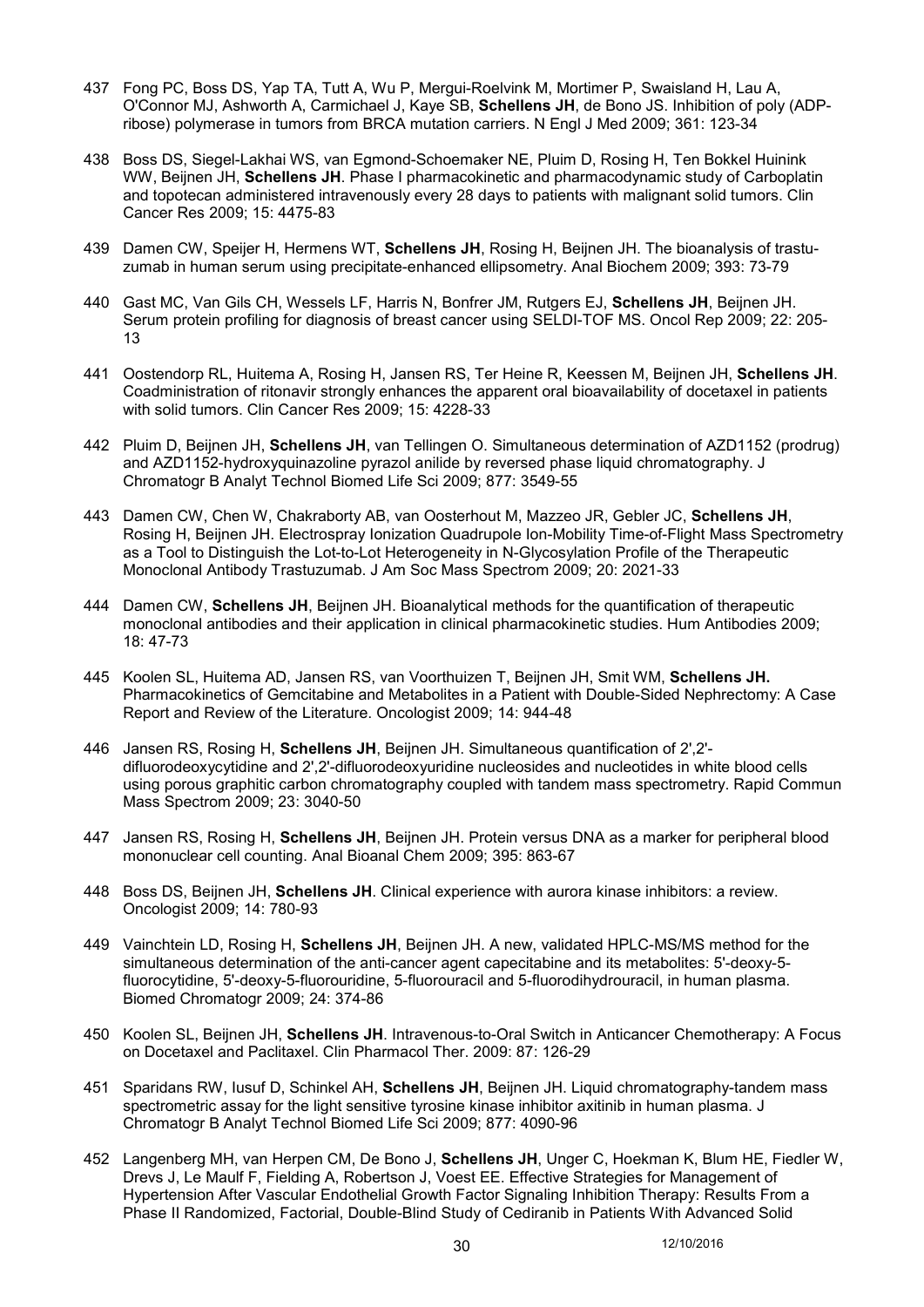437 Fong PC, Boss DS, Yap TA, Tutt A, Wu P, Mergui-Roelvink M, Mortimer P, Swaisland H, Lau A, O'Connor MJ, Ashworth A, Carmichael J, Kaye SB, **Schellens JH**, de Bono JS. Inhibition of poly (ADP-ribose) polymerase in tumors from BRCA mutation carriers. N Engl J Med 2009; 361: 123-34

438 Boss DS, Siegel-Lakhai WS, van Egmond-Schoemaker NE, Pluim D, Rosing H, Ten Bokkel Huinink WW, Beijnen JH, **Schellens JH**. Phase I pharmacokinetic and pharmacodynamic study of Carboplatin and topotecan administered intravenously every 28 days to patients with malignant solid tumors. Clin Cancer Res 2009; 15: 4475-83

439 Damen CW, Speijer H, Hermens WT, **Schellens JH**, Rosing H, Beijnen JH. The bioanalysis of trastu-zumab in human serum using precipitate-enhanced ellipsometry. Anal Biochem 2009; 393: 73-79

440 Gast MC, Van Gils CH, Wessels LF, Harris N, Bonfrer JM, Rutgers EJ, **Schellens JH**, Beijnen JH. Serum protein profiling for diagnosis of breast cancer using SELDI-TOF MS. Oncol Rep 2009; 22: 205-13

441 Oostendorp RL, Huitema A, Rosing H, Jansen RS, Ter Heine R, Keessen M, Beijnen JH, **Schellens JH**. Coadministration of ritonavir strongly enhances the apparent oral bioavailability of docetaxel in patients with solid tumors. Clin Cancer Res 2009; 15: 4228-33

442 Pluim D, Beijnen JH, **Schellens JH**, van Tellingen O. Simultaneous determination of AZD1152 (prodrug) and AZD1152-hydroxyquinazoline pyrazol anilide by reversed phase liquid chromatography. J Chromatogr B Analyt Technol Biomed Life Sci 2009; 877: 3549-55

443 Damen CW, Chen W, Chakraborty AB, van Oosterhout M, Mazzeo JR, Gebler JC, **Schellens JH**, Rosing H, Beijnen JH. Electrospray Ionization Quadrupole Ion-Mobility Time-of-Flight Mass Spectrometry as a Tool to Distinguish the Lot-to-Lot Heterogeneity in N-Glycosylation Profile of the Therapeutic Monoclonal Antibody Trastuzumab. J Am Soc Mass Spectrom 2009; 20: 2021-33

444 Damen CW, **Schellens JH**, Beijnen JH. Bioanalytical methods for the quantification of therapeutic monoclonal antibodies and their application in clinical pharmacokinetic studies. Hum Antibodies 2009; 18: 47-73

445 Koolen SL, Huitema AD, Jansen RS, van Voorthuizen T, Beijnen JH, Smit WM, **Schellens JH.** Pharmacokinetics of Gemcitabine and Metabolites in a Patient with Double-Sided Nephrectomy: A Case Report and Review of the Literature. Oncologist 2009; 14: 944-48

446 Jansen RS, Rosing H, **Schellens JH**, Beijnen JH. Simultaneous quantification of 2',2'-difluorodeoxycytidine and 2',2'-difluorodeoxyuridine nucleosides and nucleotides in white blood cells using porous graphitic carbon chromatography coupled with tandem mass spectrometry. Rapid Commun Mass Spectrom 2009; 23: 3040-50

447 Jansen RS, Rosing H, **Schellens JH**, Beijnen JH. Protein versus DNA as a marker for peripheral blood mononuclear cell counting. Anal Bioanal Chem 2009; 395: 863-67

448 Boss DS, Beijnen JH, **Schellens JH**. Clinical experience with aurora kinase inhibitors: a review. Oncologist 2009; 14: 780-93

449 Vainchtein LD, Rosing H, **Schellens JH**, Beijnen JH. A new, validated HPLC-MS/MS method for the simultaneous determination of the anti-cancer agent capecitabine and its metabolites: 5'-deoxy-5-fluorocytidine, 5'-deoxy-5-fluorouridine, 5-fluorouracil and 5-fluorodihydrouracil, in human plasma. Biomed Chromatogr 2009; 24: 374-86

450 Koolen SL, Beijnen JH, **Schellens JH**. Intravenous-to-Oral Switch in Anticancer Chemotherapy: A Focus on Docetaxel and Paclitaxel. Clin Pharmacol Ther. 2009: 87: 126-29

451 Sparidans RW, Iusuf D, Schinkel AH, **Schellens JH**, Beijnen JH. Liquid chromatography-tandem mass spectrometric assay for the light sensitive tyrosine kinase inhibitor axitinib in human plasma. J Chromatogr B Analyt Technol Biomed Life Sci 2009; 877: 4090-96

452 Langenberg MH, van Herpen CM, De Bono J, **Schellens JH**, Unger C, Hoekman K, Blum HE, Fiedler W, Drevs J, Le Maulf F, Fielding A, Robertson J, Voest EE. Effective Strategies for Management of Hypertension After Vascular Endothelial Growth Factor Signaling Inhibition Therapy: Results From a Phase II Randomized, Factorial, Double-Blind Study of Cediranib in Patients With Advanced Solid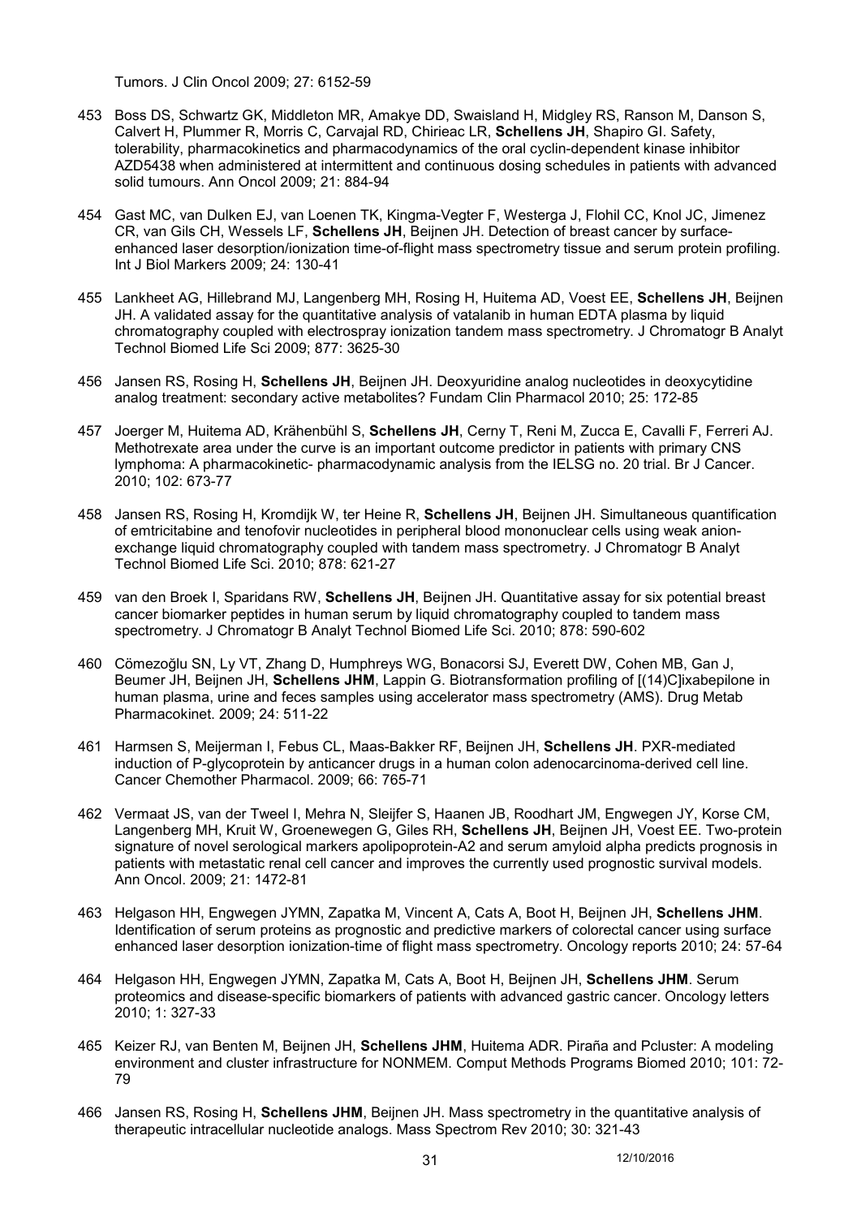Tumors. J Clin Oncol 2009; 27: 6152-59

453 Boss DS, Schwartz GK, Middleton MR, Amakye DD, Swaisland H, Midgley RS, Ranson M, Danson S, Calvert H, Plummer R, Morris C, Carvajal RD, Chirieac LR, **Schellens JH**, Shapiro GI. Safety, tolerability, pharmacokinetics and pharmacodynamics of the oral cyclin-dependent kinase inhibitor AZD5438 when administered at intermittent and continuous dosing schedules in patients with advanced solid tumours. Ann Oncol 2009; 21: 884-94

454 Gast MC, van Dulken EJ, van Loenen TK, Kingma-Vegter F, Westerga J, Flohil CC, Knol JC, Jimenez CR, van Gils CH, Wessels LF, **Schellens JH**, Beijnen JH. Detection of breast cancer by surface-enhanced laser desorption/ionization time-of-flight mass spectrometry tissue and serum protein profiling. Int J Biol Markers 2009; 24: 130-41

455 Lankheet AG, Hillebrand MJ, Langenberg MH, Rosing H, Huitema AD, Voest EE, **Schellens JH**, Beijnen JH. A validated assay for the quantitative analysis of vatalanib in human EDTA plasma by liquid chromatography coupled with electrospray ionization tandem mass spectrometry. J Chromatogr B Analyt Technol Biomed Life Sci 2009; 877: 3625-30

456 Jansen RS, Rosing H, **Schellens JH**, Beijnen JH. Deoxyuridine analog nucleotides in deoxycytidine analog treatment: secondary active metabolites? Fundam Clin Pharmacol 2010; 25: 172-85

457 Joerger M, Huitema AD, Krähenbühl S, **Schellens JH**, Cerny T, Reni M, Zucca E, Cavalli F, Ferreri AJ. Methotrexate area under the curve is an important outcome predictor in patients with primary CNS lymphoma: A pharmacokinetic- pharmacodynamic analysis from the IELSG no. 20 trial. Br J Cancer. 2010; 102: 673-77

458 Jansen RS, Rosing H, Kromdijk W, ter Heine R, **Schellens JH**, Beijnen JH. Simultaneous quantification of emtricitabine and tenofovir nucleotides in peripheral blood mononuclear cells using weak anion-exchange liquid chromatography coupled with tandem mass spectrometry. J Chromatogr B Analyt Technol Biomed Life Sci. 2010; 878: 621-27

459 van den Broek I, Sparidans RW, **Schellens JH**, Beijnen JH. Quantitative assay for six potential breast cancer biomarker peptides in human serum by liquid chromatography coupled to tandem mass spectrometry. J Chromatogr B Analyt Technol Biomed Life Sci. 2010; 878: 590-602

460 Cömezoğlu SN, Ly VT, Zhang D, Humphreys WG, Bonacorsi SJ, Everett DW, Cohen MB, Gan J, Beumer JH, Beijnen JH, **Schellens JHM**, Lappin G. Biotransformation profiling of [(14)C]ixabepilone in human plasma, urine and feces samples using accelerator mass spectrometry (AMS). Drug Metab Pharmacokinet. 2009; 24: 511-22

461 Harmsen S, Meijerman I, Febus CL, Maas-Bakker RF, Beijnen JH, **Schellens JH**. PXR-mediated induction of P-glycoprotein by anticancer drugs in a human colon adenocarcinoma-derived cell line. Cancer Chemother Pharmacol. 2009; 66: 765-71

462 Vermaat JS, van der Tweel I, Mehra N, Sleijfer S, Haanen JB, Roodhart JM, Engwegen JY, Korse CM, Langenberg MH, Kruit W, Groenewegen G, Giles RH, **Schellens JH**, Beijnen JH, Voest EE. Two-protein signature of novel serological markers apolipoprotein-A2 and serum amyloid alpha predicts prognosis in patients with metastatic renal cell cancer and improves the currently used prognostic survival models. Ann Oncol. 2009; 21: 1472-81

463 Helgason HH, Engwegen JYMN, Zapatka M, Vincent A, Cats A, Boot H, Beijnen JH, **Schellens JHM**. Identification of serum proteins as prognostic and predictive markers of colorectal cancer using surface enhanced laser desorption ionization-time of flight mass spectrometry. Oncology reports 2010; 24: 57-64

464 Helgason HH, Engwegen JYMN, Zapatka M, Cats A, Boot H, Beijnen JH, **Schellens JHM**. Serum proteomics and disease-specific biomarkers of patients with advanced gastric cancer. Oncology letters 2010; 1: 327-33

465 Keizer RJ, van Benten M, Beijnen JH, **Schellens JHM**, Huitema ADR. Piraña and Pcluster: A modeling environment and cluster infrastructure for NONMEM. Comput Methods Programs Biomed 2010; 101: 72-79

466 Jansen RS, Rosing H, **Schellens JHM**, Beijnen JH. Mass spectrometry in the quantitative analysis of therapeutic intracellular nucleotide analogs. Mass Spectrom Rev 2010; 30: 321-43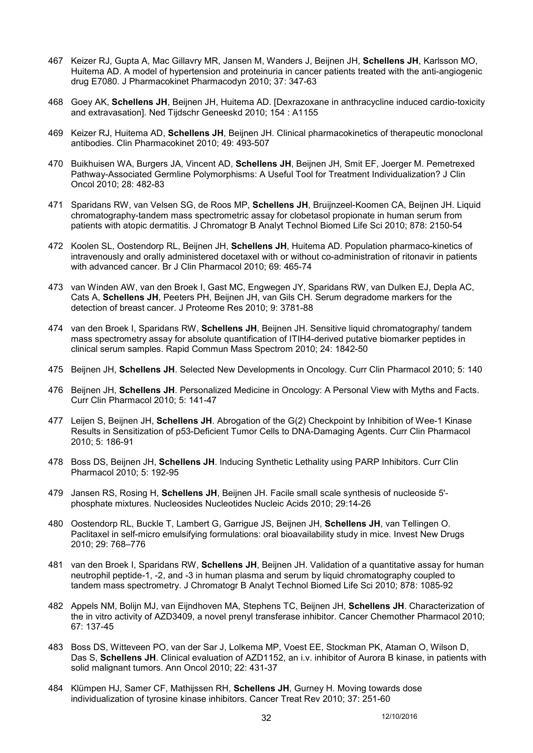467 Keizer RJ, Gupta A, Mac Gillavry MR, Jansen M, Wanders J, Beijnen JH, **Schellens JH**, Karlsson MO, Huitema AD. A model of hypertension and proteinuria in cancer patients treated with the anti-angiogenic drug E7080. J Pharmacokinet Pharmacodyn 2010; 37: 347-63

468 Goey AK, **Schellens JH**, Beijnen JH, Huitema AD. [Dexrazoxane in anthracycline induced cardio-toxicity and extravasation]. Ned Tijdschr Geneeskd 2010; 154 : A1155

469 Keizer RJ, Huitema AD, **Schellens JH**, Beijnen JH. Clinical pharmacokinetics of therapeutic monoclonal antibodies. Clin Pharmacokinet 2010; 49: 493-507

470 Buikhuisen WA, Burgers JA, Vincent AD, **Schellens JH**, Beijnen JH, Smit EF, Joerger M. Pemetrexed Pathway-Associated Germline Polymorphisms: A Useful Tool for Treatment Individualization? J Clin Oncol 2010; 28: 482-83

471 Sparidans RW, van Velsen SG, de Roos MP, **Schellens JH**, Bruijnzeel-Koomen CA, Beijnen JH. Liquid chromatography-tandem mass spectrometric assay for clobetasol propionate in human serum from patients with atopic dermatitis. J Chromatogr B Analyt Technol Biomed Life Sci 2010; 878: 2150-54

472 Koolen SL, Oostendorp RL, Beijnen JH, **Schellens JH**, Huitema AD. Population pharmaco-kinetics of intravenously and orally administered docetaxel with or without co-administration of ritonavir in patients with advanced cancer. Br J Clin Pharmacol 2010; 69: 465-74

473 van Winden AW, van den Broek I, Gast MC, Engwegen JY, Sparidans RW, van Dulken EJ, Depla AC, Cats A, **Schellens JH**, Peeters PH, Beijnen JH, van Gils CH. Serum degradome markers for the detection of breast cancer. J Proteome Res 2010; 9: 3781-88

474 van den Broek I, Sparidans RW, **Schellens JH**, Beijnen JH. Sensitive liquid chromatography/ tandem mass spectrometry assay for absolute quantification of ITIH4-derived putative biomarker peptides in clinical serum samples. Rapid Commun Mass Spectrom 2010; 24: 1842-50

475 Beijnen JH, **Schellens JH**. Selected New Developments in Oncology. Curr Clin Pharmacol 2010; 5: 140

476 Beijnen JH, **Schellens JH**. Personalized Medicine in Oncology: A Personal View with Myths and Facts. Curr Clin Pharmacol 2010; 5: 141-47

477 Leijen S, Beijnen JH, **Schellens JH**. Abrogation of the G(2) Checkpoint by Inhibition of Wee-1 Kinase Results in Sensitization of p53-Deficient Tumor Cells to DNA-Damaging Agents. Curr Clin Pharmacol 2010; 5: 186-91

478 Boss DS, Beijnen JH, **Schellens JH**. Inducing Synthetic Lethality using PARP Inhibitors. Curr Clin Pharmacol 2010; 5: 192-95

479 Jansen RS, Rosing H, **Schellens JH**, Beijnen JH. Facile small scale synthesis of nucleoside 5'-phosphate mixtures. Nucleosides Nucleotides Nucleic Acids 2010; 29:14-26

480 Oostendorp RL, Buckle T, Lambert G, Garrigue JS, Beijnen JH, **Schellens JH**, van Tellingen O. Paclitaxel in self-micro emulsifying formulations: oral bioavailability study in mice. Invest New Drugs 2010; 29: 768–776

481 van den Broek I, Sparidans RW, **Schellens JH**, Beijnen JH. Validation of a quantitative assay for human neutrophil peptide-1, -2, and -3 in human plasma and serum by liquid chromatography coupled to tandem mass spectrometry. J Chromatogr B Analyt Technol Biomed Life Sci 2010; 878: 1085-92

482 Appels NM, Bolijn MJ, van Eijndhoven MA, Stephens TC, Beijnen JH, **Schellens JH**. Characterization of the in vitro activity of AZD3409, a novel prenyl transferase inhibitor. Cancer Chemother Pharmacol 2010; 67: 137-45

483 Boss DS, Witteveen PO, van der Sar J, Lolkema MP, Voest EE, Stockman PK, Ataman O, Wilson D, Das S, **Schellens JH**. Clinical evaluation of AZD1152, an i.v. inhibitor of Aurora B kinase, in patients with solid malignant tumors. Ann Oncol 2010; 22: 431-37

484 Klümpen HJ, Samer CF, Mathijssen RH, **Schellens JH**, Gurney H. Moving towards dose individualization of tyrosine kinase inhibitors. Cancer Treat Rev 2010; 37: 251-60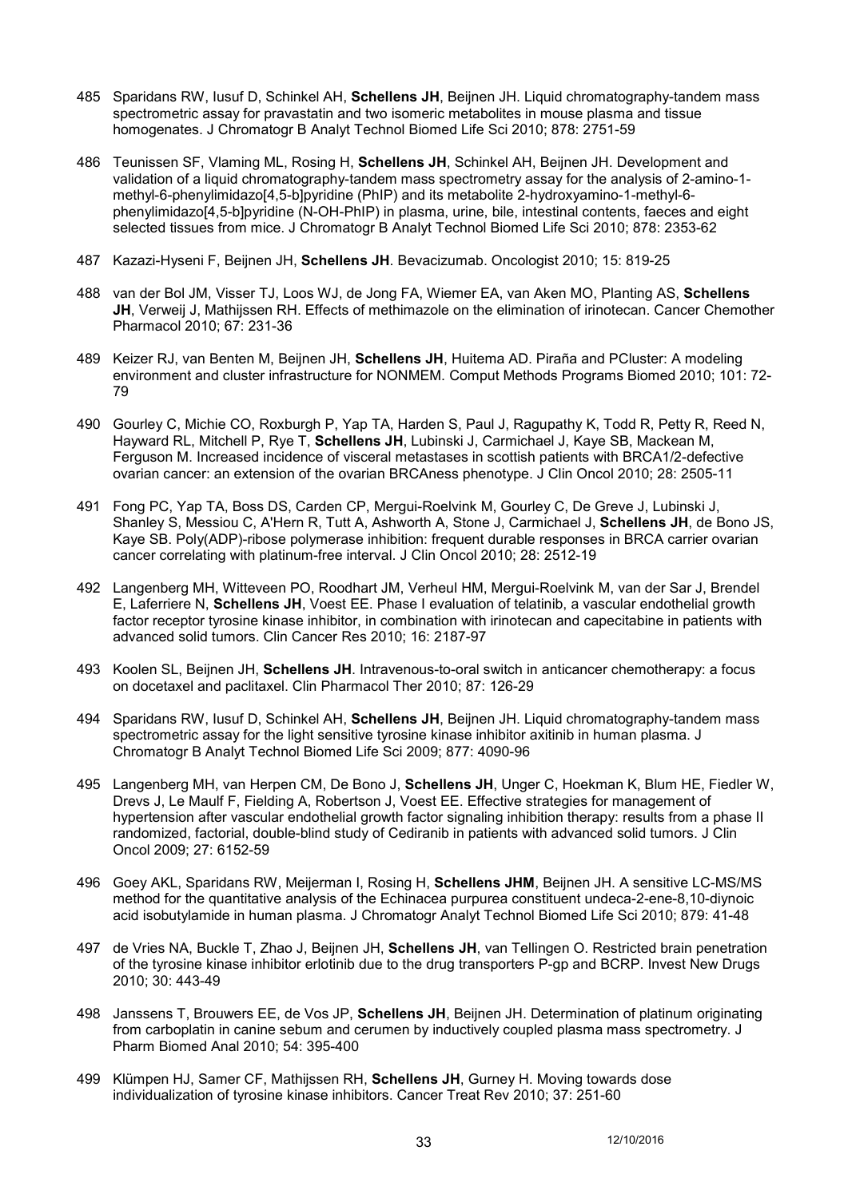485 Sparidans RW, Iusuf D, Schinkel AH, **Schellens JH**, Beijnen JH. Liquid chromatography-tandem mass spectrometric assay for pravastatin and two isomeric metabolites in mouse plasma and tissue homogenates. J Chromatogr B Analyt Technol Biomed Life Sci 2010; 878: 2751-59

486 Teunissen SF, Vlaming ML, Rosing H, **Schellens JH**, Schinkel AH, Beijnen JH. Development and validation of a liquid chromatography-tandem mass spectrometry assay for the analysis of 2-amino-1-methyl-6-phenylimidazo[4,5-b]pyridine (PhIP) and its metabolite 2-hydroxyamino-1-methyl-6-phenylimidazo[4,5-b]pyridine (N-OH-PhIP) in plasma, urine, bile, intestinal contents, faeces and eight selected tissues from mice. J Chromatogr B Analyt Technol Biomed Life Sci 2010; 878: 2353-62

487 Kazazi-Hyseni F, Beijnen JH, **Schellens JH**. Bevacizumab. Oncologist 2010; 15: 819-25

488 van der Bol JM, Visser TJ, Loos WJ, de Jong FA, Wiemer EA, van Aken MO, Planting AS, **Schellens JH**, Verweij J, Mathijssen RH. Effects of methimazole on the elimination of irinotecan. Cancer Chemother Pharmacol 2010; 67: 231-36

489 Keizer RJ, van Benten M, Beijnen JH, **Schellens JH**, Huitema AD. Piraña and PCluster: A modeling environment and cluster infrastructure for NONMEM. Comput Methods Programs Biomed 2010; 101: 72-79

490 Gourley C, Michie CO, Roxburgh P, Yap TA, Harden S, Paul J, Ragupathy K, Todd R, Petty R, Reed N, Hayward RL, Mitchell P, Rye T, **Schellens JH**, Lubinski J, Carmichael J, Kaye SB, Mackean M, Ferguson M. Increased incidence of visceral metastases in scottish patients with BRCA1/2-defective ovarian cancer: an extension of the ovarian BRCAness phenotype. J Clin Oncol 2010; 28: 2505-11

491 Fong PC, Yap TA, Boss DS, Carden CP, Mergui-Roelvink M, Gourley C, De Greve J, Lubinski J, Shanley S, Messiou C, A'Hern R, Tutt A, Ashworth A, Stone J, Carmichael J, **Schellens JH**, de Bono JS, Kaye SB. Poly(ADP)-ribose polymerase inhibition: frequent durable responses in BRCA carrier ovarian cancer correlating with platinum-free interval. J Clin Oncol 2010; 28: 2512-19

492 Langenberg MH, Witteveen PO, Roodhart JM, Verheul HM, Mergui-Roelvink M, van der Sar J, Brendel E, Laferriere N, **Schellens JH**, Voest EE. Phase I evaluation of telatinib, a vascular endothelial growth factor receptor tyrosine kinase inhibitor, in combination with irinotecan and capecitabine in patients with advanced solid tumors. Clin Cancer Res 2010; 16: 2187-97

493 Koolen SL, Beijnen JH, **Schellens JH**. Intravenous-to-oral switch in anticancer chemotherapy: a focus on docetaxel and paclitaxel. Clin Pharmacol Ther 2010; 87: 126-29

494 Sparidans RW, Iusuf D, Schinkel AH, **Schellens JH**, Beijnen JH. Liquid chromatography-tandem mass spectrometric assay for the light sensitive tyrosine kinase inhibitor axitinib in human plasma. J Chromatogr B Analyt Technol Biomed Life Sci 2009; 877: 4090-96

495 Langenberg MH, van Herpen CM, De Bono J, **Schellens JH**, Unger C, Hoekman K, Blum HE, Fiedler W, Drevs J, Le Maulf F, Fielding A, Robertson J, Voest EE. Effective strategies for management of hypertension after vascular endothelial growth factor signaling inhibition therapy: results from a phase II randomized, factorial, double-blind study of Cediranib in patients with advanced solid tumors. J Clin Oncol 2009; 27: 6152-59

496 Goey AKL, Sparidans RW, Meijerman I, Rosing H, **Schellens JHM**, Beijnen JH. A sensitive LC-MS/MS method for the quantitative analysis of the Echinacea purpurea constituent undeca-2-ene-8,10-diynoic acid isobutylamide in human plasma. J Chromatogr Analyt Technol Biomed Life Sci 2010; 879: 41-48

497 de Vries NA, Buckle T, Zhao J, Beijnen JH, **Schellens JH**, van Tellingen O. Restricted brain penetration of the tyrosine kinase inhibitor erlotinib due to the drug transporters P-gp and BCRP. Invest New Drugs 2010; 30: 443-49

498 Janssens T, Brouwers EE, de Vos JP, **Schellens JH**, Beijnen JH. Determination of platinum originating from carboplatin in canine sebum and cerumen by inductively coupled plasma mass spectrometry. J Pharm Biomed Anal 2010; 54: 395-400

499 Klümpen HJ, Samer CF, Mathijssen RH, **Schellens JH**, Gurney H. Moving towards dose individualization of tyrosine kinase inhibitors. Cancer Treat Rev 2010; 37: 251-60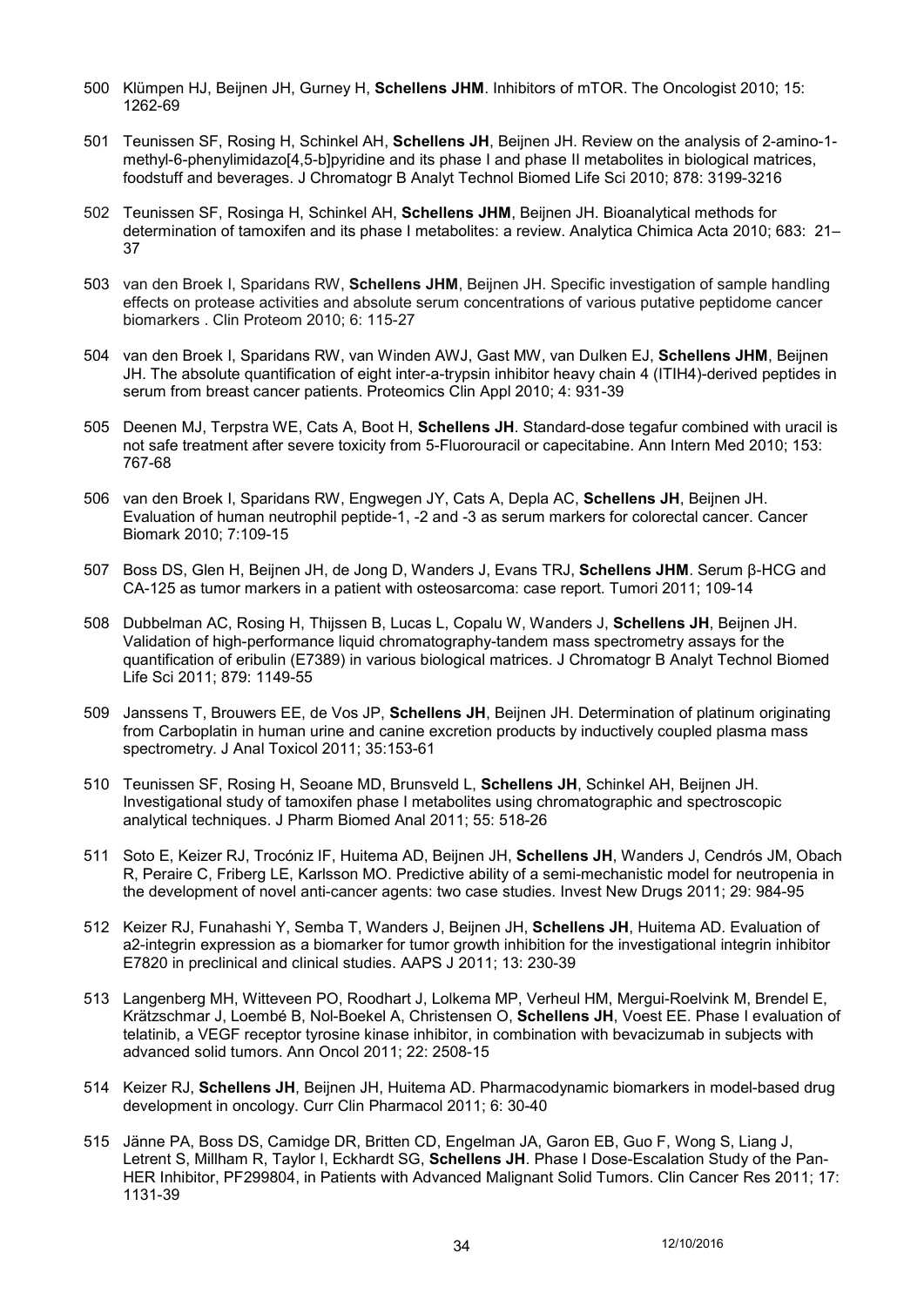500 Klümpen HJ, Beijnen JH, Gurney H, **Schellens JHM**. Inhibitors of mTOR. The Oncologist 2010; 15: 1262-69

501 Teunissen SF, Rosing H, Schinkel AH, **Schellens JH**, Beijnen JH. Review on the analysis of 2-amino-1-methyl-6-phenylimidazo[4,5-b]pyridine and its phase I and phase II metabolites in biological matrices, foodstuff and beverages. J Chromatogr B Analyt Technol Biomed Life Sci 2010; 878: 3199-3216

502 Teunissen SF, Rosinga H, Schinkel AH, **Schellens JHM**, Beijnen JH. Bioanalytical methods for determination of tamoxifen and its phase I metabolites: a review. Analytica Chimica Acta 2010; 683: 21–37

503 van den Broek I, Sparidans RW, **Schellens JHM**, Beijnen JH. Specific investigation of sample handling effects on protease activities and absolute serum concentrations of various putative peptidome cancer biomarkers . Clin Proteom 2010; 6: 115-27

504 van den Broek I, Sparidans RW, van Winden AWJ, Gast MW, van Dulken EJ, **Schellens JHM**, Beijnen JH. The absolute quantification of eight inter-a-trypsin inhibitor heavy chain 4 (ITIH4)-derived peptides in serum from breast cancer patients. Proteomics Clin Appl 2010; 4: 931-39

505 Deenen MJ, Terpstra WE, Cats A, Boot H, **Schellens JH**. Standard-dose tegafur combined with uracil is not safe treatment after severe toxicity from 5-Fluorouracil or capecitabine. Ann Intern Med 2010; 153: 767-68

506 van den Broek I, Sparidans RW, Engwegen JY, Cats A, Depla AC, **Schellens JH**, Beijnen JH. Evaluation of human neutrophil peptide-1, -2 and -3 as serum markers for colorectal cancer. Cancer Biomark 2010; 7:109-15

507 Boss DS, Glen H, Beijnen JH, de Jong D, Wanders J, Evans TRJ, **Schellens JHM**. Serum β-HCG and CA-125 as tumor markers in a patient with osteosarcoma: case report. Tumori 2011; 109-14

508 Dubbelman AC, Rosing H, Thijssen B, Lucas L, Copalu W, Wanders J, **Schellens JH**, Beijnen JH. Validation of high-performance liquid chromatography-tandem mass spectrometry assays for the quantification of eribulin (E7389) in various biological matrices. J Chromatogr B Analyt Technol Biomed Life Sci 2011; 879: 1149-55

509 Janssens T, Brouwers EE, de Vos JP, **Schellens JH**, Beijnen JH. Determination of platinum originating from Carboplatin in human urine and canine excretion products by inductively coupled plasma mass spectrometry. J Anal Toxicol 2011; 35:153-61

510 Teunissen SF, Rosing H, Seoane MD, Brunsveld L, **Schellens JH**, Schinkel AH, Beijnen JH. Investigational study of tamoxifen phase I metabolites using chromatographic and spectroscopic analytical techniques. J Pharm Biomed Anal 2011; 55: 518-26

511 Soto E, Keizer RJ, Trocóniz IF, Huitema AD, Beijnen JH, **Schellens JH**, Wanders J, Cendrós JM, Obach R, Peraire C, Friberg LE, Karlsson MO. Predictive ability of a semi-mechanistic model for neutropenia in the development of novel anti-cancer agents: two case studies. Invest New Drugs 2011; 29: 984-95

512 Keizer RJ, Funahashi Y, Semba T, Wanders J, Beijnen JH, **Schellens JH**, Huitema AD. Evaluation of a2-integrin expression as a biomarker for tumor growth inhibition for the investigational integrin inhibitor E7820 in preclinical and clinical studies. AAPS J 2011; 13: 230-39

513 Langenberg MH, Witteveen PO, Roodhart J, Lolkema MP, Verheul HM, Mergui-Roelvink M, Brendel E, Krätzschmar J, Loembé B, Nol-Boekel A, Christensen O, **Schellens JH**, Voest EE. Phase I evaluation of telatinib, a VEGF receptor tyrosine kinase inhibitor, in combination with bevacizumab in subjects with advanced solid tumors. Ann Oncol 2011; 22: 2508-15

514 Keizer RJ, **Schellens JH**, Beijnen JH, Huitema AD. Pharmacodynamic biomarkers in model-based drug development in oncology. Curr Clin Pharmacol 2011; 6: 30-40

515 Jänne PA, Boss DS, Camidge DR, Britten CD, Engelman JA, Garon EB, Guo F, Wong S, Liang J, Letrent S, Millham R, Taylor I, Eckhardt SG, **Schellens JH**. Phase I Dose-Escalation Study of the Pan-HER Inhibitor, PF299804, in Patients with Advanced Malignant Solid Tumors. Clin Cancer Res 2011; 17: 1131-39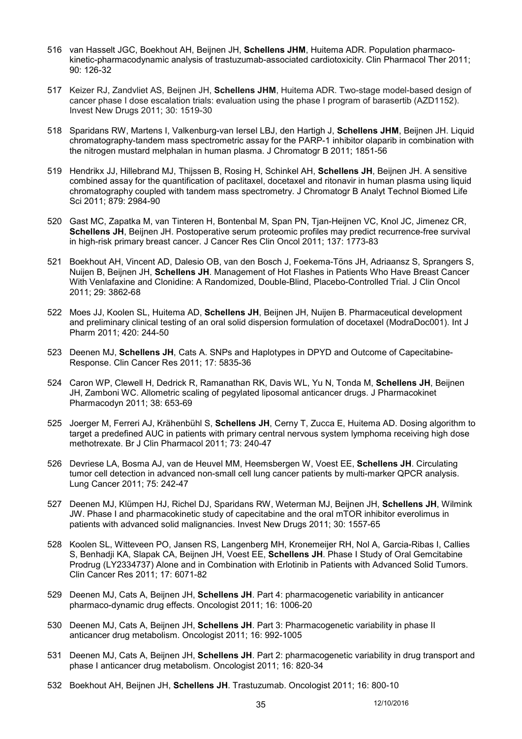516 van Hasselt JGC, Boekhout AH, Beijnen JH, **Schellens JHM**, Huitema ADR. Population pharmaco-kinetic-pharmacodynamic analysis of trastuzumab-associated cardiotoxicity. Clin Pharmacol Ther 2011; 90: 126-32

517 Keizer RJ, Zandvliet AS, Beijnen JH, **Schellens JHM**, Huitema ADR. Two-stage model-based design of cancer phase I dose escalation trials: evaluation using the phase I program of barasertib (AZD1152). Invest New Drugs 2011; 30: 1519-30

518 Sparidans RW, Martens I, Valkenburg-van Iersel LBJ, den Hartigh J, **Schellens JHM**, Beijnen JH. Liquid chromatography-tandem mass spectrometric assay for the PARP-1 inhibitor olaparib in combination with the nitrogen mustard melphalan in human plasma. J Chromatogr B 2011; 1851-56

519 Hendrikx JJ, Hillebrand MJ, Thijssen B, Rosing H, Schinkel AH, **Schellens JH**, Beijnen JH. A sensitive combined assay for the quantification of paclitaxel, docetaxel and ritonavir in human plasma using liquid chromatography coupled with tandem mass spectrometry. J Chromatogr B Analyt Technol Biomed Life Sci 2011; 879: 2984-90

520 Gast MC, Zapatka M, van Tinteren H, Bontenbal M, Span PN, Tjan-Heijnen VC, Knol JC, Jimenez CR, **Schellens JH**, Beijnen JH. Postoperative serum proteomic profiles may predict recurrence-free survival in high-risk primary breast cancer. J Cancer Res Clin Oncol 2011; 137: 1773-83

521 Boekhout AH, Vincent AD, Dalesio OB, van den Bosch J, Foekema-Töns JH, Adriaansz S, Sprangers S, Nuijen B, Beijnen JH, **Schellens JH**. Management of Hot Flashes in Patients Who Have Breast Cancer With Venlafaxine and Clonidine: A Randomized, Double-Blind, Placebo-Controlled Trial. J Clin Oncol 2011; 29: 3862-68

522 Moes JJ, Koolen SL, Huitema AD, **Schellens JH**, Beijnen JH, Nuijen B. Pharmaceutical development and preliminary clinical testing of an oral solid dispersion formulation of docetaxel (ModraDoc001). Int J Pharm 2011; 420: 244-50

523 Deenen MJ, **Schellens JH**, Cats A. SNPs and Haplotypes in DPYD and Outcome of Capecitabine-Response. Clin Cancer Res 2011; 17: 5835-36

524 Caron WP, Clewell H, Dedrick R, Ramanathan RK, Davis WL, Yu N, Tonda M, **Schellens JH**, Beijnen JH, Zamboni WC. Allometric scaling of pegylated liposomal anticancer drugs. J Pharmacokinet Pharmacodyn 2011; 38: 653-69

525 Joerger M, Ferreri AJ, Krähenbühl S, **Schellens JH**, Cerny T, Zucca E, Huitema AD. Dosing algorithm to target a predefined AUC in patients with primary central nervous system lymphoma receiving high dose methotrexate. Br J Clin Pharmacol 2011; 73: 240-47

526 Devriese LA, Bosma AJ, van de Heuvel MM, Heemsbergen W, Voest EE, **Schellens JH**. Circulating tumor cell detection in advanced non-small cell lung cancer patients by multi-marker QPCR analysis. Lung Cancer 2011; 75: 242-47

527 Deenen MJ, Klümpen HJ, Richel DJ, Sparidans RW, Weterman MJ, Beijnen JH, **Schellens JH**, Wilmink JW. Phase I and pharmacokinetic study of capecitabine and the oral mTOR inhibitor everolimus in patients with advanced solid malignancies. Invest New Drugs 2011; 30: 1557-65

528 Koolen SL, Witteveen PO, Jansen RS, Langenberg MH, Kronemeijer RH, Nol A, Garcia-Ribas I, Callies S, Benhadji KA, Slapak CA, Beijnen JH, Voest EE, **Schellens JH**. Phase I Study of Oral Gemcitabine Prodrug (LY2334737) Alone and in Combination with Erlotinib in Patients with Advanced Solid Tumors. Clin Cancer Res 2011; 17: 6071-82

529 Deenen MJ, Cats A, Beijnen JH, **Schellens JH**. Part 4: pharmacogenetic variability in anticancer pharmaco-dynamic drug effects. Oncologist 2011; 16: 1006-20

530 Deenen MJ, Cats A, Beijnen JH, **Schellens JH**. Part 3: Pharmacogenetic variability in phase II anticancer drug metabolism. Oncologist 2011; 16: 992-1005

531 Deenen MJ, Cats A, Beijnen JH, **Schellens JH**. Part 2: pharmacogenetic variability in drug transport and phase I anticancer drug metabolism. Oncologist 2011; 16: 820-34

532 Boekhout AH, Beijnen JH, **Schellens JH**. Trastuzumab. Oncologist 2011; 16: 800-10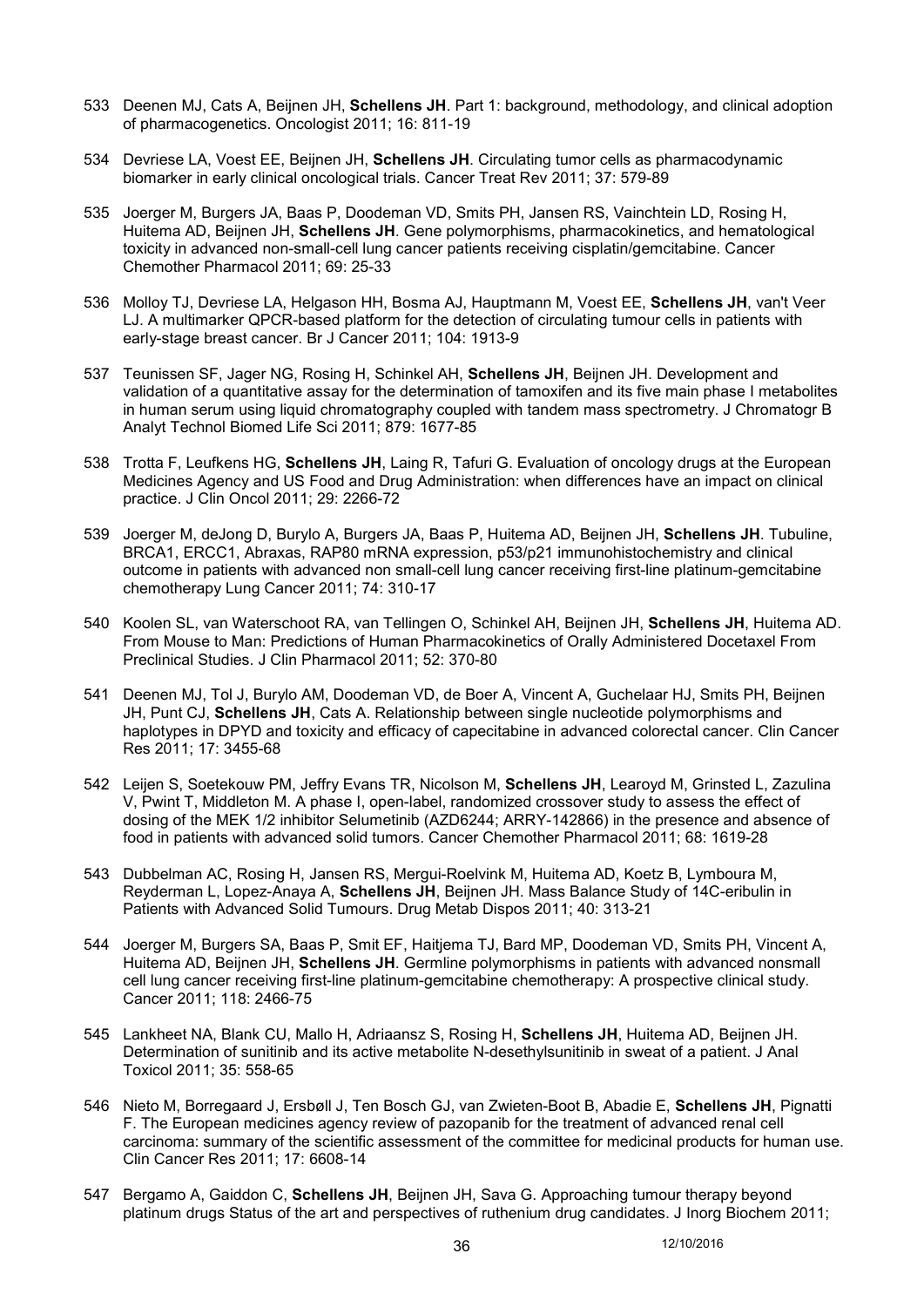533 Deenen MJ, Cats A, Beijnen JH, **Schellens JH**. Part 1: background, methodology, and clinical adoption of pharmacogenetics. Oncologist 2011; 16: 811-19

534 Devriese LA, Voest EE, Beijnen JH, **Schellens JH**. Circulating tumor cells as pharmacodynamic biomarker in early clinical oncological trials. Cancer Treat Rev 2011; 37: 579-89

535 Joerger M, Burgers JA, Baas P, Doodeman VD, Smits PH, Jansen RS, Vainchtein LD, Rosing H, Huitema AD, Beijnen JH, **Schellens JH**. Gene polymorphisms, pharmacokinetics, and hematological toxicity in advanced non-small-cell lung cancer patients receiving cisplatin/gemcitabine. Cancer Chemother Pharmacol 2011; 69: 25-33

536 Molloy TJ, Devriese LA, Helgason HH, Bosma AJ, Hauptmann M, Voest EE, **Schellens JH**, van't Veer LJ. A multimarker QPCR-based platform for the detection of circulating tumour cells in patients with early-stage breast cancer. Br J Cancer 2011; 104: 1913-9

537 Teunissen SF, Jager NG, Rosing H, Schinkel AH, **Schellens JH**, Beijnen JH. Development and validation of a quantitative assay for the determination of tamoxifen and its five main phase I metabolites in human serum using liquid chromatography coupled with tandem mass spectrometry. J Chromatogr B Analyt Technol Biomed Life Sci 2011; 879: 1677-85

538 Trotta F, Leufkens HG, **Schellens JH**, Laing R, Tafuri G. Evaluation of oncology drugs at the European Medicines Agency and US Food and Drug Administration: when differences have an impact on clinical practice. J Clin Oncol 2011; 29: 2266-72

539 Joerger M, deJong D, Burylo A, Burgers JA, Baas P, Huitema AD, Beijnen JH, **Schellens JH**. Tubuline, BRCA1, ERCC1, Abraxas, RAP80 mRNA expression, p53/p21 immunohistochemistry and clinical outcome in patients with advanced non small-cell lung cancer receiving first-line platinum-gemcitabine chemotherapy Lung Cancer 2011; 74: 310-17

540 Koolen SL, van Waterschoot RA, van Tellingen O, Schinkel AH, Beijnen JH, **Schellens JH**, Huitema AD. From Mouse to Man: Predictions of Human Pharmacokinetics of Orally Administered Docetaxel From Preclinical Studies. J Clin Pharmacol 2011; 52: 370-80

541 Deenen MJ, Tol J, Burylo AM, Doodeman VD, de Boer A, Vincent A, Guchelaar HJ, Smits PH, Beijnen JH, Punt CJ, **Schellens JH**, Cats A. Relationship between single nucleotide polymorphisms and haplotypes in DPYD and toxicity and efficacy of capecitabine in advanced colorectal cancer. Clin Cancer Res 2011; 17: 3455-68

542 Leijen S, Soetekouw PM, Jeffry Evans TR, Nicolson M, **Schellens JH**, Learoyd M, Grinsted L, Zazulina V, Pwint T, Middleton M. A phase I, open-label, randomized crossover study to assess the effect of dosing of the MEK 1/2 inhibitor Selumetinib (AZD6244; ARRY-142866) in the presence and absence of food in patients with advanced solid tumors. Cancer Chemother Pharmacol 2011; 68: 1619-28

543 Dubbelman AC, Rosing H, Jansen RS, Mergui-Roelvink M, Huitema AD, Koetz B, Lymboura M, Reyderman L, Lopez-Anaya A, **Schellens JH**, Beijnen JH. Mass Balance Study of 14C-eribulin in Patients with Advanced Solid Tumours. Drug Metab Dispos 2011; 40: 313-21

544 Joerger M, Burgers SA, Baas P, Smit EF, Haitjema TJ, Bard MP, Doodeman VD, Smits PH, Vincent A, Huitema AD, Beijnen JH, **Schellens JH**. Germline polymorphisms in patients with advanced nonsmall cell lung cancer receiving first-line platinum-gemcitabine chemotherapy: A prospective clinical study. Cancer 2011; 118: 2466-75

545 Lankheet NA, Blank CU, Mallo H, Adriaansz S, Rosing H, **Schellens JH**, Huitema AD, Beijnen JH. Determination of sunitinib and its active metabolite N-desethylsunitinib in sweat of a patient. J Anal Toxicol 2011; 35: 558-65

546 Nieto M, Borregaard J, Ersbøll J, Ten Bosch GJ, van Zwieten-Boot B, Abadie E, **Schellens JH**, Pignatti F. The European medicines agency review of pazopanib for the treatment of advanced renal cell carcinoma: summary of the scientific assessment of the committee for medicinal products for human use. Clin Cancer Res 2011; 17: 6608-14

547 Bergamo A, Gaiddon C, **Schellens JH**, Beijnen JH, Sava G. Approaching tumour therapy beyond platinum drugs Status of the art and perspectives of ruthenium drug candidates. J Inorg Biochem 2011;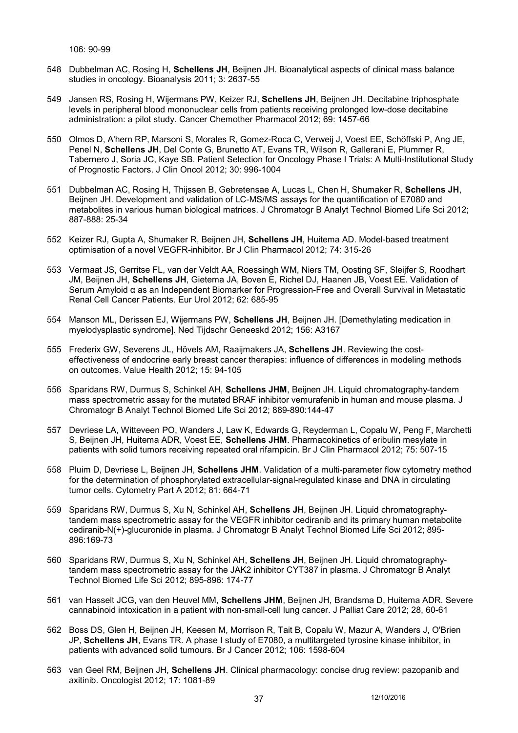106: 90-99

548 Dubbelman AC, Rosing H, **Schellens JH**, Beijnen JH. Bioanalytical aspects of clinical mass balance studies in oncology. Bioanalysis 2011; 3: 2637-55

549 Jansen RS, Rosing H, Wijermans PW, Keizer RJ, **Schellens JH**, Beijnen JH. Decitabine triphosphate levels in peripheral blood mononuclear cells from patients receiving prolonged low-dose decitabine administration: a pilot study. Cancer Chemother Pharmacol 2012; 69: 1457-66

550 Olmos D, A'hern RP, Marsoni S, Morales R, Gomez-Roca C, Verweij J, Voest EE, Schöffski P, Ang JE, Penel N, **Schellens JH**, Del Conte G, Brunetto AT, Evans TR, Wilson R, Gallerani E, Plummer R, Tabernero J, Soria JC, Kaye SB. Patient Selection for Oncology Phase I Trials: A Multi-Institutional Study of Prognostic Factors. J Clin Oncol 2012; 30: 996-1004

551 Dubbelman AC, Rosing H, Thijssen B, Gebretensae A, Lucas L, Chen H, Shumaker R, **Schellens JH**, Beijnen JH. Development and validation of LC-MS/MS assays for the quantification of E7080 and metabolites in various human biological matrices. J Chromatogr B Analyt Technol Biomed Life Sci 2012; 887-888: 25-34

552 Keizer RJ, Gupta A, Shumaker R, Beijnen JH, **Schellens JH**, Huitema AD. Model-based treatment optimisation of a novel VEGFR-inhibitor. Br J Clin Pharmacol 2012; 74: 315-26

553 Vermaat JS, Gerritse FL, van der Veldt AA, Roessingh WM, Niers TM, Oosting SF, Sleijfer S, Roodhart JM, Beijnen JH, **Schellens JH**, Gietema JA, Boven E, Richel DJ, Haanen JB, Voest EE. Validation of Serum Amyloid α as an Independent Biomarker for Progression-Free and Overall Survival in Metastatic Renal Cell Cancer Patients. Eur Urol 2012; 62: 685-95

554 Manson ML, Derissen EJ, Wijermans PW, **Schellens JH**, Beijnen JH. [Demethylating medication in myelodysplastic syndrome]. Ned Tijdschr Geneeskd 2012; 156: A3167

555 Frederix GW, Severens JL, Hövels AM, Raaijmakers JA, **Schellens JH**. Reviewing the cost-effectiveness of endocrine early breast cancer therapies: influence of differences in modeling methods on outcomes. Value Health 2012; 15: 94-105

556 Sparidans RW, Durmus S, Schinkel AH, **Schellens JHM**, Beijnen JH. Liquid chromatography-tandem mass spectrometric assay for the mutated BRAF inhibitor vemurafenib in human and mouse plasma. J Chromatogr B Analyt Technol Biomed Life Sci 2012; 889-890:144-47

557 Devriese LA, Witteveen PO, Wanders J, Law K, Edwards G, Reyderman L, Copalu W, Peng F, Marchetti S, Beijnen JH, Huitema ADR, Voest EE, **Schellens JHM**. Pharmacokinetics of eribulin mesylate in patients with solid tumors receiving repeated oral rifampicin. Br J Clin Pharmacol 2012; 75: 507-15

558 Pluim D, Devriese L, Beijnen JH, **Schellens JHM**. Validation of a multi-parameter flow cytometry method for the determination of phosphorylated extracellular-signal-regulated kinase and DNA in circulating tumor cells. Cytometry Part A 2012; 81: 664-71

559 Sparidans RW, Durmus S, Xu N, Schinkel AH, **Schellens JH**, Beijnen JH. Liquid chromatography-tandem mass spectrometric assay for the VEGFR inhibitor cediranib and its primary human metabolite cediranib-N(+)-glucuronide in plasma. J Chromatogr B Analyt Technol Biomed Life Sci 2012; 895-896:169-73

560 Sparidans RW, Durmus S, Xu N, Schinkel AH, **Schellens JH**, Beijnen JH. Liquid chromatography-tandem mass spectrometric assay for the JAK2 inhibitor CYT387 in plasma. J Chromatogr B Analyt Technol Biomed Life Sci 2012; 895-896: 174-77

561 van Hasselt JCG, van den Heuvel MM, **Schellens JHM**, Beijnen JH, Brandsma D, Huitema ADR. Severe cannabinoid intoxication in a patient with non-small-cell lung cancer. J Palliat Care 2012; 28, 60-61

562 Boss DS, Glen H, Beijnen JH, Keesen M, Morrison R, Tait B, Copalu W, Mazur A, Wanders J, O'Brien JP, **Schellens JH**, Evans TR. A phase I study of E7080, a multitargeted tyrosine kinase inhibitor, in patients with advanced solid tumours. Br J Cancer 2012; 106: 1598-604

563 van Geel RM, Beijnen JH, **Schellens JH**. Clinical pharmacology: concise drug review: pazopanib and axitinib. Oncologist 2012; 17: 1081-89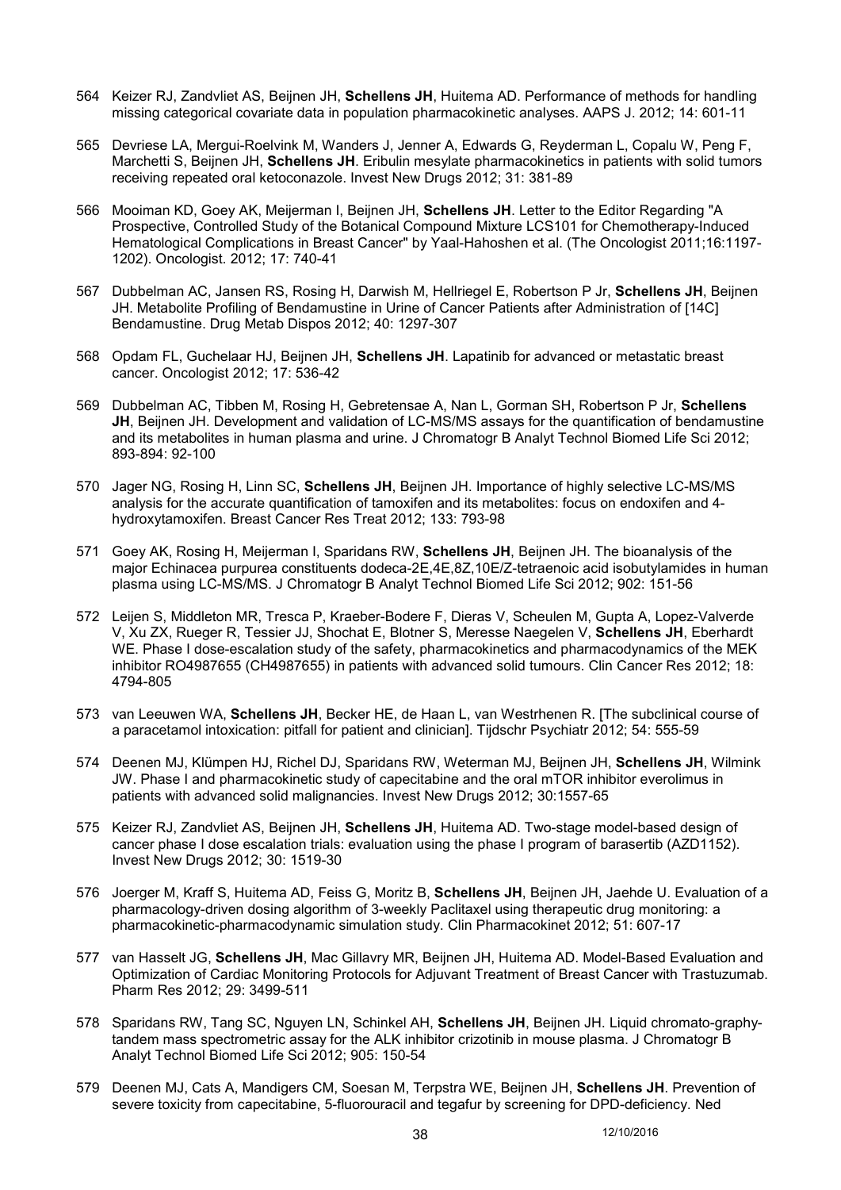564 Keizer RJ, Zandvliet AS, Beijnen JH, **Schellens JH**, Huitema AD. Performance of methods for handling missing categorical covariate data in population pharmacokinetic analyses. AAPS J. 2012; 14: 601-11

565 Devriese LA, Mergui-Roelvink M, Wanders J, Jenner A, Edwards G, Reyderman L, Copalu W, Peng F, Marchetti S, Beijnen JH, **Schellens JH**. Eribulin mesylate pharmacokinetics in patients with solid tumors receiving repeated oral ketoconazole. Invest New Drugs 2012; 31: 381-89

566 Mooiman KD, Goey AK, Meijerman I, Beijnen JH, **Schellens JH**. Letter to the Editor Regarding "A Prospective, Controlled Study of the Botanical Compound Mixture LCS101 for Chemotherapy-Induced Hematological Complications in Breast Cancer" by Yaal-Hahoshen et al. (The Oncologist 2011;16:1197-1202). Oncologist. 2012; 17: 740-41

567 Dubbelman AC, Jansen RS, Rosing H, Darwish M, Hellriegel E, Robertson P Jr, **Schellens JH**, Beijnen JH. Metabolite Profiling of Bendamustine in Urine of Cancer Patients after Administration of [14C] Bendamustine. Drug Metab Dispos 2012; 40: 1297-307

568 Opdam FL, Guchelaar HJ, Beijnen JH, **Schellens JH**. Lapatinib for advanced or metastatic breast cancer. Oncologist 2012; 17: 536-42

569 Dubbelman AC, Tibben M, Rosing H, Gebretensae A, Nan L, Gorman SH, Robertson P Jr, **Schellens JH**, Beijnen JH. Development and validation of LC-MS/MS assays for the quantification of bendamustine and its metabolites in human plasma and urine. J Chromatogr B Analyt Technol Biomed Life Sci 2012; 893-894: 92-100

570 Jager NG, Rosing H, Linn SC, **Schellens JH**, Beijnen JH. Importance of highly selective LC-MS/MS analysis for the accurate quantification of tamoxifen and its metabolites: focus on endoxifen and 4-hydroxytamoxifen. Breast Cancer Res Treat 2012; 133: 793-98

571 Goey AK, Rosing H, Meijerman I, Sparidans RW, **Schellens JH**, Beijnen JH. The bioanalysis of the major Echinacea purpurea constituents dodeca-2E,4E,8Z,10E/Z-tetraenoic acid isobutylamides in human plasma using LC-MS/MS. J Chromatogr B Analyt Technol Biomed Life Sci 2012; 902: 151-56

572 Leijen S, Middleton MR, Tresca P, Kraeber-Bodere F, Dieras V, Scheulen M, Gupta A, Lopez-Valverde V, Xu ZX, Rueger R, Tessier JJ, Shochat E, Blotner S, Meresse Naegelen V, **Schellens JH**, Eberhardt WE. Phase I dose-escalation study of the safety, pharmacokinetics and pharmacodynamics of the MEK inhibitor RO4987655 (CH4987655) in patients with advanced solid tumours. Clin Cancer Res 2012; 18: 4794-805

573 van Leeuwen WA, **Schellens JH**, Becker HE, de Haan L, van Westrhenen R. [The subclinical course of a paracetamol intoxication: pitfall for patient and clinician]. Tijdschr Psychiatr 2012; 54: 555-59

574 Deenen MJ, Klümpen HJ, Richel DJ, Sparidans RW, Weterman MJ, Beijnen JH, **Schellens JH**, Wilmink JW. Phase I and pharmacokinetic study of capecitabine and the oral mTOR inhibitor everolimus in patients with advanced solid malignancies. Invest New Drugs 2012; 30:1557-65

575 Keizer RJ, Zandvliet AS, Beijnen JH, **Schellens JH**, Huitema AD. Two-stage model-based design of cancer phase I dose escalation trials: evaluation using the phase I program of barasertib (AZD1152). Invest New Drugs 2012; 30: 1519-30

576 Joerger M, Kraff S, Huitema AD, Feiss G, Moritz B, **Schellens JH**, Beijnen JH, Jaehde U. Evaluation of a pharmacology-driven dosing algorithm of 3-weekly Paclitaxel using therapeutic drug monitoring: a pharmacokinetic-pharmacodynamic simulation study. Clin Pharmacokinet 2012; 51: 607-17

577 van Hasselt JG, **Schellens JH**, Mac Gillavry MR, Beijnen JH, Huitema AD. Model-Based Evaluation and Optimization of Cardiac Monitoring Protocols for Adjuvant Treatment of Breast Cancer with Trastuzumab. Pharm Res 2012; 29: 3499-511

578 Sparidans RW, Tang SC, Nguyen LN, Schinkel AH, **Schellens JH**, Beijnen JH. Liquid chromato-graphy-tandem mass spectrometric assay for the ALK inhibitor crizotinib in mouse plasma. J Chromatogr B Analyt Technol Biomed Life Sci 2012; 905: 150-54

579 Deenen MJ, Cats A, Mandigers CM, Soesan M, Terpstra WE, Beijnen JH, **Schellens JH**. Prevention of severe toxicity from capecitabine, 5-fluorouracil and tegafur by screening for DPD-deficiency. Ned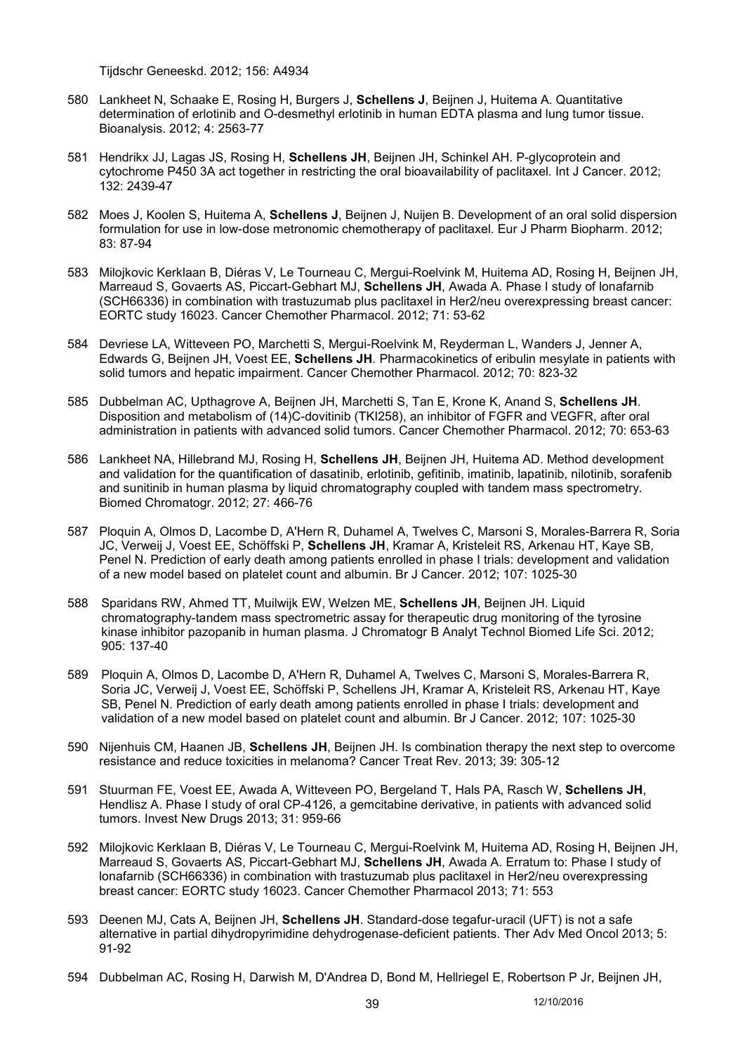Tijdschr Geneeskd. 2012; 156: A4934

580 Lankheet N, Schaake E, Rosing H, Burgers J, **Schellens J**, Beijnen J, Huitema A. Quantitative determination of erlotinib and O-desmethyl erlotinib in human EDTA plasma and lung tumor tissue. Bioanalysis. 2012; 4: 2563-77

581 Hendrikx JJ, Lagas JS, Rosing H, **Schellens JH**, Beijnen JH, Schinkel AH. P-glycoprotein and cytochrome P450 3A act together in restricting the oral bioavailability of paclitaxel. Int J Cancer. 2012; 132: 2439-47

582 Moes J, Koolen S, Huitema A, **Schellens J**, Beijnen J, Nuijen B. Development of an oral solid dispersion formulation for use in low-dose metronomic chemotherapy of paclitaxel. Eur J Pharm Biopharm. 2012; 83: 87-94

583 Milojkovic Kerklaan B, Diéras V, Le Tourneau C, Mergui-Roelvink M, Huitema AD, Rosing H, Beijnen JH, Marreaud S, Govaerts AS, Piccart-Gebhart MJ, **Schellens JH**, Awada A. Phase I study of lonafarnib (SCH66336) in combination with trastuzumab plus paclitaxel in Her2/neu overexpressing breast cancer: EORTC study 16023. Cancer Chemother Pharmacol. 2012; 71: 53-62

584 Devriese LA, Witteveen PO, Marchetti S, Mergui-Roelvink M, Reyderman L, Wanders J, Jenner A, Edwards G, Beijnen JH, Voest EE, **Schellens JH**. Pharmacokinetics of eribulin mesylate in patients with solid tumors and hepatic impairment. Cancer Chemother Pharmacol. 2012; 70: 823-32

585 Dubbelman AC, Upthagrove A, Beijnen JH, Marchetti S, Tan E, Krone K, Anand S, **Schellens JH**. Disposition and metabolism of (14)C-dovitinib (TKI258), an inhibitor of FGFR and VEGFR, after oral administration in patients with advanced solid tumors. Cancer Chemother Pharmacol. 2012; 70: 653-63

586 Lankheet NA, Hillebrand MJ, Rosing H, **Schellens JH**, Beijnen JH, Huitema AD. Method development and validation for the quantification of dasatinib, erlotinib, gefitinib, imatinib, lapatinib, nilotinib, sorafenib and sunitinib in human plasma by liquid chromatography coupled with tandem mass spectrometry. Biomed Chromatogr. 2012; 27: 466-76

587 Ploquin A, Olmos D, Lacombe D, A'Hern R, Duhamel A, Twelves C, Marsoni S, Morales-Barrera R, Soria JC, Verweij J, Voest EE, Schöffski P, **Schellens JH**, Kramar A, Kristeleit RS, Arkenau HT, Kaye SB, Penel N. Prediction of early death among patients enrolled in phase I trials: development and validation of a new model based on platelet count and albumin. Br J Cancer. 2012; 107: 1025-30

588 Sparidans RW, Ahmed TT, Muilwijk EW, Welzen ME, **Schellens JH**, Beijnen JH. Liquid chromatography-tandem mass spectrometric assay for therapeutic drug monitoring of the tyrosine kinase inhibitor pazopanib in human plasma. J Chromatogr B Analyt Technol Biomed Life Sci. 2012; 905: 137-40

589 Ploquin A, Olmos D, Lacombe D, A'Hern R, Duhamel A, Twelves C, Marsoni S, Morales-Barrera R, Soria JC, Verweij J, Voest EE, Schöffski P, Schellens JH, Kramar A, Kristeleit RS, Arkenau HT, Kaye SB, Penel N. Prediction of early death among patients enrolled in phase I trials: development and validation of a new model based on platelet count and albumin. Br J Cancer. 2012; 107: 1025-30

590 Nijenhuis CM, Haanen JB, **Schellens JH**, Beijnen JH. Is combination therapy the next step to overcome resistance and reduce toxicities in melanoma? Cancer Treat Rev. 2013; 39: 305-12

591 Stuurman FE, Voest EE, Awada A, Witteveen PO, Bergeland T, Hals PA, Rasch W, **Schellens JH**, Hendlisz A. Phase I study of oral CP-4126, a gemcitabine derivative, in patients with advanced solid tumors. Invest New Drugs 2013; 31: 959-66

592 Milojkovic Kerklaan B, Diéras V, Le Tourneau C, Mergui-Roelvink M, Huitema AD, Rosing H, Beijnen JH, Marreaud S, Govaerts AS, Piccart-Gebhart MJ, **Schellens JH**, Awada A. Erratum to: Phase I study of lonafarnib (SCH66336) in combination with trastuzumab plus paclitaxel in Her2/neu overexpressing breast cancer: EORTC study 16023. Cancer Chemother Pharmacol 2013; 71: 553

593 Deenen MJ, Cats A, Beijnen JH, **Schellens JH**. Standard-dose tegafur-uracil (UFT) is not a safe alternative in partial dihydropyrimidine dehydrogenase-deficient patients. Ther Adv Med Oncol 2013; 5: 91-92

594 Dubbelman AC, Rosing H, Darwish M, D'Andrea D, Bond M, Hellriegel E, Robertson P Jr, Beijnen JH,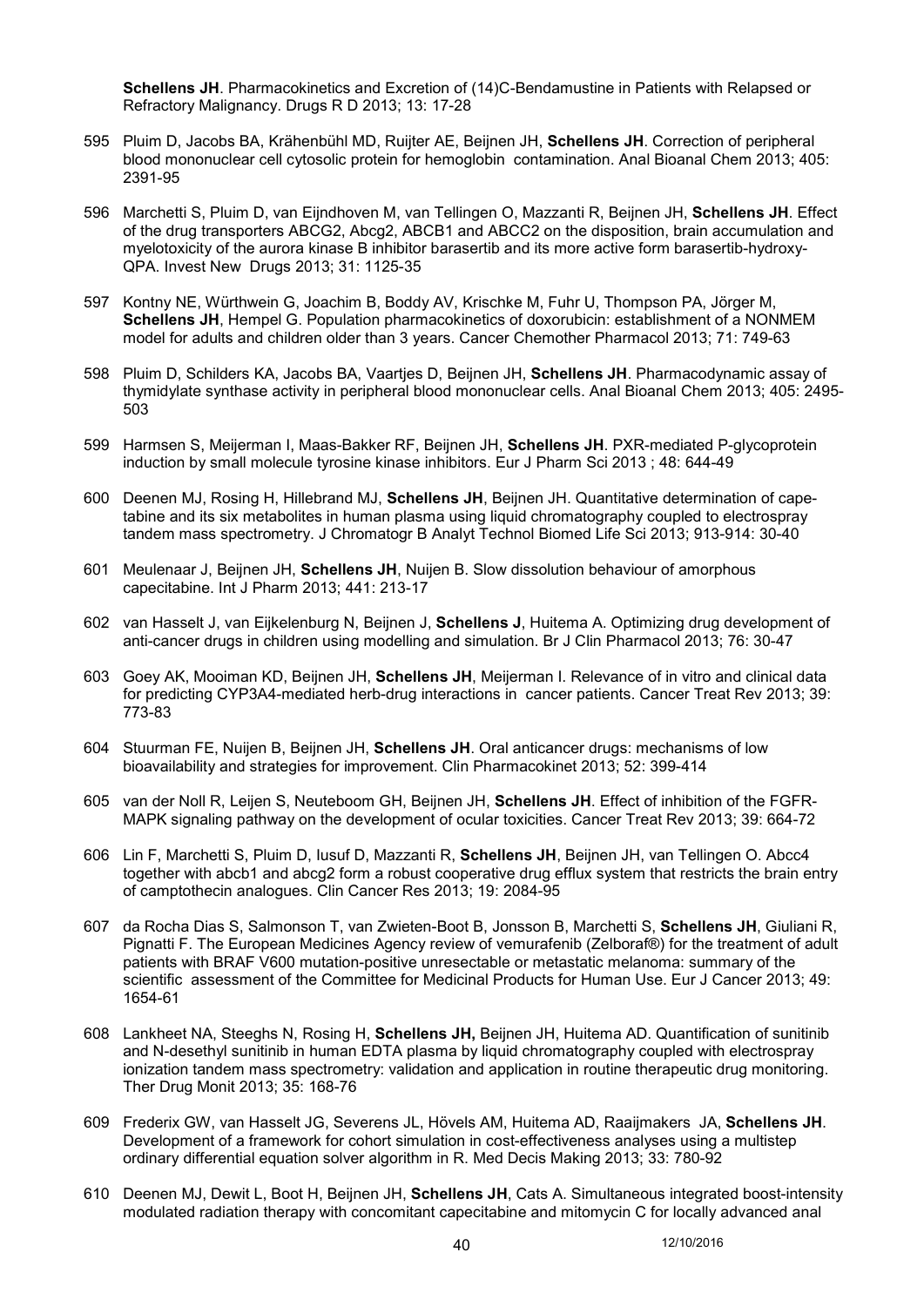**Schellens JH**. Pharmacokinetics and Excretion of (14)C-Bendamustine in Patients with Relapsed or Refractory Malignancy. Drugs R D 2013; 13: 17-28

595 Pluim D, Jacobs BA, Krähenbühl MD, Ruijter AE, Beijnen JH, **Schellens JH**. Correction of peripheral blood mononuclear cell cytosolic protein for hemoglobin contamination. Anal Bioanal Chem 2013; 405: 2391-95

596 Marchetti S, Pluim D, van Eijndhoven M, van Tellingen O, Mazzanti R, Beijnen JH, **Schellens JH**. Effect of the drug transporters ABCG2, Abcg2, ABCB1 and ABCC2 on the disposition, brain accumulation and myelotoxicity of the aurora kinase B inhibitor barasertib and its more active form barasertib-hydroxy-QPA. Invest New Drugs 2013; 31: 1125-35

597 Kontny NE, Würthwein G, Joachim B, Boddy AV, Krischke M, Fuhr U, Thompson PA, Jörger M, **Schellens JH**, Hempel G. Population pharmacokinetics of doxorubicin: establishment of a NONMEM model for adults and children older than 3 years. Cancer Chemother Pharmacol 2013; 71: 749-63

598 Pluim D, Schilders KA, Jacobs BA, Vaartjes D, Beijnen JH, **Schellens JH**. Pharmacodynamic assay of thymidylate synthase activity in peripheral blood mononuclear cells. Anal Bioanal Chem 2013; 405: 2495-503

599 Harmsen S, Meijerman I, Maas-Bakker RF, Beijnen JH, **Schellens JH**. PXR-mediated P-glycoprotein induction by small molecule tyrosine kinase inhibitors. Eur J Pharm Sci 2013 ; 48: 644-49

600 Deenen MJ, Rosing H, Hillebrand MJ, **Schellens JH**, Beijnen JH. Quantitative determination of capetabine and its six metabolites in human plasma using liquid chromatography coupled to electrospray tandem mass spectrometry. J Chromatogr B Analyt Technol Biomed Life Sci 2013; 913-914: 30-40

601 Meulenaar J, Beijnen JH, **Schellens JH**, Nuijen B. Slow dissolution behaviour of amorphous capecitabine. Int J Pharm 2013; 441: 213-17

602 van Hasselt J, van Eijkelenburg N, Beijnen J, **Schellens J**, Huitema A. Optimizing drug development of anti-cancer drugs in children using modelling and simulation. Br J Clin Pharmacol 2013; 76: 30-47

603 Goey AK, Mooiman KD, Beijnen JH, **Schellens JH**, Meijerman I. Relevance of in vitro and clinical data for predicting CYP3A4-mediated herb-drug interactions in cancer patients. Cancer Treat Rev 2013; 39: 773-83

604 Stuurman FE, Nuijen B, Beijnen JH, **Schellens JH**. Oral anticancer drugs: mechanisms of low bioavailability and strategies for improvement. Clin Pharmacokinet 2013; 52: 399-414

605 van der Noll R, Leijen S, Neuteboom GH, Beijnen JH, **Schellens JH**. Effect of inhibition of the FGFR-MAPK signaling pathway on the development of ocular toxicities. Cancer Treat Rev 2013; 39: 664-72

606 Lin F, Marchetti S, Pluim D, Iusuf D, Mazzanti R, **Schellens JH**, Beijnen JH, van Tellingen O. Abcc4 together with abcb1 and abcg2 form a robust cooperative drug efflux system that restricts the brain entry of camptothecin analogues. Clin Cancer Res 2013; 19: 2084-95

607 da Rocha Dias S, Salmonson T, van Zwieten-Boot B, Jonsson B, Marchetti S, **Schellens JH**, Giuliani R, Pignatti F. The European Medicines Agency review of vemurafenib (Zelboraf®) for the treatment of adult patients with BRAF V600 mutation-positive unresectable or metastatic melanoma: summary of the scientific assessment of the Committee for Medicinal Products for Human Use. Eur J Cancer 2013; 49: 1654-61

608 Lankheet NA, Steeghs N, Rosing H, **Schellens JH,** Beijnen JH, Huitema AD. Quantification of sunitinib and N-desethyl sunitinib in human EDTA plasma by liquid chromatography coupled with electrospray ionization tandem mass spectrometry: validation and application in routine therapeutic drug monitoring. Ther Drug Monit 2013; 35: 168-76

609 Frederix GW, van Hasselt JG, Severens JL, Hövels AM, Huitema AD, Raaijmakers JA, **Schellens JH**. Development of a framework for cohort simulation in cost-effectiveness analyses using a multistep ordinary differential equation solver algorithm in R. Med Decis Making 2013; 33: 780-92

610 Deenen MJ, Dewit L, Boot H, Beijnen JH, **Schellens JH**, Cats A. Simultaneous integrated boost-intensity modulated radiation therapy with concomitant capecitabine and mitomycin C for locally advanced anal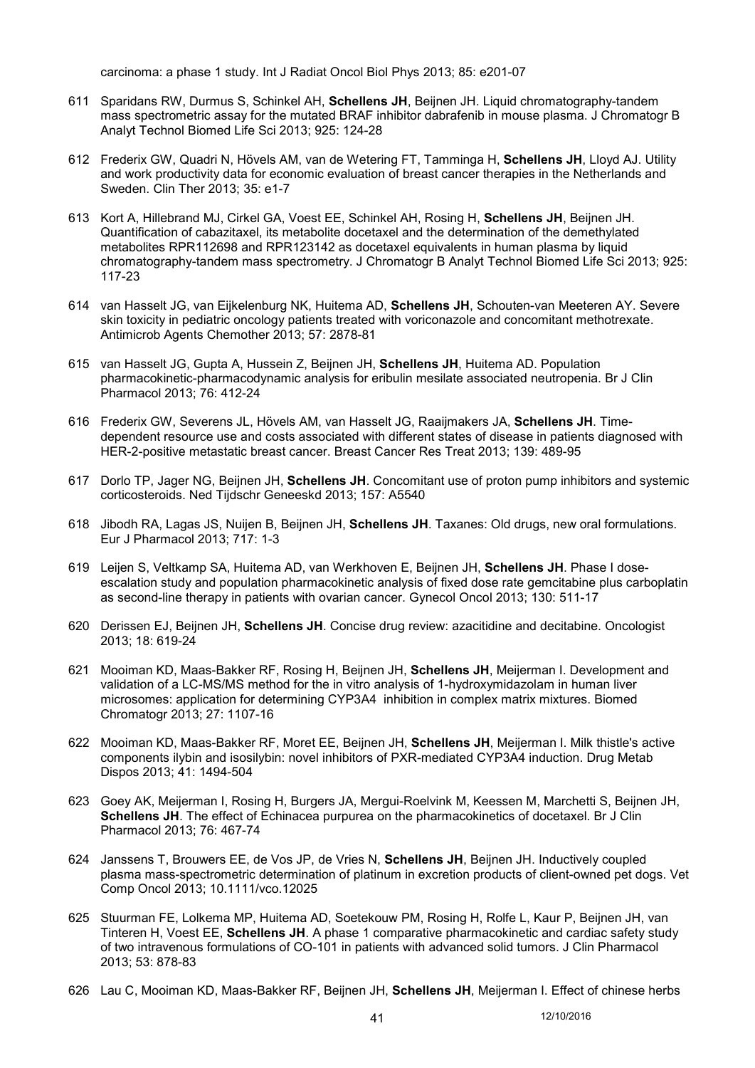carcinoma: a phase 1 study. Int J Radiat Oncol Biol Phys 2013; 85: e201-07

611 Sparidans RW, Durmus S, Schinkel AH, **Schellens JH**, Beijnen JH. Liquid chromatography-tandem mass spectrometric assay for the mutated BRAF inhibitor dabrafenib in mouse plasma. J Chromatogr B Analyt Technol Biomed Life Sci 2013; 925: 124-28

612 Frederix GW, Quadri N, Hövels AM, van de Wetering FT, Tamminga H, **Schellens JH**, Lloyd AJ. Utility and work productivity data for economic evaluation of breast cancer therapies in the Netherlands and Sweden. Clin Ther 2013; 35: e1-7

613 Kort A, Hillebrand MJ, Cirkel GA, Voest EE, Schinkel AH, Rosing H, **Schellens JH**, Beijnen JH. Quantification of cabazitaxel, its metabolite docetaxel and the determination of the demethylated metabolites RPR112698 and RPR123142 as docetaxel equivalents in human plasma by liquid chromatography-tandem mass spectrometry. J Chromatogr B Analyt Technol Biomed Life Sci 2013; 925: 117-23

614 van Hasselt JG, van Eijkelenburg NK, Huitema AD, **Schellens JH**, Schouten-van Meeteren AY. Severe skin toxicity in pediatric oncology patients treated with voriconazole and concomitant methotrexate. Antimicrob Agents Chemother 2013; 57: 2878-81

615 van Hasselt JG, Gupta A, Hussein Z, Beijnen JH, **Schellens JH**, Huitema AD. Population pharmacokinetic-pharmacodynamic analysis for eribulin mesilate associated neutropenia. Br J Clin Pharmacol 2013; 76: 412-24

616 Frederix GW, Severens JL, Hövels AM, van Hasselt JG, Raaijmakers JA, **Schellens JH**. Time-dependent resource use and costs associated with different states of disease in patients diagnosed with HER-2-positive metastatic breast cancer. Breast Cancer Res Treat 2013; 139: 489-95

617 Dorlo TP, Jager NG, Beijnen JH, **Schellens JH**. Concomitant use of proton pump inhibitors and systemic corticosteroids. Ned Tijdschr Geneeskd 2013; 157: A5540

618 Jibodh RA, Lagas JS, Nuijen B, Beijnen JH, **Schellens JH**. Taxanes: Old drugs, new oral formulations. Eur J Pharmacol 2013; 717: 1-3

619 Leijen S, Veltkamp SA, Huitema AD, van Werkhoven E, Beijnen JH, **Schellens JH**. Phase I dose-escalation study and population pharmacokinetic analysis of fixed dose rate gemcitabine plus carboplatin as second-line therapy in patients with ovarian cancer. Gynecol Oncol 2013; 130: 511-17

620 Derissen EJ, Beijnen JH, **Schellens JH**. Concise drug review: azacitidine and decitabine. Oncologist 2013; 18: 619-24

621 Mooiman KD, Maas-Bakker RF, Rosing H, Beijnen JH, **Schellens JH**, Meijerman I. Development and validation of a LC-MS/MS method for the in vitro analysis of 1-hydroxymidazolam in human liver microsomes: application for determining CYP3A4 inhibition in complex matrix mixtures. Biomed Chromatogr 2013; 27: 1107-16

622 Mooiman KD, Maas-Bakker RF, Moret EE, Beijnen JH, **Schellens JH**, Meijerman I. Milk thistle's active components ilybin and isosilybin: novel inhibitors of PXR-mediated CYP3A4 induction. Drug Metab Dispos 2013; 41: 1494-504

623 Goey AK, Meijerman I, Rosing H, Burgers JA, Mergui-Roelvink M, Keessen M, Marchetti S, Beijnen JH, **Schellens JH**. The effect of Echinacea purpurea on the pharmacokinetics of docetaxel. Br J Clin Pharmacol 2013; 76: 467-74

624 Janssens T, Brouwers EE, de Vos JP, de Vries N, **Schellens JH**, Beijnen JH. Inductively coupled plasma mass-spectrometric determination of platinum in excretion products of client-owned pet dogs. Vet Comp Oncol 2013; 10.1111/vco.12025

625 Stuurman FE, Lolkema MP, Huitema AD, Soetekouw PM, Rosing H, Rolfe L, Kaur P, Beijnen JH, van Tinteren H, Voest EE, **Schellens JH**. A phase 1 comparative pharmacokinetic and cardiac safety study of two intravenous formulations of CO-101 in patients with advanced solid tumors. J Clin Pharmacol 2013; 53: 878-83

626 Lau C, Mooiman KD, Maas-Bakker RF, Beijnen JH, **Schellens JH**, Meijerman I. Effect of chinese herbs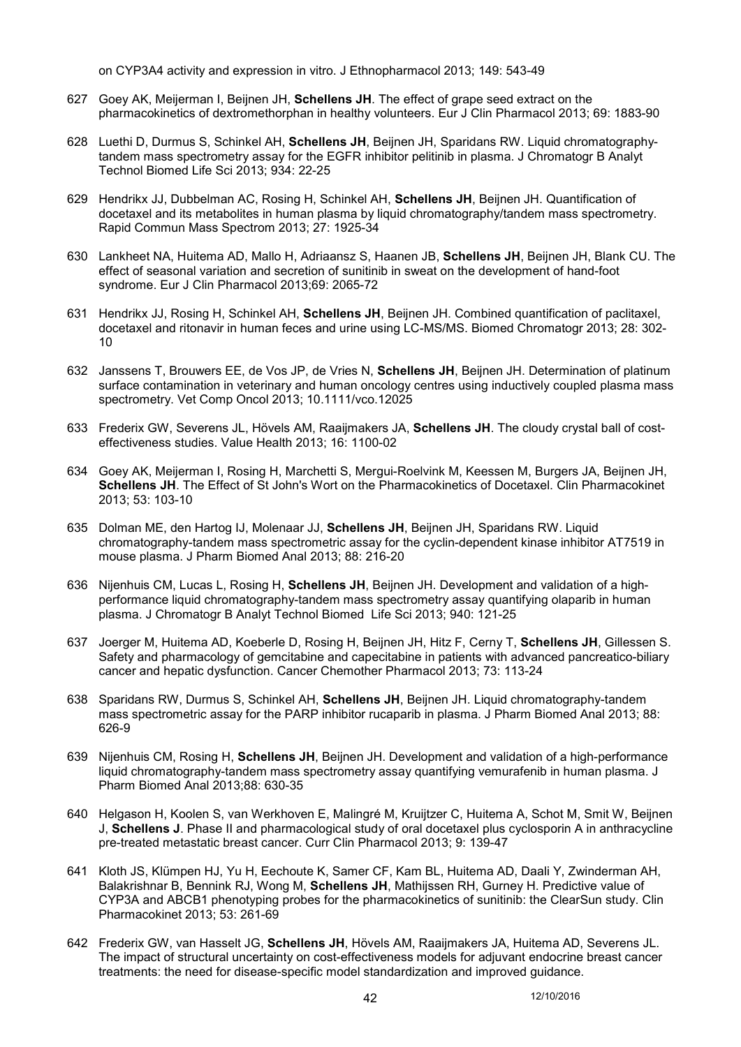on CYP3A4 activity and expression in vitro. J Ethnopharmacol 2013; 149: 543-49

627 Goey AK, Meijerman I, Beijnen JH, **Schellens JH**. The effect of grape seed extract on the pharmacokinetics of dextromethorphan in healthy volunteers. Eur J Clin Pharmacol 2013; 69: 1883-90

628 Luethi D, Durmus S, Schinkel AH, **Schellens JH**, Beijnen JH, Sparidans RW. Liquid chromatography-tandem mass spectrometry assay for the EGFR inhibitor pelitinib in plasma. J Chromatogr B Analyt Technol Biomed Life Sci 2013; 934: 22-25

629 Hendrikx JJ, Dubbelman AC, Rosing H, Schinkel AH, **Schellens JH**, Beijnen JH. Quantification of docetaxel and its metabolites in human plasma by liquid chromatography/tandem mass spectrometry. Rapid Commun Mass Spectrom 2013; 27: 1925-34

630 Lankheet NA, Huitema AD, Mallo H, Adriaansz S, Haanen JB, **Schellens JH**, Beijnen JH, Blank CU. The effect of seasonal variation and secretion of sunitinib in sweat on the development of hand-foot syndrome. Eur J Clin Pharmacol 2013;69: 2065-72

631 Hendrikx JJ, Rosing H, Schinkel AH, **Schellens JH**, Beijnen JH. Combined quantification of paclitaxel, docetaxel and ritonavir in human feces and urine using LC-MS/MS. Biomed Chromatogr 2013; 28: 302-10

632 Janssens T, Brouwers EE, de Vos JP, de Vries N, **Schellens JH**, Beijnen JH. Determination of platinum surface contamination in veterinary and human oncology centres using inductively coupled plasma mass spectrometry. Vet Comp Oncol 2013; 10.1111/vco.12025

633 Frederix GW, Severens JL, Hövels AM, Raaijmakers JA, **Schellens JH**. The cloudy crystal ball of cost-effectiveness studies. Value Health 2013; 16: 1100-02

634 Goey AK, Meijerman I, Rosing H, Marchetti S, Mergui-Roelvink M, Keessen M, Burgers JA, Beijnen JH, **Schellens JH**. The Effect of St John's Wort on the Pharmacokinetics of Docetaxel. Clin Pharmacokinet 2013; 53: 103-10

635 Dolman ME, den Hartog IJ, Molenaar JJ, **Schellens JH**, Beijnen JH, Sparidans RW. Liquid chromatography-tandem mass spectrometric assay for the cyclin-dependent kinase inhibitor AT7519 in mouse plasma. J Pharm Biomed Anal 2013; 88: 216-20

636 Nijenhuis CM, Lucas L, Rosing H, **Schellens JH**, Beijnen JH. Development and validation of a high-performance liquid chromatography-tandem mass spectrometry assay quantifying olaparib in human plasma. J Chromatogr B Analyt Technol Biomed Life Sci 2013; 940: 121-25

637 Joerger M, Huitema AD, Koeberle D, Rosing H, Beijnen JH, Hitz F, Cerny T, **Schellens JH**, Gillessen S. Safety and pharmacology of gemcitabine and capecitabine in patients with advanced pancreatico-biliary cancer and hepatic dysfunction. Cancer Chemother Pharmacol 2013; 73: 113-24

638 Sparidans RW, Durmus S, Schinkel AH, **Schellens JH**, Beijnen JH. Liquid chromatography-tandem mass spectrometric assay for the PARP inhibitor rucaparib in plasma. J Pharm Biomed Anal 2013; 88: 626-9

639 Nijenhuis CM, Rosing H, **Schellens JH**, Beijnen JH. Development and validation of a high-performance liquid chromatography-tandem mass spectrometry assay quantifying vemurafenib in human plasma. J Pharm Biomed Anal 2013;88: 630-35

640 Helgason H, Koolen S, van Werkhoven E, Malingré M, Kruijtzer C, Huitema A, Schot M, Smit W, Beijnen J, **Schellens J**. Phase II and pharmacological study of oral docetaxel plus cyclosporin A in anthracycline pre-treated metastatic breast cancer. Curr Clin Pharmacol 2013; 9: 139-47

641 Kloth JS, Klümpen HJ, Yu H, Eechoute K, Samer CF, Kam BL, Huitema AD, Daali Y, Zwinderman AH, Balakrishnar B, Bennink RJ, Wong M, **Schellens JH**, Mathijssen RH, Gurney H. Predictive value of CYP3A and ABCB1 phenotyping probes for the pharmacokinetics of sunitinib: the ClearSun study. Clin Pharmacokinet 2013; 53: 261-69

642 Frederix GW, van Hasselt JG, **Schellens JH**, Hövels AM, Raaijmakers JA, Huitema AD, Severens JL. The impact of structural uncertainty on cost-effectiveness models for adjuvant endocrine breast cancer treatments: the need for disease-specific model standardization and improved guidance.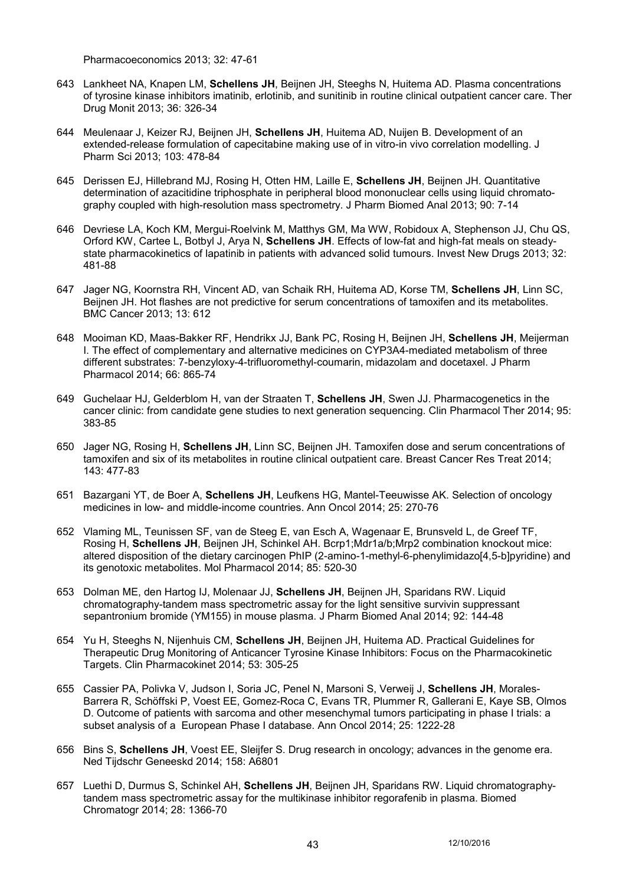Pharmacoeconomics 2013; 32: 47-61

643 Lankheet NA, Knapen LM, **Schellens JH**, Beijnen JH, Steeghs N, Huitema AD. Plasma concentrations of tyrosine kinase inhibitors imatinib, erlotinib, and sunitinib in routine clinical outpatient cancer care. Ther Drug Monit 2013; 36: 326-34

644 Meulenaar J, Keizer RJ, Beijnen JH, **Schellens JH**, Huitema AD, Nuijen B. Development of an extended-release formulation of capecitabine making use of in vitro-in vivo correlation modelling. J Pharm Sci 2013; 103: 478-84

645 Derissen EJ, Hillebrand MJ, Rosing H, Otten HM, Laille E, **Schellens JH**, Beijnen JH. Quantitative determination of azacitidine triphosphate in peripheral blood mononuclear cells using liquid chromatography coupled with high-resolution mass spectrometry. J Pharm Biomed Anal 2013; 90: 7-14

646 Devriese LA, Koch KM, Mergui-Roelvink M, Matthys GM, Ma WW, Robidoux A, Stephenson JJ, Chu QS, Orford KW, Cartee L, Botbyl J, Arya N, **Schellens JH**. Effects of low-fat and high-fat meals on steady-state pharmacokinetics of lapatinib in patients with advanced solid tumours. Invest New Drugs 2013; 32: 481-88

647 Jager NG, Koornstra RH, Vincent AD, van Schaik RH, Huitema AD, Korse TM, **Schellens JH**, Linn SC, Beijnen JH. Hot flashes are not predictive for serum concentrations of tamoxifen and its metabolites. BMC Cancer 2013; 13: 612

648 Mooiman KD, Maas-Bakker RF, Hendrikx JJ, Bank PC, Rosing H, Beijnen JH, **Schellens JH**, Meijerman I. The effect of complementary and alternative medicines on CYP3A4-mediated metabolism of three different substrates: 7-benzyloxy-4-trifluoromethyl-coumarin, midazolam and docetaxel. J Pharm Pharmacol 2014; 66: 865-74

649 Guchelaar HJ, Gelderblom H, van der Straaten T, **Schellens JH**, Swen JJ. Pharmacogenetics in the cancer clinic: from candidate gene studies to next generation sequencing. Clin Pharmacol Ther 2014; 95: 383-85

650 Jager NG, Rosing H, **Schellens JH**, Linn SC, Beijnen JH. Tamoxifen dose and serum concentrations of tamoxifen and six of its metabolites in routine clinical outpatient care. Breast Cancer Res Treat 2014; 143: 477-83

651 Bazargani YT, de Boer A, **Schellens JH**, Leufkens HG, Mantel-Teeuwisse AK. Selection of oncology medicines in low- and middle-income countries. Ann Oncol 2014; 25: 270-76

652 Vlaming ML, Teunissen SF, van de Steeg E, van Esch A, Wagenaar E, Brunsveld L, de Greef TF, Rosing H, **Schellens JH**, Beijnen JH, Schinkel AH. Bcrp1;Mdr1a/b;Mrp2 combination knockout mice: altered disposition of the dietary carcinogen PhIP (2-amino-1-methyl-6-phenylimidazo[4,5-b]pyridine) and its genotoxic metabolites. Mol Pharmacol 2014; 85: 520-30

653 Dolman ME, den Hartog IJ, Molenaar JJ, **Schellens JH**, Beijnen JH, Sparidans RW. Liquid chromatography-tandem mass spectrometric assay for the light sensitive survivin suppressant sepantronium bromide (YM155) in mouse plasma. J Pharm Biomed Anal 2014; 92: 144-48

654 Yu H, Steeghs N, Nijenhuis CM, **Schellens JH**, Beijnen JH, Huitema AD. Practical Guidelines for Therapeutic Drug Monitoring of Anticancer Tyrosine Kinase Inhibitors: Focus on the Pharmacokinetic Targets. Clin Pharmacokinet 2014; 53: 305-25

655 Cassier PA, Polivka V, Judson I, Soria JC, Penel N, Marsoni S, Verweij J, **Schellens JH**, Morales-Barrera R, Schöffski P, Voest EE, Gomez-Roca C, Evans TR, Plummer R, Gallerani E, Kaye SB, Olmos D. Outcome of patients with sarcoma and other mesenchymal tumors participating in phase I trials: a subset analysis of a European Phase I database. Ann Oncol 2014; 25: 1222-28

656 Bins S, **Schellens JH**, Voest EE, Sleijfer S. Drug research in oncology; advances in the genome era. Ned Tijdschr Geneeskd 2014; 158: A6801

657 Luethi D, Durmus S, Schinkel AH, **Schellens JH**, Beijnen JH, Sparidans RW. Liquid chromatography-tandem mass spectrometric assay for the multikinase inhibitor regorafenib in plasma. Biomed Chromatogr 2014; 28: 1366-70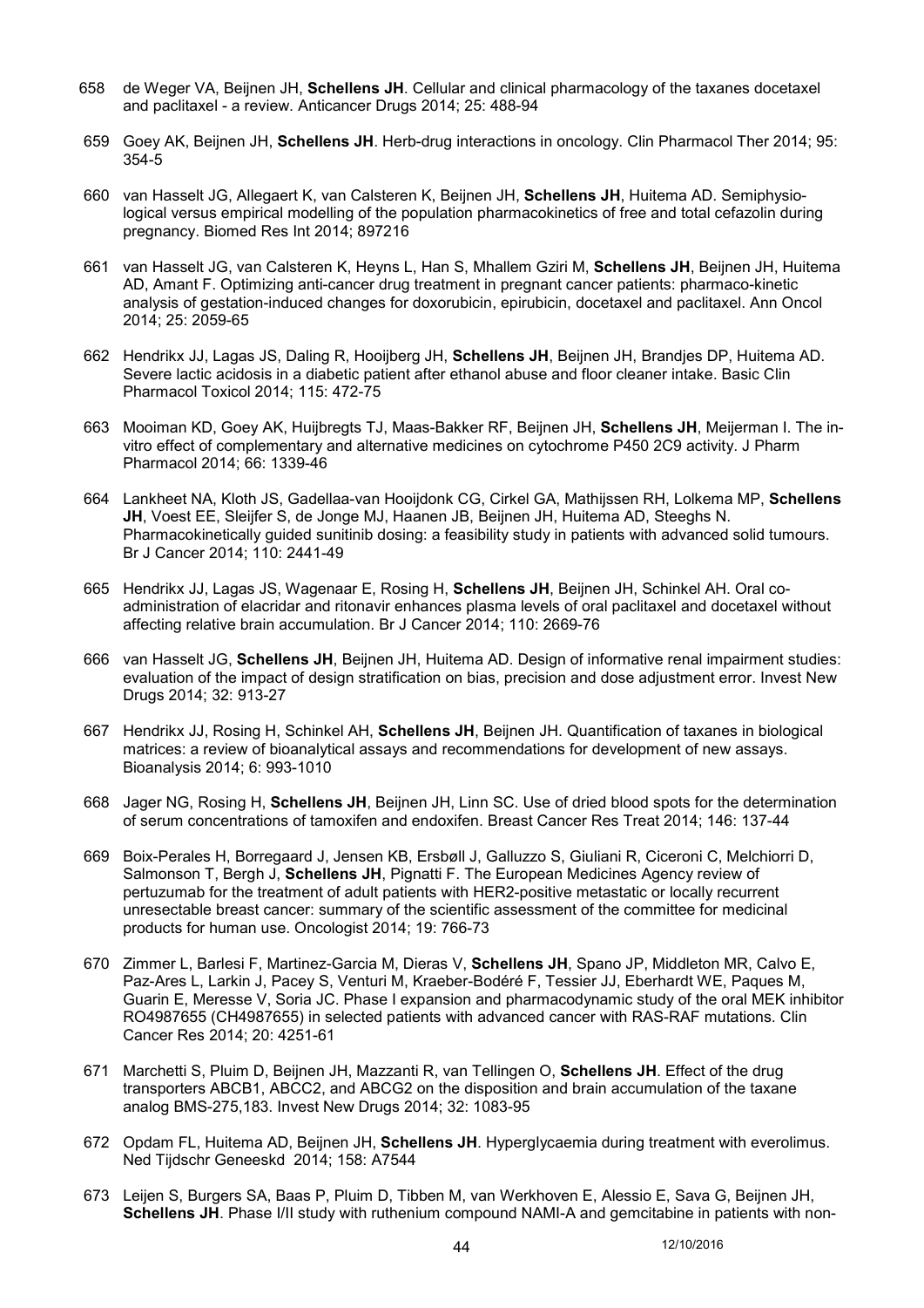658 de Weger VA, Beijnen JH, **Schellens JH**. Cellular and clinical pharmacology of the taxanes docetaxel and paclitaxel - a review. Anticancer Drugs 2014; 25: 488-94

659 Goey AK, Beijnen JH, **Schellens JH**. Herb-drug interactions in oncology. Clin Pharmacol Ther 2014; 95: 354-5

660 van Hasselt JG, Allegaert K, van Calsteren K, Beijnen JH, **Schellens JH**, Huitema AD. Semiphysio-logical versus empirical modelling of the population pharmacokinetics of free and total cefazolin during pregnancy. Biomed Res Int 2014; 897216

661 van Hasselt JG, van Calsteren K, Heyns L, Han S, Mhallem Gziri M, **Schellens JH**, Beijnen JH, Huitema AD, Amant F. Optimizing anti-cancer drug treatment in pregnant cancer patients: pharmaco-kinetic analysis of gestation-induced changes for doxorubicin, epirubicin, docetaxel and paclitaxel. Ann Oncol 2014; 25: 2059-65

662 Hendrikx JJ, Lagas JS, Daling R, Hooijberg JH, **Schellens JH**, Beijnen JH, Brandjes DP, Huitema AD. Severe lactic acidosis in a diabetic patient after ethanol abuse and floor cleaner intake. Basic Clin Pharmacol Toxicol 2014; 115: 472-75

663 Mooiman KD, Goey AK, Huijbregts TJ, Maas-Bakker RF, Beijnen JH, **Schellens JH**, Meijerman I. The in-vitro effect of complementary and alternative medicines on cytochrome P450 2C9 activity. J Pharm Pharmacol 2014; 66: 1339-46

664 Lankheet NA, Kloth JS, Gadellaa-van Hooijdonk CG, Cirkel GA, Mathijssen RH, Lolkema MP, **Schellens JH**, Voest EE, Sleijfer S, de Jonge MJ, Haanen JB, Beijnen JH, Huitema AD, Steeghs N. Pharmacokinetically guided sunitinib dosing: a feasibility study in patients with advanced solid tumours. Br J Cancer 2014; 110: 2441-49

665 Hendrikx JJ, Lagas JS, Wagenaar E, Rosing H, **Schellens JH**, Beijnen JH, Schinkel AH. Oral co-administration of elacridar and ritonavir enhances plasma levels of oral paclitaxel and docetaxel without affecting relative brain accumulation. Br J Cancer 2014; 110: 2669-76

666 van Hasselt JG, **Schellens JH**, Beijnen JH, Huitema AD. Design of informative renal impairment studies: evaluation of the impact of design stratification on bias, precision and dose adjustment error. Invest New Drugs 2014; 32: 913-27

667 Hendrikx JJ, Rosing H, Schinkel AH, **Schellens JH**, Beijnen JH. Quantification of taxanes in biological matrices: a review of bioanalytical assays and recommendations for development of new assays. Bioanalysis 2014; 6: 993-1010

668 Jager NG, Rosing H, **Schellens JH**, Beijnen JH, Linn SC. Use of dried blood spots for the determination of serum concentrations of tamoxifen and endoxifen. Breast Cancer Res Treat 2014; 146: 137-44

669 Boix-Perales H, Borregaard J, Jensen KB, Ersbøll J, Galluzzo S, Giuliani R, Ciceroni C, Melchiorri D, Salmonson T, Bergh J, **Schellens JH**, Pignatti F. The European Medicines Agency review of pertuzumab for the treatment of adult patients with HER2-positive metastatic or locally recurrent unresectable breast cancer: summary of the scientific assessment of the committee for medicinal products for human use. Oncologist 2014; 19: 766-73

670 Zimmer L, Barlesi F, Martinez-Garcia M, Dieras V, **Schellens JH**, Spano JP, Middleton MR, Calvo E, Paz-Ares L, Larkin J, Pacey S, Venturi M, Kraeber-Bodéré F, Tessier JJ, Eberhardt WE, Paques M, Guarin E, Meresse V, Soria JC. Phase I expansion and pharmacodynamic study of the oral MEK inhibitor RO4987655 (CH4987655) in selected patients with advanced cancer with RAS-RAF mutations. Clin Cancer Res 2014; 20: 4251-61

671 Marchetti S, Pluim D, Beijnen JH, Mazzanti R, van Tellingen O, **Schellens JH**. Effect of the drug transporters ABCB1, ABCC2, and ABCG2 on the disposition and brain accumulation of the taxane analog BMS-275,183. Invest New Drugs 2014; 32: 1083-95

672 Opdam FL, Huitema AD, Beijnen JH, **Schellens JH**. Hyperglycaemia during treatment with everolimus. Ned Tijdschr Geneeskd 2014; 158: A7544

673 Leijen S, Burgers SA, Baas P, Pluim D, Tibben M, van Werkhoven E, Alessio E, Sava G, Beijnen JH, **Schellens JH**. Phase I/II study with ruthenium compound NAMI-A and gemcitabine in patients with non-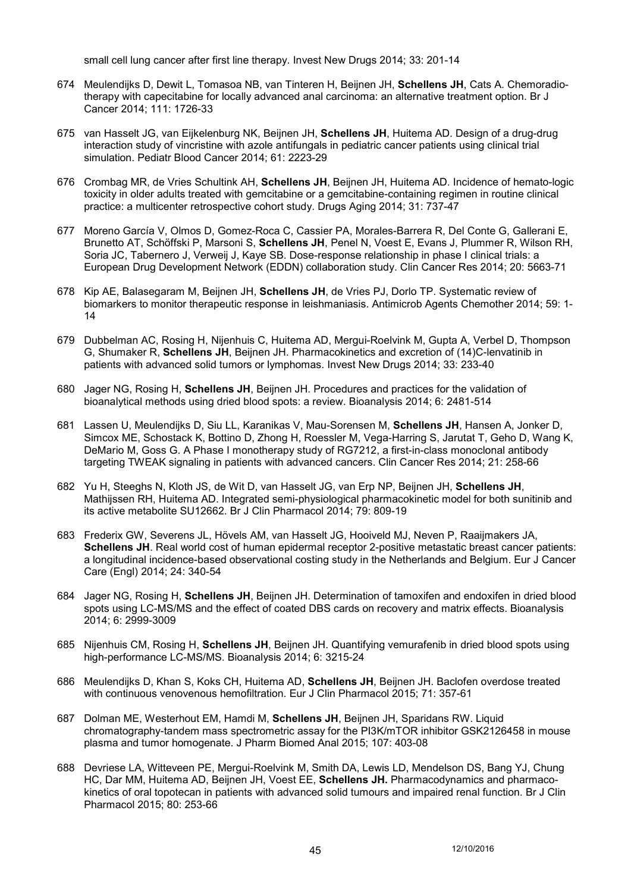small cell lung cancer after first line therapy. Invest New Drugs 2014; 33: 201-14

674 Meulendijks D, Dewit L, Tomasoa NB, van Tinteren H, Beijnen JH, **Schellens JH**, Cats A. Chemoradiotherapy with capecitabine for locally advanced anal carcinoma: an alternative treatment option. Br J Cancer 2014; 111: 1726-33

675 van Hasselt JG, van Eijkelenburg NK, Beijnen JH, **Schellens JH**, Huitema AD. Design of a drug-drug interaction study of vincristine with azole antifungals in pediatric cancer patients using clinical trial simulation. Pediatr Blood Cancer 2014; 61: 2223-29

676 Crombag MR, de Vries Schultink AH, **Schellens JH**, Beijnen JH, Huitema AD. Incidence of hemato-logic toxicity in older adults treated with gemcitabine or a gemcitabine-containing regimen in routine clinical practice: a multicenter retrospective cohort study. Drugs Aging 2014; 31: 737-47

677 Moreno García V, Olmos D, Gomez-Roca C, Cassier PA, Morales-Barrera R, Del Conte G, Gallerani E, Brunetto AT, Schöffski P, Marsoni S, **Schellens JH**, Penel N, Voest E, Evans J, Plummer R, Wilson RH, Soria JC, Tabernero J, Verweij J, Kaye SB. Dose-response relationship in phase I clinical trials: a European Drug Development Network (EDDN) collaboration study. Clin Cancer Res 2014; 20: 5663-71

678 Kip AE, Balasegaram M, Beijnen JH, **Schellens JH**, de Vries PJ, Dorlo TP. Systematic review of biomarkers to monitor therapeutic response in leishmaniasis. Antimicrob Agents Chemother 2014; 59: 1-14

679 Dubbelman AC, Rosing H, Nijenhuis C, Huitema AD, Mergui-Roelvink M, Gupta A, Verbel D, Thompson G, Shumaker R, **Schellens JH**, Beijnen JH. Pharmacokinetics and excretion of (14)C-lenvatinib in patients with advanced solid tumors or lymphomas. Invest New Drugs 2014; 33: 233-40

680 Jager NG, Rosing H, **Schellens JH**, Beijnen JH. Procedures and practices for the validation of bioanalytical methods using dried blood spots: a review. Bioanalysis 2014; 6: 2481-514

681 Lassen U, Meulendijks D, Siu LL, Karanikas V, Mau-Sorensen M, **Schellens JH**, Hansen A, Jonker D, Simcox ME, Schostack K, Bottino D, Zhong H, Roessler M, Vega-Harring S, Jarutat T, Geho D, Wang K, DeMario M, Goss G. A Phase I monotherapy study of RG7212, a first-in-class monoclonal antibody targeting TWEAK signaling in patients with advanced cancers. Clin Cancer Res 2014; 21: 258-66

682 Yu H, Steeghs N, Kloth JS, de Wit D, van Hasselt JG, van Erp NP, Beijnen JH, **Schellens JH**, Mathijssen RH, Huitema AD. Integrated semi-physiological pharmacokinetic model for both sunitinib and its active metabolite SU12662. Br J Clin Pharmacol 2014; 79: 809-19

683 Frederix GW, Severens JL, Hövels AM, van Hasselt JG, Hooiveld MJ, Neven P, Raaijmakers JA, **Schellens JH**. Real world cost of human epidermal receptor 2-positive metastatic breast cancer patients: a longitudinal incidence-based observational costing study in the Netherlands and Belgium. Eur J Cancer Care (Engl) 2014; 24: 340-54

684 Jager NG, Rosing H, **Schellens JH**, Beijnen JH. Determination of tamoxifen and endoxifen in dried blood spots using LC-MS/MS and the effect of coated DBS cards on recovery and matrix effects. Bioanalysis 2014; 6: 2999-3009

685 Nijenhuis CM, Rosing H, **Schellens JH**, Beijnen JH. Quantifying vemurafenib in dried blood spots using high-performance LC-MS/MS. Bioanalysis 2014; 6: 3215-24

686 Meulendijks D, Khan S, Koks CH, Huitema AD, **Schellens JH**, Beijnen JH. Baclofen overdose treated with continuous venovenous hemofiltration. Eur J Clin Pharmacol 2015; 71: 357-61

687 Dolman ME, Westerhout EM, Hamdi M, **Schellens JH**, Beijnen JH, Sparidans RW. Liquid chromatography-tandem mass spectrometric assay for the PI3K/mTOR inhibitor GSK2126458 in mouse plasma and tumor homogenate. J Pharm Biomed Anal 2015; 107: 403-08

688 Devriese LA, Witteveen PE, Mergui-Roelvink M, Smith DA, Lewis LD, Mendelson DS, Bang YJ, Chung HC, Dar MM, Huitema AD, Beijnen JH, Voest EE, **Schellens JH.** Pharmacodynamics and pharmacokinetics of oral topotecan in patients with advanced solid tumours and impaired renal function. Br J Clin Pharmacol 2015; 80: 253-66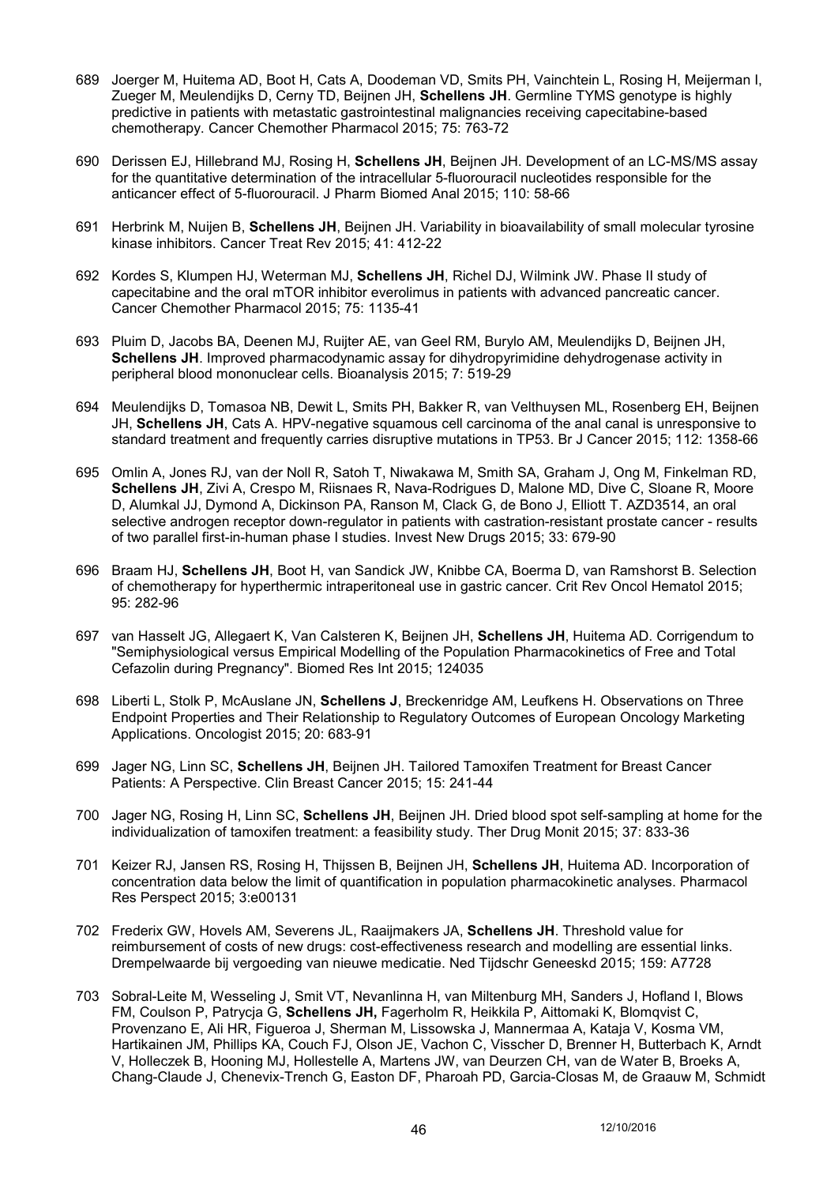689 Joerger M, Huitema AD, Boot H, Cats A, Doodeman VD, Smits PH, Vainchtein L, Rosing H, Meijerman I, Zueger M, Meulendijks D, Cerny TD, Beijnen JH, **Schellens JH**. Germline TYMS genotype is highly predictive in patients with metastatic gastrointestinal malignancies receiving capecitabine-based chemotherapy. Cancer Chemother Pharmacol 2015; 75: 763-72

690 Derissen EJ, Hillebrand MJ, Rosing H, **Schellens JH**, Beijnen JH. Development of an LC-MS/MS assay for the quantitative determination of the intracellular 5-fluorouracil nucleotides responsible for the anticancer effect of 5-fluorouracil. J Pharm Biomed Anal 2015; 110: 58-66

691 Herbrink M, Nuijen B, **Schellens JH**, Beijnen JH. Variability in bioavailability of small molecular tyrosine kinase inhibitors. Cancer Treat Rev 2015; 41: 412-22

692 Kordes S, Klumpen HJ, Weterman MJ, **Schellens JH**, Richel DJ, Wilmink JW. Phase II study of capecitabine and the oral mTOR inhibitor everolimus in patients with advanced pancreatic cancer. Cancer Chemother Pharmacol 2015; 75: 1135-41

693 Pluim D, Jacobs BA, Deenen MJ, Ruijter AE, van Geel RM, Burylo AM, Meulendijks D, Beijnen JH, **Schellens JH**. Improved pharmacodynamic assay for dihydropyrimidine dehydrogenase activity in peripheral blood mononuclear cells. Bioanalysis 2015; 7: 519-29

694 Meulendijks D, Tomasoa NB, Dewit L, Smits PH, Bakker R, van Velthuysen ML, Rosenberg EH, Beijnen JH, **Schellens JH**, Cats A. HPV-negative squamous cell carcinoma of the anal canal is unresponsive to standard treatment and frequently carries disruptive mutations in TP53. Br J Cancer 2015; 112: 1358-66

695 Omlin A, Jones RJ, van der Noll R, Satoh T, Niwakawa M, Smith SA, Graham J, Ong M, Finkelman RD, **Schellens JH**, Zivi A, Crespo M, Riisnaes R, Nava-Rodrigues D, Malone MD, Dive C, Sloane R, Moore D, Alumkal JJ, Dymond A, Dickinson PA, Ranson M, Clack G, de Bono J, Elliott T. AZD3514, an oral selective androgen receptor down-regulator in patients with castration-resistant prostate cancer - results of two parallel first-in-human phase I studies. Invest New Drugs 2015; 33: 679-90

696 Braam HJ, **Schellens JH**, Boot H, van Sandick JW, Knibbe CA, Boerma D, van Ramshorst B. Selection of chemotherapy for hyperthermic intraperitoneal use in gastric cancer. Crit Rev Oncol Hematol 2015; 95: 282-96

697 van Hasselt JG, Allegaert K, Van Calsteren K, Beijnen JH, **Schellens JH**, Huitema AD. Corrigendum to "Semiphysiological versus Empirical Modelling of the Population Pharmacokinetics of Free and Total Cefazolin during Pregnancy". Biomed Res Int 2015; 124035

698 Liberti L, Stolk P, McAuslane JN, **Schellens J**, Breckenridge AM, Leufkens H. Observations on Three Endpoint Properties and Their Relationship to Regulatory Outcomes of European Oncology Marketing Applications. Oncologist 2015; 20: 683-91

699 Jager NG, Linn SC, **Schellens JH**, Beijnen JH. Tailored Tamoxifen Treatment for Breast Cancer Patients: A Perspective. Clin Breast Cancer 2015; 15: 241-44

700 Jager NG, Rosing H, Linn SC, **Schellens JH**, Beijnen JH. Dried blood spot self-sampling at home for the individualization of tamoxifen treatment: a feasibility study. Ther Drug Monit 2015; 37: 833-36

701 Keizer RJ, Jansen RS, Rosing H, Thijssen B, Beijnen JH, **Schellens JH**, Huitema AD. Incorporation of concentration data below the limit of quantification in population pharmacokinetic analyses. Pharmacol Res Perspect 2015; 3:e00131

702 Frederix GW, Hovels AM, Severens JL, Raaijmakers JA, **Schellens JH**. Threshold value for reimbursement of costs of new drugs: cost-effectiveness research and modelling are essential links. Drempelwaarde bij vergoeding van nieuwe medicatie. Ned Tijdschr Geneeskd 2015; 159: A7728

703 Sobral-Leite M, Wesseling J, Smit VT, Nevanlinna H, van Miltenburg MH, Sanders J, Hofland I, Blows FM, Coulson P, Patrycja G, **Schellens JH,** Fagerholm R, Heikkila P, Aittomaki K, Blomqvist C, Provenzano E, Ali HR, Figueroa J, Sherman M, Lissowska J, Mannermaa A, Kataja V, Kosma VM, Hartikainen JM, Phillips KA, Couch FJ, Olson JE, Vachon C, Visscher D, Brenner H, Butterbach K, Arndt V, Holleczek B, Hooning MJ, Hollestelle A, Martens JW, van Deurzen CH, van de Water B, Broeks A, Chang-Claude J, Chenevix-Trench G, Easton DF, Pharoah PD, Garcia-Closas M, de Graauw M, Schmidt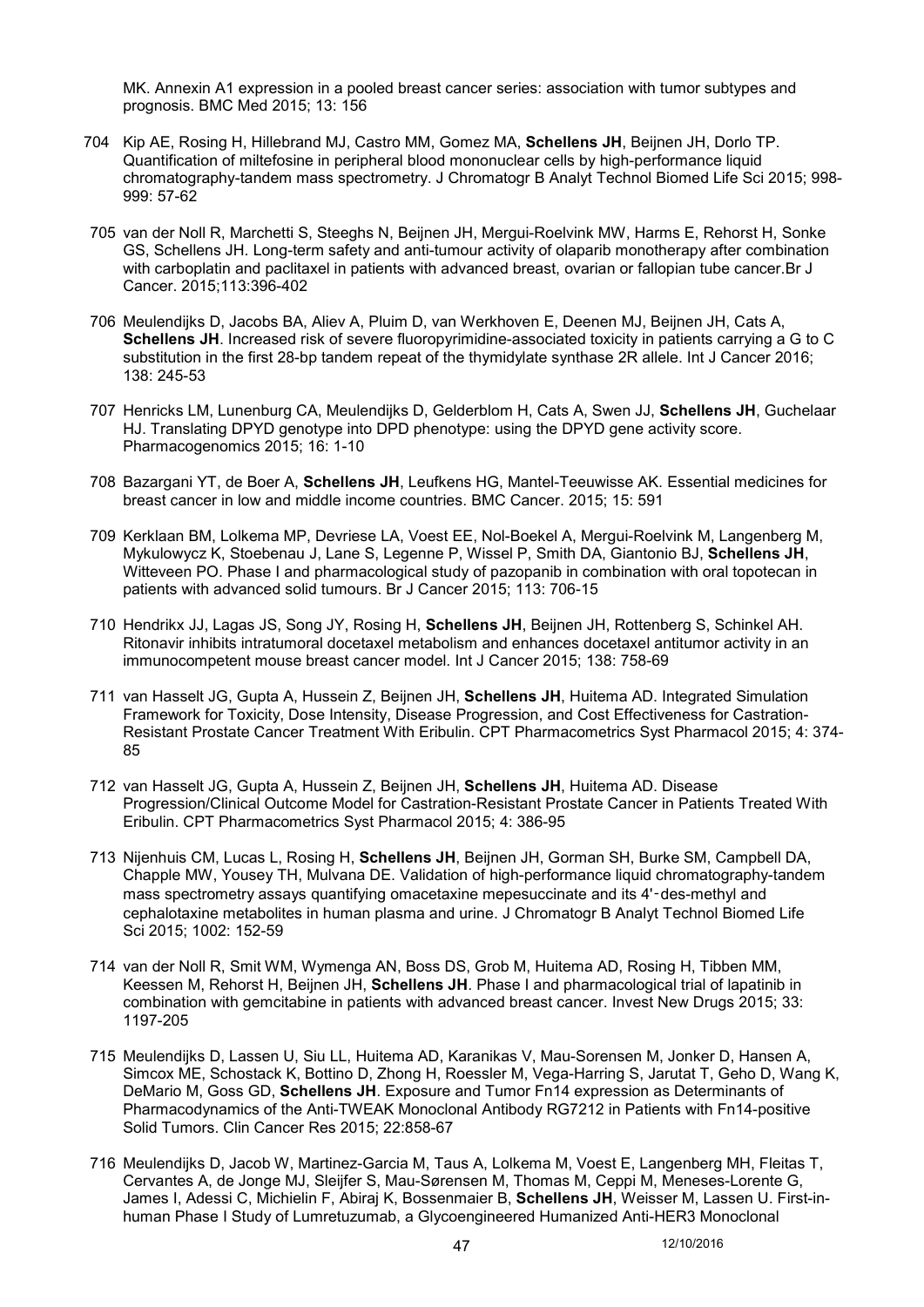MK. Annexin A1 expression in a pooled breast cancer series: association with tumor subtypes and prognosis. BMC Med 2015; 13: 156

704 Kip AE, Rosing H, Hillebrand MJ, Castro MM, Gomez MA, **Schellens JH**, Beijnen JH, Dorlo TP. Quantification of miltefosine in peripheral blood mononuclear cells by high-performance liquid chromatography-tandem mass spectrometry. J Chromatogr B Analyt Technol Biomed Life Sci 2015; 998-999: 57-62

705 van der Noll R, Marchetti S, Steeghs N, Beijnen JH, Mergui-Roelvink MW, Harms E, Rehorst H, Sonke GS, Schellens JH. Long-term safety and anti-tumour activity of olaparib monotherapy after combination with carboplatin and paclitaxel in patients with advanced breast, ovarian or fallopian tube cancer.Br J Cancer. 2015;113:396-402

706 Meulendijks D, Jacobs BA, Aliev A, Pluim D, van Werkhoven E, Deenen MJ, Beijnen JH, Cats A, **Schellens JH**. Increased risk of severe fluoropyrimidine-associated toxicity in patients carrying a G to C substitution in the first 28-bp tandem repeat of the thymidylate synthase 2R allele. Int J Cancer 2016; 138: 245-53

707 Henricks LM, Lunenburg CA, Meulendijks D, Gelderblom H, Cats A, Swen JJ, **Schellens JH**, Guchelaar HJ. Translating DPYD genotype into DPD phenotype: using the DPYD gene activity score. Pharmacogenomics 2015; 16: 1-10

708 Bazargani YT, de Boer A, **Schellens JH**, Leufkens HG, Mantel-Teeuwisse AK. Essential medicines for breast cancer in low and middle income countries. BMC Cancer. 2015; 15: 591

709 Kerklaan BM, Lolkema MP, Devriese LA, Voest EE, Nol-Boekel A, Mergui-Roelvink M, Langenberg M, Mykulowycz K, Stoebenau J, Lane S, Legenne P, Wissel P, Smith DA, Giantonio BJ, **Schellens JH**, Witteveen PO. Phase I and pharmacological study of pazopanib in combination with oral topotecan in patients with advanced solid tumours. Br J Cancer 2015; 113: 706-15

710 Hendrikx JJ, Lagas JS, Song JY, Rosing H, **Schellens JH**, Beijnen JH, Rottenberg S, Schinkel AH. Ritonavir inhibits intratumoral docetaxel metabolism and enhances docetaxel antitumor activity in an immunocompetent mouse breast cancer model. Int J Cancer 2015; 138: 758-69

711 van Hasselt JG, Gupta A, Hussein Z, Beijnen JH, **Schellens JH**, Huitema AD. Integrated Simulation Framework for Toxicity, Dose Intensity, Disease Progression, and Cost Effectiveness for Castration-Resistant Prostate Cancer Treatment With Eribulin. CPT Pharmacometrics Syst Pharmacol 2015; 4: 374-85

712 van Hasselt JG, Gupta A, Hussein Z, Beijnen JH, **Schellens JH**, Huitema AD. Disease Progression/Clinical Outcome Model for Castration-Resistant Prostate Cancer in Patients Treated With Eribulin. CPT Pharmacometrics Syst Pharmacol 2015; 4: 386-95

713 Nijenhuis CM, Lucas L, Rosing H, **Schellens JH**, Beijnen JH, Gorman SH, Burke SM, Campbell DA, Chapple MW, Yousey TH, Mulvana DE. Validation of high-performance liquid chromatography-tandem mass spectrometry assays quantifying omacetaxine mepesuccinate and its 4'-des-methyl and cephalotaxine metabolites in human plasma and urine. J Chromatogr B Analyt Technol Biomed Life Sci 2015; 1002: 152-59

714 van der Noll R, Smit WM, Wymenga AN, Boss DS, Grob M, Huitema AD, Rosing H, Tibben MM, Keessen M, Rehorst H, Beijnen JH, **Schellens JH**. Phase I and pharmacological trial of lapatinib in combination with gemcitabine in patients with advanced breast cancer. Invest New Drugs 2015; 33: 1197-205

715 Meulendijks D, Lassen U, Siu LL, Huitema AD, Karanikas V, Mau-Sorensen M, Jonker D, Hansen A, Simcox ME, Schostack K, Bottino D, Zhong H, Roessler M, Vega-Harring S, Jarutat T, Geho D, Wang K, DeMario M, Goss GD, **Schellens JH**. Exposure and Tumor Fn14 expression as Determinants of Pharmacodynamics of the Anti-TWEAK Monoclonal Antibody RG7212 in Patients with Fn14-positive Solid Tumors. Clin Cancer Res 2015; 22:858-67

716 Meulendijks D, Jacob W, Martinez-Garcia M, Taus A, Lolkema M, Voest E, Langenberg MH, Fleitas T, Cervantes A, de Jonge MJ, Sleijfer S, Mau-Sørensen M, Thomas M, Ceppi M, Meneses-Lorente G, James I, Adessi C, Michielin F, Abiraj K, Bossenmaier B, **Schellens JH**, Weisser M, Lassen U. First-in-human Phase I Study of Lumretuzumab, a Glycoengineered Humanized Anti-HER3 Monoclonal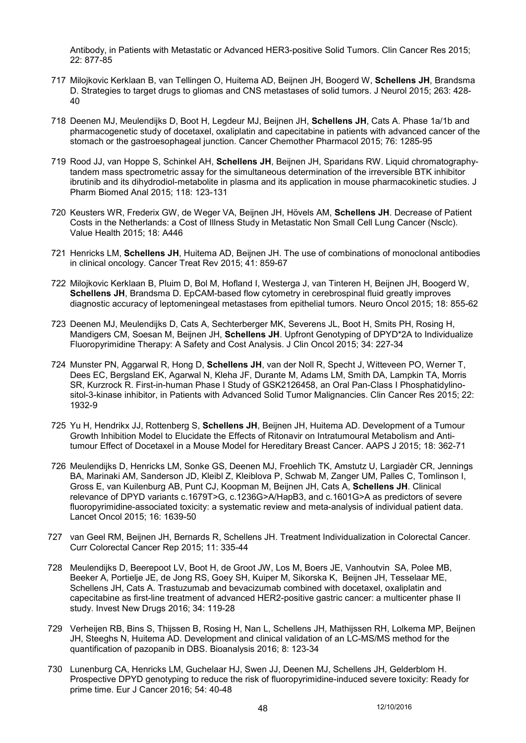Antibody, in Patients with Metastatic or Advanced HER3-positive Solid Tumors. Clin Cancer Res 2015; 22: 877-85

717 Milojkovic Kerklaan B, van Tellingen O, Huitema AD, Beijnen JH, Boogerd W, **Schellens JH**, Brandsma D. Strategies to target drugs to gliomas and CNS metastases of solid tumors. J Neurol 2015; 263: 428-40

718 Deenen MJ, Meulendijks D, Boot H, Legdeur MJ, Beijnen JH, **Schellens JH**, Cats A. Phase 1a/1b and pharmacogenetic study of docetaxel, oxaliplatin and capecitabine in patients with advanced cancer of the stomach or the gastroesophageal junction. Cancer Chemother Pharmacol 2015; 76: 1285-95

719 Rood JJ, van Hoppe S, Schinkel AH, **Schellens JH**, Beijnen JH, Sparidans RW. Liquid chromatography-tandem mass spectrometric assay for the simultaneous determination of the irreversible BTK inhibitor ibrutinib and its dihydrodiol-metabolite in plasma and its application in mouse pharmacokinetic studies. J Pharm Biomed Anal 2015; 118: 123-131

720 Keusters WR, Frederix GW, de Weger VA, Beijnen JH, Hövels AM, **Schellens JH**. Decrease of Patient Costs in the Netherlands: a Cost of Illness Study in Metastatic Non Small Cell Lung Cancer (Nsclc). Value Health 2015; 18: A446

721 Henricks LM, **Schellens JH**, Huitema AD, Beijnen JH. The use of combinations of monoclonal antibodies in clinical oncology. Cancer Treat Rev 2015; 41: 859-67

722 Milojkovic Kerklaan B, Pluim D, Bol M, Hofland I, Westerga J, van Tinteren H, Beijnen JH, Boogerd W, **Schellens JH**, Brandsma D. EpCAM-based flow cytometry in cerebrospinal fluid greatly improves diagnostic accuracy of leptomeningeal metastases from epithelial tumors. Neuro Oncol 2015; 18: 855-62

723 Deenen MJ, Meulendijks D, Cats A, Sechterberger MK, Severens JL, Boot H, Smits PH, Rosing H, Mandigers CM, Soesan M, Beijnen JH, **Schellens JH**. Upfront Genotyping of DPYD*2A to Individualize Fluoropyrimidine Therapy: A Safety and Cost Analysis. J Clin Oncol 2015; 34: 227-34

724 Munster PN, Aggarwal R, Hong D, **Schellens JH**, van der Noll R, Specht J, Witteveen PO, Werner T, Dees EC, Bergsland EK, Agarwal N, Kleha JF, Durante M, Adams LM, Smith DA, Lampkin TA, Morris SR, Kurzrock R. First-in-human Phase I Study of GSK2126458, an Oral Pan-Class I Phosphatidylinositol-3-kinase inhibitor, in Patients with Advanced Solid Tumor Malignancies. Clin Cancer Res 2015; 22: 1932-9

725 Yu H, Hendrikx JJ, Rottenberg S, **Schellens JH**, Beijnen JH, Huitema AD. Development of a Tumour Growth Inhibition Model to Elucidate the Effects of Ritonavir on Intratumoural Metabolism and Anti-tumour Effect of Docetaxel in a Mouse Model for Hereditary Breast Cancer. AAPS J 2015; 18: 362-71

726 Meulendijks D, Henricks LM, Sonke GS, Deenen MJ, Froehlich TK, Amstutz U, Largiadèr CR, Jennings BA, Marinaki AM, Sanderson JD, Kleibl Z, Kleiblova P, Schwab M, Zanger UM, Palles C, Tomlinson I, Gross E, van Kuilenburg AB, Punt CJ, Koopman M, Beijnen JH, Cats A, **Schellens JH**. Clinical relevance of DPYD variants c.1679T>G, c.1236G>A/HapB3, and c.1601G>A as predictors of severe fluoropyrimidine-associated toxicity: a systematic review and meta-analysis of individual patient data. Lancet Oncol 2015; 16: 1639-50

727 van Geel RM, Beijnen JH, Bernards R, Schellens JH. Treatment Individualization in Colorectal Cancer. Curr Colorectal Cancer Rep 2015; 11: 335-44

728 Meulendijks D, Beerepoot LV, Boot H, de Groot JW, Los M, Boers JE, Vanhoutvin SA, Polee MB, Beeker A, Portielje JE, de Jong RS, Goey SH, Kuiper M, Sikorska K, Beijnen JH, Tesselaar ME, Schellens JH, Cats A. Trastuzumab and bevacizumab combined with docetaxel, oxaliplatin and capecitabine as first-line treatment of advanced HER2-positive gastric cancer: a multicenter phase II study. Invest New Drugs 2016; 34: 119-28

729 Verheijen RB, Bins S, Thijssen B, Rosing H, Nan L, Schellens JH, Mathijssen RH, Lolkema MP, Beijnen JH, Steeghs N, Huitema AD. Development and clinical validation of an LC-MS/MS method for the quantification of pazopanib in DBS. Bioanalysis 2016; 8: 123-34

730 Lunenburg CA, Henricks LM, Guchelaar HJ, Swen JJ, Deenen MJ, Schellens JH, Gelderblom H. Prospective DPYD genotyping to reduce the risk of fluoropyrimidine-induced severe toxicity: Ready for prime time. Eur J Cancer 2016; 54: 40-48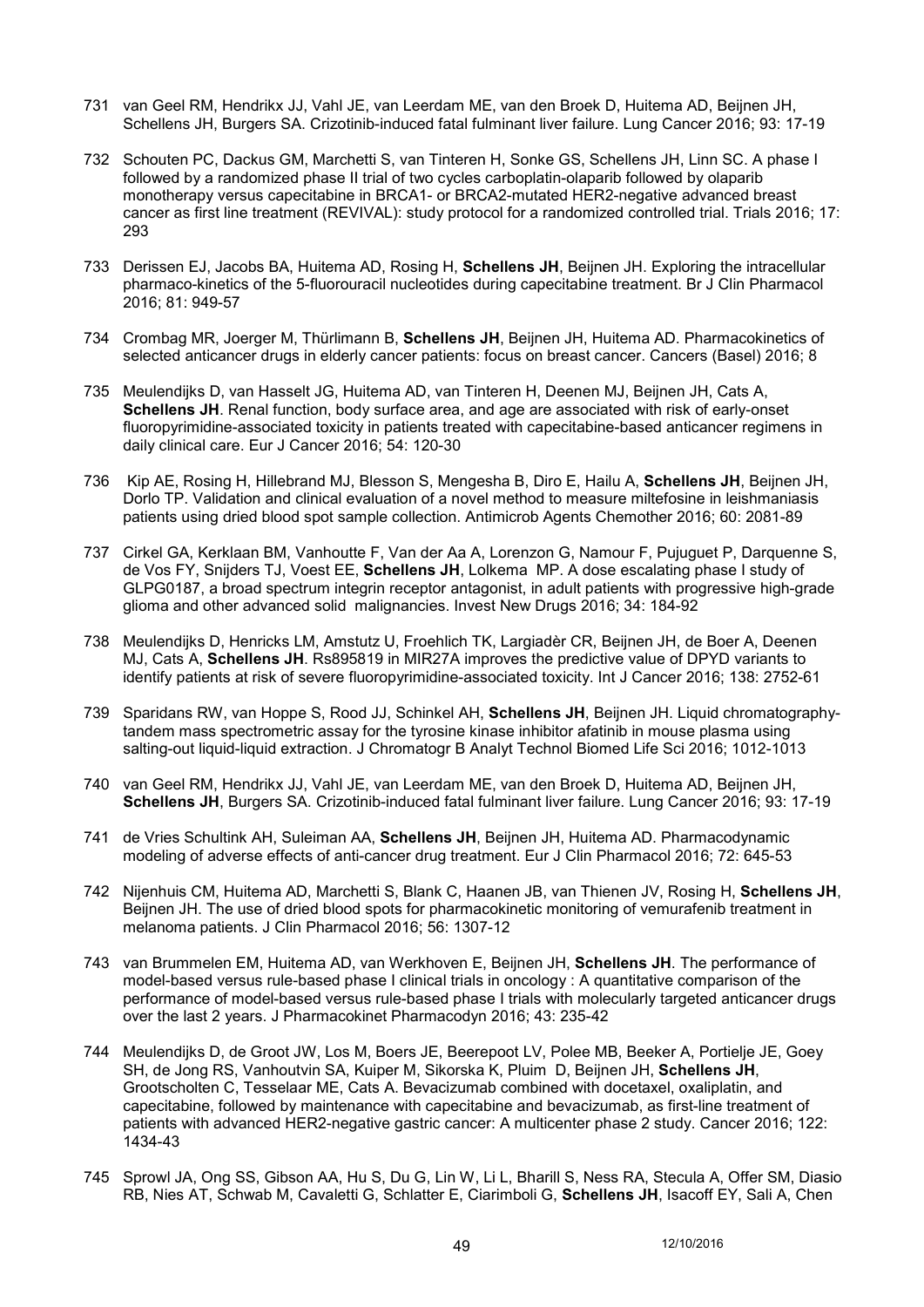731 van Geel RM, Hendrikx JJ, Vahl JE, van Leerdam ME, van den Broek D, Huitema AD, Beijnen JH, Schellens JH, Burgers SA. Crizotinib-induced fatal fulminant liver failure. Lung Cancer 2016; 93: 17-19

732 Schouten PC, Dackus GM, Marchetti S, van Tinteren H, Sonke GS, Schellens JH, Linn SC. A phase I followed by a randomized phase II trial of two cycles carboplatin-olaparib followed by olaparib monotherapy versus capecitabine in BRCA1- or BRCA2-mutated HER2-negative advanced breast cancer as first line treatment (REVIVAL): study protocol for a randomized controlled trial. Trials 2016; 17: 293

733 Derissen EJ, Jacobs BA, Huitema AD, Rosing H, **Schellens JH**, Beijnen JH. Exploring the intracellular pharmaco-kinetics of the 5-fluorouracil nucleotides during capecitabine treatment. Br J Clin Pharmacol 2016; 81: 949-57

734 Crombag MR, Joerger M, Thürlimann B, **Schellens JH**, Beijnen JH, Huitema AD. Pharmacokinetics of selected anticancer drugs in elderly cancer patients: focus on breast cancer. Cancers (Basel) 2016; 8

735 Meulendijks D, van Hasselt JG, Huitema AD, van Tinteren H, Deenen MJ, Beijnen JH, Cats A, **Schellens JH**. Renal function, body surface area, and age are associated with risk of early-onset fluoropyrimidine-associated toxicity in patients treated with capecitabine-based anticancer regimens in daily clinical care. Eur J Cancer 2016; 54: 120-30

736 Kip AE, Rosing H, Hillebrand MJ, Blesson S, Mengesha B, Diro E, Hailu A, **Schellens JH**, Beijnen JH, Dorlo TP. Validation and clinical evaluation of a novel method to measure miltefosine in leishmaniasis patients using dried blood spot sample collection. Antimicrob Agents Chemother 2016; 60: 2081-89

737 Cirkel GA, Kerklaan BM, Vanhoutte F, Van der Aa A, Lorenzon G, Namour F, Pujuguet P, Darquenne S, de Vos FY, Snijders TJ, Voest EE, **Schellens JH**, Lolkema MP. A dose escalating phase I study of GLPG0187, a broad spectrum integrin receptor antagonist, in adult patients with progressive high-grade glioma and other advanced solid malignancies. Invest New Drugs 2016; 34: 184-92

738 Meulendijks D, Henricks LM, Amstutz U, Froehlich TK, Largiadèr CR, Beijnen JH, de Boer A, Deenen MJ, Cats A, **Schellens JH**. Rs895819 in MIR27A improves the predictive value of DPYD variants to identify patients at risk of severe fluoropyrimidine-associated toxicity. Int J Cancer 2016; 138: 2752-61

739 Sparidans RW, van Hoppe S, Rood JJ, Schinkel AH, **Schellens JH**, Beijnen JH. Liquid chromatography-tandem mass spectrometric assay for the tyrosine kinase inhibitor afatinib in mouse plasma using salting-out liquid-liquid extraction. J Chromatogr B Analyt Technol Biomed Life Sci 2016; 1012-1013

740 van Geel RM, Hendrikx JJ, Vahl JE, van Leerdam ME, van den Broek D, Huitema AD, Beijnen JH, **Schellens JH**, Burgers SA. Crizotinib-induced fatal fulminant liver failure. Lung Cancer 2016; 93: 17-19

741 de Vries Schultink AH, Suleiman AA, **Schellens JH**, Beijnen JH, Huitema AD. Pharmacodynamic modeling of adverse effects of anti-cancer drug treatment. Eur J Clin Pharmacol 2016; 72: 645-53

742 Nijenhuis CM, Huitema AD, Marchetti S, Blank C, Haanen JB, van Thienen JV, Rosing H, **Schellens JH**, Beijnen JH. The use of dried blood spots for pharmacokinetic monitoring of vemurafenib treatment in melanoma patients. J Clin Pharmacol 2016; 56: 1307-12

743 van Brummelen EM, Huitema AD, van Werkhoven E, Beijnen JH, **Schellens JH**. The performance of model-based versus rule-based phase I clinical trials in oncology : A quantitative comparison of the performance of model-based versus rule-based phase I trials with molecularly targeted anticancer drugs over the last 2 years. J Pharmacokinet Pharmacodyn 2016; 43: 235-42

744 Meulendijks D, de Groot JW, Los M, Boers JE, Beerepoot LV, Polee MB, Beeker A, Portielje JE, Goey SH, de Jong RS, Vanhoutvin SA, Kuiper M, Sikorska K, Pluim D, Beijnen JH, **Schellens JH**, Grootscholten C, Tesselaar ME, Cats A. Bevacizumab combined with docetaxel, oxaliplatin, and capecitabine, followed by maintenance with capecitabine and bevacizumab, as first-line treatment of patients with advanced HER2-negative gastric cancer: A multicenter phase 2 study. Cancer 2016; 122: 1434-43

745 Sprowl JA, Ong SS, Gibson AA, Hu S, Du G, Lin W, Li L, Bharill S, Ness RA, Stecula A, Offer SM, Diasio RB, Nies AT, Schwab M, Cavaletti G, Schlatter E, Ciarimboli G, **Schellens JH**, Isacoff EY, Sali A, Chen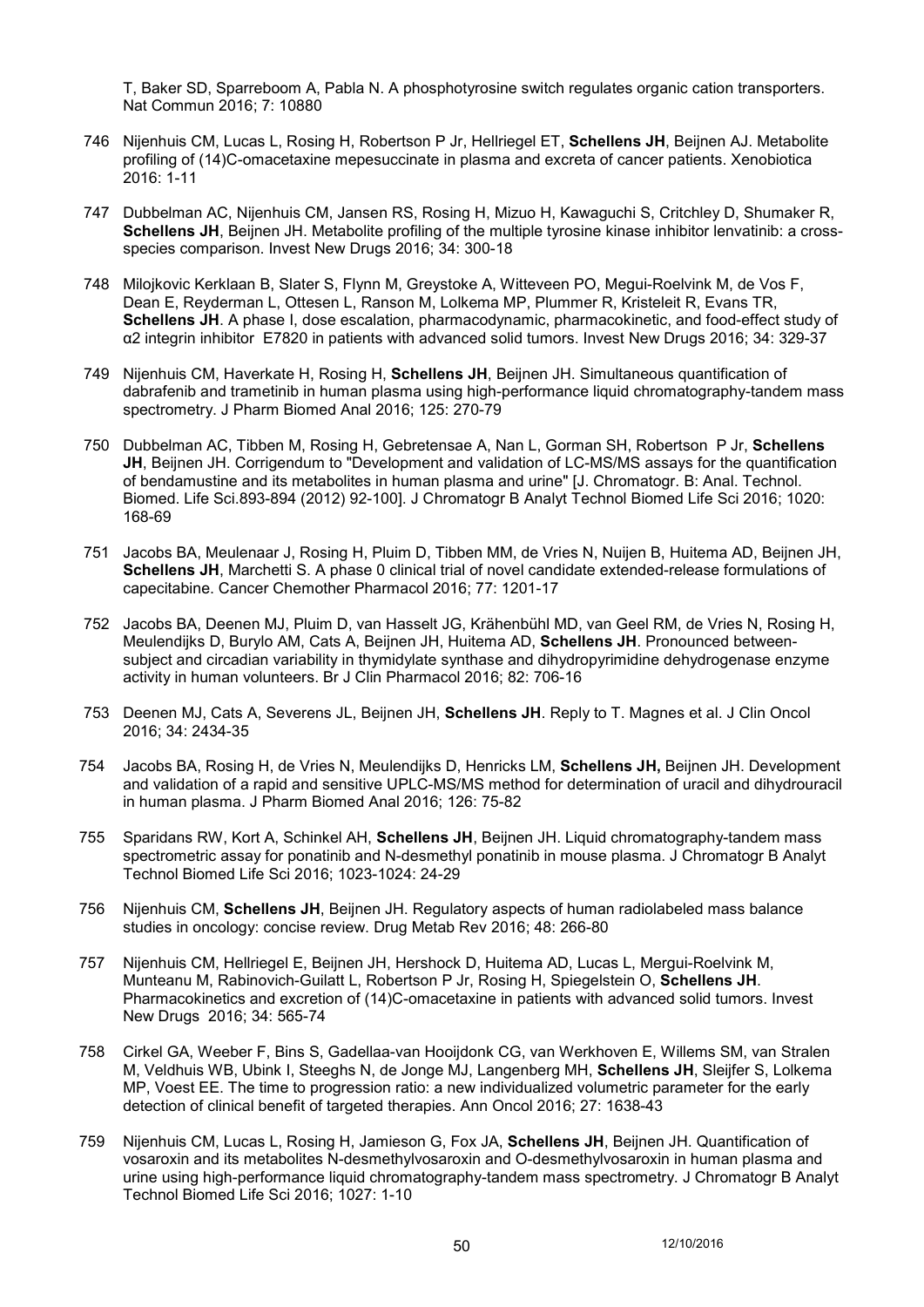T, Baker SD, Sparreboom A, Pabla N. A phosphotyrosine switch regulates organic cation transporters. Nat Commun 2016; 7: 10880

746 Nijenhuis CM, Lucas L, Rosing H, Robertson P Jr, Hellriegel ET, **Schellens JH**, Beijnen AJ. Metabolite profiling of (14)C-omacetaxine mepesuccinate in plasma and excreta of cancer patients. Xenobiotica 2016: 1-11

747 Dubbelman AC, Nijenhuis CM, Jansen RS, Rosing H, Mizuo H, Kawaguchi S, Critchley D, Shumaker R, **Schellens JH**, Beijnen JH. Metabolite profiling of the multiple tyrosine kinase inhibitor lenvatinib: a cross-species comparison. Invest New Drugs 2016; 34: 300-18

748 Milojkovic Kerklaan B, Slater S, Flynn M, Greystoke A, Witteveen PO, Megui-Roelvink M, de Vos F, Dean E, Reyderman L, Ottesen L, Ranson M, Lolkema MP, Plummer R, Kristeleit R, Evans TR, **Schellens JH**. A phase I, dose escalation, pharmacodynamic, pharmacokinetic, and food-effect study of α2 integrin inhibitor E7820 in patients with advanced solid tumors. Invest New Drugs 2016; 34: 329-37

749 Nijenhuis CM, Haverkate H, Rosing H, **Schellens JH**, Beijnen JH. Simultaneous quantification of dabrafenib and trametinib in human plasma using high-performance liquid chromatography-tandem mass spectrometry. J Pharm Biomed Anal 2016; 125: 270-79

750 Dubbelman AC, Tibben M, Rosing H, Gebretensae A, Nan L, Gorman SH, Robertson P Jr, **Schellens JH**, Beijnen JH. Corrigendum to "Development and validation of LC-MS/MS assays for the quantification of bendamustine and its metabolites in human plasma and urine" [J. Chromatogr. B: Anal. Technol. Biomed. Life Sci.893-894 (2012) 92-100]. J Chromatogr B Analyt Technol Biomed Life Sci 2016; 1020: 168-69

751 Jacobs BA, Meulenaar J, Rosing H, Pluim D, Tibben MM, de Vries N, Nuijen B, Huitema AD, Beijnen JH, **Schellens JH**, Marchetti S. A phase 0 clinical trial of novel candidate extended-release formulations of capecitabine. Cancer Chemother Pharmacol 2016; 77: 1201-17

752 Jacobs BA, Deenen MJ, Pluim D, van Hasselt JG, Krähenbühl MD, van Geel RM, de Vries N, Rosing H, Meulendijks D, Burylo AM, Cats A, Beijnen JH, Huitema AD, **Schellens JH**. Pronounced between-subject and circadian variability in thymidylate synthase and dihydropyrimidine dehydrogenase enzyme activity in human volunteers. Br J Clin Pharmacol 2016; 82: 706-16

753 Deenen MJ, Cats A, Severens JL, Beijnen JH, **Schellens JH**. Reply to T. Magnes et al. J Clin Oncol 2016; 34: 2434-35

754 Jacobs BA, Rosing H, de Vries N, Meulendijks D, Henricks LM, **Schellens JH,** Beijnen JH. Development and validation of a rapid and sensitive UPLC-MS/MS method for determination of uracil and dihydrouracil in human plasma. J Pharm Biomed Anal 2016; 126: 75-82

755 Sparidans RW, Kort A, Schinkel AH, **Schellens JH**, Beijnen JH. Liquid chromatography-tandem mass spectrometric assay for ponatinib and N-desmethyl ponatinib in mouse plasma. J Chromatogr B Analyt Technol Biomed Life Sci 2016; 1023-1024: 24-29

756 Nijenhuis CM, **Schellens JH**, Beijnen JH. Regulatory aspects of human radiolabeled mass balance studies in oncology: concise review. Drug Metab Rev 2016; 48: 266-80

757 Nijenhuis CM, Hellriegel E, Beijnen JH, Hershock D, Huitema AD, Lucas L, Mergui-Roelvink M, Munteanu M, Rabinovich-Guilatt L, Robertson P Jr, Rosing H, Spiegelstein O, **Schellens JH**. Pharmacokinetics and excretion of (14)C-omacetaxine in patients with advanced solid tumors. Invest New Drugs 2016; 34: 565-74

758 Cirkel GA, Weeber F, Bins S, Gadellaa-van Hooijdonk CG, van Werkhoven E, Willems SM, van Stralen M, Veldhuis WB, Ubink I, Steeghs N, de Jonge MJ, Langenberg MH, **Schellens JH**, Sleijfer S, Lolkema MP, Voest EE. The time to progression ratio: a new individualized volumetric parameter for the early detection of clinical benefit of targeted therapies. Ann Oncol 2016; 27: 1638-43

759 Nijenhuis CM, Lucas L, Rosing H, Jamieson G, Fox JA, **Schellens JH**, Beijnen JH. Quantification of vosaroxin and its metabolites N-desmethylvosaroxin and O-desmethylvosaroxin in human plasma and urine using high-performance liquid chromatography-tandem mass spectrometry. J Chromatogr B Analyt Technol Biomed Life Sci 2016; 1027: 1-10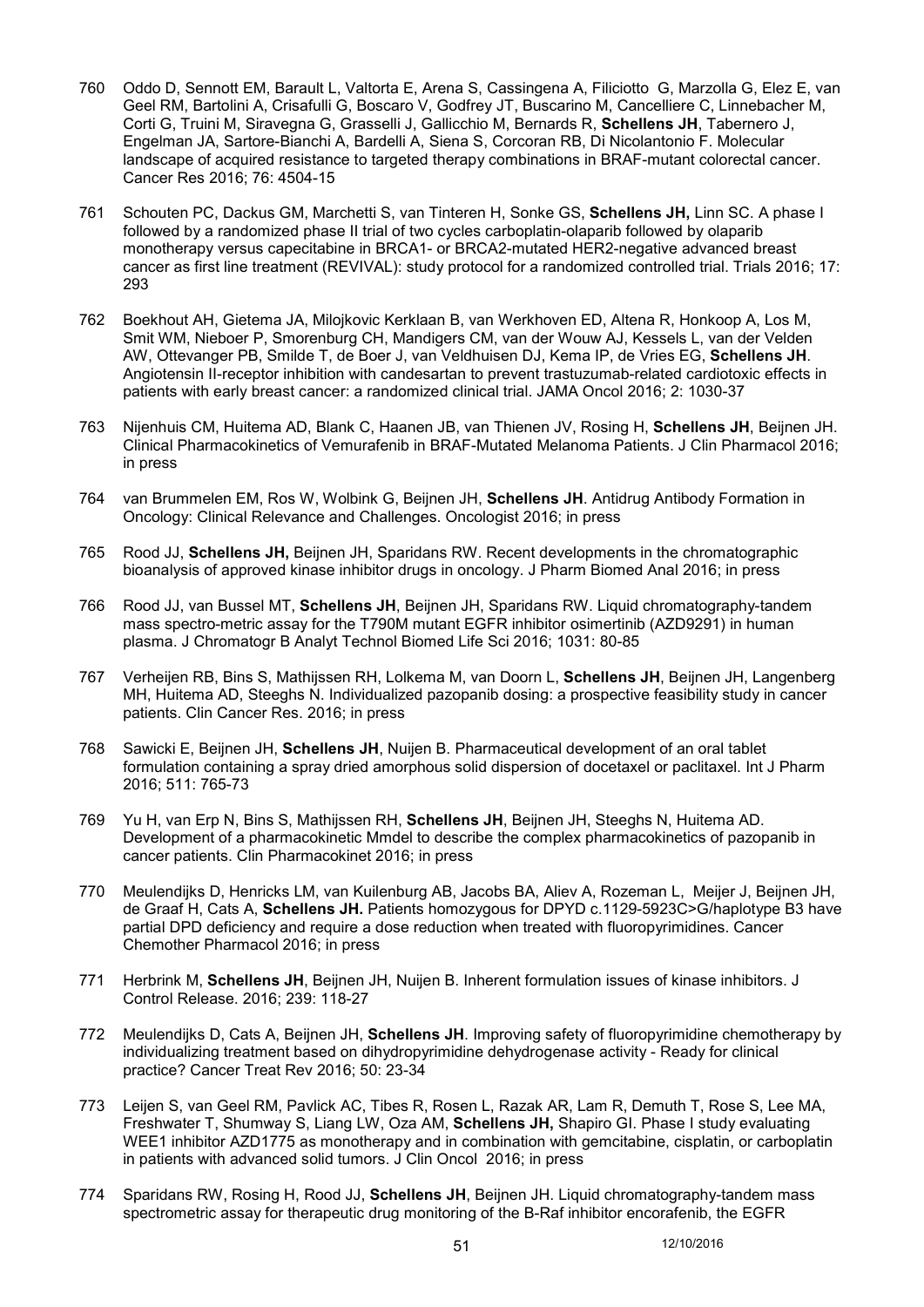760 Oddo D, Sennott EM, Barault L, Valtorta E, Arena S, Cassingena A, Filiciotto G, Marzolla G, Elez E, van Geel RM, Bartolini A, Crisafulli G, Boscaro V, Godfrey JT, Buscarino M, Cancelliere C, Linnebacher M, Corti G, Truini M, Siravegna G, Grasselli J, Gallicchio M, Bernards R, **Schellens JH**, Tabernero J, Engelman JA, Sartore-Bianchi A, Bardelli A, Siena S, Corcoran RB, Di Nicolantonio F. Molecular landscape of acquired resistance to targeted therapy combinations in BRAF-mutant colorectal cancer. Cancer Res 2016; 76: 4504-15

761 Schouten PC, Dackus GM, Marchetti S, van Tinteren H, Sonke GS, **Schellens JH,** Linn SC. A phase I followed by a randomized phase II trial of two cycles carboplatin-olaparib followed by olaparib monotherapy versus capecitabine in BRCA1- or BRCA2-mutated HER2-negative advanced breast cancer as first line treatment (REVIVAL): study protocol for a randomized controlled trial. Trials 2016; 17: 293

762 Boekhout AH, Gietema JA, Milojkovic Kerklaan B, van Werkhoven ED, Altena R, Honkoop A, Los M, Smit WM, Nieboer P, Smorenburg CH, Mandigers CM, van der Wouw AJ, Kessels L, van der Velden AW, Ottevanger PB, Smilde T, de Boer J, van Veldhuisen DJ, Kema IP, de Vries EG, **Schellens JH**. Angiotensin II-receptor inhibition with candesartan to prevent trastuzumab-related cardiotoxic effects in patients with early breast cancer: a randomized clinical trial. JAMA Oncol 2016; 2: 1030-37

763 Nijenhuis CM, Huitema AD, Blank C, Haanen JB, van Thienen JV, Rosing H, **Schellens JH**, Beijnen JH. Clinical Pharmacokinetics of Vemurafenib in BRAF-Mutated Melanoma Patients. J Clin Pharmacol 2016; in press

764 van Brummelen EM, Ros W, Wolbink G, Beijnen JH, **Schellens JH**. Antidrug Antibody Formation in Oncology: Clinical Relevance and Challenges. Oncologist 2016; in press

765 Rood JJ, **Schellens JH,** Beijnen JH, Sparidans RW. Recent developments in the chromatographic bioanalysis of approved kinase inhibitor drugs in oncology. J Pharm Biomed Anal 2016; in press

766 Rood JJ, van Bussel MT, **Schellens JH**, Beijnen JH, Sparidans RW. Liquid chromatography-tandem mass spectro-metric assay for the T790M mutant EGFR inhibitor osimertinib (AZD9291) in human plasma. J Chromatogr B Analyt Technol Biomed Life Sci 2016; 1031: 80-85

767 Verheijen RB, Bins S, Mathijssen RH, Lolkema M, van Doorn L, **Schellens JH**, Beijnen JH, Langenberg MH, Huitema AD, Steeghs N. Individualized pazopanib dosing: a prospective feasibility study in cancer patients. Clin Cancer Res. 2016; in press

768 Sawicki E, Beijnen JH, **Schellens JH**, Nuijen B. Pharmaceutical development of an oral tablet formulation containing a spray dried amorphous solid dispersion of docetaxel or paclitaxel. Int J Pharm 2016; 511: 765-73

769 Yu H, van Erp N, Bins S, Mathijssen RH, **Schellens JH**, Beijnen JH, Steeghs N, Huitema AD. Development of a pharmacokinetic Mmdel to describe the complex pharmacokinetics of pazopanib in cancer patients. Clin Pharmacokinet 2016; in press

770 Meulendijks D, Henricks LM, van Kuilenburg AB, Jacobs BA, Aliev A, Rozeman L, Meijer J, Beijnen JH, de Graaf H, Cats A, **Schellens JH.** Patients homozygous for DPYD c.1129-5923C>G/haplotype B3 have partial DPD deficiency and require a dose reduction when treated with fluoropyrimidines. Cancer Chemother Pharmacol 2016; in press

771 Herbrink M, **Schellens JH**, Beijnen JH, Nuijen B. Inherent formulation issues of kinase inhibitors. J Control Release. 2016; 239: 118-27

772 Meulendijks D, Cats A, Beijnen JH, **Schellens JH**. Improving safety of fluoropyrimidine chemotherapy by individualizing treatment based on dihydropyrimidine dehydrogenase activity - Ready for clinical practice? Cancer Treat Rev 2016; 50: 23-34

773 Leijen S, van Geel RM, Pavlick AC, Tibes R, Rosen L, Razak AR, Lam R, Demuth T, Rose S, Lee MA, Freshwater T, Shumway S, Liang LW, Oza AM, **Schellens JH,** Shapiro GI. Phase I study evaluating WEE1 inhibitor AZD1775 as monotherapy and in combination with gemcitabine, cisplatin, or carboplatin in patients with advanced solid tumors. J Clin Oncol 2016; in press

774 Sparidans RW, Rosing H, Rood JJ, **Schellens JH**, Beijnen JH. Liquid chromatography-tandem mass spectrometric assay for therapeutic drug monitoring of the B-Raf inhibitor encorafenib, the EGFR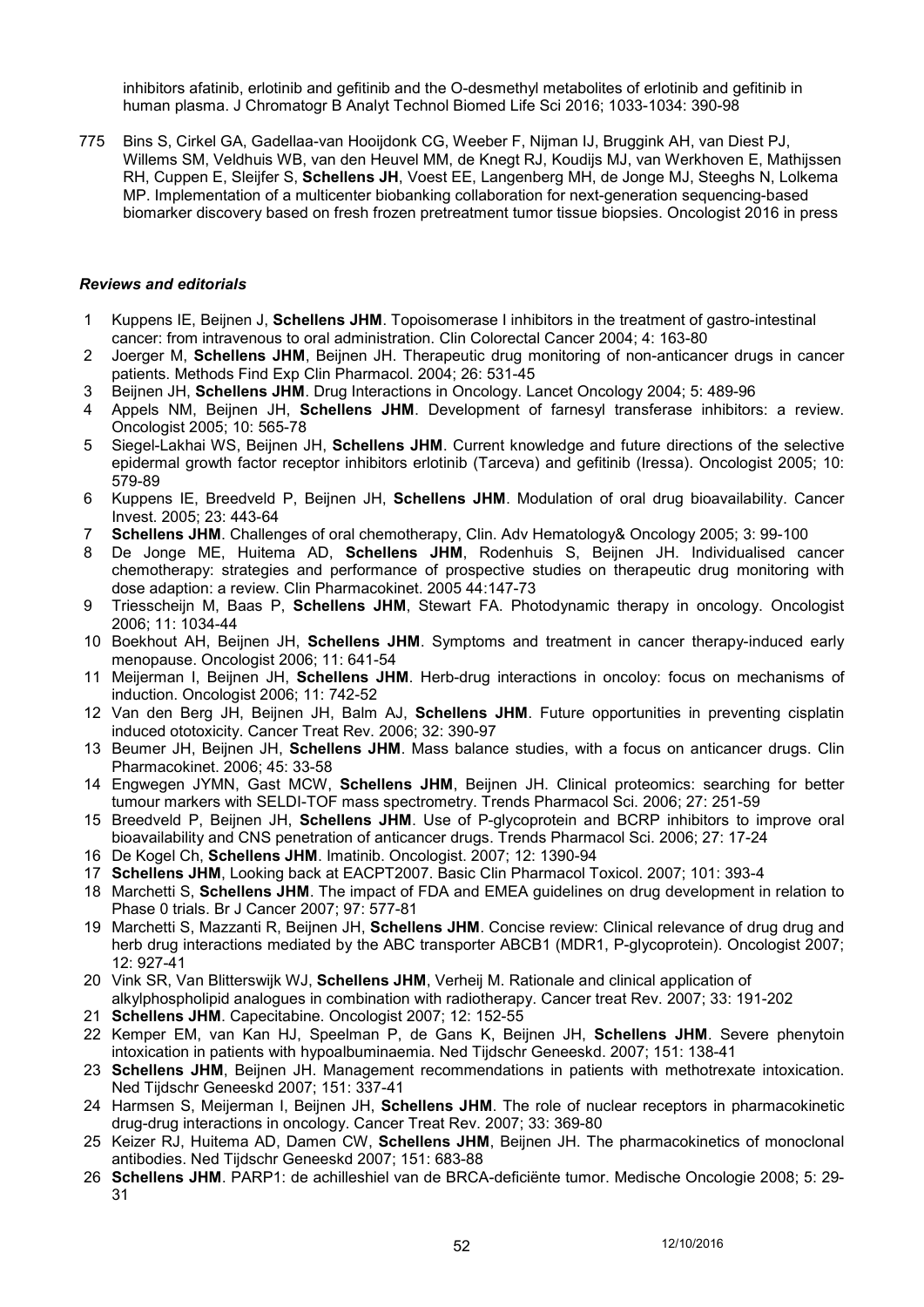inhibitors afatinib, erlotinib and gefitinib and the O-desmethyl metabolites of erlotinib and gefitinib in human plasma. J Chromatogr B Analyt Technol Biomed Life Sci 2016; 1033-1034: 390-98

775 Bins S, Cirkel GA, Gadellaa-van Hooijdonk CG, Weeber F, Nijman IJ, Bruggink AH, van Diest PJ, Willems SM, Veldhuis WB, van den Heuvel MM, de Knegt RJ, Koudijs MJ, van Werkhoven E, Mathijssen RH, Cuppen E, Sleijfer S, **Schellens JH**, Voest EE, Langenberg MH, de Jonge MJ, Steeghs N, Lolkema MP. Implementation of a multicenter biobanking collaboration for next-generation sequencing-based biomarker discovery based on fresh frozen pretreatment tumor tissue biopsies. Oncologist 2016 in press

### *Reviews and editorials*

1 Kuppens IE, Beijnen J, **Schellens JHM**. Topoisomerase I inhibitors in the treatment of gastro-intestinal cancer: from intravenous to oral administration. Clin Colorectal Cancer 2004; 4: 163-80

2 Joerger M, **Schellens JHM**, Beijnen JH. Therapeutic drug monitoring of non-anticancer drugs in cancer patients. Methods Find Exp Clin Pharmacol. 2004; 26: 531-45

3 Beijnen JH, **Schellens JHM**. Drug Interactions in Oncology. Lancet Oncology 2004; 5: 489-96

4 Appels NM, Beijnen JH, **Schellens JHM**. Development of farnesyl transferase inhibitors: a review. Oncologist 2005; 10: 565-78

5 Siegel-Lakhai WS, Beijnen JH, **Schellens JHM**. Current knowledge and future directions of the selective epidermal growth factor receptor inhibitors erlotinib (Tarceva) and gefitinib (Iressa). Oncologist 2005; 10: 579-89

6 Kuppens IE, Breedveld P, Beijnen JH, **Schellens JHM**. Modulation of oral drug bioavailability. Cancer Invest. 2005; 23: 443-64

7 **Schellens JHM**. Challenges of oral chemotherapy, Clin. Adv Hematology& Oncology 2005; 3: 99-100

8 De Jonge ME, Huitema AD, **Schellens JHM**, Rodenhuis S, Beijnen JH. Individualised cancer chemotherapy: strategies and performance of prospective studies on therapeutic drug monitoring with dose adaption: a review. Clin Pharmacokinet. 2005 44:147-73

9 Triesscheijn M, Baas P, **Schellens JHM**, Stewart FA. Photodynamic therapy in oncology. Oncologist 2006; 11: 1034-44

10 Boekhout AH, Beijnen JH, **Schellens JHM**. Symptoms and treatment in cancer therapy-induced early menopause. Oncologist 2006; 11: 641-54

11 Meijerman I, Beijnen JH, **Schellens JHM**. Herb-drug interactions in oncoloy: focus on mechanisms of induction. Oncologist 2006; 11: 742-52

12 Van den Berg JH, Beijnen JH, Balm AJ, **Schellens JHM**. Future opportunities in preventing cisplatin induced ototoxicity. Cancer Treat Rev. 2006; 32: 390-97

13 Beumer JH, Beijnen JH, **Schellens JHM**. Mass balance studies, with a focus on anticancer drugs. Clin Pharmacokinet. 2006; 45: 33-58

14 Engwegen JYMN, Gast MCW, **Schellens JHM**, Beijnen JH. Clinical proteomics: searching for better tumour markers with SELDI-TOF mass spectrometry. Trends Pharmacol Sci. 2006; 27: 251-59

15 Breedveld P, Beijnen JH, **Schellens JHM**. Use of P-glycoprotein and BCRP inhibitors to improve oral bioavailability and CNS penetration of anticancer drugs. Trends Pharmacol Sci. 2006; 27: 17-24

16 De Kogel Ch, **Schellens JHM**. Imatinib. Oncologist. 2007; 12: 1390-94

17 **Schellens JHM**, Looking back at EACPT2007. Basic Clin Pharmacol Toxicol. 2007; 101: 393-4

18 Marchetti S, **Schellens JHM**. The impact of FDA and EMEA guidelines on drug development in relation to Phase 0 trials. Br J Cancer 2007; 97: 577-81

19 Marchetti S, Mazzanti R, Beijnen JH, **Schellens JHM**. Concise review: Clinical relevance of drug drug and herb drug interactions mediated by the ABC transporter ABCB1 (MDR1, P-glycoprotein). Oncologist 2007; 12: 927-41

20 Vink SR, Van Blitterswijk WJ, **Schellens JHM**, Verheij M. Rationale and clinical application of alkylphospholipid analogues in combination with radiotherapy. Cancer treat Rev. 2007; 33: 191-202

21 **Schellens JHM**. Capecitabine. Oncologist 2007; 12: 152-55

22 Kemper EM, van Kan HJ, Speelman P, de Gans K, Beijnen JH, **Schellens JHM**. Severe phenytoin intoxication in patients with hypoalbuminaemia. Ned Tijdschr Geneeskd. 2007; 151: 138-41

23 **Schellens JHM**, Beijnen JH. Management recommendations in patients with methotrexate intoxication. Ned Tijdschr Geneeskd 2007; 151: 337-41

24 Harmsen S, Meijerman I, Beijnen JH, **Schellens JHM**. The role of nuclear receptors in pharmacokinetic drug-drug interactions in oncology. Cancer Treat Rev. 2007; 33: 369-80

25 Keizer RJ, Huitema AD, Damen CW, **Schellens JHM**, Beijnen JH. The pharmacokinetics of monoclonal antibodies. Ned Tijdschr Geneeskd 2007; 151: 683-88

26 **Schellens JHM**. PARP1: de achilleshiel van de BRCA-deficiënte tumor. Medische Oncologie 2008; 5: 29-31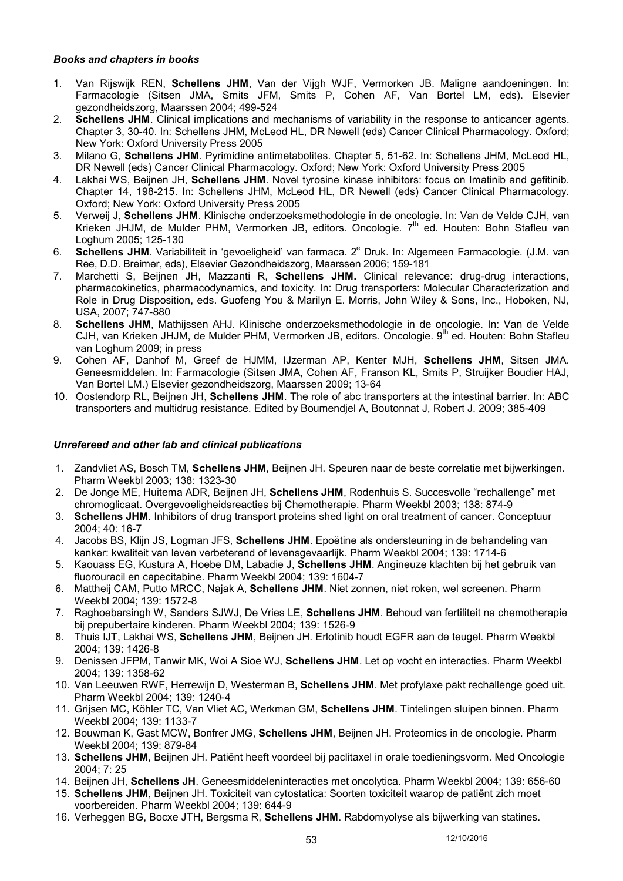### *Books and chapters in books*

1. Van Rijswijk REN, **Schellens JHM**, Van der Vijgh WJF, Vermorken JB. Maligne aandoeningen. In: Farmacologie (Sitsen JMA, Smits JFM, Smits P, Cohen AF, Van Bortel LM, eds). Elsevier gezondheidszorg, Maarssen 2004; 499-524
2. **Schellens JHM**. Clinical implications and mechanisms of variability in the response to anticancer agents. Chapter 3, 30-40. In: Schellens JHM, McLeod HL, DR Newell (eds) Cancer Clinical Pharmacology. Oxford; New York: Oxford University Press 2005
3. Milano G, **Schellens JHM**. Pyrimidine antimetabolites. Chapter 5, 51-62. In: Schellens JHM, McLeod HL, DR Newell (eds) Cancer Clinical Pharmacology. Oxford; New York: Oxford University Press 2005
4. Lakhai WS, Beijnen JH, **Schellens JHM**. Novel tyrosine kinase inhibitors: focus on Imatinib and gefitinib. Chapter 14, 198-215. In: Schellens JHM, McLeod HL, DR Newell (eds) Cancer Clinical Pharmacology. Oxford; New York: Oxford University Press 2005
5. Verweij J, **Schellens JHM**. Klinische onderzoeksmethodologie in de oncologie. In: Van de Velde CJH, van Krieken JHJM, de Mulder PHM, Vermorken JB, editors. Oncologie. 7th ed. Houten: Bohn Stafleu van Loghum 2005; 125-130
6. **Schellens JHM**. Variabiliteit in 'gevoeligheid' van farmaca. 2e Druk. In: Algemeen Farmacologie. (J.M. van Ree, D.D. Breimer, eds), Elsevier Gezondheidszorg, Maarssen 2006; 159-181
7. Marchetti S, Beijnen JH, Mazzanti R, **Schellens JHM.** Clinical relevance: drug-drug interactions, pharmacokinetics, pharmacodynamics, and toxicity. In: Drug transporters: Molecular Characterization and Role in Drug Disposition, eds. Guofeng You & Marilyn E. Morris, John Wiley & Sons, Inc., Hoboken, NJ, USA, 2007; 747-880
8. **Schellens JHM**, Mathijssen AHJ. Klinische onderzoeksmethodologie in de oncologie. In: Van de Velde CJH, van Krieken JHJM, de Mulder PHM, Vermorken JB, editors. Oncologie. 9th ed. Houten: Bohn Stafleu van Loghum 2009; in press
9. Cohen AF, Danhof M, Greef de HJMM, IJzerman AP, Kenter MJH, **Schellens JHM**, Sitsen JMA. Geneesmiddelen. In: Farmacologie (Sitsen JMA, Cohen AF, Franson KL, Smits P, Struijker Boudier HAJ, Van Bortel LM.) Elsevier gezondheidszorg, Maarssen 2009; 13-64
10. Oostendorp RL, Beijnen JH, **Schellens JHM**. The role of abc transporters at the intestinal barrier. In: ABC transporters and multidrug resistance. Edited by Boumendjel A, Boutonnat J, Robert J. 2009; 385-409

### *Unrefereed and other lab and clinical publications*

1. Zandvliet AS, Bosch TM, **Schellens JHM**, Beijnen JH. Speuren naar de beste correlatie met bijwerkingen. Pharm Weekbl 2003; 138: 1323-30
2. De Jonge ME, Huitema ADR, Beijnen JH, **Schellens JHM**, Rodenhuis S. Succesvolle "rechallenge" met chromoglicaat. Overgevoeligheidsreacties bij Chemotherapie. Pharm Weekbl 2003; 138: 874-9
3. **Schellens JHM**. Inhibitors of drug transport proteins shed light on oral treatment of cancer. Conceptuur 2004; 40: 16-7
4. Jacobs BS, Klijn JS, Logman JFS, **Schellens JHM**. Epoëtine als ondersteuning in de behandeling van kanker: kwaliteit van leven verbeterend of levensgevaarlijk. Pharm Weekbl 2004; 139: 1714-6
5. Kaouass EG, Kustura A, Hoebe DM, Labadie J, **Schellens JHM**. Angineuze klachten bij het gebruik van fluorouracil en capecitabine. Pharm Weekbl 2004; 139: 1604-7
6. Mattheij CAM, Putto MRCC, Najak A, **Schellens JHM**. Niet zonnen, niet roken, wel screenen. Pharm Weekbl 2004; 139: 1572-8
7. Raghoebarsingh W, Sanders SJWJ, De Vries LE, **Schellens JHM**. Behoud van fertiliteit na chemotherapie bij prepubertaire kinderen. Pharm Weekbl 2004; 139: 1526-9
8. Thuis IJT, Lakhai WS, **Schellens JHM**, Beijnen JH. Erlotinib houdt EGFR aan de teugel. Pharm Weekbl 2004; 139: 1426-8
9. Denissen JFPM, Tanwir MK, Woi A Sioe WJ, **Schellens JHM**. Let op vocht en interacties. Pharm Weekbl 2004; 139: 1358-62
10. Van Leeuwen RWF, Herrewijn D, Westerman B, **Schellens JHM**. Met profylaxe pakt rechallenge goed uit. Pharm Weekbl 2004; 139: 1240-4
11. Grijsen MC, Köhler TC, Van Vliet AC, Werkman GM, **Schellens JHM**. Tintelingen sluipen binnen. Pharm Weekbl 2004; 139: 1133-7
12. Bouwman K, Gast MCW, Bonfrer JMG, **Schellens JHM**, Beijnen JH. Proteomics in de oncologie. Pharm Weekbl 2004; 139: 879-84
13. **Schellens JHM**, Beijnen JH. Patiënt heeft voordeel bij paclitaxel in orale toedieningsvorm. Med Oncologie 2004; 7: 25
14. Beijnen JH, **Schellens JH**. Geneesmiddeleninteracties met oncolytica. Pharm Weekbl 2004; 139: 656-60
15. **Schellens JHM**, Beijnen JH. Toxiciteit van cytostatica: Soorten toxiciteit waarop de patiënt zich moet voorbereiden. Pharm Weekbl 2004; 139: 644-9
16. Verheggen BG, Bocxe JTH, Bergsma R, **Schellens JHM**. Rabdomyolyse als bijwerking van statines.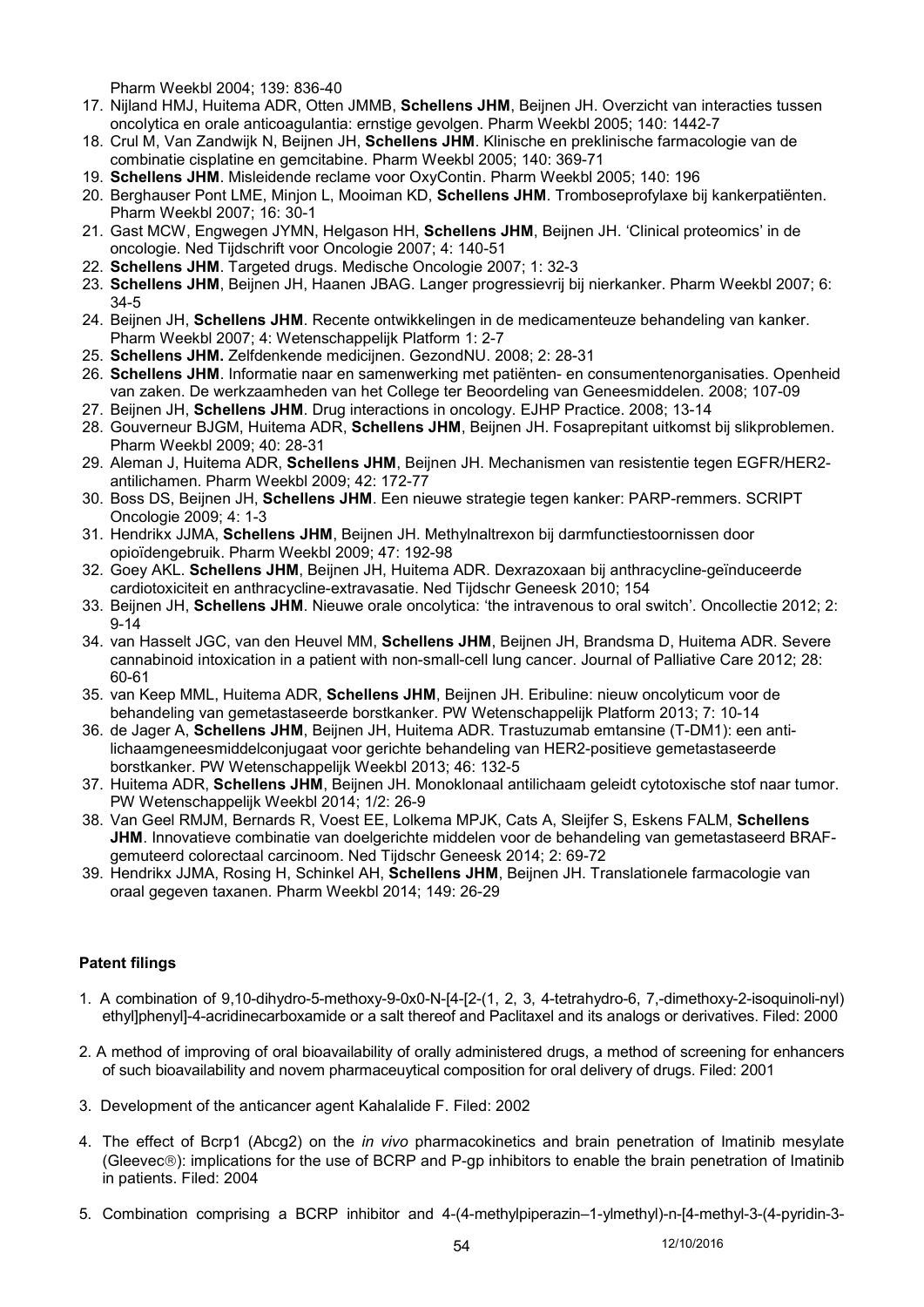Pharm Weekbl 2004; 139: 836-40

17. Nijland HMJ, Huitema ADR, Otten JMMB, **Schellens JHM**, Beijnen JH. Overzicht van interacties tussen oncolytica en orale anticoagulantia: ernstige gevolgen. Pharm Weekbl 2005; 140: 1442-7
18. Crul M, Van Zandwijk N, Beijnen JH, **Schellens JHM**. Klinische en preklinische farmacologie van de combinatie cisplatine en gemcitabine. Pharm Weekbl 2005; 140: 369-71
19. **Schellens JHM**. Misleidende reclame voor OxyContin. Pharm Weekbl 2005; 140: 196
20. Berghauser Pont LME, Minjon L, Mooiman KD, **Schellens JHM**. Tromboseprofylaxe bij kankerpatiënten. Pharm Weekbl 2007; 16: 30-1
21. Gast MCW, Engwegen JYMN, Helgason HH, **Schellens JHM**, Beijnen JH. 'Clinical proteomics' in de oncologie. Ned Tijdschrift voor Oncologie 2007; 4: 140-51
22. **Schellens JHM**. Targeted drugs. Medische Oncologie 2007; 1: 32-3
23. **Schellens JHM**, Beijnen JH, Haanen JBAG. Langer progressievrij bij nierkanker. Pharm Weekbl 2007; 6: 34-5
24. Beijnen JH, **Schellens JHM**. Recente ontwikkelingen in de medicamenteuze behandeling van kanker. Pharm Weekbl 2007; 4: Wetenschappelijk Platform 1: 2-7
25. **Schellens JHM.** Zelfdenkende medicijnen. GezondNU. 2008; 2: 28-31
26. **Schellens JHM**. Informatie naar en samenwerking met patiënten- en consumentenorganisaties. Openheid van zaken. De werkzaamheden van het College ter Beoordeling van Geneesmiddelen. 2008; 107-09
27. Beijnen JH, **Schellens JHM**. Drug interactions in oncology. EJHP Practice. 2008; 13-14
28. Gouverneur BJGM, Huitema ADR, **Schellens JHM**, Beijnen JH. Fosaprepitant uitkomst bij slikproblemen. Pharm Weekbl 2009; 40: 28-31
29. Aleman J, Huitema ADR, **Schellens JHM**, Beijnen JH. Mechanismen van resistentie tegen EGFR/HER2-antilichamen. Pharm Weekbl 2009; 42: 172-77
30. Boss DS, Beijnen JH, **Schellens JHM**. Een nieuwe strategie tegen kanker: PARP-remmers. SCRIPT Oncologie 2009; 4: 1-3
31. Hendrikx JJMA, **Schellens JHM**, Beijnen JH. Methylnaltrexon bij darmfunctiestoornissen door opioïdengebruik. Pharm Weekbl 2009; 47: 192-98
32. Goey AKL. **Schellens JHM**, Beijnen JH, Huitema ADR. Dexrazoxaan bij anthracycline-geïnduceerde cardiotoxiciteit en anthracycline-extravasatie. Ned Tijdschr Geneesk 2010; 154
33. Beijnen JH, **Schellens JHM**. Nieuwe orale oncolytica: 'the intravenous to oral switch'. Oncollectie 2012; 2: 9-14
34. van Hasselt JGC, van den Heuvel MM, **Schellens JHM**, Beijnen JH, Brandsma D, Huitema ADR. Severe cannabinoid intoxication in a patient with non-small-cell lung cancer. Journal of Palliative Care 2012; 28: 60-61
35. van Keep MML, Huitema ADR, **Schellens JHM**, Beijnen JH. Eribuline: nieuw oncolyticum voor de behandeling van gemetastaseerde borstkanker. PW Wetenschappelijk Platform 2013; 7: 10-14
36. de Jager A, **Schellens JHM**, Beijnen JH, Huitema ADR. Trastuzumab emtansine (T-DM1): een anti-lichaamgeneesmiddelconjugaat voor gerichte behandeling van HER2-positieve gemetastaseerde borstkanker. PW Wetenschappelijk Weekbl 2013; 46: 132-5
37. Huitema ADR, **Schellens JHM**, Beijnen JH. Monoklonaal antilichaam geleidt cytotoxische stof naar tumor. PW Wetenschappelijk Weekbl 2014; 1/2: 26-9
38. Van Geel RMJM, Bernards R, Voest EE, Lolkema MPJK, Cats A, Sleijfer S, Eskens FALM, **Schellens JHM**. Innovatieve combinatie van doelgerichte middelen voor de behandeling van gemetastaseerd BRAF-gemuteerd colorectaal carcinoom. Ned Tijdschr Geneesk 2014; 2: 69-72
39. Hendrikx JJMA, Rosing H, Schinkel AH, **Schellens JHM**, Beijnen JH. Translationele farmacologie van oraal gegeven taxanen. Pharm Weekbl 2014; 149: 26-29

**Patent filings**

1. A combination of 9,10-dihydro-5-methoxy-9-0x0-N-[4-[2-(1, 2, 3, 4-tetrahydro-6, 7,-dimethoxy-2-isoquinoli-nyl) ethyl]phenyl]-4-acridinecarboxamide or a salt thereof and Paclitaxel and its analogs or derivatives. Filed: 2000

2. A method of improving of oral bioavailability of orally administered drugs, a method of screening for enhancers of such bioavailability and novem pharmaceuytical composition for oral delivery of drugs. Filed: 2001

3. Development of the anticancer agent Kahalalide F. Filed: 2002

4. The effect of Bcrp1 (Abcg2) on the *in vivo* pharmacokinetics and brain penetration of Imatinib mesylate (Gleevec®): implications for the use of BCRP and P-gp inhibitors to enable the brain penetration of Imatinib in patients. Filed: 2004

5. Combination comprising a BCRP inhibitor and 4-(4-methylpiperazin–1-ylmethyl)-n-[4-methyl-3-(4-pyridin-3-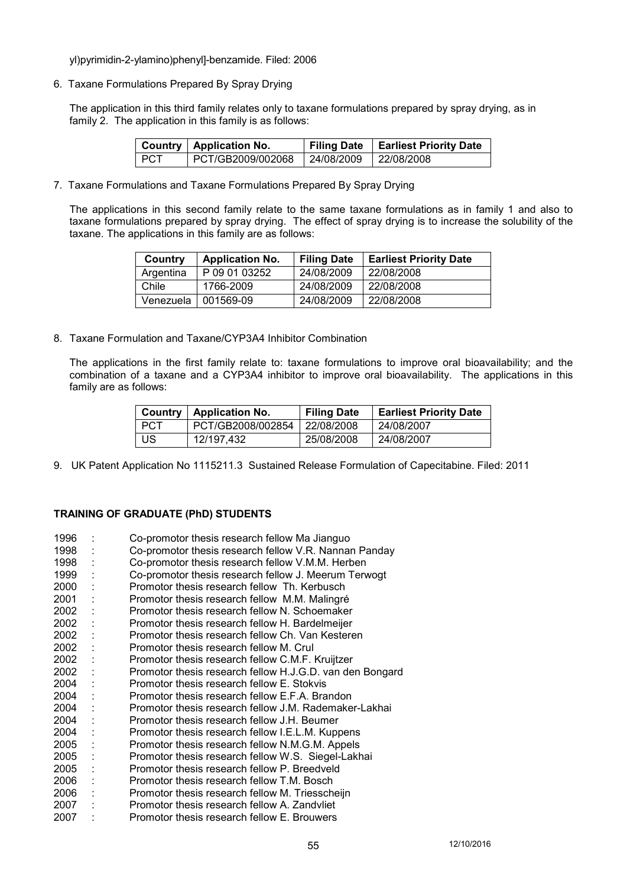yl)pyrimidin-2-ylamino)phenyl]-benzamide. Filed: 2006

6. Taxane Formulations Prepared By Spray Drying

   The application in this third family relates only to taxane formulations prepared by spray drying, as in family 2. The application in this family is as follows:

| Country | Application No. | Filing Date | Earliest Priority Date |
| --- | --- | --- | --- |
| PCT | PCT/GB2009/002068 | 24/08/2009 | 22/08/2008 |

7. Taxane Formulations and Taxane Formulations Prepared By Spray Drying

   The applications in this second family relate to the same taxane formulations as in family 1 and also to taxane formulations prepared by spray drying. The effect of spray drying is to increase the solubility of the taxane. The applications in this family are as follows:

| Country | Application No. | Filing Date | Earliest Priority Date |
| --- | --- | --- | --- |
| Argentina | P 09 01 03252 | 24/08/2009 | 22/08/2008 |
| Chile | 1766-2009 | 24/08/2009 | 22/08/2008 |
| Venezuela | 001569-09 | 24/08/2009 | 22/08/2008 |

8. Taxane Formulation and Taxane/CYP3A4 Inhibitor Combination

   The applications in the first family relate to: taxane formulations to improve oral bioavailability; and the combination of a taxane and a CYP3A4 inhibitor to improve oral bioavailability. The applications in this family are as follows:

| Country | Application No. | Filing Date | Earliest Priority Date |
| --- | --- | --- | --- |
| PCT | PCT/GB2008/002854 | 22/08/2008 | 24/08/2007 |
| US | 12/197,432 | 25/08/2008 | 24/08/2007 |

9. UK Patent Application No 1115211.3 Sustained Release Formulation of Capecitabine. Filed: 2011

**TRAINING OF GRADUATE (PhD) STUDENTS**

1996 : Co-promotor thesis research fellow Ma Jianguo
1998 : Co-promotor thesis research fellow V.R. Nannan Panday
1998 : Co-promotor thesis research fellow V.M.M. Herben
1999 : Co-promotor thesis research fellow J. Meerum Terwogt
2000 : Promotor thesis research fellow Th. Kerbusch
2001 : Promotor thesis research fellow M.M. Malingré
2002 : Promotor thesis research fellow N. Schoemaker
2002 : Promotor thesis research fellow H. Bardelmeijer
2002 : Promotor thesis research fellow Ch. Van Kesteren
2002 : Promotor thesis research fellow M. Crul
2002 : Promotor thesis research fellow C.M.F. Kruijtzer
2002 : Promotor thesis research fellow H.J.G.D. van den Bongard
2004 : Promotor thesis research fellow E. Stokvis
2004 : Promotor thesis research fellow E.F.A. Brandon
2004 : Promotor thesis research fellow J.M. Rademaker-Lakhai
2004 : Promotor thesis research fellow J.H. Beumer
2004 : Promotor thesis research fellow I.E.L.M. Kuppens
2005 : Promotor thesis research fellow N.M.G.M. Appels
2005 : Promotor thesis research fellow W.S. Siegel-Lakhai
2005 : Promotor thesis research fellow P. Breedveld
2006 : Promotor thesis research fellow T.M. Bosch
2006 : Promotor thesis research fellow M. Triesscheijn
2007 : Promotor thesis research fellow A. Zandvliet
2007 : Promotor thesis research fellow E. Brouwers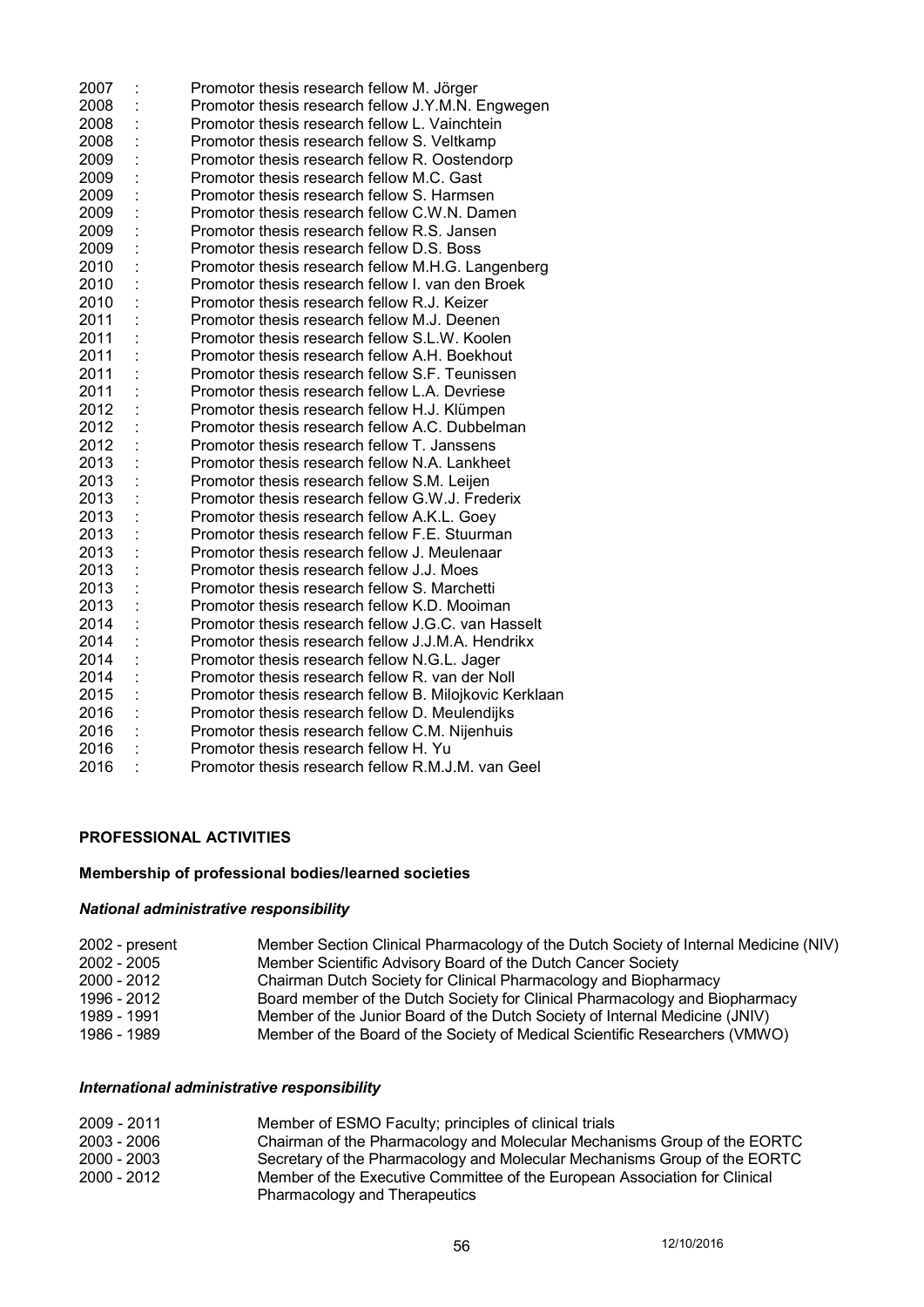2007 : Promotor thesis research fellow M. Jörger
2008 : Promotor thesis research fellow J.Y.M.N. Engwegen
2008 : Promotor thesis research fellow L. Vainchtein
2008 : Promotor thesis research fellow S. Veltkamp
2009 : Promotor thesis research fellow R. Oostendorp
2009 : Promotor thesis research fellow M.C. Gast
2009 : Promotor thesis research fellow S. Harmsen
2009 : Promotor thesis research fellow C.W.N. Damen
2009 : Promotor thesis research fellow R.S. Jansen
2009 : Promotor thesis research fellow D.S. Boss
2010 : Promotor thesis research fellow M.H.G. Langenberg
2010 : Promotor thesis research fellow I. van den Broek
2010 : Promotor thesis research fellow R.J. Keizer
2011 : Promotor thesis research fellow M.J. Deenen
2011 : Promotor thesis research fellow S.L.W. Koolen
2011 : Promotor thesis research fellow A.H. Boekhout
2011 : Promotor thesis research fellow S.F. Teunissen
2011 : Promotor thesis research fellow L.A. Devriese
2012 : Promotor thesis research fellow H.J. Klümpen
2012 : Promotor thesis research fellow A.C. Dubbelman
2012 : Promotor thesis research fellow T. Janssens
2013 : Promotor thesis research fellow N.A. Lankheet
2013 : Promotor thesis research fellow S.M. Leijen
2013 : Promotor thesis research fellow G.W.J. Frederix
2013 : Promotor thesis research fellow A.K.L. Goey
2013 : Promotor thesis research fellow F.E. Stuurman
2013 : Promotor thesis research fellow J. Meulenaar
2013 : Promotor thesis research fellow J.J. Moes
2013 : Promotor thesis research fellow S. Marchetti
2013 : Promotor thesis research fellow K.D. Mooiman
2014 : Promotor thesis research fellow J.G.C. van Hasselt
2014 : Promotor thesis research fellow J.J.M.A. Hendrikx
2014 : Promotor thesis research fellow N.G.L. Jager
2014 : Promotor thesis research fellow R. van der Noll
2015 : Promotor thesis research fellow B. Milojkovic Kerklaan
2016 : Promotor thesis research fellow D. Meulendijks
2016 : Promotor thesis research fellow C.M. Nijenhuis
2016 : Promotor thesis research fellow H. Yu
2016 : Promotor thesis research fellow R.M.J.M. van Geel

## PROFESSIONAL ACTIVITIES

### Membership of professional bodies/learned societies

#### *National administrative responsibility*

2002 - present Member Section Clinical Pharmacology of the Dutch Society of Internal Medicine (NIV)
2002 - 2005 Member Scientific Advisory Board of the Dutch Cancer Society
2000 - 2012 Chairman Dutch Society for Clinical Pharmacology and Biopharmacy
1996 - 2012 Board member of the Dutch Society for Clinical Pharmacology and Biopharmacy
1989 - 1991 Member of the Junior Board of the Dutch Society of Internal Medicine (JNIV)
1986 - 1989 Member of the Board of the Society of Medical Scientific Researchers (VMWO)

#### *International administrative responsibility*

2009 - 2011 Member of ESMO Faculty; principles of clinical trials
2003 - 2006 Chairman of the Pharmacology and Molecular Mechanisms Group of the EORTC
2000 - 2003 Secretary of the Pharmacology and Molecular Mechanisms Group of the EORTC
2000 - 2012 Member of the Executive Committee of the European Association for Clinical Pharmacology and Therapeutics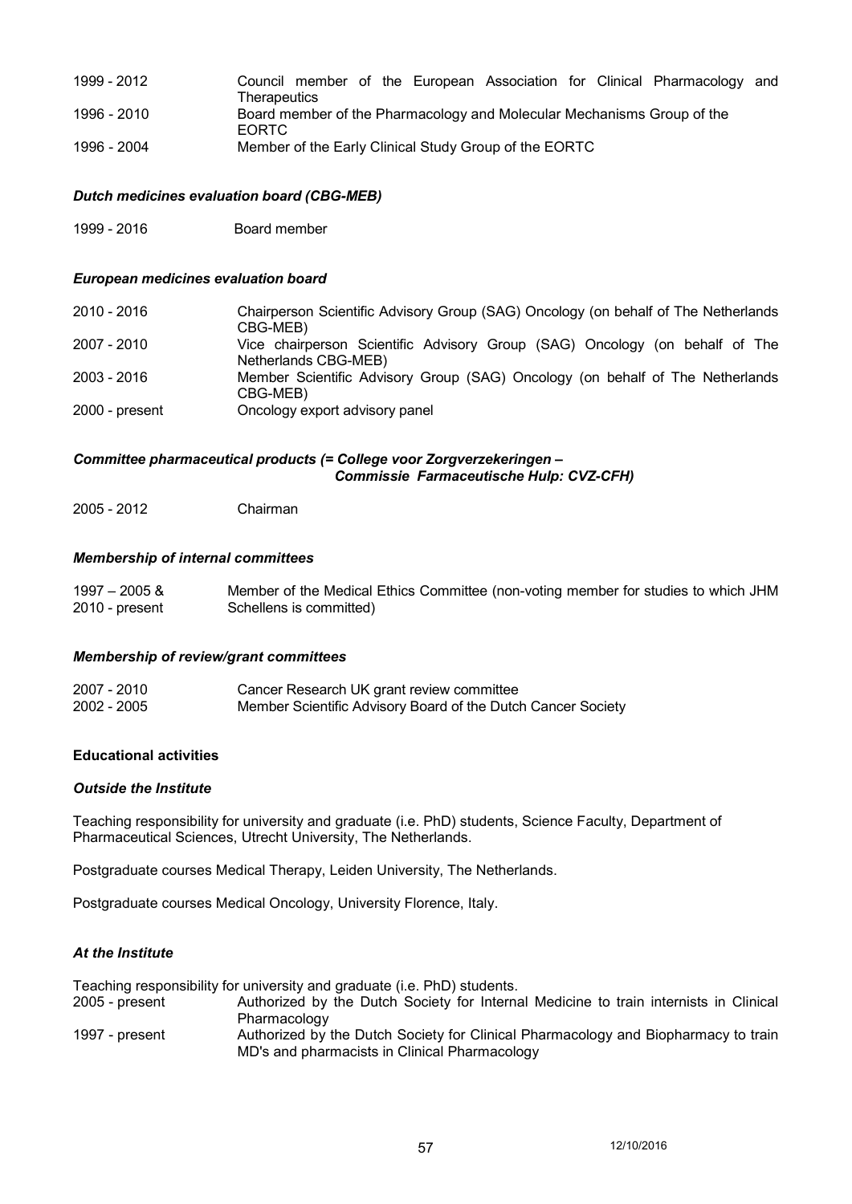| | |
|---|---|
| 1999 - 2012 | Council member of the European Association for Clinical Pharmacology and Therapeutics |
| 1996 - 2010 | Board member of the Pharmacology and Molecular Mechanisms Group of the EORTC |
| 1996 - 2004 | Member of the Early Clinical Study Group of the EORTC |

***Dutch medicines evaluation board (CBG-MEB)***

| | |
|---|---|
| 1999 - 2016 | Board member |

***European medicines evaluation board***

| | |
|---|---|
| 2010 - 2016 | Chairperson Scientific Advisory Group (SAG) Oncology (on behalf of The Netherlands CBG-MEB) |
| 2007 - 2010 | Vice chairperson Scientific Advisory Group (SAG) Oncology (on behalf of The Netherlands CBG-MEB) |
| 2003 - 2016 | Member Scientific Advisory Group (SAG) Oncology (on behalf of The Netherlands CBG-MEB) |
| 2000 - present | Oncology export advisory panel |

***Committee pharmaceutical products (= College voor Zorgverzekeringen – Commissie Farmaceutische Hulp: CVZ-CFH)***

| | |
|---|---|
| 2005 - 2012 | Chairman |

***Membership of internal committees***

| | |
|---|---|
| 1997 – 2005 & 2010 - present | Member of the Medical Ethics Committee (non-voting member for studies to which JHM Schellens is committed) |

***Membership of review/grant committees***

| | |
|---|---|
| 2007 - 2010 | Cancer Research UK grant review committee |
| 2002 - 2005 | Member Scientific Advisory Board of the Dutch Cancer Society |

**Educational activities**

***Outside the Institute***

Teaching responsibility for university and graduate (i.e. PhD) students, Science Faculty, Department of Pharmaceutical Sciences, Utrecht University, The Netherlands.

Postgraduate courses Medical Therapy, Leiden University, The Netherlands.

Postgraduate courses Medical Oncology, University Florence, Italy.

***At the Institute***

Teaching responsibility for university and graduate (i.e. PhD) students.

| | |
|---|---|
| 2005 - present | Authorized by the Dutch Society for Internal Medicine to train internists in Clinical Pharmacology |
| 1997 - present | Authorized by the Dutch Society for Clinical Pharmacology and Biopharmacy to train MD's and pharmacists in Clinical Pharmacology |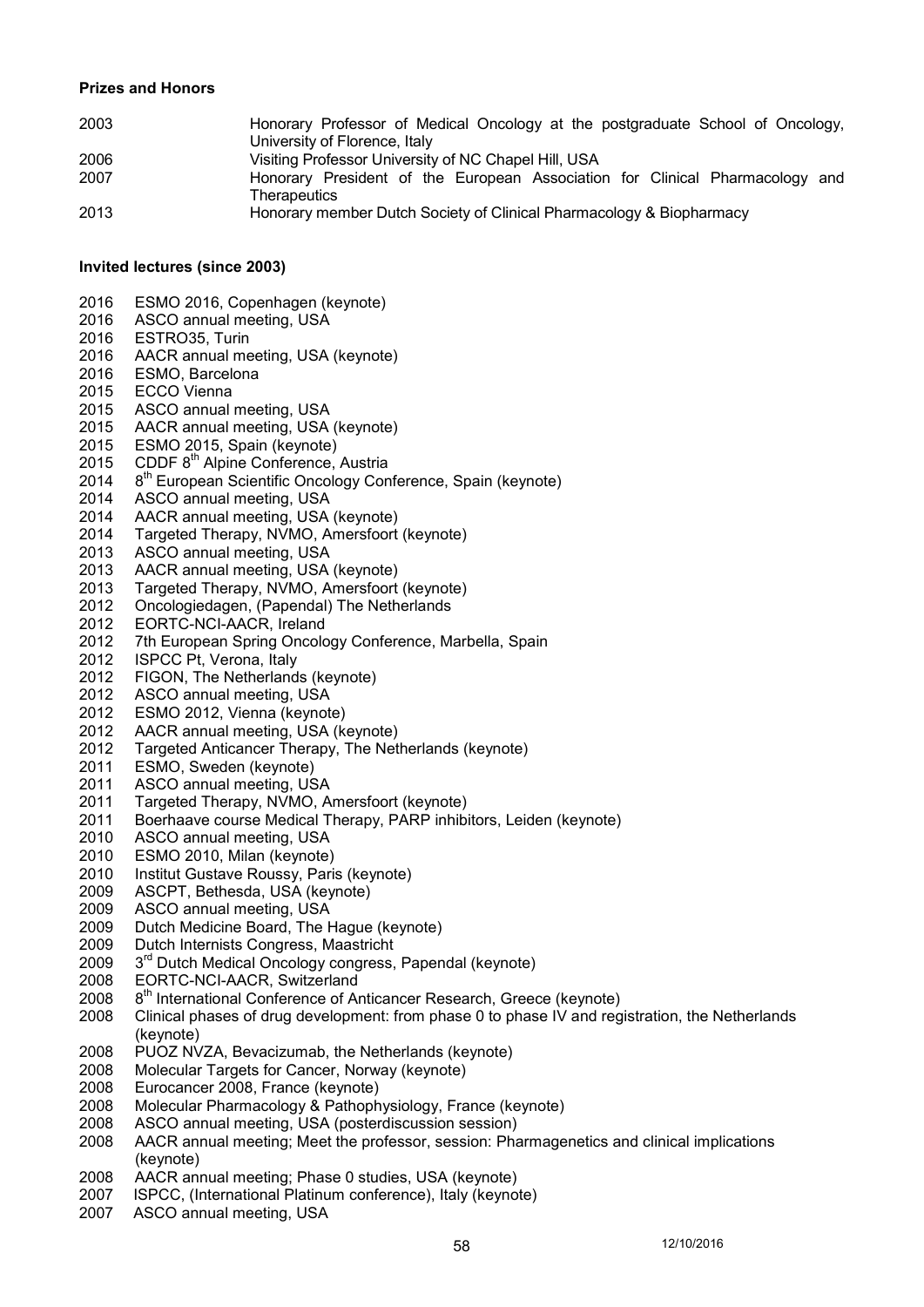**Prizes and Honors**

| | |
|---|---|
| 2003 | Honorary Professor of Medical Oncology at the postgraduate School of Oncology, University of Florence, Italy |
| 2006 | Visiting Professor University of NC Chapel Hill, USA |
| 2007 | Honorary President of the European Association for Clinical Pharmacology and Therapeutics |
| 2013 | Honorary member Dutch Society of Clinical Pharmacology & Biopharmacy |

**Invited lectures (since 2003)**

2016 ESMO 2016, Copenhagen (keynote)
2016 ASCO annual meeting, USA
2016 ESTRO35, Turin
2016 AACR annual meeting, USA (keynote)
2016 ESMO, Barcelona
2015 ECCO Vienna
2015 ASCO annual meeting, USA
2015 AACR annual meeting, USA (keynote)
2015 ESMO 2015, Spain (keynote)
2015 CDDF 8th Alpine Conference, Austria
2014 8th European Scientific Oncology Conference, Spain (keynote)
2014 ASCO annual meeting, USA
2014 AACR annual meeting, USA (keynote)
2014 Targeted Therapy, NVMO, Amersfoort (keynote)
2013 ASCO annual meeting, USA
2013 AACR annual meeting, USA (keynote)
2013 Targeted Therapy, NVMO, Amersfoort (keynote)
2012 Oncologiedagen, (Papendal) The Netherlands
2012 EORTC-NCI-AACR, Ireland
2012 7th European Spring Oncology Conference, Marbella, Spain
2012 ISPCC Pt, Verona, Italy
2012 FIGON, The Netherlands (keynote)
2012 ASCO annual meeting, USA
2012 ESMO 2012, Vienna (keynote)
2012 AACR annual meeting, USA (keynote)
2012 Targeted Anticancer Therapy, The Netherlands (keynote)
2011 ESMO, Sweden (keynote)
2011 ASCO annual meeting, USA
2011 Targeted Therapy, NVMO, Amersfoort (keynote)
2011 Boerhaave course Medical Therapy, PARP inhibitors, Leiden (keynote)
2010 ASCO annual meeting, USA
2010 ESMO 2010, Milan (keynote)
2010 Institut Gustave Roussy, Paris (keynote)
2009 ASCPT, Bethesda, USA (keynote)
2009 ASCO annual meeting, USA
2009 Dutch Medicine Board, The Hague (keynote)
2009 Dutch Internists Congress, Maastricht
2009 3rd Dutch Medical Oncology congress, Papendal (keynote)
2008 EORTC-NCI-AACR, Switzerland
2008 8th International Conference of Anticancer Research, Greece (keynote)
2008 Clinical phases of drug development: from phase 0 to phase IV and registration, the Netherlands (keynote)
2008 PUOZ NVZA, Bevacizumab, the Netherlands (keynote)
2008 Molecular Targets for Cancer, Norway (keynote)
2008 Eurocancer 2008, France (keynote)
2008 Molecular Pharmacology & Pathophysiology, France (keynote)
2008 ASCO annual meeting, USA (posterdiscussion session)
2008 AACR annual meeting; Meet the professor, session: Pharmagenetics and clinical implications (keynote)
2008 AACR annual meeting; Phase 0 studies, USA (keynote)
2007 ISPCC, (International Platinum conference), Italy (keynote)
2007 ASCO annual meeting, USA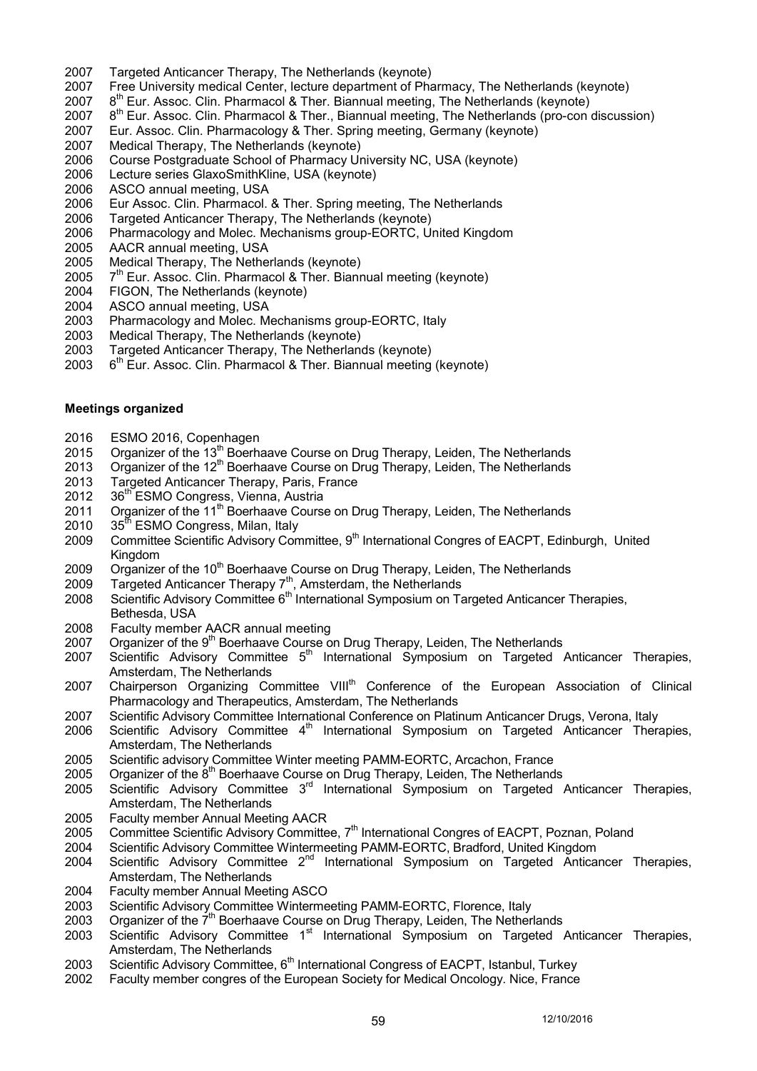2007 Targeted Anticancer Therapy, The Netherlands (keynote)
2007 Free University medical Center, lecture department of Pharmacy, The Netherlands (keynote)
2007 8th Eur. Assoc. Clin. Pharmacol & Ther. Biannual meeting, The Netherlands (keynote)
2007 8th Eur. Assoc. Clin. Pharmacol & Ther., Biannual meeting, The Netherlands (pro-con discussion)
2007 Eur. Assoc. Clin. Pharmacology & Ther. Spring meeting, Germany (keynote)
2007 Medical Therapy, The Netherlands (keynote)
2006 Course Postgraduate School of Pharmacy University NC, USA (keynote)
2006 Lecture series GlaxoSmithKline, USA (keynote)
2006 ASCO annual meeting, USA
2006 Eur Assoc. Clin. Pharmacol. & Ther. Spring meeting, The Netherlands
2006 Targeted Anticancer Therapy, The Netherlands (keynote)
2006 Pharmacology and Molec. Mechanisms group-EORTC, United Kingdom
2005 AACR annual meeting, USA
2005 Medical Therapy, The Netherlands (keynote)
2005 7th Eur. Assoc. Clin. Pharmacol & Ther. Biannual meeting (keynote)
2004 FIGON, The Netherlands (keynote)
2004 ASCO annual meeting, USA
2003 Pharmacology and Molec. Mechanisms group-EORTC, Italy
2003 Medical Therapy, The Netherlands (keynote)
2003 Targeted Anticancer Therapy, The Netherlands (keynote)
2003 6th Eur. Assoc. Clin. Pharmacol & Ther. Biannual meeting (keynote)

**Meetings organized**

2016 ESMO 2016, Copenhagen
2015 Organizer of the 13th Boerhaave Course on Drug Therapy, Leiden, The Netherlands
2013 Organizer of the 12th Boerhaave Course on Drug Therapy, Leiden, The Netherlands
2013 Targeted Anticancer Therapy, Paris, France
2012 36th ESMO Congress, Vienna, Austria
2011 Organizer of the 11th Boerhaave Course on Drug Therapy, Leiden, The Netherlands
2010 35th ESMO Congress, Milan, Italy
2009 Committee Scientific Advisory Committee, 9th International Congres of EACPT, Edinburgh, United Kingdom
2009 Organizer of the 10th Boerhaave Course on Drug Therapy, Leiden, The Netherlands
2009 Targeted Anticancer Therapy 7th, Amsterdam, the Netherlands
2008 Scientific Advisory Committee 6th International Symposium on Targeted Anticancer Therapies, Bethesda, USA
2008 Faculty member AACR annual meeting
2007 Organizer of the 9th Boerhaave Course on Drug Therapy, Leiden, The Netherlands
2007 Scientific Advisory Committee 5th International Symposium on Targeted Anticancer Therapies, Amsterdam, The Netherlands
2007 Chairperson Organizing Committee VIIIth Conference of the European Association of Clinical Pharmacology and Therapeutics, Amsterdam, The Netherlands
2007 Scientific Advisory Committee International Conference on Platinum Anticancer Drugs, Verona, Italy
2006 Scientific Advisory Committee 4th International Symposium on Targeted Anticancer Therapies, Amsterdam, The Netherlands
2005 Scientific advisory Committee Winter meeting PAMM-EORTC, Arcachon, France
2005 Organizer of the 8th Boerhaave Course on Drug Therapy, Leiden, The Netherlands
2005 Scientific Advisory Committee 3rd International Symposium on Targeted Anticancer Therapies, Amsterdam, The Netherlands
2005 Faculty member Annual Meeting AACR
2005 Committee Scientific Advisory Committee, 7th International Congres of EACPT, Poznan, Poland
2004 Scientific Advisory Committee Wintermeeting PAMM-EORTC, Bradford, United Kingdom
2004 Scientific Advisory Committee 2nd International Symposium on Targeted Anticancer Therapies, Amsterdam, The Netherlands
2004 Faculty member Annual Meeting ASCO
2003 Scientific Advisory Committee Wintermeeting PAMM-EORTC, Florence, Italy
2003 Organizer of the 7th Boerhaave Course on Drug Therapy, Leiden, The Netherlands
2003 Scientific Advisory Committee 1st International Symposium on Targeted Anticancer Therapies, Amsterdam, The Netherlands
2003 Scientific Advisory Committee, 6th International Congress of EACPT, Istanbul, Turkey
2002 Faculty member congres of the European Society for Medical Oncology. Nice, France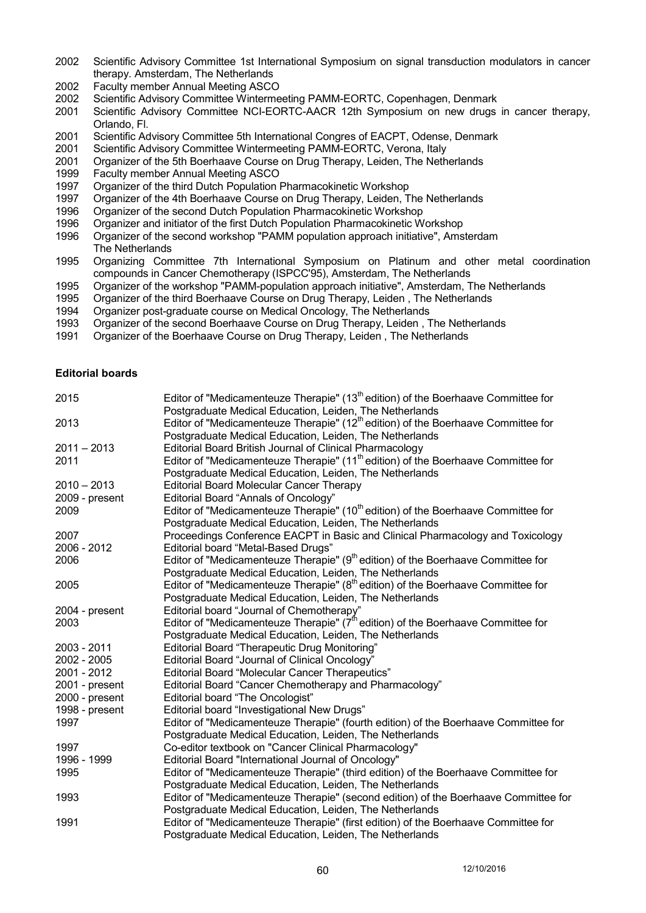2002 Scientific Advisory Committee 1st International Symposium on signal transduction modulators in cancer therapy. Amsterdam, The Netherlands
2002 Faculty member Annual Meeting ASCO
2002 Scientific Advisory Committee Wintermeeting PAMM-EORTC, Copenhagen, Denmark
2001 Scientific Advisory Committee NCI-EORTC-AACR 12th Symposium on new drugs in cancer therapy, Orlando, Fl.
2001 Scientific Advisory Committee 5th International Congres of EACPT, Odense, Denmark
2001 Scientific Advisory Committee Wintermeeting PAMM-EORTC, Verona, Italy
2001 Organizer of the 5th Boerhaave Course on Drug Therapy, Leiden, The Netherlands
1999 Faculty member Annual Meeting ASCO
1997 Organizer of the third Dutch Population Pharmacokinetic Workshop
1997 Organizer of the 4th Boerhaave Course on Drug Therapy, Leiden, The Netherlands
1996 Organizer of the second Dutch Population Pharmacokinetic Workshop
1996 Organizer and initiator of the first Dutch Population Pharmacokinetic Workshop
1996 Organizer of the second workshop "PAMM population approach initiative", Amsterdam The Netherlands
1995 Organizing Committee 7th International Symposium on Platinum and other metal coordination compounds in Cancer Chemotherapy (ISPCC'95), Amsterdam, The Netherlands
1995 Organizer of the workshop "PAMM-population approach initiative", Amsterdam, The Netherlands
1995 Organizer of the third Boerhaave Course on Drug Therapy, Leiden , The Netherlands
1994 Organizer post-graduate course on Medical Oncology, The Netherlands
1993 Organizer of the second Boerhaave Course on Drug Therapy, Leiden , The Netherlands
1991 Organizer of the Boerhaave Course on Drug Therapy, Leiden , The Netherlands

**Editorial boards**

2015 Editor of "Medicamenteuze Therapie" (13th edition) of the Boerhaave Committee for Postgraduate Medical Education, Leiden, The Netherlands
2013 Editor of "Medicamenteuze Therapie" (12th edition) of the Boerhaave Committee for Postgraduate Medical Education, Leiden, The Netherlands
2011 – 2013 Editorial Board British Journal of Clinical Pharmacology
2011 Editor of "Medicamenteuze Therapie" (11th edition) of the Boerhaave Committee for Postgraduate Medical Education, Leiden, The Netherlands
2010 – 2013 Editorial Board Molecular Cancer Therapy
2009 - present Editorial Board "Annals of Oncology"
2009 Editor of "Medicamenteuze Therapie" (10th edition) of the Boerhaave Committee for Postgraduate Medical Education, Leiden, The Netherlands
2007 Proceedings Conference EACPT in Basic and Clinical Pharmacology and Toxicology
2006 - 2012 Editorial board "Metal-Based Drugs"
2006 Editor of "Medicamenteuze Therapie" (9th edition) of the Boerhaave Committee for Postgraduate Medical Education, Leiden, The Netherlands
2005 Editor of "Medicamenteuze Therapie" (8th edition) of the Boerhaave Committee for Postgraduate Medical Education, Leiden, The Netherlands
2004 - present Editorial board "Journal of Chemotherapy"
2003 Editor of "Medicamenteuze Therapie" (7th edition) of the Boerhaave Committee for Postgraduate Medical Education, Leiden, The Netherlands
2003 - 2011 Editorial Board "Therapeutic Drug Monitoring"
2002 - 2005 Editorial Board "Journal of Clinical Oncology"
2001 - 2012 Editorial Board "Molecular Cancer Therapeutics"
2001 - present Editorial Board "Cancer Chemotherapy and Pharmacology"
2000 - present Editorial board "The Oncologist"
1998 - present Editorial board "Investigational New Drugs"
1997 Editor of "Medicamenteuze Therapie" (fourth edition) of the Boerhaave Committee for Postgraduate Medical Education, Leiden, The Netherlands
1997 Co-editor textbook on "Cancer Clinical Pharmacology"
1996 - 1999 Editorial Board "International Journal of Oncology"
1995 Editor of "Medicamenteuze Therapie" (third edition) of the Boerhaave Committee for Postgraduate Medical Education, Leiden, The Netherlands
1993 Editor of "Medicamenteuze Therapie" (second edition) of the Boerhaave Committee for Postgraduate Medical Education, Leiden, The Netherlands
1991 Editor of "Medicamenteuze Therapie" (first edition) of the Boerhaave Committee for Postgraduate Medical Education, Leiden, The Netherlands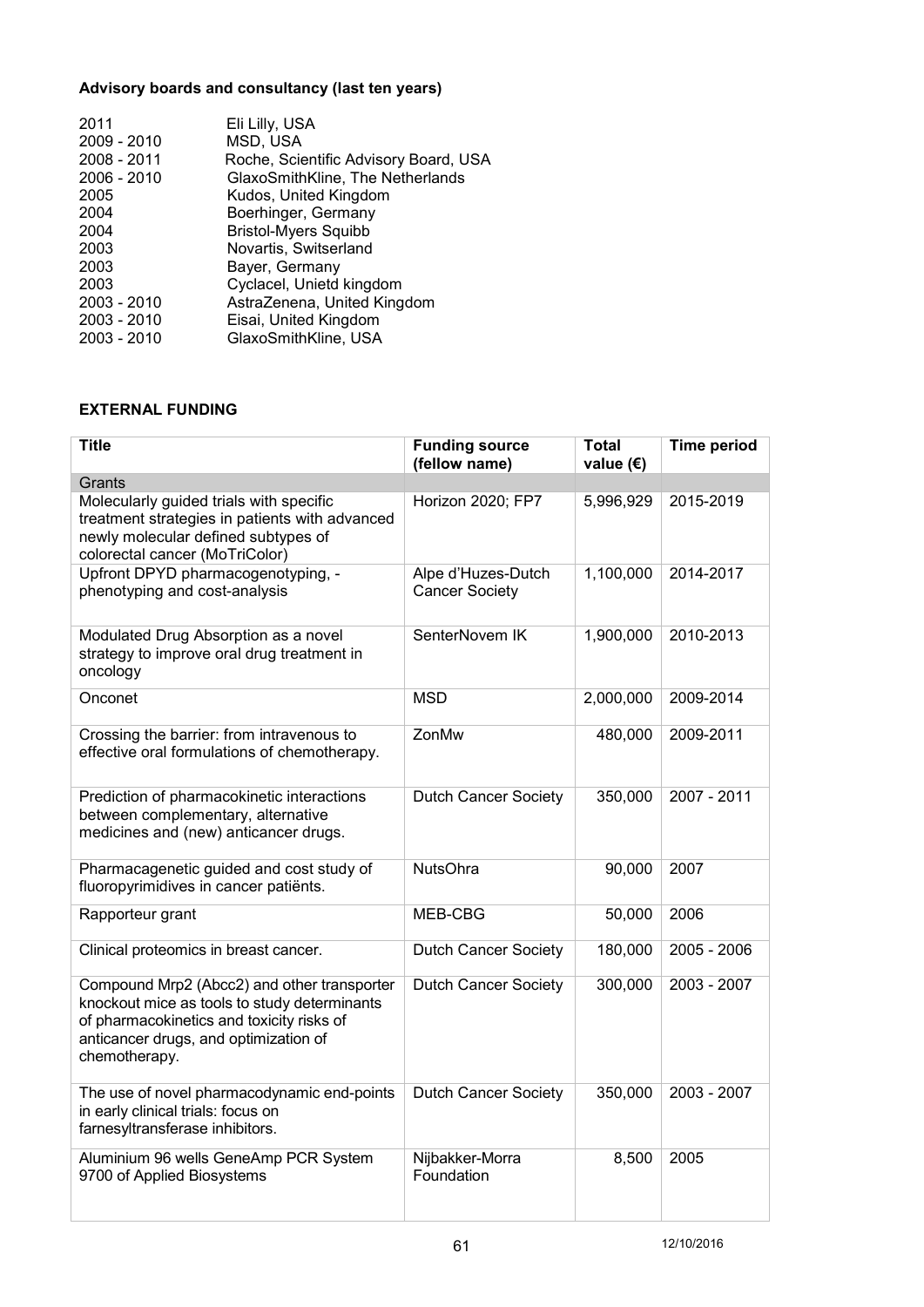**Advisory boards and consultancy (last ten years)**

| | |
|---|---|
| 2011 | Eli Lilly, USA |
| 2009 - 2010 | MSD, USA |
| 2008 - 2011 | Roche, Scientific Advisory Board, USA |
| 2006 - 2010 | GlaxoSmithKline, The Netherlands |
| 2005 | Kudos, United Kingdom |
| 2004 | Boerhinger, Germany |
| 2004 | Bristol-Myers Squibb |
| 2003 | Novartis, Switserland |
| 2003 | Bayer, Germany |
| 2003 | Cyclacel, Unietd kingdom |
| 2003 - 2010 | AstraZenena, United Kingdom |
| 2003 - 2010 | Eisai, United Kingdom |
| 2003 - 2010 | GlaxoSmithKline, USA |

**EXTERNAL FUNDING**

| Title | Funding source (fellow name) | Total value (€) | Time period |
|---|---|---|---|
| Grants | | | |
| Molecularly guided trials with specific treatment strategies in patients with advanced newly molecular defined subtypes of colorectal cancer (MoTriColor) | Horizon 2020; FP7 | 5,996,929 | 2015-2019 |
| Upfront DPYD pharmacogenotyping, - phenotyping and cost-analysis | Alpe d'Huzes-Dutch Cancer Society | 1,100,000 | 2014-2017 |
| Modulated Drug Absorption as a novel strategy to improve oral drug treatment in oncology | SenterNovem IK | 1,900,000 | 2010-2013 |
| Onconet | MSD | 2,000,000 | 2009-2014 |
| Crossing the barrier: from intravenous to effective oral formulations of chemotherapy. | ZonMw | 480,000 | 2009-2011 |
| Prediction of pharmacokinetic interactions between complementary, alternative medicines and (new) anticancer drugs. | Dutch Cancer Society | 350,000 | 2007 - 2011 |
| Pharmacagenetic guided and cost study of fluoropyrimidives in cancer patiënts. | NutsOhra | 90,000 | 2007 |
| Rapporteur grant | MEB-CBG | 50,000 | 2006 |
| Clinical proteomics in breast cancer. | Dutch Cancer Society | 180,000 | 2005 - 2006 |
| Compound Mrp2 (Abcc2) and other transporter knockout mice as tools to study determinants of pharmacokinetics and toxicity risks of anticancer drugs, and optimization of chemotherapy. | Dutch Cancer Society | 300,000 | 2003 - 2007 |
| The use of novel pharmacodynamic end-points in early clinical trials: focus on farnesyltransferase inhibitors. | Dutch Cancer Society | 350,000 | 2003 - 2007 |
| Aluminium 96 wells GeneAmp PCR System 9700 of Applied Biosystems | Nijbakker-Morra Foundation | 8,500 | 2005 |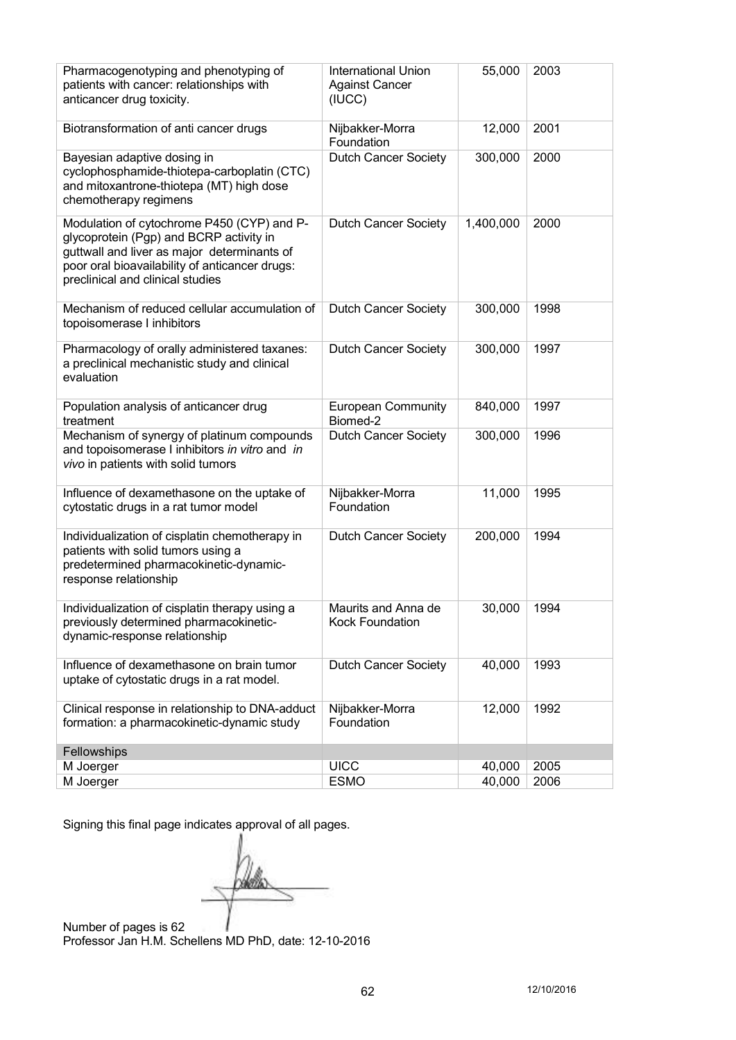| | | | |
|---|---|---|---|
| Pharmacogenotyping and phenotyping of patients with cancer: relationships with anticancer drug toxicity. | International Union Against Cancer (IUCC) | 55,000 | 2003 |
| Biotransformation of anti cancer drugs | Nijbakker-Morra Foundation | 12,000 | 2001 |
| Bayesian adaptive dosing in cyclophosphamide-thiotepa-carboplatin (CTC) and mitoxantrone-thiotepa (MT) high dose chemotherapy regimens | Dutch Cancer Society | 300,000 | 2000 |
| Modulation of cytochrome P450 (CYP) and P-glycoprotein (Pgp) and BCRP activity in guttwall and liver as major determinants of poor oral bioavailability of anticancer drugs: preclinical and clinical studies | Dutch Cancer Society | 1,400,000 | 2000 |
| Mechanism of reduced cellular accumulation of topoisomerase I inhibitors | Dutch Cancer Society | 300,000 | 1998 |
| Pharmacology of orally administered taxanes: a preclinical mechanistic study and clinical evaluation | Dutch Cancer Society | 300,000 | 1997 |
| Population analysis of anticancer drug treatment | European Community Biomed-2 | 840,000 | 1997 |
| Mechanism of synergy of platinum compounds and topoisomerase I inhibitors *in vitro* and *in vivo* in patients with solid tumors | Dutch Cancer Society | 300,000 | 1996 |
| Influence of dexamethasone on the uptake of cytostatic drugs in a rat tumor model | Nijbakker-Morra Foundation | 11,000 | 1995 |
| Individualization of cisplatin chemotherapy in patients with solid tumors using a predetermined pharmacokinetic-dynamic-response relationship | Dutch Cancer Society | 200,000 | 1994 |
| Individualization of cisplatin therapy using a previously determined pharmacokinetic-dynamic-response relationship | Maurits and Anna de Kock Foundation | 30,000 | 1994 |
| Influence of dexamethasone on brain tumor uptake of cytostatic drugs in a rat model. | Dutch Cancer Society | 40,000 | 1993 |
| Clinical response in relationship to DNA-adduct formation: a pharmacokinetic-dynamic study | Nijbakker-Morra Foundation | 12,000 | 1992 |
| Fellowships | | | |
| M Joerger | UICC | 40,000 | 2005 |
| M Joerger | ESMO | 40,000 | 2006 |

Signing this final page indicates approval of all pages.

Number of pages is 62
Professor Jan H.M. Schellens MD PhD, date: 12-10-2016